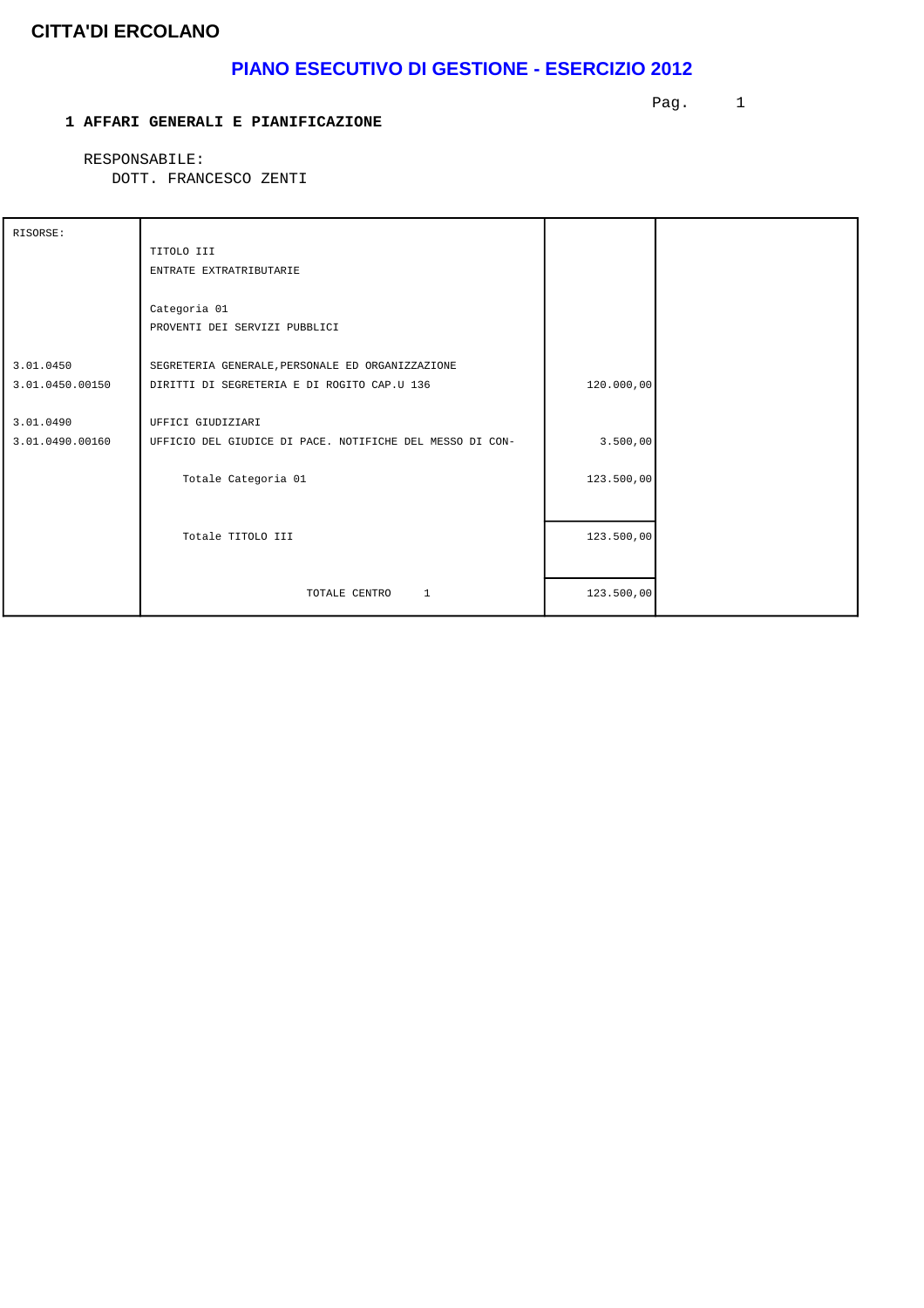**CITTA'DI ERCOLANO**

# PIANO ESECUTIVO DI GESTIONE - ESERCIZIO 2012

## 1 AFFARI GENERALI E PIANIFICAZIONE

RESPONSABILE:
DOTT. FRANCESCO ZENTI

| RISORSE: | | | |
|---|---|---|---|
| | TITOLO III<br>ENTRATE EXTRATRIBUTARIE | | |
| | Categoria 01<br>PROVENTI DEI SERVIZI PUBBLICI | | |
| 3.01.0450 | SEGRETERIA GENERALE,PERSONALE ED ORGANIZZAZIONE | | |
| 3.01.0450.00150 | DIRITTI DI SEGRETERIA E DI ROGITO CAP.U 136 | 120.000,00 | |
| 3.01.0490 | UFFICI GIUDIZIARI | | |
| 3.01.0490.00160 | UFFICIO DEL GIUDICE DI PACE. NOTIFICHE DEL MESSO DI CON- | 3.500,00 | |
| | Totale Categoria 01 | 123.500,00 | |
| | Totale TITOLO III | 123.500,00 | |
| | TOTALE CENTRO 1 | 123.500,00 | |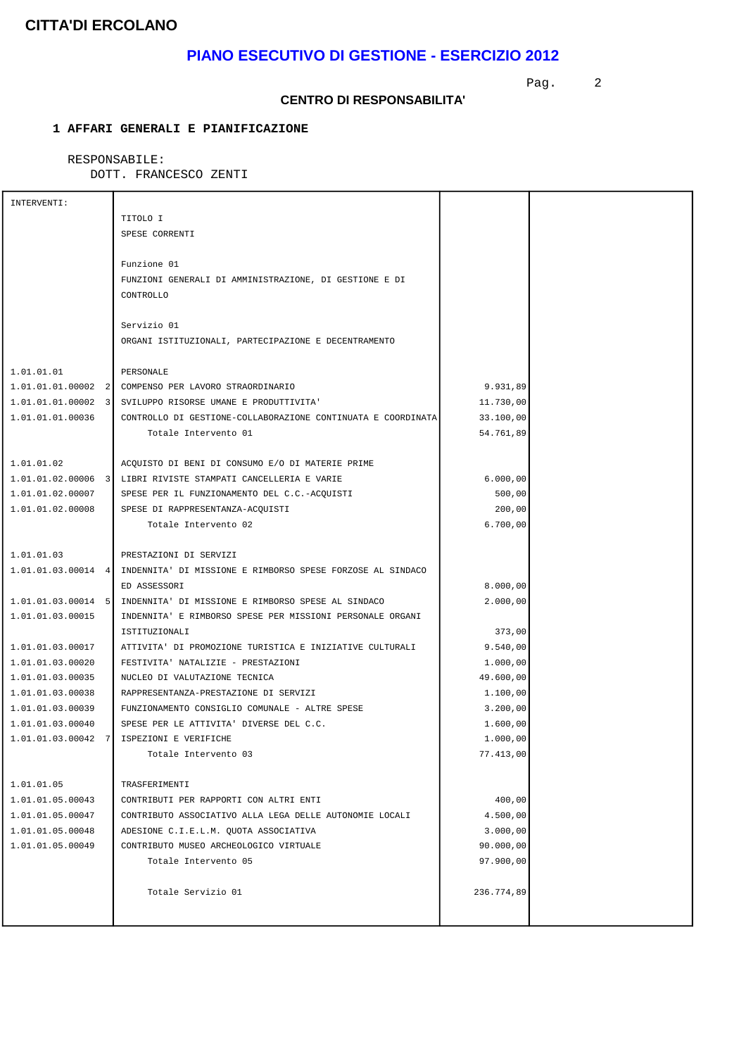# CITTA'DI ERCOLANO

## PIANO ESECUTIVO DI GESTIONE - ESERCIZIO 2012

### CENTRO DI RESPONSABILITA'

**1 AFFARI GENERALI E PIANIFICAZIONE**

RESPONSABILE:
DOTT. FRANCESCO ZENTI

| INTERVENTI: | | | |
|---|---|---|---|
| | TITOLO I | | |
| | SPESE CORRENTI | | |
| | Funzione 01 | | |
| | FUNZIONI GENERALI DI AMMINISTRAZIONE, DI GESTIONE E DI CONTROLLO | | |
| | Servizio 01 | | |
| | ORGANI ISTITUZIONALI, PARTECIPAZIONE E DECENTRAMENTO | | |
| 1.01.01.01 | PERSONALE | | |
| 1.01.01.01.00002 2 | COMPENSO PER LAVORO STRAORDINARIO | 9.931,89 | |
| 1.01.01.01.00002 3 | SVILUPPO RISORSE UMANE E PRODUTTIVITA' | 11.730,00 | |
| 1.01.01.01.00036 | CONTROLLO DI GESTIONE-COLLABORAZIONE CONTINUATA E COORDINATA | 33.100,00 | |
| | Totale Intervento 01 | 54.761,89 | |
| 1.01.01.02 | ACQUISTO DI BENI DI CONSUMO E/O DI MATERIE PRIME | | |
| 1.01.01.02.00006 3 | LIBRI RIVISTE STAMPATI CANCELLERIA E VARIE | 6.000,00 | |
| 1.01.01.02.00007 | SPESE PER IL FUNZIONAMENTO DEL C.C.-ACQUISTI | 500,00 | |
| 1.01.01.02.00008 | SPESE DI RAPPRESENTANZA-ACQUISTI | 200,00 | |
| | Totale Intervento 02 | 6.700,00 | |
| 1.01.01.03 | PRESTAZIONI DI SERVIZI | | |
| 1.01.01.03.00014 4 | INDENNITA' DI MISSIONE E RIMBORSO SPESE FORZOSE AL SINDACO ED ASSESSORI | 8.000,00 | |
| 1.01.01.03.00014 5 | INDENNITA' DI MISSIONE E RIMBORSO SPESE AL SINDACO | 2.000,00 | |
| 1.01.01.03.00015 | INDENNITA' E RIMBORSO SPESE PER MISSIONI PERSONALE ORGANI ISTITUZIONALI | 373,00 | |
| 1.01.01.03.00017 | ATTIVITA' DI PROMOZIONE TURISTICA E INIZIATIVE CULTURALI | 9.540,00 | |
| 1.01.01.03.00020 | FESTIVITA' NATALIZIE - PRESTAZIONI | 1.000,00 | |
| 1.01.01.03.00035 | NUCLEO DI VALUTAZIONE TECNICA | 49.600,00 | |
| 1.01.01.03.00038 | RAPPRESENTANZA-PRESTAZIONE DI SERVIZI | 1.100,00 | |
| 1.01.01.03.00039 | FUNZIONAMENTO CONSIGLIO COMUNALE - ALTRE SPESE | 3.200,00 | |
| 1.01.01.03.00040 | SPESE PER LE ATTIVITA' DIVERSE DEL C.C. | 1.600,00 | |
| 1.01.01.03.00042 7 | ISPEZIONI E VERIFICHE | 1.000,00 | |
| | Totale Intervento 03 | 77.413,00 | |
| 1.01.01.05 | TRASFERIMENTI | | |
| 1.01.01.05.00043 | CONTRIBUTI PER RAPPORTI CON ALTRI ENTI | 400,00 | |
| 1.01.01.05.00047 | CONTRIBUTO ASSOCIATIVO ALLA LEGA DELLE AUTONOMIE LOCALI | 4.500,00 | |
| 1.01.01.05.00048 | ADESIONE C.I.E.L.M. QUOTA ASSOCIATIVA | 3.000,00 | |
| 1.01.01.05.00049 | CONTRIBUTO MUSEO ARCHEOLOGICO VIRTUALE | 90.000,00 | |
| | Totale Intervento 05 | 97.900,00 | |
| | Totale Servizio 01 | 236.774,89 | |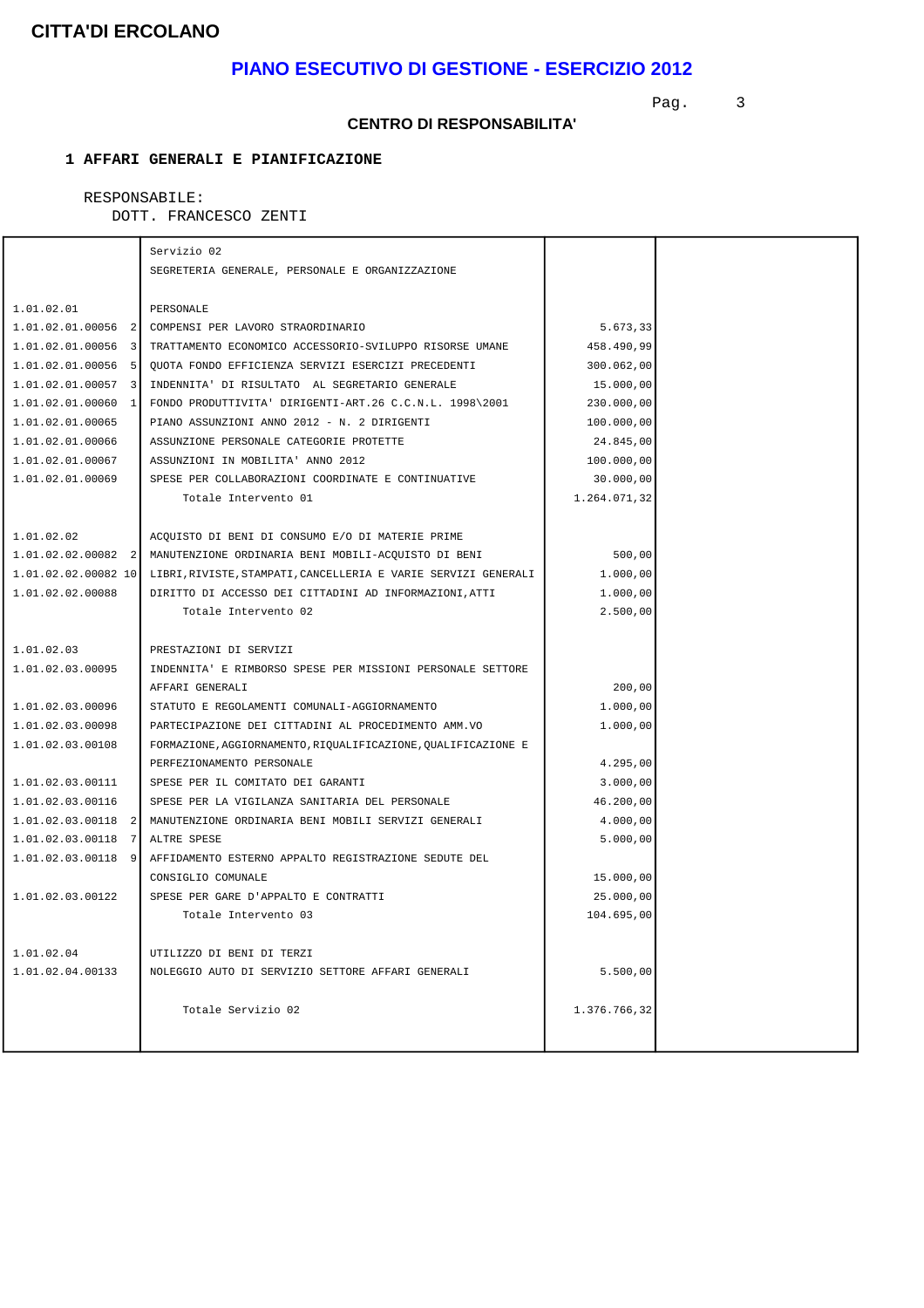# CITTA'DI ERCOLANO

## PIANO ESECUTIVO DI GESTIONE - ESERCIZIO 2012

### CENTRO DI RESPONSABILITA'

**1 AFFARI GENERALI E PIANIFICAZIONE**

RESPONSABILE:
DOTT. FRANCESCO ZENTI

| | | | |
|---|---|---|---|
| | Servizio 02 | | |
| | SEGRETERIA GENERALE, PERSONALE E ORGANIZZAZIONE | | |
| 1.01.02.01 | PERSONALE | | |
| 1.01.02.01.00056 2 | COMPENSI PER LAVORO STRAORDINARIO | 5.673,33 | |
| 1.01.02.01.00056 3 | TRATTAMENTO ECONOMICO ACCESSORIO-SVILUPPO RISORSE UMANE | 458.490,99 | |
| 1.01.02.01.00056 5 | QUOTA FONDO EFFICIENZA SERVIZI ESERCIZI PRECEDENTI | 300.062,00 | |
| 1.01.02.01.00057 3 | INDENNITA' DI RISULTATO AL SEGRETARIO GENERALE | 15.000,00 | |
| 1.01.02.01.00060 1 | FONDO PRODUTTIVITA' DIRIGENTI-ART.26 C.C.N.L. 1998\2001 | 230.000,00 | |
| 1.01.02.01.00065 | PIANO ASSUNZIONI ANNO 2012 - N. 2 DIRIGENTI | 100.000,00 | |
| 1.01.02.01.00066 | ASSUNZIONE PERSONALE CATEGORIE PROTETTE | 24.845,00 | |
| 1.01.02.01.00067 | ASSUNZIONI IN MOBILITA' ANNO 2012 | 100.000,00 | |
| 1.01.02.01.00069 | SPESE PER COLLABORAZIONI COORDINATE E CONTINUATIVE | 30.000,00 | |
| | Totale Intervento 01 | 1.264.071,32 | |
| 1.01.02.02 | ACQUISTO DI BENI DI CONSUMO E/O DI MATERIE PRIME | | |
| 1.01.02.02.00082 2 | MANUTENZIONE ORDINARIA BENI MOBILI-ACQUISTO DI BENI | 500,00 | |
| 1.01.02.02.00082 10 | LIBRI,RIVISTE,STAMPATI,CANCELLERIA E VARIE SERVIZI GENERALI | 1.000,00 | |
| 1.01.02.02.00088 | DIRITTO DI ACCESSO DEI CITTADINI AD INFORMAZIONI,ATTI | 1.000,00 | |
| | Totale Intervento 02 | 2.500,00 | |
| 1.01.02.03 | PRESTAZIONI DI SERVIZI | | |
| 1.01.02.03.00095 | INDENNITA' E RIMBORSO SPESE PER MISSIONI PERSONALE SETTORE AFFARI GENERALI | 200,00 | |
| 1.01.02.03.00096 | STATUTO E REGOLAMENTI COMUNALI-AGGIORNAMENTO | 1.000,00 | |
| 1.01.02.03.00098 | PARTECIPAZIONE DEI CITTADINI AL PROCEDIMENTO AMM.VO | 1.000,00 | |
| 1.01.02.03.00108 | FORMAZIONE,AGGIORNAMENTO,RIQUALIFICAZIONE,QUALIFICAZIONE E PERFEZIONAMENTO PERSONALE | 4.295,00 | |
| 1.01.02.03.00111 | SPESE PER IL COMITATO DEI GARANTI | 3.000,00 | |
| 1.01.02.03.00116 | SPESE PER LA VIGILANZA SANITARIA DEL PERSONALE | 46.200,00 | |
| 1.01.02.03.00118 2 | MANUTENZIONE ORDINARIA BENI MOBILI SERVIZI GENERALI | 4.000,00 | |
| 1.01.02.03.00118 7 | ALTRE SPESE | 5.000,00 | |
| 1.01.02.03.00118 9 | AFFIDAMENTO ESTERNO APPALTO REGISTRAZIONE SEDUTE DEL CONSIGLIO COMUNALE | 15.000,00 | |
| 1.01.02.03.00122 | SPESE PER GARE D'APPALTO E CONTRATTI | 25.000,00 | |
| | Totale Intervento 03 | 104.695,00 | |
| 1.01.02.04 | UTILIZZO DI BENI DI TERZI | | |
| 1.01.02.04.00133 | NOLEGGIO AUTO DI SERVIZIO SETTORE AFFARI GENERALI | 5.500,00 | |
| | Totale Servizio 02 | 1.376.766,32 | |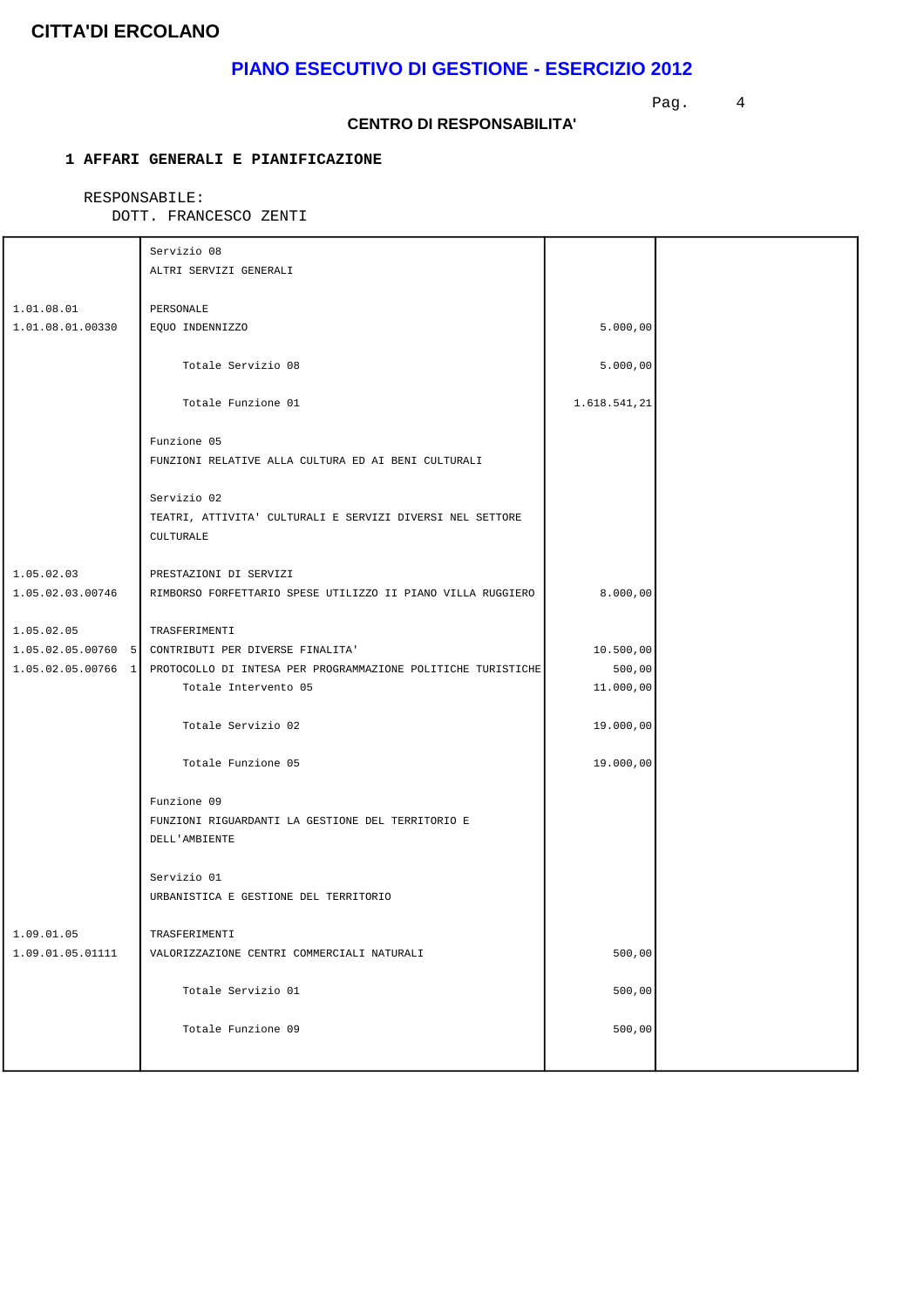**CITTA'DI ERCOLANO**

## PIANO ESECUTIVO DI GESTIONE - ESERCIZIO 2012

**CENTRO DI RESPONSABILITA'**

**1 AFFARI GENERALI E PIANIFICAZIONE**

RESPONSABILE:
DOTT. FRANCESCO ZENTI

| | | | |
|---|---|---|---|
| | Servizio 08<br>ALTRI SERVIZI GENERALI | | |
| 1.01.08.01 | PERSONALE | | |
| 1.01.08.01.00330 | EQUO INDENNIZZO | 5.000,00 | |
| | Totale Servizio 08 | 5.000,00 | |
| | Totale Funzione 01 | 1.618.541,21 | |
| | Funzione 05<br>FUNZIONI RELATIVE ALLA CULTURA ED AI BENI CULTURALI | | |
| | Servizio 02<br>TEATRI, ATTIVITA' CULTURALI E SERVIZI DIVERSI NEL SETTORE CULTURALE | | |
| 1.05.02.03 | PRESTAZIONI DI SERVIZI | | |
| 1.05.02.03.00746 | RIMBORSO FORFETTARIO SPESE UTILIZZO II PIANO VILLA RUGGIERO | 8.000,00 | |
| 1.05.02.05 | TRASFERIMENTI | | |
| 1.05.02.05.00760 5 | CONTRIBUTI PER DIVERSE FINALITA' | 10.500,00 | |
| 1.05.02.05.00766 1 | PROTOCOLLO DI INTESA PER PROGRAMMAZIONE POLITICHE TURISTICHE | 500,00 | |
| | Totale Intervento 05 | 11.000,00 | |
| | Totale Servizio 02 | 19.000,00 | |
| | Totale Funzione 05 | 19.000,00 | |
| | Funzione 09<br>FUNZIONI RIGUARDANTI LA GESTIONE DEL TERRITORIO E DELL'AMBIENTE | | |
| | Servizio 01<br>URBANISTICA E GESTIONE DEL TERRITORIO | | |
| 1.09.01.05 | TRASFERIMENTI | | |
| 1.09.01.05.01111 | VALORIZZAZIONE CENTRI COMMERCIALI NATURALI | 500,00 | |
| | Totale Servizio 01 | 500,00 | |
| | Totale Funzione 09 | 500,00 | |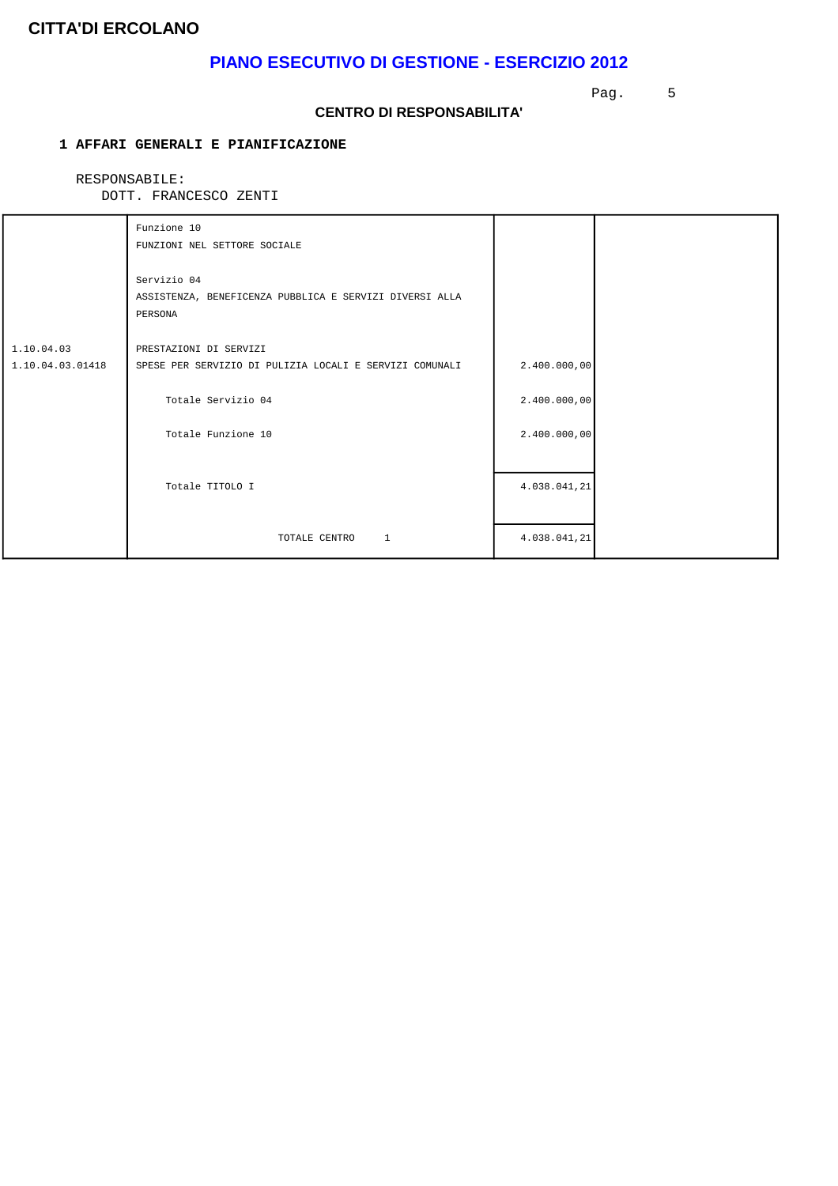**CITTA'DI ERCOLANO**

# PIANO ESECUTIVO DI GESTIONE - ESERCIZIO 2012

### CENTRO DI RESPONSABILITA'

**1 AFFARI GENERALI E PIANIFICAZIONE**

RESPONSABILE:
DOTT. FRANCESCO ZENTI

| | | | |
|---|---|---|---|
| | Funzione 10<br>FUNZIONI NEL SETTORE SOCIALE | | |
| | Servizio 04<br>ASSISTENZA, BENEFICENZA PUBBLICA E SERVIZI DIVERSI ALLA PERSONA | | |
| 1.10.04.03 | PRESTAZIONI DI SERVIZI | | |
| 1.10.04.03.01418 | SPESE PER SERVIZIO DI PULIZIA LOCALI E SERVIZI COMUNALI | 2.400.000,00 | |
| | Totale Servizio 04 | 2.400.000,00 | |
| | Totale Funzione 10 | 2.400.000,00 | |
| | Totale TITOLO I | 4.038.041,21 | |
| | TOTALE CENTRO 1 | 4.038.041,21 | |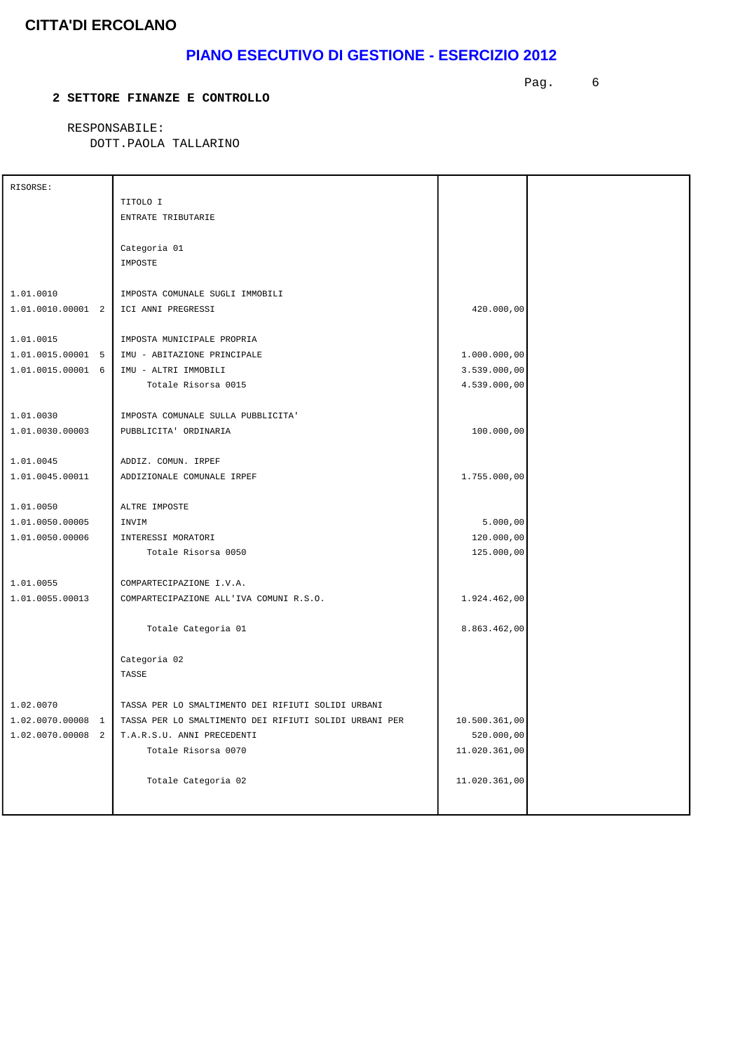**CITTA'DI ERCOLANO**

# PIANO ESECUTIVO DI GESTIONE - ESERCIZIO 2012

**2 SETTORE FINANZE E CONTROLLO**

RESPONSABILE:
DOTT.PAOLA TALLARINO

| RISORSE: | | | |
|---|---|---|---|
| | TITOLO I | | |
| | ENTRATE TRIBUTARIE | | |
| | Categoria 01 | | |
| | IMPOSTE | | |
| 1.01.0010 | IMPOSTA COMUNALE SUGLI IMMOBILI | | |
| 1.01.0010.00001 2 | ICI ANNI PREGRESSI | 420.000,00 | |
| 1.01.0015 | IMPOSTA MUNICIPALE PROPRIA | | |
| 1.01.0015.00001 5 | IMU - ABITAZIONE PRINCIPALE | 1.000.000,00 | |
| 1.01.0015.00001 6 | IMU - ALTRI IMMOBILI | 3.539.000,00 | |
| | Totale Risorsa 0015 | 4.539.000,00 | |
| 1.01.0030 | IMPOSTA COMUNALE SULLA PUBBLICITA' | | |
| 1.01.0030.00003 | PUBBLICITA' ORDINARIA | 100.000,00 | |
| 1.01.0045 | ADDIZ. COMUN. IRPEF | | |
| 1.01.0045.00011 | ADDIZIONALE COMUNALE IRPEF | 1.755.000,00 | |
| 1.01.0050 | ALTRE IMPOSTE | | |
| 1.01.0050.00005 | INVIM | 5.000,00 | |
| 1.01.0050.00006 | INTERESSI MORATORI | 120.000,00 | |
| | Totale Risorsa 0050 | 125.000,00 | |
| 1.01.0055 | COMPARTECIPAZIONE I.V.A. | | |
| 1.01.0055.00013 | COMPARTECIPAZIONE ALL'IVA COMUNI R.S.O. | 1.924.462,00 | |
| | Totale Categoria 01 | 8.863.462,00 | |
| | Categoria 02 | | |
| | TASSE | | |
| 1.02.0070 | TASSA PER LO SMALTIMENTO DEI RIFIUTI SOLIDI URBANI | | |
| 1.02.0070.00008 1 | TASSA PER LO SMALTIMENTO DEI RIFIUTI SOLIDI URBANI PER | 10.500.361,00 | |
| 1.02.0070.00008 2 | T.A.R.S.U. ANNI PRECEDENTI | 520.000,00 | |
| | Totale Risorsa 0070 | 11.020.361,00 | |
| | Totale Categoria 02 | 11.020.361,00 | |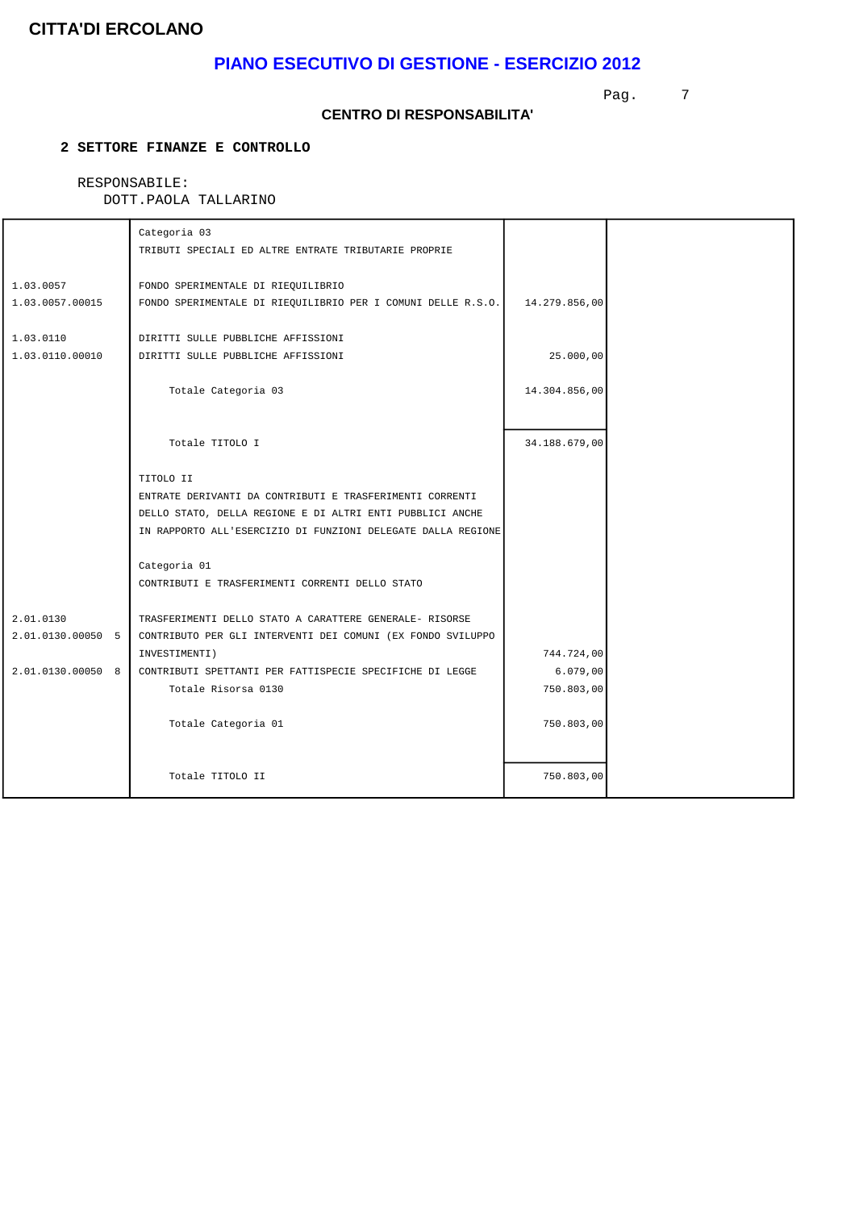**CITTA'DI ERCOLANO**

# PIANO ESECUTIVO DI GESTIONE - ESERCIZIO 2012

### CENTRO DI RESPONSABILITA'

**2 SETTORE FINANZE E CONTROLLO**

RESPONSABILE:
DOTT.PAOLA TALLARINO

| | | | |
|---|---|---|---|
| | Categoria 03<br>TRIBUTI SPECIALI ED ALTRE ENTRATE TRIBUTARIE PROPRIE | | |
| 1.03.0057 | FONDO SPERIMENTALE DI RIEQUILIBRIO | | |
| 1.03.0057.00015 | FONDO SPERIMENTALE DI RIEQUILIBRIO PER I COMUNI DELLE R.S.O. | 14.279.856,00 | |
| 1.03.0110 | DIRITTI SULLE PUBBLICHE AFFISSIONI | | |
| 1.03.0110.00010 | DIRITTI SULLE PUBBLICHE AFFISSIONI | 25.000,00 | |
| | Totale Categoria 03 | 14.304.856,00 | |
| | Totale TITOLO I | 34.188.679,00 | |
| | TITOLO II<br>ENTRATE DERIVANTI DA CONTRIBUTI E TRASFERIMENTI CORRENTI DELLO STATO, DELLA REGIONE E DI ALTRI ENTI PUBBLICI ANCHE IN RAPPORTO ALL'ESERCIZIO DI FUNZIONI DELEGATE DALLA REGIONE | | |
| | Categoria 01<br>CONTRIBUTI E TRASFERIMENTI CORRENTI DELLO STATO | | |
| 2.01.0130 | TRASFERIMENTI DELLO STATO A CARATTERE GENERALE- RISORSE | | |
| 2.01.0130.00050 5 | CONTRIBUTO PER GLI INTERVENTI DEI COMUNI (EX FONDO SVILUPPO INVESTIMENTI) | 744.724,00 | |
| 2.01.0130.00050 8 | CONTRIBUTI SPETTANTI PER FATTISPECIE SPECIFICHE DI LEGGE | 6.079,00 | |
| | Totale Risorsa 0130 | 750.803,00 | |
| | Totale Categoria 01 | 750.803,00 | |
| | Totale TITOLO II | 750.803,00 | |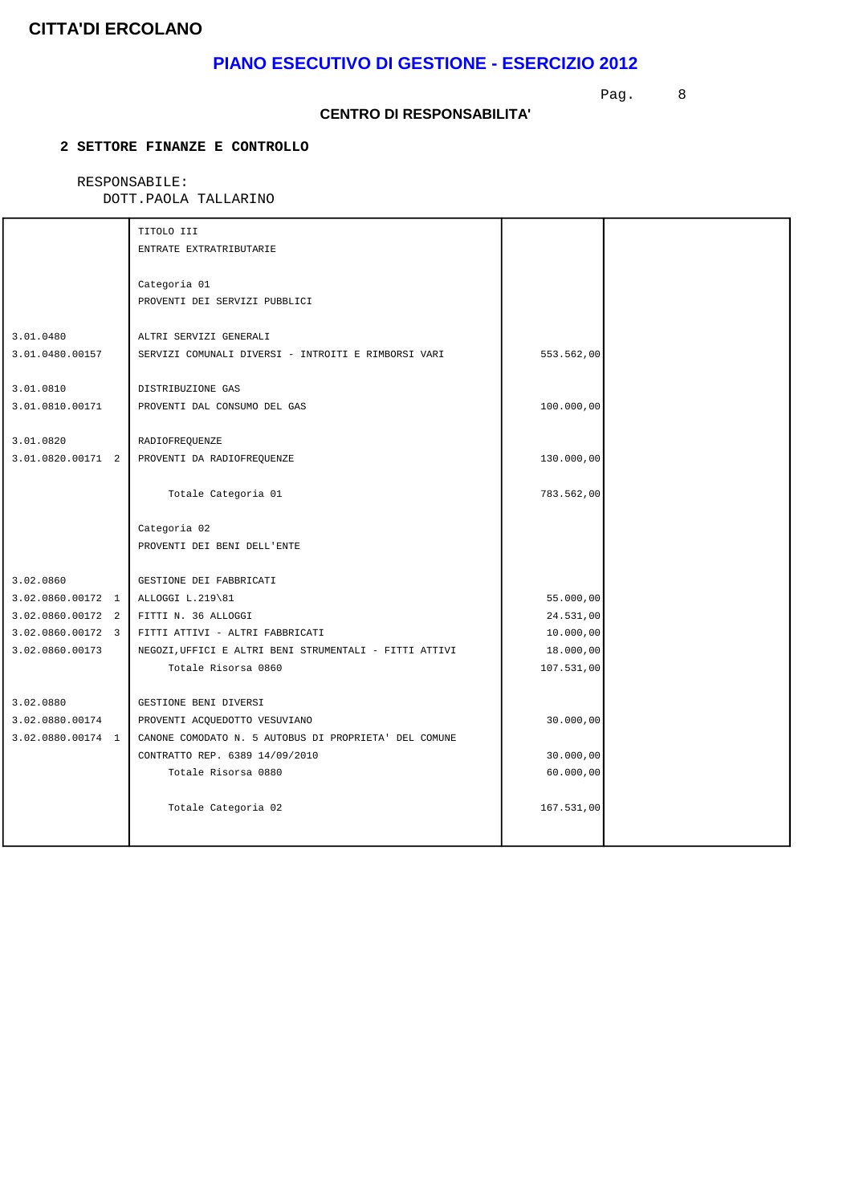**CITTA'DI ERCOLANO**

# PIANO ESECUTIVO DI GESTIONE - ESERCIZIO 2012

## CENTRO DI RESPONSABILITA'

### 2 SETTORE FINANZE E CONTROLLO

RESPONSABILE:
DOTT.PAOLA TALLARINO

| | | | |
|---|---|---|---|
| | TITOLO III | | |
| | ENTRATE EXTRATRIBUTARIE | | |
| | Categoria 01 | | |
| | PROVENTI DEI SERVIZI PUBBLICI | | |
| 3.01.0480 | ALTRI SERVIZI GENERALI | | |
| 3.01.0480.00157 | SERVIZI COMUNALI DIVERSI - INTROITI E RIMBORSI VARI | 553.562,00 | |
| 3.01.0810 | DISTRIBUZIONE GAS | | |
| 3.01.0810.00171 | PROVENTI DAL CONSUMO DEL GAS | 100.000,00 | |
| 3.01.0820 | RADIOFREQUENZE | | |
| 3.01.0820.00171 2 | PROVENTI DA RADIOFREQUENZE | 130.000,00 | |
| | Totale Categoria 01 | 783.562,00 | |
| | Categoria 02 | | |
| | PROVENTI DEI BENI DELL'ENTE | | |
| 3.02.0860 | GESTIONE DEI FABBRICATI | | |
| 3.02.0860.00172 1 | ALLOGGI L.219\81 | 55.000,00 | |
| 3.02.0860.00172 2 | FITTI N. 36 ALLOGGI | 24.531,00 | |
| 3.02.0860.00172 3 | FITTI ATTIVI - ALTRI FABBRICATI | 10.000,00 | |
| 3.02.0860.00173 | NEGOZI,UFFICI E ALTRI BENI STRUMENTALI - FITTI ATTIVI | 18.000,00 | |
| | Totale Risorsa 0860 | 107.531,00 | |
| 3.02.0880 | GESTIONE BENI DIVERSI | | |
| 3.02.0880.00174 | PROVENTI ACQUEDOTTO VESUVIANO | 30.000,00 | |
| 3.02.0880.00174 1 | CANONE COMODATO N. 5 AUTOBUS DI PROPRIETA' DEL COMUNE CONTRATTO REP. 6389 14/09/2010 | 30.000,00 | |
| | Totale Risorsa 0880 | 60.000,00 | |
| | Totale Categoria 02 | 167.531,00 | |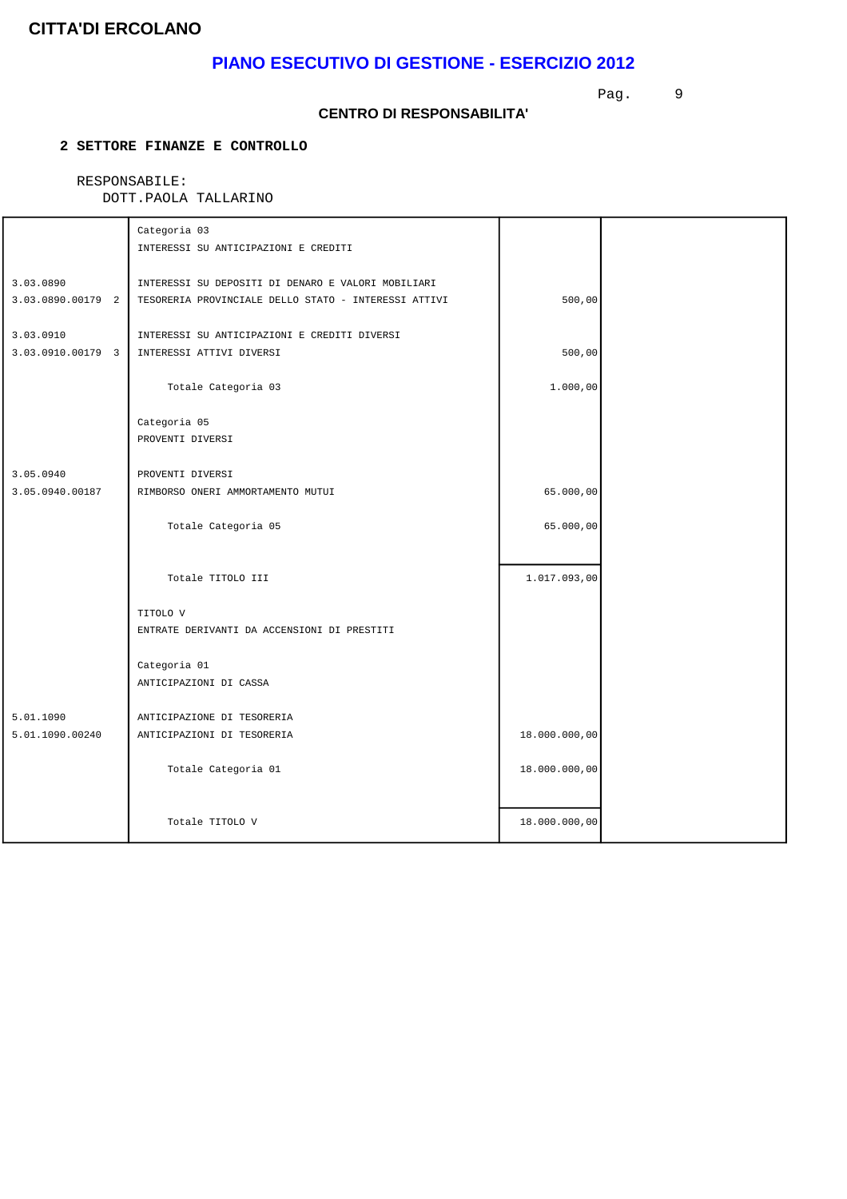**CITTA'DI ERCOLANO**

## PIANO ESECUTIVO DI GESTIONE - ESERCIZIO 2012

### CENTRO DI RESPONSABILITA'

**2 SETTORE FINANZE E CONTROLLO**

RESPONSABILE:
DOTT.PAOLA TALLARINO

| | | | |
|---|---|---|---|
| | Categoria 03<br>INTERESSI SU ANTICIPAZIONI E CREDITI | | |
| 3.03.0890 | INTERESSI SU DEPOSITI DI DENARO E VALORI MOBILIARI | | |
| 3.03.0890.00179 2 | TESORERIA PROVINCIALE DELLO STATO - INTERESSI ATTIVI | 500,00 | |
| 3.03.0910 | INTERESSI SU ANTICIPAZIONI E CREDITI DIVERSI | | |
| 3.03.0910.00179 3 | INTERESSI ATTIVI DIVERSI | 500,00 | |
| | Totale Categoria 03 | 1.000,00 | |
| | Categoria 05<br>PROVENTI DIVERSI | | |
| 3.05.0940 | PROVENTI DIVERSI | | |
| 3.05.0940.00187 | RIMBORSO ONERI AMMORTAMENTO MUTUI | 65.000,00 | |
| | Totale Categoria 05 | 65.000,00 | |
| | Totale TITOLO III | 1.017.093,00 | |
| | TITOLO V<br>ENTRATE DERIVANTI DA ACCENSIONI DI PRESTITI | | |
| | Categoria 01<br>ANTICIPAZIONI DI CASSA | | |
| 5.01.1090 | ANTICIPAZIONE DI TESORERIA | | |
| 5.01.1090.00240 | ANTICIPAZIONI DI TESORERIA | 18.000.000,00 | |
| | Totale Categoria 01 | 18.000.000,00 | |
| | Totale TITOLO V | 18.000.000,00 | |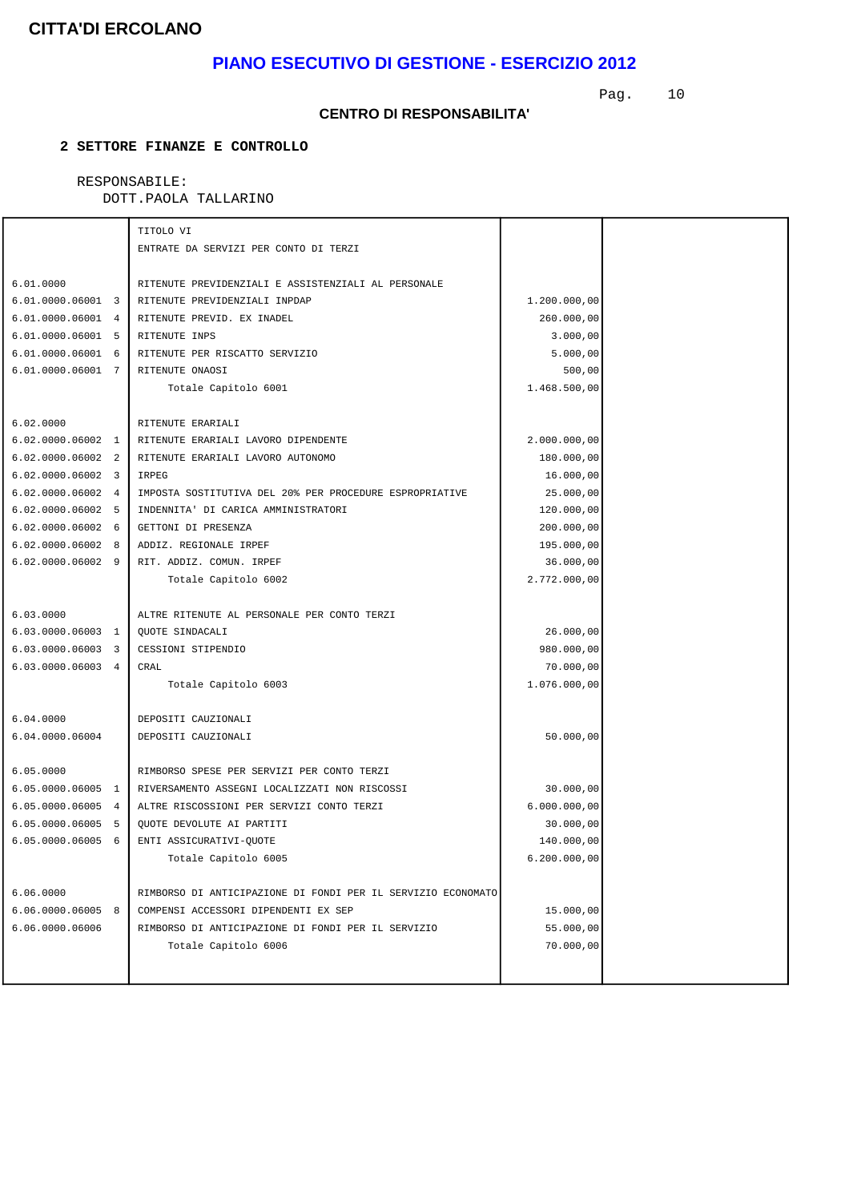# CITTA'DI ERCOLANO

## PIANO ESECUTIVO DI GESTIONE - ESERCIZIO 2012

### CENTRO DI RESPONSABILITA'

**2 SETTORE FINANZE E CONTROLLO**

RESPONSABILE:
DOTT.PAOLA TALLARINO

| | | | |
|---|---|---|---|
| | TITOLO VI<br>ENTRATE DA SERVIZI PER CONTO DI TERZI | | |
| 6.01.0000 | RITENUTE PREVIDENZIALI E ASSISTENZIALI AL PERSONALE | | |
| 6.01.0000.06001 3 | RITENUTE PREVIDENZIALI INPDAP | 1.200.000,00 | |
| 6.01.0000.06001 4 | RITENUTE PREVID. EX INADEL | 260.000,00 | |
| 6.01.0000.06001 5 | RITENUTE INPS | 3.000,00 | |
| 6.01.0000.06001 6 | RITENUTE PER RISCATTO SERVIZIO | 5.000,00 | |
| 6.01.0000.06001 7 | RITENUTE ONAOSI | 500,00 | |
| | Totale Capitolo 6001 | 1.468.500,00 | |
| 6.02.0000 | RITENUTE ERARIALI | | |
| 6.02.0000.06002 1 | RITENUTE ERARIALI LAVORO DIPENDENTE | 2.000.000,00 | |
| 6.02.0000.06002 2 | RITENUTE ERARIALI LAVORO AUTONOMO | 180.000,00 | |
| 6.02.0000.06002 3 | IRPEG | 16.000,00 | |
| 6.02.0000.06002 4 | IMPOSTA SOSTITUTIVA DEL 20% PER PROCEDURE ESPROPRIATIVE | 25.000,00 | |
| 6.02.0000.06002 5 | INDENNITA' DI CARICA AMMINISTRATORI | 120.000,00 | |
| 6.02.0000.06002 6 | GETTONI DI PRESENZA | 200.000,00 | |
| 6.02.0000.06002 8 | ADDIZ. REGIONALE IRPEF | 195.000,00 | |
| 6.02.0000.06002 9 | RIT. ADDIZ. COMUN. IRPEF | 36.000,00 | |
| | Totale Capitolo 6002 | 2.772.000,00 | |
| 6.03.0000 | ALTRE RITENUTE AL PERSONALE PER CONTO TERZI | | |
| 6.03.0000.06003 1 | QUOTE SINDACALI | 26.000,00 | |
| 6.03.0000.06003 3 | CESSIONI STIPENDIO | 980.000,00 | |
| 6.03.0000.06003 4 | CRAL | 70.000,00 | |
| | Totale Capitolo 6003 | 1.076.000,00 | |
| 6.04.0000 | DEPOSITI CAUZIONALI | | |
| 6.04.0000.06004 | DEPOSITI CAUZIONALI | 50.000,00 | |
| 6.05.0000 | RIMBORSO SPESE PER SERVIZI PER CONTO TERZI | | |
| 6.05.0000.06005 1 | RIVERSAMENTO ASSEGNI LOCALIZZATI NON RISCOSSI | 30.000,00 | |
| 6.05.0000.06005 4 | ALTRE RISCOSSIONI PER SERVIZI CONTO TERZI | 6.000.000,00 | |
| 6.05.0000.06005 5 | QUOTE DEVOLUTE AI PARTITI | 30.000,00 | |
| 6.05.0000.06005 6 | ENTI ASSICURATIVI-QUOTE | 140.000,00 | |
| | Totale Capitolo 6005 | 6.200.000,00 | |
| 6.06.0000 | RIMBORSO DI ANTICIPAZIONE DI FONDI PER IL SERVIZIO ECONOMATO | | |
| 6.06.0000.06005 8 | COMPENSI ACCESSORI DIPENDENTI EX SEP | 15.000,00 | |
| 6.06.0000.06006 | RIMBORSO DI ANTICIPAZIONE DI FONDI PER IL SERVIZIO | 55.000,00 | |
| | Totale Capitolo 6006 | 70.000,00 | |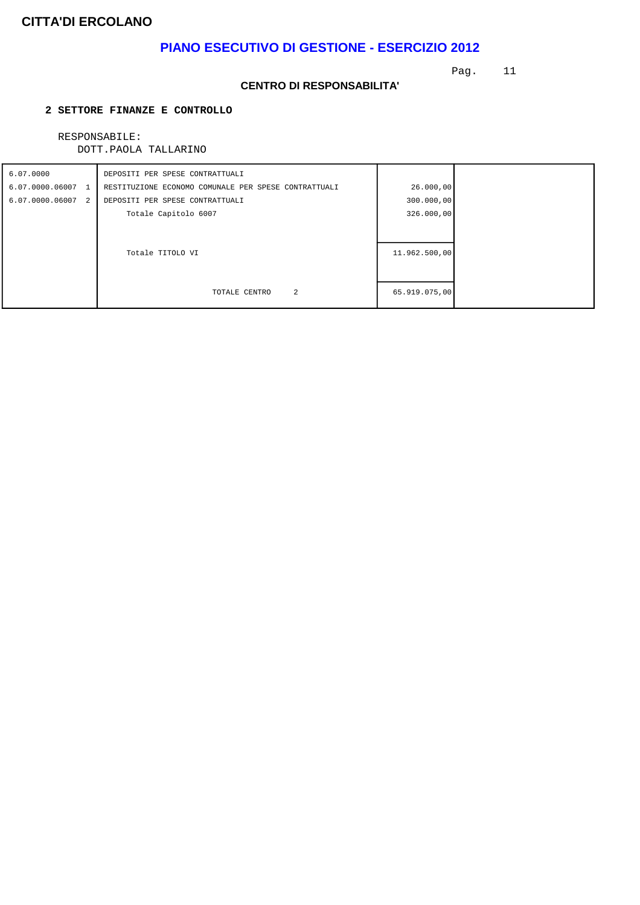**CITTA'DI ERCOLANO**

# PIANO ESECUTIVO DI GESTIONE - ESERCIZIO 2012

## CENTRO DI RESPONSABILITA'

### 2 SETTORE FINANZE E CONTROLLO

RESPONSABILE:
DOTT.PAOLA TALLARINO

| | | | |
|---|---|---|---|
| 6.07.0000 | DEPOSITI PER SPESE CONTRATTUALI | | |
| 6.07.0000.06007 1 | RESTITUZIONE ECONOMO COMUNALE PER SPESE CONTRATTUALI | 26.000,00 | |
| 6.07.0000.06007 2 | DEPOSITI PER SPESE CONTRATTUALI | 300.000,00 | |
| | Totale Capitolo 6007 | 326.000,00 | |
| | Totale TITOLO VI | 11.962.500,00 | |
| | TOTALE CENTRO 2 | 65.919.075,00 | |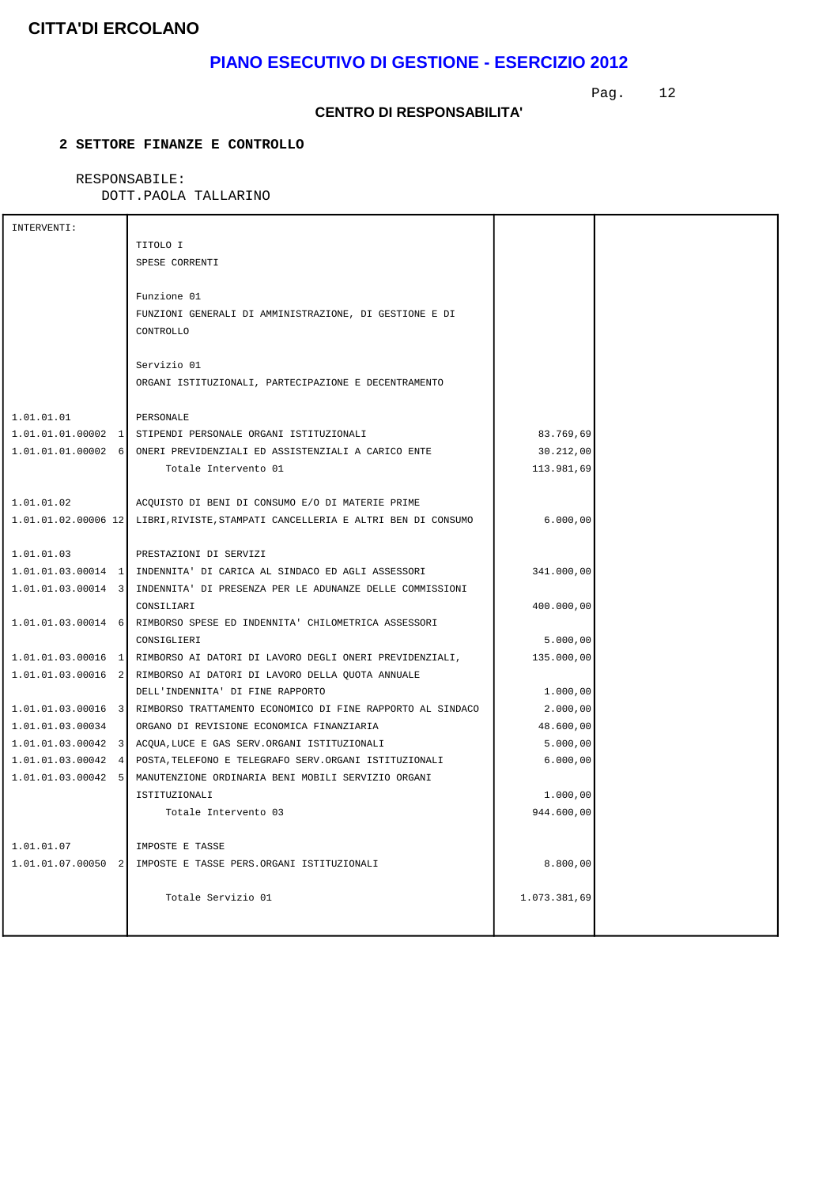# CITTA'DI ERCOLANO

## PIANO ESECUTIVO DI GESTIONE - ESERCIZIO 2012

### CENTRO DI RESPONSABILITA'

**2 SETTORE FINANZE E CONTROLLO**

RESPONSABILE:
DOTT.PAOLA TALLARINO

| INTERVENTI: | | | |
|---|---|---|---|
| | TITOLO I<br>SPESE CORRENTI | | |
| | Funzione 01<br>FUNZIONI GENERALI DI AMMINISTRAZIONE, DI GESTIONE E DI CONTROLLO | | |
| | Servizio 01<br>ORGANI ISTITUZIONALI, PARTECIPAZIONE E DECENTRAMENTO | | |
| 1.01.01.01 | PERSONALE | | |
| 1.01.01.01.00002 1 | STIPENDI PERSONALE ORGANI ISTITUZIONALI | 83.769,69 | |
| 1.01.01.01.00002 6 | ONERI PREVIDENZIALI ED ASSISTENZIALI A CARICO ENTE | 30.212,00 | |
| | Totale Intervento 01 | 113.981,69 | |
| 1.01.01.02 | ACQUISTO DI BENI DI CONSUMO E/O DI MATERIE PRIME | | |
| 1.01.01.02.00006 12 | LIBRI,RIVISTE,STAMPATI CANCELLERIA E ALTRI BEN DI CONSUMO | 6.000,00 | |
| 1.01.01.03 | PRESTAZIONI DI SERVIZI | | |
| 1.01.01.03.00014 1 | INDENNITA' DI CARICA AL SINDACO ED AGLI ASSESSORI | 341.000,00 | |
| 1.01.01.03.00014 3 | INDENNITA' DI PRESENZA PER LE ADUNANZE DELLE COMMISSIONI CONSILIARI | 400.000,00 | |
| 1.01.01.03.00014 6 | RIMBORSO SPESE ED INDENNITA' CHILOMETRICA ASSESSORI CONSIGLIERI | 5.000,00 | |
| 1.01.01.03.00016 1 | RIMBORSO AI DATORI DI LAVORO DEGLI ONERI PREVIDENZIALI, | 135.000,00 | |
| 1.01.01.03.00016 2 | RIMBORSO AI DATORI DI LAVORO DELLA QUOTA ANNUALE DELL'INDENNITA' DI FINE RAPPORTO | 1.000,00 | |
| 1.01.01.03.00016 3 | RIMBORSO TRATTAMENTO ECONOMICO DI FINE RAPPORTO AL SINDACO | 2.000,00 | |
| 1.01.01.03.00034 | ORGANO DI REVISIONE ECONOMICA FINANZIARIA | 48.600,00 | |
| 1.01.01.03.00042 3 | ACQUA,LUCE E GAS SERV.ORGANI ISTITUZIONALI | 5.000,00 | |
| 1.01.01.03.00042 4 | POSTA,TELEFONO E TELEGRAFO SERV.ORGANI ISTITUZIONALI | 6.000,00 | |
| 1.01.01.03.00042 5 | MANUTENZIONE ORDINARIA BENI MOBILI SERVIZIO ORGANI ISTITUZIONALI | 1.000,00 | |
| | Totale Intervento 03 | 944.600,00 | |
| 1.01.01.07 | IMPOSTE E TASSE | | |
| 1.01.01.07.00050 2 | IMPOSTE E TASSE PERS.ORGANI ISTITUZIONALI | 8.800,00 | |
| | Totale Servizio 01 | 1.073.381,69 | |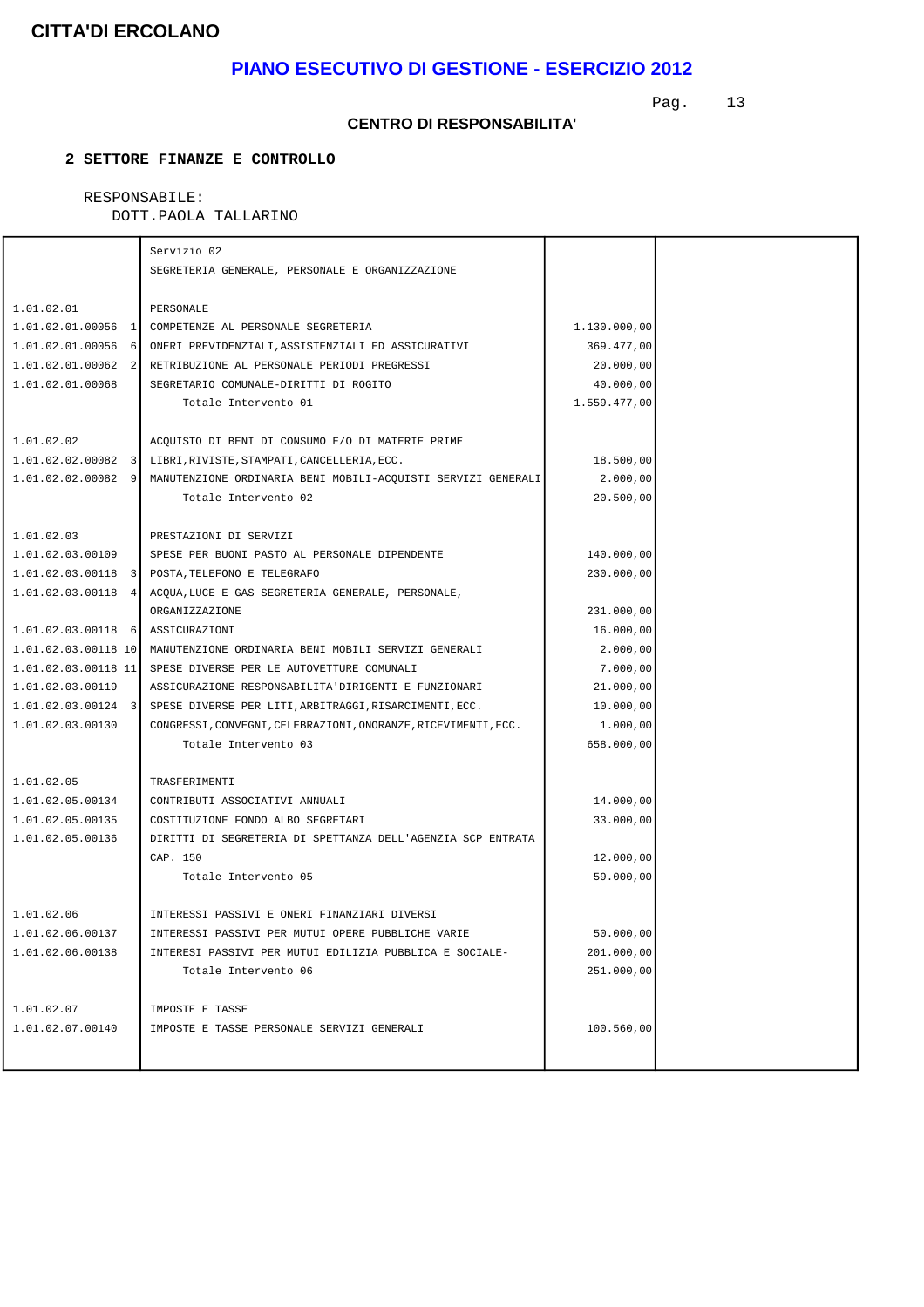**CITTA'DI ERCOLANO**

# PIANO ESECUTIVO DI GESTIONE - ESERCIZIO 2012

**CENTRO DI RESPONSABILITA'**

**2 SETTORE FINANZE E CONTROLLO**

RESPONSABILE:
DOTT.PAOLA TALLARINO

| | | | |
|---|---|---|---|
| | Servizio 02 | | |
| | SEGRETERIA GENERALE, PERSONALE E ORGANIZZAZIONE | | |
| 1.01.02.01 | PERSONALE | | |
| 1.01.02.01.00056 1 | COMPETENZE AL PERSONALE SEGRETERIA | 1.130.000,00 | |
| 1.01.02.01.00056 6 | ONERI PREVIDENZIALI,ASSISTENZIALI ED ASSICURATIVI | 369.477,00 | |
| 1.01.02.01.00062 2 | RETRIBUZIONE AL PERSONALE PERIODI PREGRESSI | 20.000,00 | |
| 1.01.02.01.00068 | SEGRETARIO COMUNALE-DIRITTI DI ROGITO | 40.000,00 | |
| | Totale Intervento 01 | 1.559.477,00 | |
| 1.01.02.02 | ACQUISTO DI BENI DI CONSUMO E/O DI MATERIE PRIME | | |
| 1.01.02.02.00082 3 | LIBRI,RIVISTE,STAMPATI,CANCELLERIA,ECC. | 18.500,00 | |
| 1.01.02.02.00082 9 | MANUTENZIONE ORDINARIA BENI MOBILI-ACQUISTI SERVIZI GENERALI | 2.000,00 | |
| | Totale Intervento 02 | 20.500,00 | |
| 1.01.02.03 | PRESTAZIONI DI SERVIZI | | |
| 1.01.02.03.00109 | SPESE PER BUONI PASTO AL PERSONALE DIPENDENTE | 140.000,00 | |
| 1.01.02.03.00118 3 | POSTA,TELEFONO E TELEGRAFO | 230.000,00 | |
| 1.01.02.03.00118 4 | ACQUA,LUCE E GAS SEGRETERIA GENERALE, PERSONALE, ORGANIZZAZIONE | 231.000,00 | |
| 1.01.02.03.00118 6 | ASSICURAZIONI | 16.000,00 | |
| 1.01.02.03.00118 10 | MANUTENZIONE ORDINARIA BENI MOBILI SERVIZI GENERALI | 2.000,00 | |
| 1.01.02.03.00118 11 | SPESE DIVERSE PER LE AUTOVETTURE COMUNALI | 7.000,00 | |
| 1.01.02.03.00119 | ASSICURAZIONE RESPONSABILITA'DIRIGENTI E FUNZIONARI | 21.000,00 | |
| 1.01.02.03.00124 3 | SPESE DIVERSE PER LITI,ARBITRAGGI,RISARCIMENTI,ECC. | 10.000,00 | |
| 1.01.02.03.00130 | CONGRESSI,CONVEGNI,CELEBRAZIONI,ONORANZE,RICEVIMENTI,ECC. | 1.000,00 | |
| | Totale Intervento 03 | 658.000,00 | |
| 1.01.02.05 | TRASFERIMENTI | | |
| 1.01.02.05.00134 | CONTRIBUTI ASSOCIATIVI ANNUALI | 14.000,00 | |
| 1.01.02.05.00135 | COSTITUZIONE FONDO ALBO SEGRETARI | 33.000,00 | |
| 1.01.02.05.00136 | DIRITTI DI SEGRETERIA DI SPETTANZA DELL'AGENZIA SCP ENTRATA CAP. 150 | 12.000,00 | |
| | Totale Intervento 05 | 59.000,00 | |
| 1.01.02.06 | INTERESSI PASSIVI E ONERI FINANZIARI DIVERSI | | |
| 1.01.02.06.00137 | INTERESSI PASSIVI PER MUTUI OPERE PUBBLICHE VARIE | 50.000,00 | |
| 1.01.02.06.00138 | INTERESI PASSIVI PER MUTUI EDILIZIA PUBBLICA E SOCIALE- | 201.000,00 | |
| | Totale Intervento 06 | 251.000,00 | |
| 1.01.02.07 | IMPOSTE E TASSE | | |
| 1.01.02.07.00140 | IMPOSTE E TASSE PERSONALE SERVIZI GENERALI | 100.560,00 | |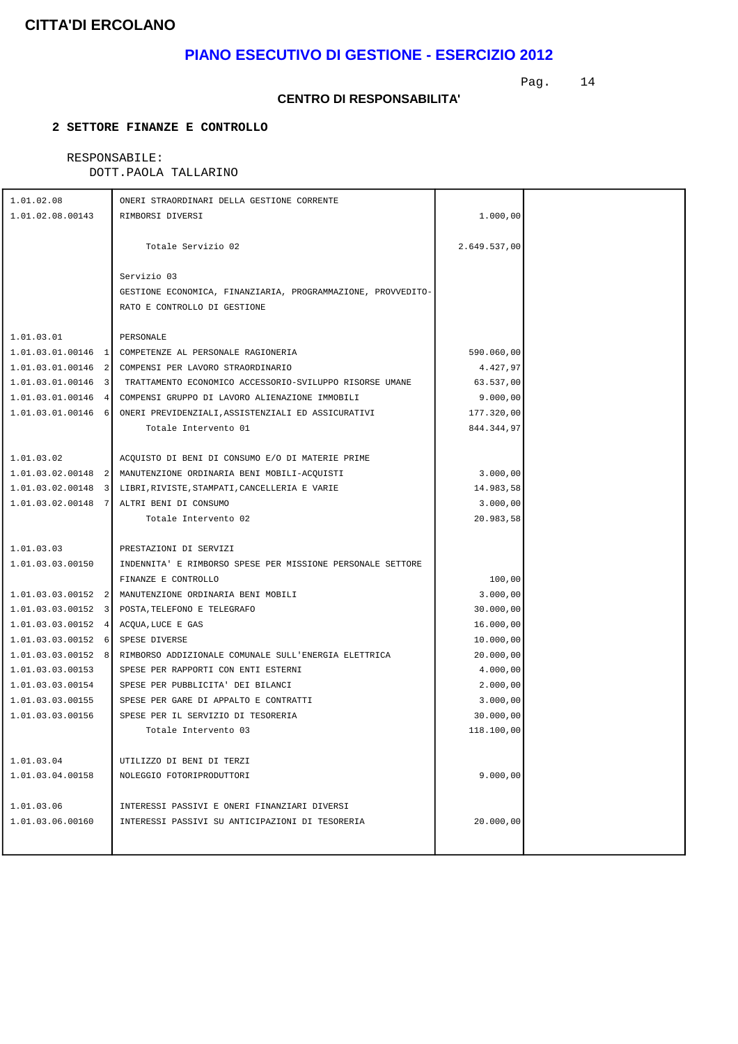# CITTA'DI ERCOLANO

## PIANO ESECUTIVO DI GESTIONE - ESERCIZIO 2012

### CENTRO DI RESPONSABILITA'

**2 SETTORE FINANZE E CONTROLLO**

RESPONSABILE:
DOTT.PAOLA TALLARINO

| | | | |
|---|---|---|---|
| 1.01.02.08 | ONERI STRAORDINARI DELLA GESTIONE CORRENTE | | |
| 1.01.02.08.00143 | RIMBORSI DIVERSI | 1.000,00 | |
| | Totale Servizio 02 | 2.649.537,00 | |
| | Servizio 03 | | |
| | GESTIONE ECONOMICA, FINANZIARIA, PROGRAMMAZIONE, PROVVEDITO-RATO E CONTROLLO DI GESTIONE | | |
| 1.01.03.01 | PERSONALE | | |
| 1.01.03.01.00146 1 | COMPETENZE AL PERSONALE RAGIONERIA | 590.060,00 | |
| 1.01.03.01.00146 2 | COMPENSI PER LAVORO STRAORDINARIO | 4.427,97 | |
| 1.01.03.01.00146 3 | TRATTAMENTO ECONOMICO ACCESSORIO-SVILUPPO RISORSE UMANE | 63.537,00 | |
| 1.01.03.01.00146 4 | COMPENSI GRUPPO DI LAVORO ALIENAZIONE IMMOBILI | 9.000,00 | |
| 1.01.03.01.00146 6 | ONERI PREVIDENZIALI,ASSISTENZIALI ED ASSICURATIVI | 177.320,00 | |
| | Totale Intervento 01 | 844.344,97 | |
| 1.01.03.02 | ACQUISTO DI BENI DI CONSUMO E/O DI MATERIE PRIME | | |
| 1.01.03.02.00148 2 | MANUTENZIONE ORDINARIA BENI MOBILI-ACQUISTI | 3.000,00 | |
| 1.01.03.02.00148 3 | LIBRI,RIVISTE,STAMPATI,CANCELLERIA E VARIE | 14.983,58 | |
| 1.01.03.02.00148 7 | ALTRI BENI DI CONSUMO | 3.000,00 | |
| | Totale Intervento 02 | 20.983,58 | |
| 1.01.03.03 | PRESTAZIONI DI SERVIZI | | |
| 1.01.03.03.00150 | INDENNITA' E RIMBORSO SPESE PER MISSIONE PERSONALE SETTORE FINANZE E CONTROLLO | 100,00 | |
| 1.01.03.03.00152 2 | MANUTENZIONE ORDINARIA BENI MOBILI | 3.000,00 | |
| 1.01.03.03.00152 3 | POSTA,TELEFONO E TELEGRAFO | 30.000,00 | |
| 1.01.03.03.00152 4 | ACQUA,LUCE E GAS | 16.000,00 | |
| 1.01.03.03.00152 6 | SPESE DIVERSE | 10.000,00 | |
| 1.01.03.03.00152 8 | RIMBORSO ADDIZIONALE COMUNALE SULL'ENERGIA ELETTRICA | 20.000,00 | |
| 1.01.03.03.00153 | SPESE PER RAPPORTI CON ENTI ESTERNI | 4.000,00 | |
| 1.01.03.03.00154 | SPESE PER PUBBLICITA' DEI BILANCI | 2.000,00 | |
| 1.01.03.03.00155 | SPESE PER GARE DI APPALTO E CONTRATTI | 3.000,00 | |
| 1.01.03.03.00156 | SPESE PER IL SERVIZIO DI TESORERIA | 30.000,00 | |
| | Totale Intervento 03 | 118.100,00 | |
| 1.01.03.04 | UTILIZZO DI BENI DI TERZI | | |
| 1.01.03.04.00158 | NOLEGGIO FOTORIPRODUTTORI | 9.000,00 | |
| 1.01.03.06 | INTERESSI PASSIVI E ONERI FINANZIARI DIVERSI | | |
| 1.01.03.06.00160 | INTERESSI PASSIVI SU ANTICIPAZIONI DI TESORERIA | 20.000,00 | |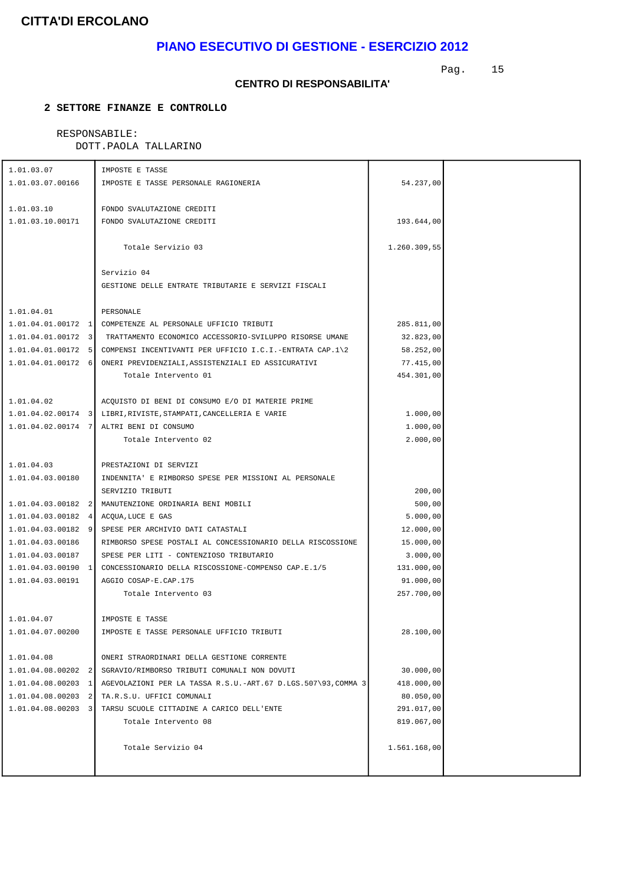**CITTA'DI ERCOLANO**

## PIANO ESECUTIVO DI GESTIONE - ESERCIZIO 2012

### CENTRO DI RESPONSABILITA'

**2 SETTORE FINANZE E CONTROLLO**

RESPONSABILE:
DOTT.PAOLA TALLARINO

| | | | |
|---|---|---|---|
| 1.01.03.07 | IMPOSTE E TASSE | | |
| 1.01.03.07.00166 | IMPOSTE E TASSE PERSONALE RAGIONERIA | 54.237,00 | |
| 1.01.03.10 | FONDO SVALUTAZIONE CREDITI | | |
| 1.01.03.10.00171 | FONDO SVALUTAZIONE CREDITI | 193.644,00 | |
| | Totale Servizio 03 | 1.260.309,55 | |
| | Servizio 04 | | |
| | GESTIONE DELLE ENTRATE TRIBUTARIE E SERVIZI FISCALI | | |
| 1.01.04.01 | PERSONALE | | |
| 1.01.04.01.00172 1 | COMPETENZE AL PERSONALE UFFICIO TRIBUTI | 285.811,00 | |
| 1.01.04.01.00172 3 | TRATTAMENTO ECONOMICO ACCESSORIO-SVILUPPO RISORSE UMANE | 32.823,00 | |
| 1.01.04.01.00172 5 | COMPENSI INCENTIVANTI PER UFFICIO I.C.I.-ENTRATA CAP.1\2 | 58.252,00 | |
| 1.01.04.01.00172 6 | ONERI PREVIDENZIALI,ASSISTENZIALI ED ASSICURATIVI | 77.415,00 | |
| | Totale Intervento 01 | 454.301,00 | |
| 1.01.04.02 | ACQUISTO DI BENI DI CONSUMO E/O DI MATERIE PRIME | | |
| 1.01.04.02.00174 3 | LIBRI,RIVISTE,STAMPATI,CANCELLERIA E VARIE | 1.000,00 | |
| 1.01.04.02.00174 7 | ALTRI BENI DI CONSUMO | 1.000,00 | |
| | Totale Intervento 02 | 2.000,00 | |
| 1.01.04.03 | PRESTAZIONI DI SERVIZI | | |
| 1.01.04.03.00180 | INDENNITA' E RIMBORSO SPESE PER MISSIONI AL PERSONALE SERVIZIO TRIBUTI | 200,00 | |
| 1.01.04.03.00182 2 | MANUTENZIONE ORDINARIA BENI MOBILI | 500,00 | |
| 1.01.04.03.00182 4 | ACQUA,LUCE E GAS | 5.000,00 | |
| 1.01.04.03.00182 9 | SPESE PER ARCHIVIO DATI CATASTALI | 12.000,00 | |
| 1.01.04.03.00186 | RIMBORSO SPESE POSTALI AL CONCESSIONARIO DELLA RISCOSSIONE | 15.000,00 | |
| 1.01.04.03.00187 | SPESE PER LITI - CONTENZIOSO TRIBUTARIO | 3.000,00 | |
| 1.01.04.03.00190 1 | CONCESSIONARIO DELLA RISCOSSIONE-COMPENSO CAP.E.1/5 | 131.000,00 | |
| 1.01.04.03.00191 | AGGIO COSAP-E.CAP.175 | 91.000,00 | |
| | Totale Intervento 03 | 257.700,00 | |
| 1.01.04.07 | IMPOSTE E TASSE | | |
| 1.01.04.07.00200 | IMPOSTE E TASSE PERSONALE UFFICIO TRIBUTI | 28.100,00 | |
| 1.01.04.08 | ONERI STRAORDINARI DELLA GESTIONE CORRENTE | | |
| 1.01.04.08.00202 2 | SGRAVIO/RIMBORSO TRIBUTI COMUNALI NON DOVUTI | 30.000,00 | |
| 1.01.04.08.00203 1 | AGEVOLAZIONI PER LA TASSA R.S.U.-ART.67 D.LGS.507\93,COMMA 3 | 418.000,00 | |
| 1.01.04.08.00203 2 | TA.R.S.U. UFFICI COMUNALI | 80.050,00 | |
| 1.01.04.08.00203 3 | TARSU SCUOLE CITTADINE A CARICO DELL'ENTE | 291.017,00 | |
| | Totale Intervento 08 | 819.067,00 | |
| | Totale Servizio 04 | 1.561.168,00 | |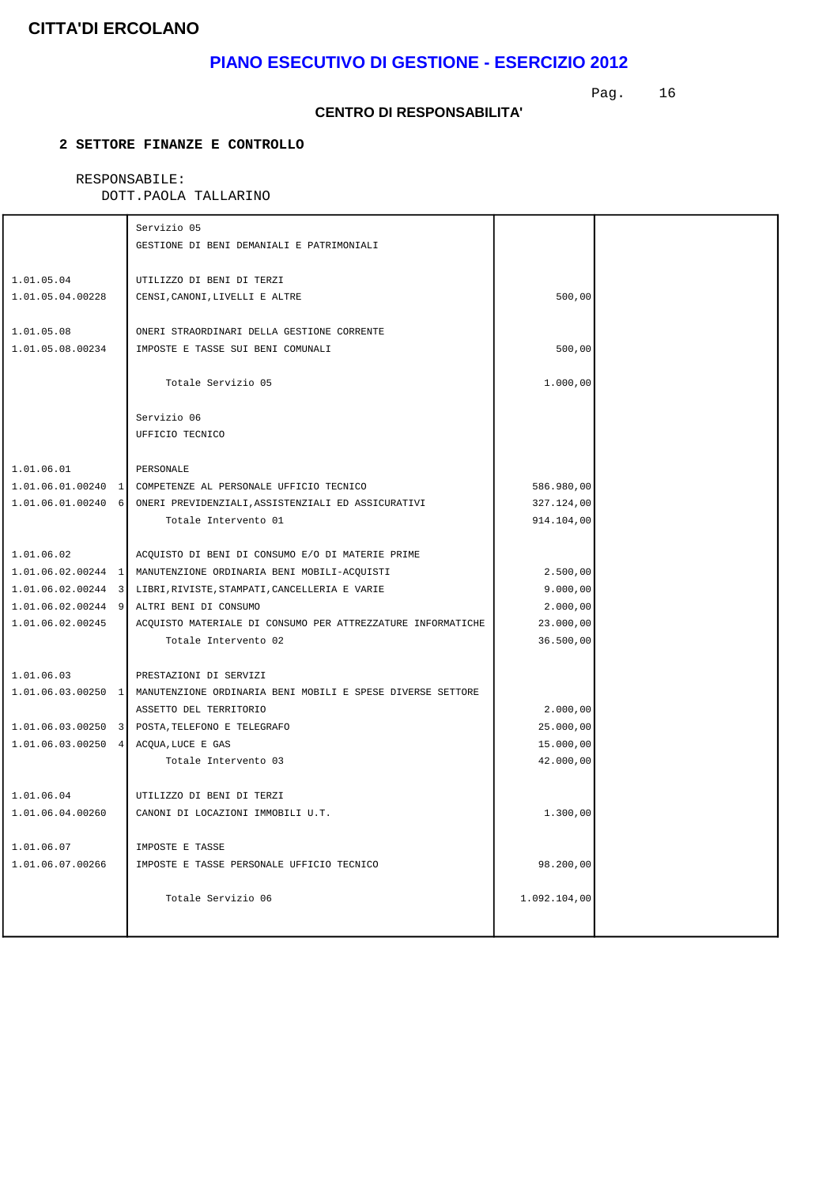# CITTA'DI ERCOLANO

## PIANO ESECUTIVO DI GESTIONE - ESERCIZIO 2012

### CENTRO DI RESPONSABILITA'

**2 SETTORE FINANZE E CONTROLLO**

RESPONSABILE:
DOTT.PAOLA TALLARINO

| | | | |
|---|---|---|---|
| | Servizio 05<br>GESTIONE DI BENI DEMANIALI E PATRIMONIALI | | |
| 1.01.05.04 | UTILIZZO DI BENI DI TERZI | | |
| 1.01.05.04.00228 | CENSI,CANONI,LIVELLI E ALTRE | 500,00 | |
| 1.01.05.08 | ONERI STRAORDINARI DELLA GESTIONE CORRENTE | | |
| 1.01.05.08.00234 | IMPOSTE E TASSE SUI BENI COMUNALI | 500,00 | |
| | Totale Servizio 05 | 1.000,00 | |
| | Servizio 06<br>UFFICIO TECNICO | | |
| 1.01.06.01 | PERSONALE | | |
| 1.01.06.01.00240 1 | COMPETENZE AL PERSONALE UFFICIO TECNICO | 586.980,00 | |
| 1.01.06.01.00240 6 | ONERI PREVIDENZIALI,ASSISTENZIALI ED ASSICURATIVI | 327.124,00 | |
| | Totale Intervento 01 | 914.104,00 | |
| 1.01.06.02 | ACQUISTO DI BENI DI CONSUMO E/O DI MATERIE PRIME | | |
| 1.01.06.02.00244 1 | MANUTENZIONE ORDINARIA BENI MOBILI-ACQUISTI | 2.500,00 | |
| 1.01.06.02.00244 3 | LIBRI,RIVISTE,STAMPATI,CANCELLERIA E VARIE | 9.000,00 | |
| 1.01.06.02.00244 9 | ALTRI BENI DI CONSUMO | 2.000,00 | |
| 1.01.06.02.00245 | ACQUISTO MATERIALE DI CONSUMO PER ATTREZZATURE INFORMATICHE | 23.000,00 | |
| | Totale Intervento 02 | 36.500,00 | |
| 1.01.06.03 | PRESTAZIONI DI SERVIZI | | |
| 1.01.06.03.00250 1 | MANUTENZIONE ORDINARIA BENI MOBILI E SPESE DIVERSE SETTORE ASSETTO DEL TERRITORIO | 2.000,00 | |
| 1.01.06.03.00250 3 | POSTA,TELEFONO E TELEGRAFO | 25.000,00 | |
| 1.01.06.03.00250 4 | ACQUA,LUCE E GAS | 15.000,00 | |
| | Totale Intervento 03 | 42.000,00 | |
| 1.01.06.04 | UTILIZZO DI BENI DI TERZI | | |
| 1.01.06.04.00260 | CANONI DI LOCAZIONI IMMOBILI U.T. | 1.300,00 | |
| 1.01.06.07 | IMPOSTE E TASSE | | |
| 1.01.06.07.00266 | IMPOSTE E TASSE PERSONALE UFFICIO TECNICO | 98.200,00 | |
| | Totale Servizio 06 | 1.092.104,00 | |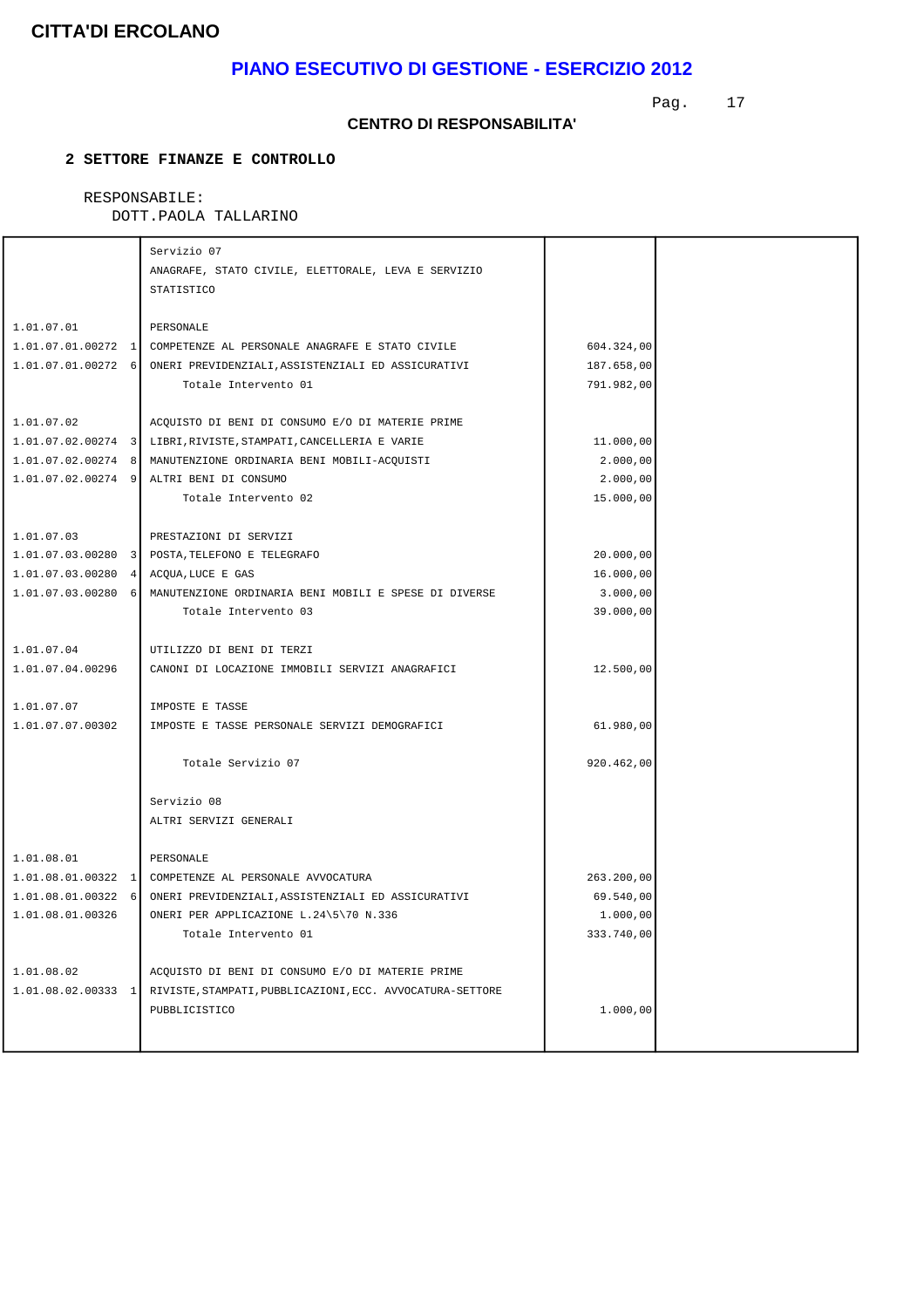# CITTA'DI ERCOLANO

## PIANO ESECUTIVO DI GESTIONE - ESERCIZIO 2012

**CENTRO DI RESPONSABILITA'**

**2 SETTORE FINANZE E CONTROLLO**

RESPONSABILE:
DOTT.PAOLA TALLARINO

| | | | |
|---|---|---|---|
| | Servizio 07<br>ANAGRAFE, STATO CIVILE, ELETTORALE, LEVA E SERVIZIO STATISTICO | | |
| 1.01.07.01 | PERSONALE | | |
| 1.01.07.01.00272 1 | COMPETENZE AL PERSONALE ANAGRAFE E STATO CIVILE | 604.324,00 | |
| 1.01.07.01.00272 6 | ONERI PREVIDENZIALI,ASSISTENZIALI ED ASSICURATIVI | 187.658,00 | |
| | Totale Intervento 01 | 791.982,00 | |
| 1.01.07.02 | ACQUISTO DI BENI DI CONSUMO E/O DI MATERIE PRIME | | |
| 1.01.07.02.00274 3 | LIBRI,RIVISTE,STAMPATI,CANCELLERIA E VARIE | 11.000,00 | |
| 1.01.07.02.00274 8 | MANUTENZIONE ORDINARIA BENI MOBILI-ACQUISTI | 2.000,00 | |
| 1.01.07.02.00274 9 | ALTRI BENI DI CONSUMO | 2.000,00 | |
| | Totale Intervento 02 | 15.000,00 | |
| 1.01.07.03 | PRESTAZIONI DI SERVIZI | | |
| 1.01.07.03.00280 3 | POSTA,TELEFONO E TELEGRAFO | 20.000,00 | |
| 1.01.07.03.00280 4 | ACQUA,LUCE E GAS | 16.000,00 | |
| 1.01.07.03.00280 6 | MANUTENZIONE ORDINARIA BENI MOBILI E SPESE DI DIVERSE | 3.000,00 | |
| | Totale Intervento 03 | 39.000,00 | |
| 1.01.07.04 | UTILIZZO DI BENI DI TERZI | | |
| 1.01.07.04.00296 | CANONI DI LOCAZIONE IMMOBILI SERVIZI ANAGRAFICI | 12.500,00 | |
| 1.01.07.07 | IMPOSTE E TASSE | | |
| 1.01.07.07.00302 | IMPOSTE E TASSE PERSONALE SERVIZI DEMOGRAFICI | 61.980,00 | |
| | Totale Servizio 07 | 920.462,00 | |
| | Servizio 08<br>ALTRI SERVIZI GENERALI | | |
| 1.01.08.01 | PERSONALE | | |
| 1.01.08.01.00322 1 | COMPETENZE AL PERSONALE AVVOCATURA | 263.200,00 | |
| 1.01.08.01.00322 6 | ONERI PREVIDENZIALI,ASSISTENZIALI ED ASSICURATIVI | 69.540,00 | |
| 1.01.08.01.00326 | ONERI PER APPLICAZIONE L.24\5\70 N.336 | 1.000,00 | |
| | Totale Intervento 01 | 333.740,00 | |
| 1.01.08.02 | ACQUISTO DI BENI DI CONSUMO E/O DI MATERIE PRIME | | |
| 1.01.08.02.00333 1 | RIVISTE,STAMPATI,PUBBLICAZIONI,ECC. AVVOCATURA-SETTORE PUBBLICISTICO | 1.000,00 | |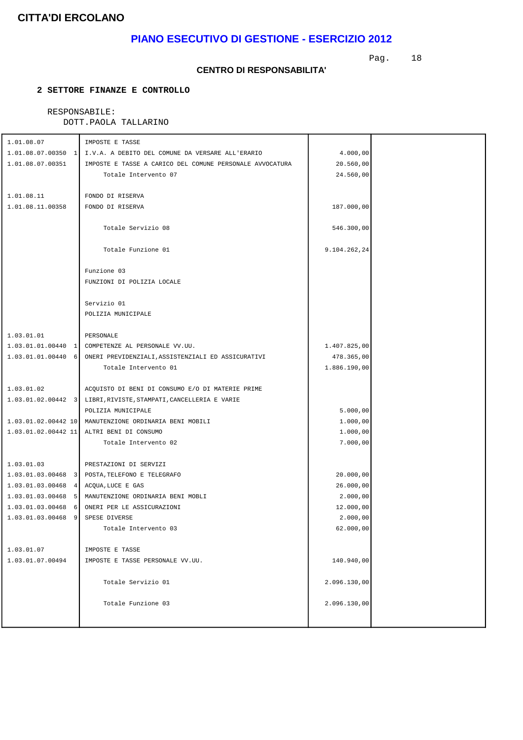**CITTA'DI ERCOLANO**

# PIANO ESECUTIVO DI GESTIONE - ESERCIZIO 2012

**CENTRO DI RESPONSABILITA'**

**2 SETTORE FINANZE E CONTROLLO**

RESPONSABILE:
DOTT.PAOLA TALLARINO

| | | | |
|---|---|---|---|
| 1.01.08.07 | IMPOSTE E TASSE | | |
| 1.01.08.07.00350 1 | I.V.A. A DEBITO DEL COMUNE DA VERSARE ALL'ERARIO | 4.000,00 | |
| 1.01.08.07.00351 | IMPOSTE E TASSE A CARICO DEL COMUNE PERSONALE AVVOCATURA | 20.560,00 | |
| | Totale Intervento 07 | 24.560,00 | |
| 1.01.08.11 | FONDO DI RISERVA | | |
| 1.01.08.11.00358 | FONDO DI RISERVA | 187.000,00 | |
| | Totale Servizio 08 | 546.300,00 | |
| | Totale Funzione 01 | 9.104.262,24 | |
| | Funzione 03 | | |
| | FUNZIONI DI POLIZIA LOCALE | | |
| | Servizio 01 | | |
| | POLIZIA MUNICIPALE | | |
| 1.03.01.01 | PERSONALE | | |
| 1.03.01.01.00440 1 | COMPETENZE AL PERSONALE VV.UU. | 1.407.825,00 | |
| 1.03.01.01.00440 6 | ONERI PREVIDENZIALI,ASSISTENZIALI ED ASSICURATIVI | 478.365,00 | |
| | Totale Intervento 01 | 1.886.190,00 | |
| 1.03.01.02 | ACQUISTO DI BENI DI CONSUMO E/O DI MATERIE PRIME | | |
| 1.03.01.02.00442 3 | LIBRI,RIVISTE,STAMPATI,CANCELLERIA E VARIE POLIZIA MUNICIPALE | 5.000,00 | |
| 1.03.01.02.00442 10 | MANUTENZIONE ORDINARIA BENI MOBILI | 1.000,00 | |
| 1.03.01.02.00442 11 | ALTRI BENI DI CONSUMO | 1.000,00 | |
| | Totale Intervento 02 | 7.000,00 | |
| 1.03.01.03 | PRESTAZIONI DI SERVIZI | | |
| 1.03.01.03.00468 3 | POSTA,TELEFONO E TELEGRAFO | 20.000,00 | |
| 1.03.01.03.00468 4 | ACQUA,LUCE E GAS | 26.000,00 | |
| 1.03.01.03.00468 5 | MANUTENZIONE ORDINARIA BENI MOBLI | 2.000,00 | |
| 1.03.01.03.00468 6 | ONERI PER LE ASSICURAZIONI | 12.000,00 | |
| 1.03.01.03.00468 9 | SPESE DIVERSE | 2.000,00 | |
| | Totale Intervento 03 | 62.000,00 | |
| 1.03.01.07 | IMPOSTE E TASSE | | |
| 1.03.01.07.00494 | IMPOSTE E TASSE PERSONALE VV.UU. | 140.940,00 | |
| | Totale Servizio 01 | 2.096.130,00 | |
| | Totale Funzione 03 | 2.096.130,00 | |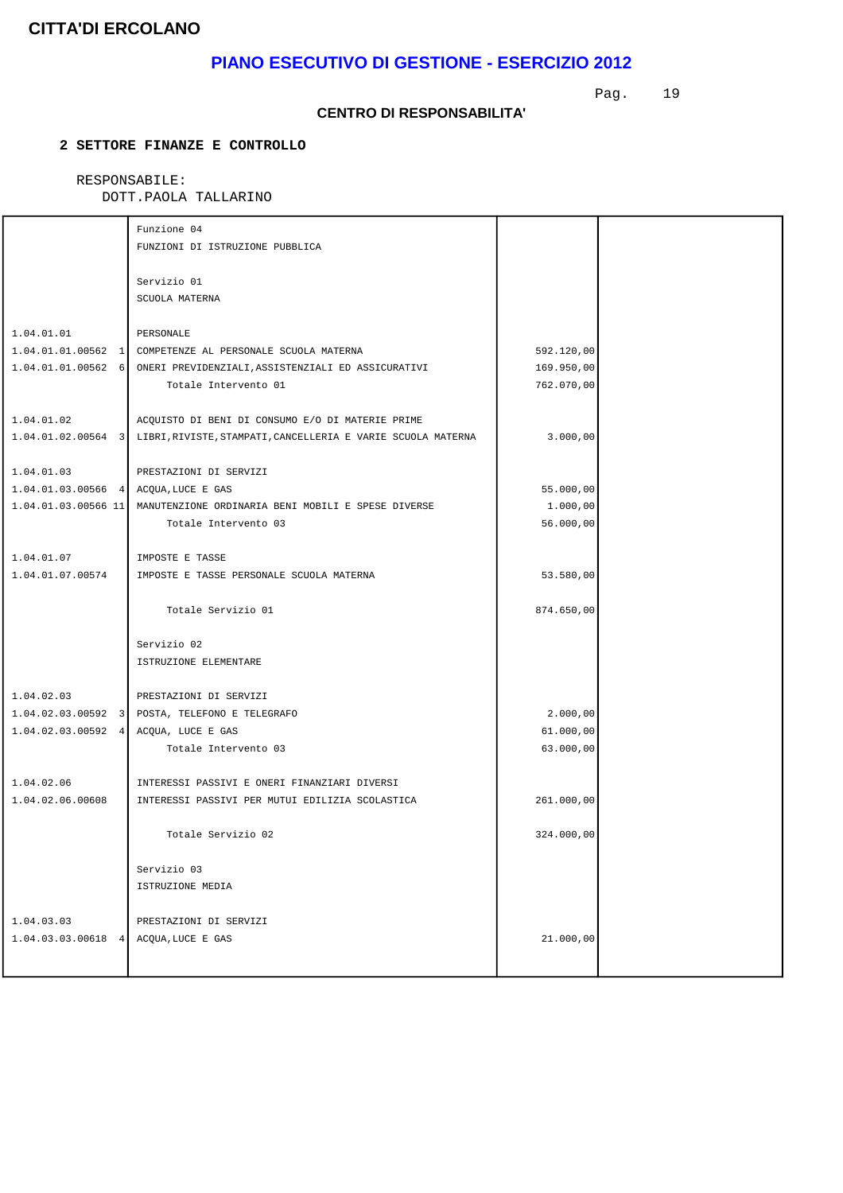**CITTA'DI ERCOLANO**

## PIANO ESECUTIVO DI GESTIONE - ESERCIZIO 2012

**CENTRO DI RESPONSABILITA'**

**2 SETTORE FINANZE E CONTROLLO**

RESPONSABILE:
DOTT.PAOLA TALLARINO

| | | | |
|---|---|---|---|
| | Funzione 04<br>FUNZIONI DI ISTRUZIONE PUBBLICA | | |
| | Servizio 01<br>SCUOLA MATERNA | | |
| 1.04.01.01 | PERSONALE | | |
| 1.04.01.01.00562 1 | COMPETENZE AL PERSONALE SCUOLA MATERNA | 592.120,00 | |
| 1.04.01.01.00562 6 | ONERI PREVIDENZIALI,ASSISTENZIALI ED ASSICURATIVI | 169.950,00 | |
| | Totale Intervento 01 | 762.070,00 | |
| 1.04.01.02 | ACQUISTO DI BENI DI CONSUMO E/O DI MATERIE PRIME | | |
| 1.04.01.02.00564 3 | LIBRI,RIVISTE,STAMPATI,CANCELLERIA E VARIE SCUOLA MATERNA | 3.000,00 | |
| 1.04.01.03 | PRESTAZIONI DI SERVIZI | | |
| 1.04.01.03.00566 4 | ACQUA,LUCE E GAS | 55.000,00 | |
| 1.04.01.03.00566 11 | MANUTENZIONE ORDINARIA BENI MOBILI E SPESE DIVERSE | 1.000,00 | |
| | Totale Intervento 03 | 56.000,00 | |
| 1.04.01.07 | IMPOSTE E TASSE | | |
| 1.04.01.07.00574 | IMPOSTE E TASSE PERSONALE SCUOLA MATERNA | 53.580,00 | |
| | Totale Servizio 01 | 874.650,00 | |
| | Servizio 02<br>ISTRUZIONE ELEMENTARE | | |
| 1.04.02.03 | PRESTAZIONI DI SERVIZI | | |
| 1.04.02.03.00592 3 | POSTA, TELEFONO E TELEGRAFO | 2.000,00 | |
| 1.04.02.03.00592 4 | ACQUA, LUCE E GAS | 61.000,00 | |
| | Totale Intervento 03 | 63.000,00 | |
| 1.04.02.06 | INTERESSI PASSIVI E ONERI FINANZIARI DIVERSI | | |
| 1.04.02.06.00608 | INTERESSI PASSIVI PER MUTUI EDILIZIA SCOLASTICA | 261.000,00 | |
| | Totale Servizio 02 | 324.000,00 | |
| | Servizio 03<br>ISTRUZIONE MEDIA | | |
| 1.04.03.03 | PRESTAZIONI DI SERVIZI | | |
| 1.04.03.03.00618 4 | ACQUA,LUCE E GAS | 21.000,00 | |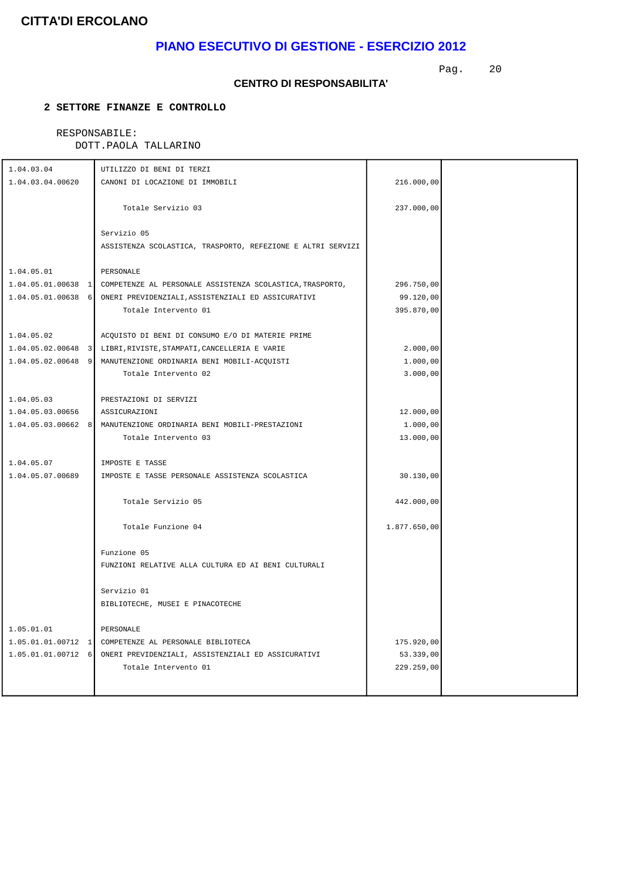**CITTA'DI ERCOLANO**

# PIANO ESECUTIVO DI GESTIONE - ESERCIZIO 2012

### CENTRO DI RESPONSABILITA'

**2 SETTORE FINANZE E CONTROLLO**

RESPONSABILE:
DOTT.PAOLA TALLARINO

| Codice | Descrizione | Importo | |
|---|---|---|---|
| 1.04.03.04 | UTILIZZO DI BENI DI TERZI | | |
| 1.04.03.04.00620 | CANONI DI LOCAZIONE DI IMMOBILI | 216.000,00 | |
| | Totale Servizio 03 | 237.000,00 | |
| | Servizio 05 | | |
| | ASSISTENZA SCOLASTICA, TRASPORTO, REFEZIONE E ALTRI SERVIZI | | |
| 1.04.05.01 | PERSONALE | | |
| 1.04.05.01.00638 1 | COMPETENZE AL PERSONALE ASSISTENZA SCOLASTICA,TRASPORTO, | 296.750,00 | |
| 1.04.05.01.00638 6 | ONERI PREVIDENZIALI,ASSISTENZIALI ED ASSICURATIVI | 99.120,00 | |
| | Totale Intervento 01 | 395.870,00 | |
| 1.04.05.02 | ACQUISTO DI BENI DI CONSUMO E/O DI MATERIE PRIME | | |
| 1.04.05.02.00648 3 | LIBRI,RIVISTE,STAMPATI,CANCELLERIA E VARIE | 2.000,00 | |
| 1.04.05.02.00648 9 | MANUTENZIONE ORDINARIA BENI MOBILI-ACQUISTI | 1.000,00 | |
| | Totale Intervento 02 | 3.000,00 | |
| 1.04.05.03 | PRESTAZIONI DI SERVIZI | | |
| 1.04.05.03.00656 | ASSICURAZIONI | 12.000,00 | |
| 1.04.05.03.00662 8 | MANUTENZIONE ORDINARIA BENI MOBILI-PRESTAZIONI | 1.000,00 | |
| | Totale Intervento 03 | 13.000,00 | |
| 1.04.05.07 | IMPOSTE E TASSE | | |
| 1.04.05.07.00689 | IMPOSTE E TASSE PERSONALE ASSISTENZA SCOLASTICA | 30.130,00 | |
| | Totale Servizio 05 | 442.000,00 | |
| | Totale Funzione 04 | 1.877.650,00 | |
| | Funzione 05 | | |
| | FUNZIONI RELATIVE ALLA CULTURA ED AI BENI CULTURALI | | |
| | Servizio 01 | | |
| | BIBLIOTECHE, MUSEI E PINACOTECHE | | |
| 1.05.01.01 | PERSONALE | | |
| 1.05.01.01.00712 1 | COMPETENZE AL PERSONALE BIBLIOTECA | 175.920,00 | |
| 1.05.01.01.00712 6 | ONERI PREVIDENZIALI, ASSISTENZIALI ED ASSICURATIVI | 53.339,00 | |
| | Totale Intervento 01 | 229.259,00 | |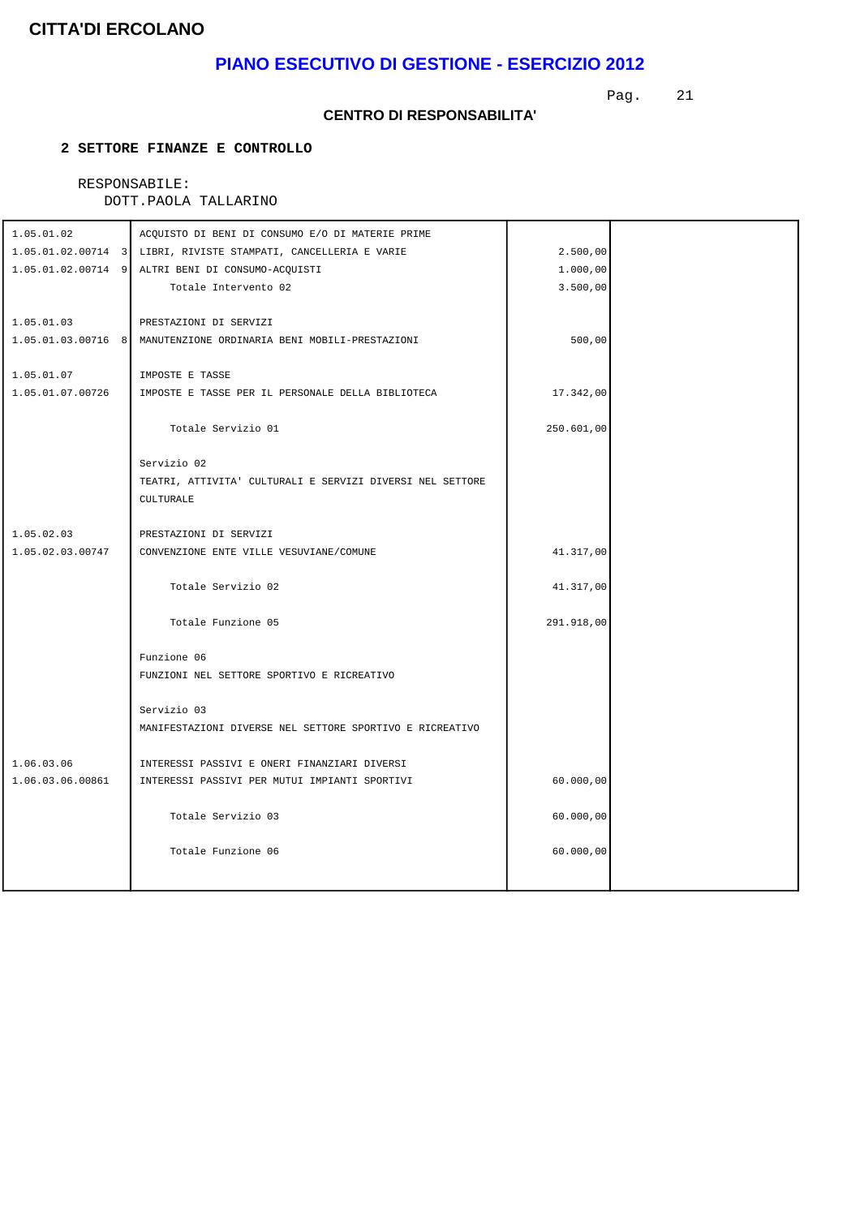**CITTA'DI ERCOLANO**

## PIANO ESECUTIVO DI GESTIONE - ESERCIZIO 2012

### CENTRO DI RESPONSABILITA'

**2 SETTORE FINANZE E CONTROLLO**

RESPONSABILE:
DOTT.PAOLA TALLARINO

| | | | |
|---|---|---|---|
| 1.05.01.02 | ACQUISTO DI BENI DI CONSUMO E/O DI MATERIE PRIME | | |
| 1.05.01.02.00714 3 | LIBRI, RIVISTE STAMPATI, CANCELLERIA E VARIE | 2.500,00 | |
| 1.05.01.02.00714 9 | ALTRI BENI DI CONSUMO-ACQUISTI | 1.000,00 | |
| | Totale Intervento 02 | 3.500,00 | |
| 1.05.01.03 | PRESTAZIONI DI SERVIZI | | |
| 1.05.01.03.00716 8 | MANUTENZIONE ORDINARIA BENI MOBILI-PRESTAZIONI | 500,00 | |
| 1.05.01.07 | IMPOSTE E TASSE | | |
| 1.05.01.07.00726 | IMPOSTE E TASSE PER IL PERSONALE DELLA BIBLIOTECA | 17.342,00 | |
| | Totale Servizio 01 | 250.601,00 | |
| | Servizio 02<br>TEATRI, ATTIVITA' CULTURALI E SERVIZI DIVERSI NEL SETTORE CULTURALE | | |
| 1.05.02.03 | PRESTAZIONI DI SERVIZI | | |
| 1.05.02.03.00747 | CONVENZIONE ENTE VILLE VESUVIANE/COMUNE | 41.317,00 | |
| | Totale Servizio 02 | 41.317,00 | |
| | Totale Funzione 05 | 291.918,00 | |
| | Funzione 06<br>FUNZIONI NEL SETTORE SPORTIVO E RICREATIVO | | |
| | Servizio 03<br>MANIFESTAZIONI DIVERSE NEL SETTORE SPORTIVO E RICREATIVO | | |
| 1.06.03.06 | INTERESSI PASSIVI E ONERI FINANZIARI DIVERSI | | |
| 1.06.03.06.00861 | INTERESSI PASSIVI PER MUTUI IMPIANTI SPORTIVI | 60.000,00 | |
| | Totale Servizio 03 | 60.000,00 | |
| | Totale Funzione 06 | 60.000,00 | |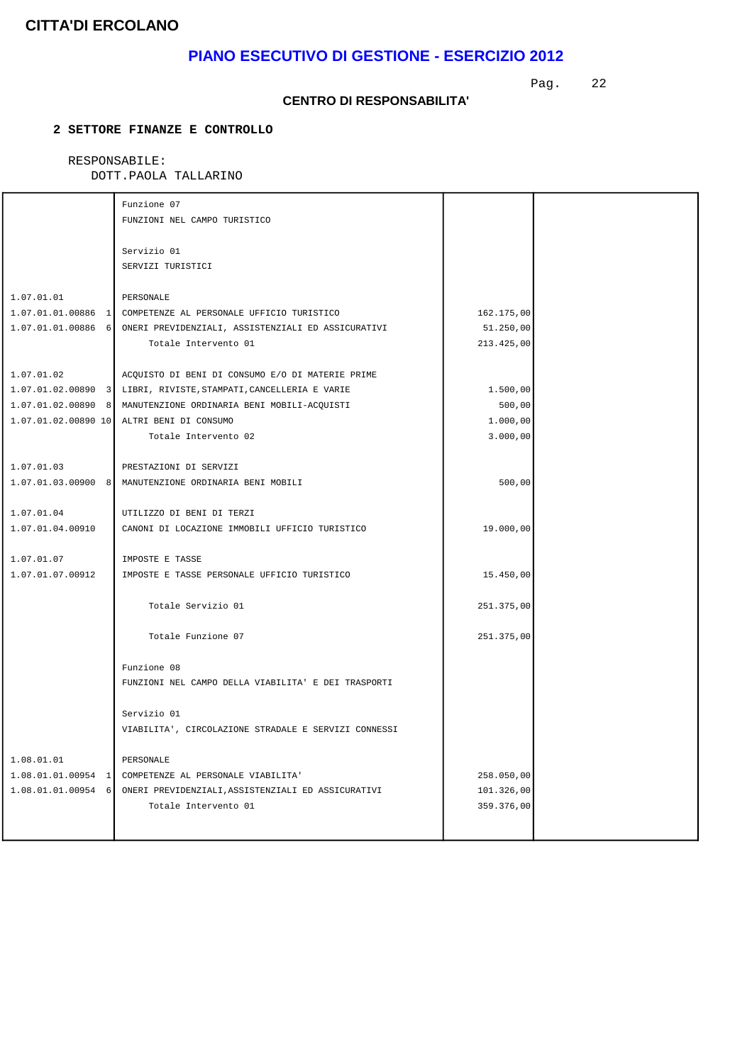**CITTA'DI ERCOLANO**

## PIANO ESECUTIVO DI GESTIONE - ESERCIZIO 2012

**CENTRO DI RESPONSABILITA'**

**2 SETTORE FINANZE E CONTROLLO**

RESPONSABILE:
DOTT.PAOLA TALLARINO

| | | | |
|---|---|---|---|
| | Funzione 07 | | |
| | FUNZIONI NEL CAMPO TURISTICO | | |
| | Servizio 01 | | |
| | SERVIZI TURISTICI | | |
| 1.07.01.01 | PERSONALE | | |
| 1.07.01.01.00886 1 | COMPETENZE AL PERSONALE UFFICIO TURISTICO | 162.175,00 | |
| 1.07.01.01.00886 6 | ONERI PREVIDENZIALI, ASSISTENZIALI ED ASSICURATIVI | 51.250,00 | |
| | Totale Intervento 01 | 213.425,00 | |
| 1.07.01.02 | ACQUISTO DI BENI DI CONSUMO E/O DI MATERIE PRIME | | |
| 1.07.01.02.00890 3 | LIBRI, RIVISTE,STAMPATI,CANCELLERIA E VARIE | 1.500,00 | |
| 1.07.01.02.00890 8 | MANUTENZIONE ORDINARIA BENI MOBILI-ACQUISTI | 500,00 | |
| 1.07.01.02.00890 10 | ALTRI BENI DI CONSUMO | 1.000,00 | |
| | Totale Intervento 02 | 3.000,00 | |
| 1.07.01.03 | PRESTAZIONI DI SERVIZI | | |
| 1.07.01.03.00900 8 | MANUTENZIONE ORDINARIA BENI MOBILI | 500,00 | |
| 1.07.01.04 | UTILIZZO DI BENI DI TERZI | | |
| 1.07.01.04.00910 | CANONI DI LOCAZIONE IMMOBILI UFFICIO TURISTICO | 19.000,00 | |
| 1.07.01.07 | IMPOSTE E TASSE | | |
| 1.07.01.07.00912 | IMPOSTE E TASSE PERSONALE UFFICIO TURISTICO | 15.450,00 | |
| | Totale Servizio 01 | 251.375,00 | |
| | Totale Funzione 07 | 251.375,00 | |
| | Funzione 08 | | |
| | FUNZIONI NEL CAMPO DELLA VIABILITA' E DEI TRASPORTI | | |
| | Servizio 01 | | |
| | VIABILITA', CIRCOLAZIONE STRADALE E SERVIZI CONNESSI | | |
| 1.08.01.01 | PERSONALE | | |
| 1.08.01.01.00954 1 | COMPETENZE AL PERSONALE VIABILITA' | 258.050,00 | |
| 1.08.01.01.00954 6 | ONERI PREVIDENZIALI,ASSISTENZIALI ED ASSICURATIVI | 101.326,00 | |
| | Totale Intervento 01 | 359.376,00 | |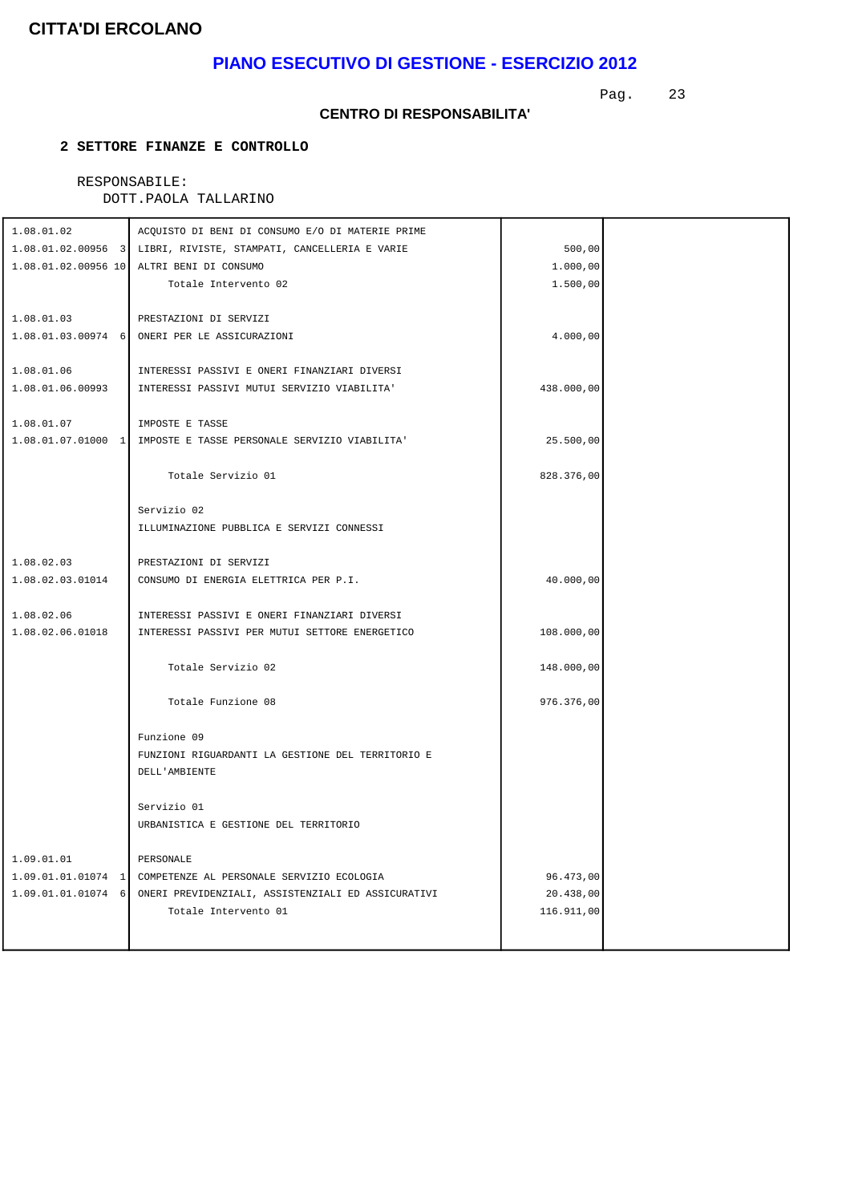**CITTA'DI ERCOLANO**

## PIANO ESECUTIVO DI GESTIONE - ESERCIZIO 2012

**CENTRO DI RESPONSABILITA'**

**2 SETTORE FINANZE E CONTROLLO**

RESPONSABILE:
DOTT.PAOLA TALLARINO

| | | | |
|---|---|---|---|
| 1.08.01.02 | ACQUISTO DI BENI DI CONSUMO E/O DI MATERIE PRIME | | |
| 1.08.01.02.00956 3 | LIBRI, RIVISTE, STAMPATI, CANCELLERIA E VARIE | 500,00 | |
| 1.08.01.02.00956 10 | ALTRI BENI DI CONSUMO | 1.000,00 | |
| | Totale Intervento 02 | 1.500,00 | |
| 1.08.01.03 | PRESTAZIONI DI SERVIZI | | |
| 1.08.01.03.00974 6 | ONERI PER LE ASSICURAZIONI | 4.000,00 | |
| 1.08.01.06 | INTERESSI PASSIVI E ONERI FINANZIARI DIVERSI | | |
| 1.08.01.06.00993 | INTERESSI PASSIVI MUTUI SERVIZIO VIABILITA' | 438.000,00 | |
| 1.08.01.07 | IMPOSTE E TASSE | | |
| 1.08.01.07.01000 1 | IMPOSTE E TASSE PERSONALE SERVIZIO VIABILITA' | 25.500,00 | |
| | Totale Servizio 01 | 828.376,00 | |
| | Servizio 02<br>ILLUMINAZIONE PUBBLICA E SERVIZI CONNESSI | | |
| 1.08.02.03 | PRESTAZIONI DI SERVIZI | | |
| 1.08.02.03.01014 | CONSUMO DI ENERGIA ELETTRICA PER P.I. | 40.000,00 | |
| 1.08.02.06 | INTERESSI PASSIVI E ONERI FINANZIARI DIVERSI | | |
| 1.08.02.06.01018 | INTERESSI PASSIVI PER MUTUI SETTORE ENERGETICO | 108.000,00 | |
| | Totale Servizio 02 | 148.000,00 | |
| | Totale Funzione 08 | 976.376,00 | |
| | Funzione 09<br>FUNZIONI RIGUARDANTI LA GESTIONE DEL TERRITORIO E DELL'AMBIENTE | | |
| | Servizio 01<br>URBANISTICA E GESTIONE DEL TERRITORIO | | |
| 1.09.01.01 | PERSONALE | | |
| 1.09.01.01.01074 1 | COMPETENZE AL PERSONALE SERVIZIO ECOLOGIA | 96.473,00 | |
| 1.09.01.01.01074 6 | ONERI PREVIDENZIALI, ASSISTENZIALI ED ASSICURATIVI | 20.438,00 | |
| | Totale Intervento 01 | 116.911,00 | |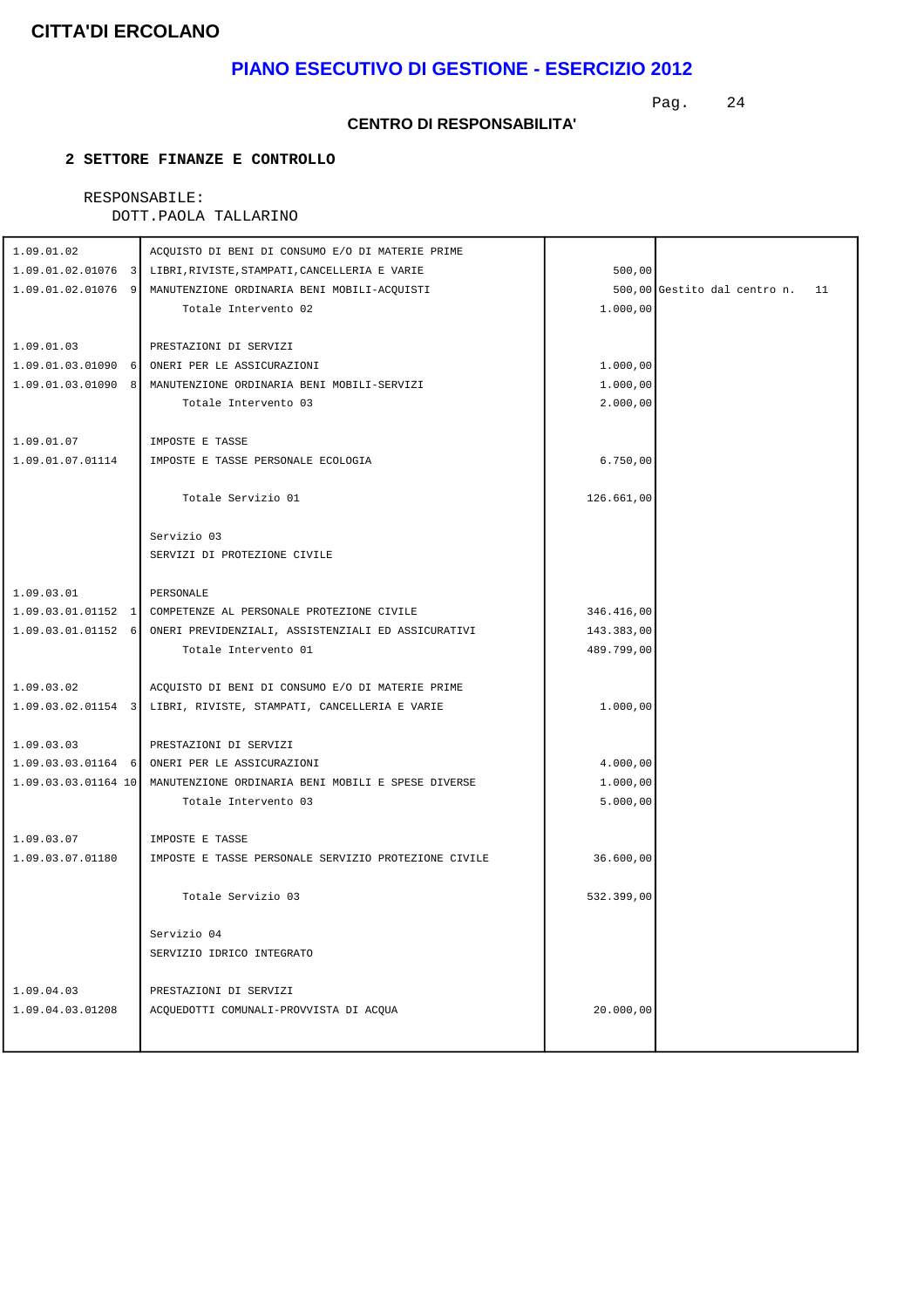**CITTA'DI ERCOLANO**

## PIANO ESECUTIVO DI GESTIONE - ESERCIZIO 2012

**CENTRO DI RESPONSABILITA'**

**2 SETTORE FINANZE E CONTROLLO**

RESPONSABILE:
DOTT.PAOLA TALLARINO

| | | | |
|---|---|---|---|
| 1.09.01.02 | ACQUISTO DI BENI DI CONSUMO E/O DI MATERIE PRIME | | |
| 1.09.01.02.01076 3 | LIBRI,RIVISTE,STAMPATI,CANCELLERIA E VARIE | 500,00 | |
| 1.09.01.02.01076 9 | MANUTENZIONE ORDINARIA BENI MOBILI-ACQUISTI | 500,00 | Gestito dal centro n. 11 |
| | Totale Intervento 02 | 1.000,00 | |
| | | | |
| 1.09.01.03 | PRESTAZIONI DI SERVIZI | | |
| 1.09.01.03.01090 6 | ONERI PER LE ASSICURAZIONI | 1.000,00 | |
| 1.09.01.03.01090 8 | MANUTENZIONE ORDINARIA BENI MOBILI-SERVIZI | 1.000,00 | |
| | Totale Intervento 03 | 2.000,00 | |
| | | | |
| 1.09.01.07 | IMPOSTE E TASSE | | |
| 1.09.01.07.01114 | IMPOSTE E TASSE PERSONALE ECOLOGIA | 6.750,00 | |
| | | | |
| | Totale Servizio 01 | 126.661,00 | |
| | | | |
| | Servizio 03<br>SERVIZI DI PROTEZIONE CIVILE | | |
| | | | |
| 1.09.03.01 | PERSONALE | | |
| 1.09.03.01.01152 1 | COMPETENZE AL PERSONALE PROTEZIONE CIVILE | 346.416,00 | |
| 1.09.03.01.01152 6 | ONERI PREVIDENZIALI, ASSISTENZIALI ED ASSICURATIVI | 143.383,00 | |
| | Totale Intervento 01 | 489.799,00 | |
| | | | |
| 1.09.03.02 | ACQUISTO DI BENI DI CONSUMO E/O DI MATERIE PRIME | | |
| 1.09.03.02.01154 3 | LIBRI, RIVISTE, STAMPATI, CANCELLERIA E VARIE | 1.000,00 | |
| | | | |
| 1.09.03.03 | PRESTAZIONI DI SERVIZI | | |
| 1.09.03.03.01164 6 | ONERI PER LE ASSICURAZIONI | 4.000,00 | |
| 1.09.03.03.01164 10 | MANUTENZIONE ORDINARIA BENI MOBILI E SPESE DIVERSE | 1.000,00 | |
| | Totale Intervento 03 | 5.000,00 | |
| | | | |
| 1.09.03.07 | IMPOSTE E TASSE | | |
| 1.09.03.07.01180 | IMPOSTE E TASSE PERSONALE SERVIZIO PROTEZIONE CIVILE | 36.600,00 | |
| | | | |
| | Totale Servizio 03 | 532.399,00 | |
| | | | |
| | Servizio 04<br>SERVIZIO IDRICO INTEGRATO | | |
| | | | |
| 1.09.04.03 | PRESTAZIONI DI SERVIZI | | |
| 1.09.04.03.01208 | ACQUEDOTTI COMUNALI-PROVVISTA DI ACQUA | 20.000,00 | |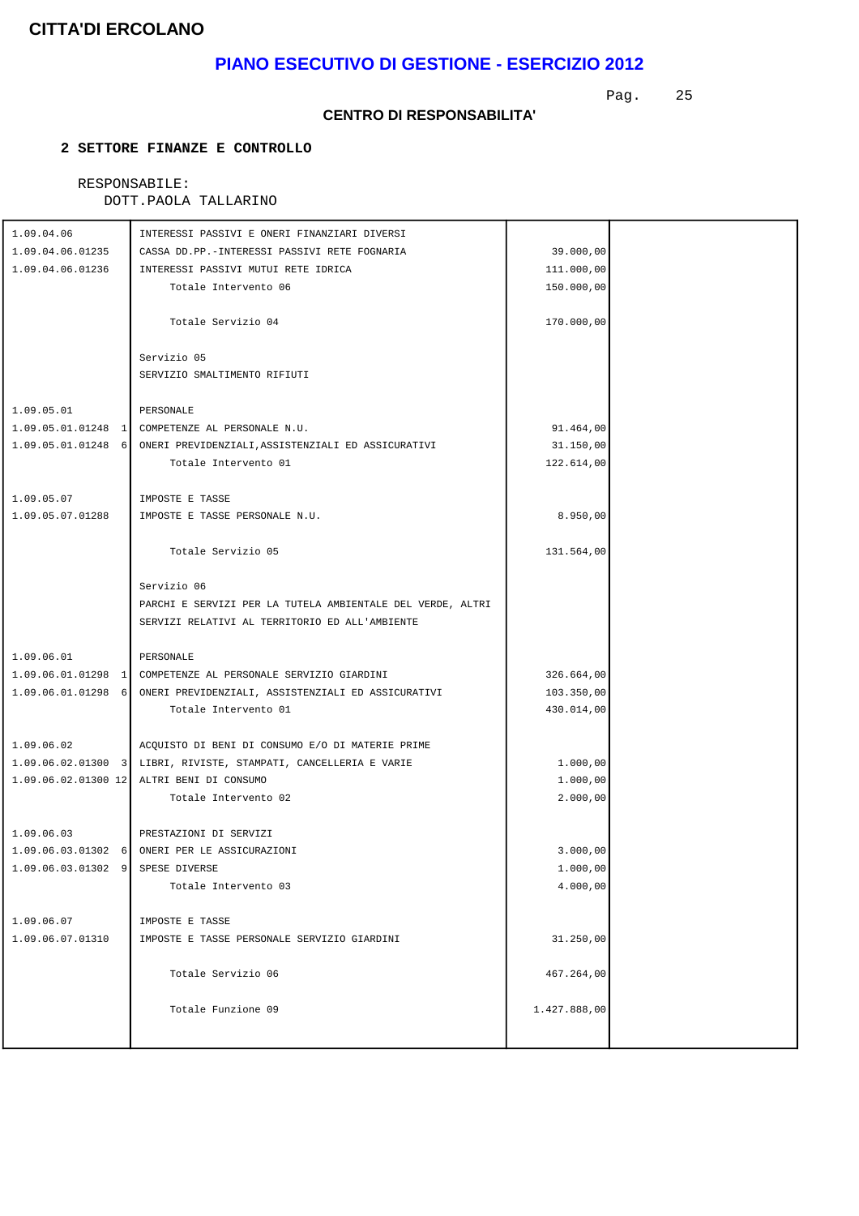**CITTA'DI ERCOLANO**

## PIANO ESECUTIVO DI GESTIONE - ESERCIZIO 2012

### CENTRO DI RESPONSABILITA'

**2 SETTORE FINANZE E CONTROLLO**

RESPONSABILE:
DOTT.PAOLA TALLARINO

| Codice | Descrizione | Importo | |
|---|---|---|---|
| 1.09.04.06 | INTERESSI PASSIVI E ONERI FINANZIARI DIVERSI | | |
| 1.09.04.06.01235 | CASSA DD.PP.-INTERESSI PASSIVI RETE FOGNARIA | 39.000,00 | |
| 1.09.04.06.01236 | INTERESSI PASSIVI MUTUI RETE IDRICA | 111.000,00 | |
| | Totale Intervento 06 | 150.000,00 | |
| | Totale Servizio 04 | 170.000,00 | |
| | Servizio 05<br>SERVIZIO SMALTIMENTO RIFIUTI | | |
| 1.09.05.01 | PERSONALE | | |
| 1.09.05.01.01248 1 | COMPETENZE AL PERSONALE N.U. | 91.464,00 | |
| 1.09.05.01.01248 6 | ONERI PREVIDENZIALI,ASSISTENZIALI ED ASSICURATIVI | 31.150,00 | |
| | Totale Intervento 01 | 122.614,00 | |
| 1.09.05.07 | IMPOSTE E TASSE | | |
| 1.09.05.07.01288 | IMPOSTE E TASSE PERSONALE N.U. | 8.950,00 | |
| | Totale Servizio 05 | 131.564,00 | |
| | Servizio 06<br>PARCHI E SERVIZI PER LA TUTELA AMBIENTALE DEL VERDE, ALTRI SERVIZI RELATIVI AL TERRITORIO ED ALL'AMBIENTE | | |
| 1.09.06.01 | PERSONALE | | |
| 1.09.06.01.01298 1 | COMPETENZE AL PERSONALE SERVIZIO GIARDINI | 326.664,00 | |
| 1.09.06.01.01298 6 | ONERI PREVIDENZIALI, ASSISTENZIALI ED ASSICURATIVI | 103.350,00 | |
| | Totale Intervento 01 | 430.014,00 | |
| 1.09.06.02 | ACQUISTO DI BENI DI CONSUMO E/O DI MATERIE PRIME | | |
| 1.09.06.02.01300 3 | LIBRI, RIVISTE, STAMPATI, CANCELLERIA E VARIE | 1.000,00 | |
| 1.09.06.02.01300 12 | ALTRI BENI DI CONSUMO | 1.000,00 | |
| | Totale Intervento 02 | 2.000,00 | |
| 1.09.06.03 | PRESTAZIONI DI SERVIZI | | |
| 1.09.06.03.01302 6 | ONERI PER LE ASSICURAZIONI | 3.000,00 | |
| 1.09.06.03.01302 9 | SPESE DIVERSE | 1.000,00 | |
| | Totale Intervento 03 | 4.000,00 | |
| 1.09.06.07 | IMPOSTE E TASSE | | |
| 1.09.06.07.01310 | IMPOSTE E TASSE PERSONALE SERVIZIO GIARDINI | 31.250,00 | |
| | Totale Servizio 06 | 467.264,00 | |
| | Totale Funzione 09 | 1.427.888,00 | |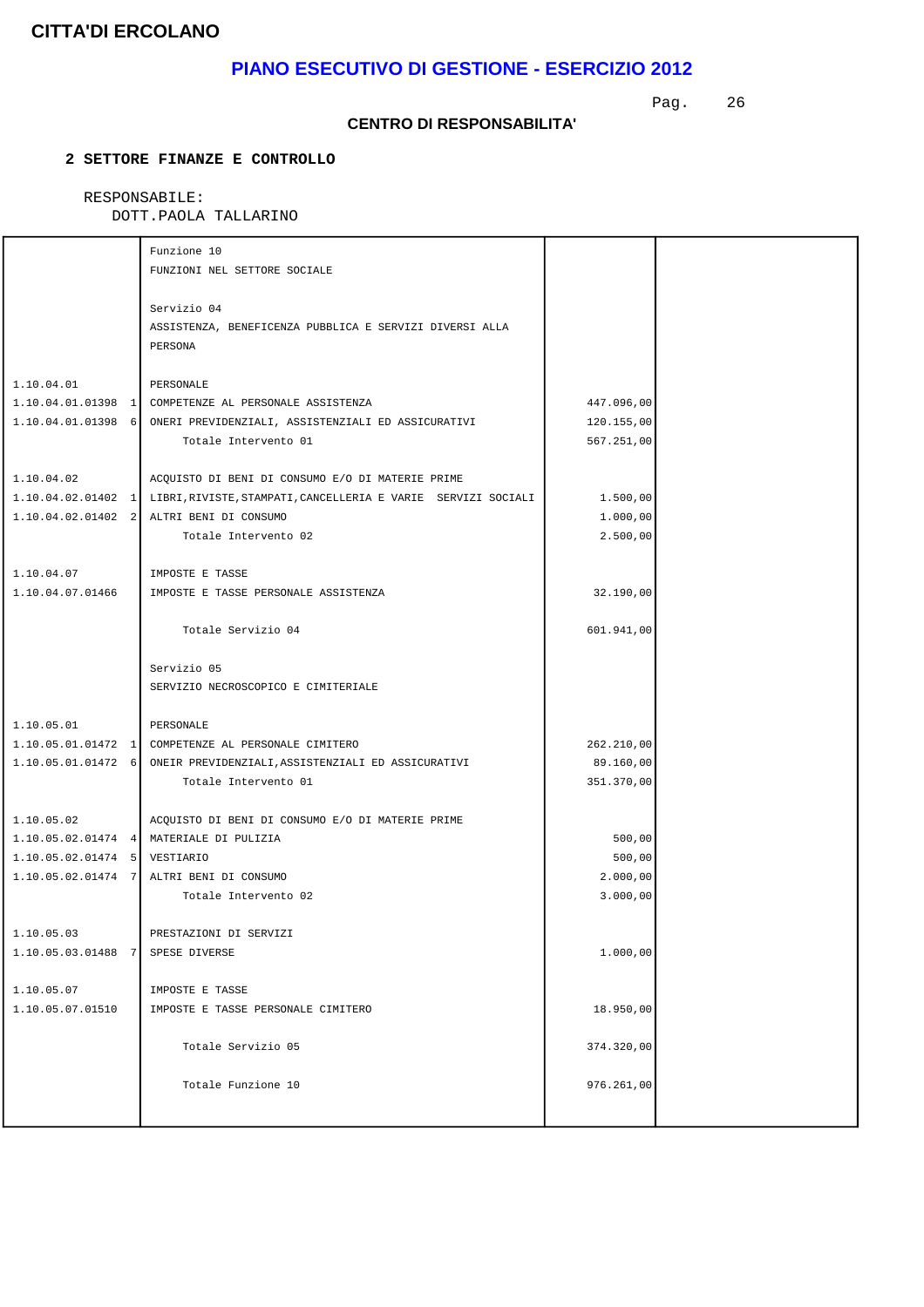**CITTA'DI ERCOLANO**

## PIANO ESECUTIVO DI GESTIONE - ESERCIZIO 2012

**CENTRO DI RESPONSABILITA'**

**2 SETTORE FINANZE E CONTROLLO**

RESPONSABILE:
DOTT.PAOLA TALLARINO

| | | | |
|---|---|---|---|
| | Funzione 10<br>FUNZIONI NEL SETTORE SOCIALE | | |
| | Servizio 04<br>ASSISTENZA, BENEFICENZA PUBBLICA E SERVIZI DIVERSI ALLA PERSONA | | |
| 1.10.04.01 | PERSONALE | | |
| 1.10.04.01.01398 1 | COMPETENZE AL PERSONALE ASSISTENZA | 447.096,00 | |
| 1.10.04.01.01398 6 | ONERI PREVIDENZIALI, ASSISTENZIALI ED ASSICURATIVI | 120.155,00 | |
| | Totale Intervento 01 | 567.251,00 | |
| 1.10.04.02 | ACQUISTO DI BENI DI CONSUMO E/O DI MATERIE PRIME | | |
| 1.10.04.02.01402 1 | LIBRI,RIVISTE,STAMPATI,CANCELLERIA E VARIE SERVIZI SOCIALI | 1.500,00 | |
| 1.10.04.02.01402 2 | ALTRI BENI DI CONSUMO | 1.000,00 | |
| | Totale Intervento 02 | 2.500,00 | |
| 1.10.04.07 | IMPOSTE E TASSE | | |
| 1.10.04.07.01466 | IMPOSTE E TASSE PERSONALE ASSISTENZA | 32.190,00 | |
| | Totale Servizio 04 | 601.941,00 | |
| | Servizio 05<br>SERVIZIO NECROSCOPICO E CIMITERIALE | | |
| 1.10.05.01 | PERSONALE | | |
| 1.10.05.01.01472 1 | COMPETENZE AL PERSONALE CIMITERO | 262.210,00 | |
| 1.10.05.01.01472 6 | ONEIR PREVIDENZIALI,ASSISTENZIALI ED ASSICURATIVI | 89.160,00 | |
| | Totale Intervento 01 | 351.370,00 | |
| 1.10.05.02 | ACQUISTO DI BENI DI CONSUMO E/O DI MATERIE PRIME | | |
| 1.10.05.02.01474 4 | MATERIALE DI PULIZIA | 500,00 | |
| 1.10.05.02.01474 5 | VESTIARIO | 500,00 | |
| 1.10.05.02.01474 7 | ALTRI BENI DI CONSUMO | 2.000,00 | |
| | Totale Intervento 02 | 3.000,00 | |
| 1.10.05.03 | PRESTAZIONI DI SERVIZI | | |
| 1.10.05.03.01488 7 | SPESE DIVERSE | 1.000,00 | |
| 1.10.05.07 | IMPOSTE E TASSE | | |
| 1.10.05.07.01510 | IMPOSTE E TASSE PERSONALE CIMITERO | 18.950,00 | |
| | Totale Servizio 05 | 374.320,00 | |
| | Totale Funzione 10 | 976.261,00 | |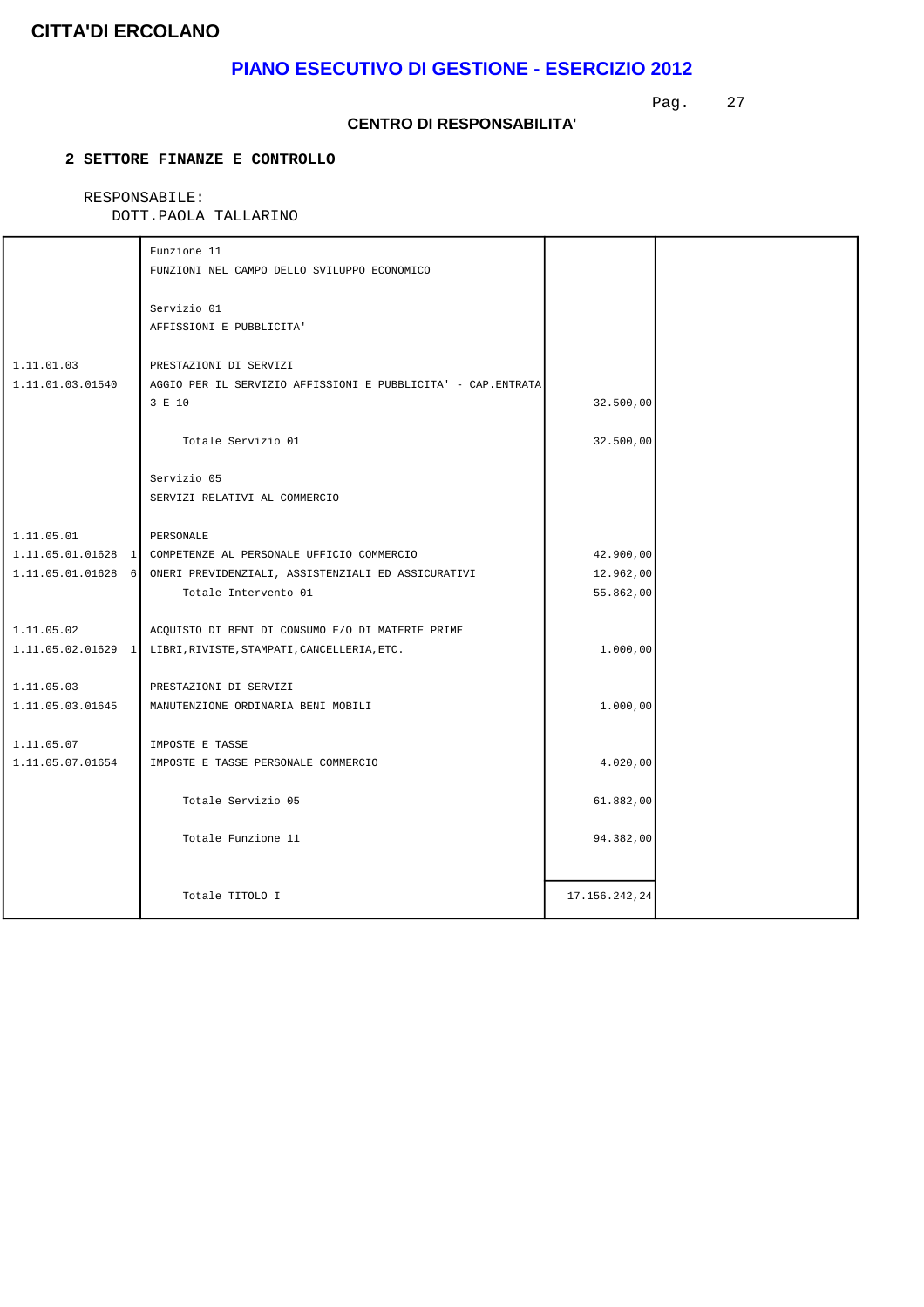**CITTA'DI ERCOLANO**

## PIANO ESECUTIVO DI GESTIONE - ESERCIZIO 2012

### CENTRO DI RESPONSABILITA'

**2 SETTORE FINANZE E CONTROLLO**

RESPONSABILE:
DOTT.PAOLA TALLARINO

| Codice | Descrizione | Importo | |
|---|---|---|---|
| | Funzione 11<br>FUNZIONI NEL CAMPO DELLO SVILUPPO ECONOMICO | | |
| | Servizio 01<br>AFFISSIONI E PUBBLICITA' | | |
| 1.11.01.03 | PRESTAZIONI DI SERVIZI | | |
| 1.11.01.03.01540 | AGGIO PER IL SERVIZIO AFFISSIONI E PUBBLICITA' - CAP.ENTRATA 3 E 10 | 32.500,00 | |
| | Totale Servizio 01 | 32.500,00 | |
| | Servizio 05<br>SERVIZI RELATIVI AL COMMERCIO | | |
| 1.11.05.01 | PERSONALE | | |
| 1.11.05.01.01628 1 | COMPETENZE AL PERSONALE UFFICIO COMMERCIO | 42.900,00 | |
| 1.11.05.01.01628 6 | ONERI PREVIDENZIALI, ASSISTENZIALI ED ASSICURATIVI | 12.962,00 | |
| | Totale Intervento 01 | 55.862,00 | |
| 1.11.05.02 | ACQUISTO DI BENI DI CONSUMO E/O DI MATERIE PRIME | | |
| 1.11.05.02.01629 1 | LIBRI,RIVISTE,STAMPATI,CANCELLERIA,ETC. | 1.000,00 | |
| 1.11.05.03 | PRESTAZIONI DI SERVIZI | | |
| 1.11.05.03.01645 | MANUTENZIONE ORDINARIA BENI MOBILI | 1.000,00 | |
| 1.11.05.07 | IMPOSTE E TASSE | | |
| 1.11.05.07.01654 | IMPOSTE E TASSE PERSONALE COMMERCIO | 4.020,00 | |
| | Totale Servizio 05 | 61.882,00 | |
| | Totale Funzione 11 | 94.382,00 | |
| | Totale TITOLO I | 17.156.242,24 | |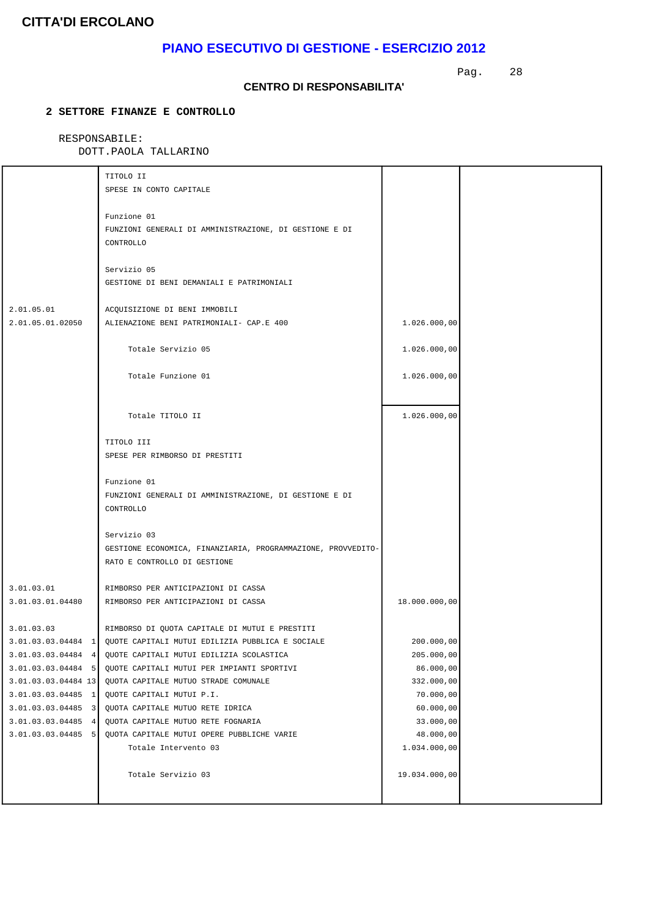**CITTA'DI ERCOLANO**

## PIANO ESECUTIVO DI GESTIONE - ESERCIZIO 2012

**CENTRO DI RESPONSABILITA'**

**2 SETTORE FINANZE E CONTROLLO**

RESPONSABILE:
DOTT.PAOLA TALLARINO

| | | | |
|---|---|---|---|
| | TITOLO II<br>SPESE IN CONTO CAPITALE | | |
| | Funzione 01<br>FUNZIONI GENERALI DI AMMINISTRAZIONE, DI GESTIONE E DI CONTROLLO | | |
| | Servizio 05<br>GESTIONE DI BENI DEMANIALI E PATRIMONIALI | | |
| 2.01.05.01 | ACQUISIZIONE DI BENI IMMOBILI | | |
| 2.01.05.01.02050 | ALIENAZIONE BENI PATRIMONIALI- CAP.E 400 | 1.026.000,00 | |
| | Totale Servizio 05 | 1.026.000,00 | |
| | Totale Funzione 01 | 1.026.000,00 | |
| | Totale TITOLO II | 1.026.000,00 | |
| | TITOLO III<br>SPESE PER RIMBORSO DI PRESTITI | | |
| | Funzione 01<br>FUNZIONI GENERALI DI AMMINISTRAZIONE, DI GESTIONE E DI CONTROLLO | | |
| | Servizio 03<br>GESTIONE ECONOMICA, FINANZIARIA, PROGRAMMAZIONE, PROVVEDITO-RATO E CONTROLLO DI GESTIONE | | |
| 3.01.03.01 | RIMBORSO PER ANTICIPAZIONI DI CASSA | | |
| 3.01.03.01.04480 | RIMBORSO PER ANTICIPAZIONI DI CASSA | 18.000.000,00 | |
| 3.01.03.03 | RIMBORSO DI QUOTA CAPITALE DI MUTUI E PRESTITI | | |
| 3.01.03.03.04484 1 | QUOTE CAPITALI MUTUI EDILIZIA PUBBLICA E SOCIALE | 200.000,00 | |
| 3.01.03.03.04484 4 | QUOTE CAPITALI MUTUI EDILIZIA SCOLASTICA | 205.000,00 | |
| 3.01.03.03.04484 5 | QUOTE CAPITALI MUTUI PER IMPIANTI SPORTIVI | 86.000,00 | |
| 3.01.03.03.04484 13 | QUOTA CAPITALE MUTUO STRADE COMUNALE | 332.000,00 | |
| 3.01.03.03.04485 1 | QUOTE CAPITALI MUTUI P.I. | 70.000,00 | |
| 3.01.03.03.04485 3 | QUOTA CAPITALE MUTUO RETE IDRICA | 60.000,00 | |
| 3.01.03.03.04485 4 | QUOTA CAPITALE MUTUO RETE FOGNARIA | 33.000,00 | |
| 3.01.03.03.04485 5 | QUOTA CAPITALE MUTUI OPERE PUBBLICHE VARIE | 48.000,00 | |
| | Totale Intervento 03 | 1.034.000,00 | |
| | Totale Servizio 03 | 19.034.000,00 | |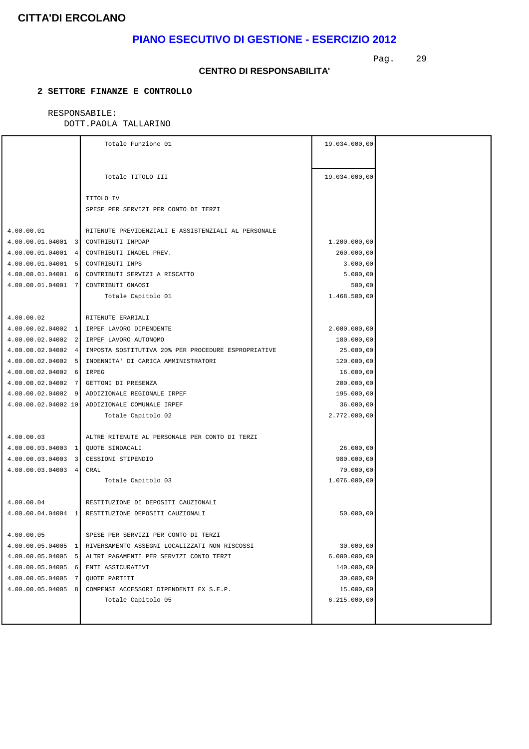**CITTA'DI ERCOLANO**

## PIANO ESECUTIVO DI GESTIONE - ESERCIZIO 2012

**CENTRO DI RESPONSABILITA'**

**2 SETTORE FINANZE E CONTROLLO**

RESPONSABILE:
DOTT.PAOLA TALLARINO

| | | | |
|---|---|---|---|
| | Totale Funzione 01 | 19.034.000,00 | |
| | Totale TITOLO III | 19.034.000,00 | |
| | TITOLO IV | | |
| | SPESE PER SERVIZI PER CONTO DI TERZI | | |
| 4.00.00.01 | RITENUTE PREVIDENZIALI E ASSISTENZIALI AL PERSONALE | | |
| 4.00.00.01.04001 3 | CONTRIBUTI INPDAP | 1.200.000,00 | |
| 4.00.00.01.04001 4 | CONTRIBUTI INADEL PREV. | 260.000,00 | |
| 4.00.00.01.04001 5 | CONTRIBUTI INPS | 3.000,00 | |
| 4.00.00.01.04001 6 | CONTRIBUTI SERVIZI A RISCATTO | 5.000,00 | |
| 4.00.00.01.04001 7 | CONTRIBUTI ONAOSI | 500,00 | |
| | Totale Capitolo 01 | 1.468.500,00 | |
| 4.00.00.02 | RITENUTE ERARIALI | | |
| 4.00.00.02.04002 1 | IRPEF LAVORO DIPENDENTE | 2.000.000,00 | |
| 4.00.00.02.04002 2 | IRPEF LAVORO AUTONOMO | 180.000,00 | |
| 4.00.00.02.04002 4 | IMPOSTA SOSTITUTIVA 20% PER PROCEDURE ESPROPRIATIVE | 25.000,00 | |
| 4.00.00.02.04002 5 | INDENNITA' DI CARICA AMMINISTRATORI | 120.000,00 | |
| 4.00.00.02.04002 6 | IRPEG | 16.000,00 | |
| 4.00.00.02.04002 7 | GETTONI DI PRESENZA | 200.000,00 | |
| 4.00.00.02.04002 9 | ADDIZIONALE REGIONALE IRPEF | 195.000,00 | |
| 4.00.00.02.04002 10 | ADDIZIONALE COMUNALE IRPEF | 36.000,00 | |
| | Totale Capitolo 02 | 2.772.000,00 | |
| 4.00.00.03 | ALTRE RITENUTE AL PERSONALE PER CONTO DI TERZI | | |
| 4.00.00.03.04003 1 | QUOTE SINDACALI | 26.000,00 | |
| 4.00.00.03.04003 3 | CESSIONI STIPENDIO | 980.000,00 | |
| 4.00.00.03.04003 4 | CRAL | 70.000,00 | |
| | Totale Capitolo 03 | 1.076.000,00 | |
| 4.00.00.04 | RESTITUZIONE DI DEPOSITI CAUZIONALI | | |
| 4.00.00.04.04004 1 | RESTITUZIONE DEPOSITI CAUZIONALI | 50.000,00 | |
| 4.00.00.05 | SPESE PER SERVIZI PER CONTO DI TERZI | | |
| 4.00.00.05.04005 1 | RIVERSAMENTO ASSEGNI LOCALIZZATI NON RISCOSSI | 30.000,00 | |
| 4.00.00.05.04005 5 | ALTRI PAGAMENTI PER SERVIZI CONTO TERZI | 6.000.000,00 | |
| 4.00.00.05.04005 6 | ENTI ASSICURATIVI | 140.000,00 | |
| 4.00.00.05.04005 7 | QUOTE PARTITI | 30.000,00 | |
| 4.00.00.05.04005 8 | COMPENSI ACCESSORI DIPENDENTI EX S.E.P. | 15.000,00 | |
| | Totale Capitolo 05 | 6.215.000,00 | |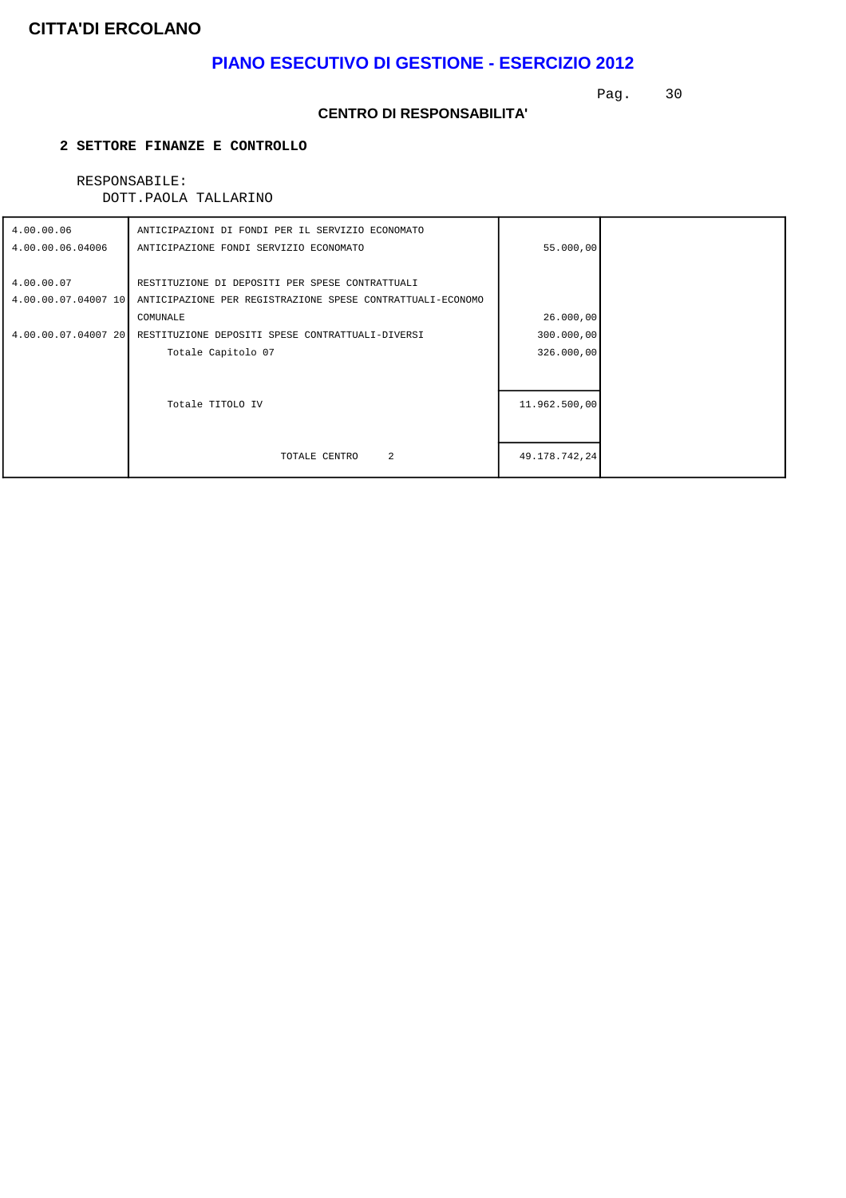**CITTA'DI ERCOLANO**

## PIANO ESECUTIVO DI GESTIONE - ESERCIZIO 2012

### CENTRO DI RESPONSABILITA'

**2 SETTORE FINANZE E CONTROLLO**

RESPONSABILE:
DOTT.PAOLA TALLARINO

| Codice | Descrizione | Importo | |
|---|---|---|---|
| 4.00.00.06 | ANTICIPAZIONI DI FONDI PER IL SERVIZIO ECONOMATO | | |
| 4.00.00.06.04006 | ANTICIPAZIONE FONDI SERVIZIO ECONOMATO | 55.000,00 | |
| 4.00.00.07 | RESTITUZIONE DI DEPOSITI PER SPESE CONTRATTUALI | | |
| 4.00.00.07.04007 10 | ANTICIPAZIONE PER REGISTRAZIONE SPESE CONTRATTUALI-ECONOMO COMUNALE | 26.000,00 | |
| 4.00.00.07.04007 20 | RESTITUZIONE DEPOSITI SPESE CONTRATTUALI-DIVERSI | 300.000,00 | |
| | Totale Capitolo 07 | 326.000,00 | |
| | Totale TITOLO IV | 11.962.500,00 | |
| | TOTALE CENTRO 2 | 49.178.742,24 | |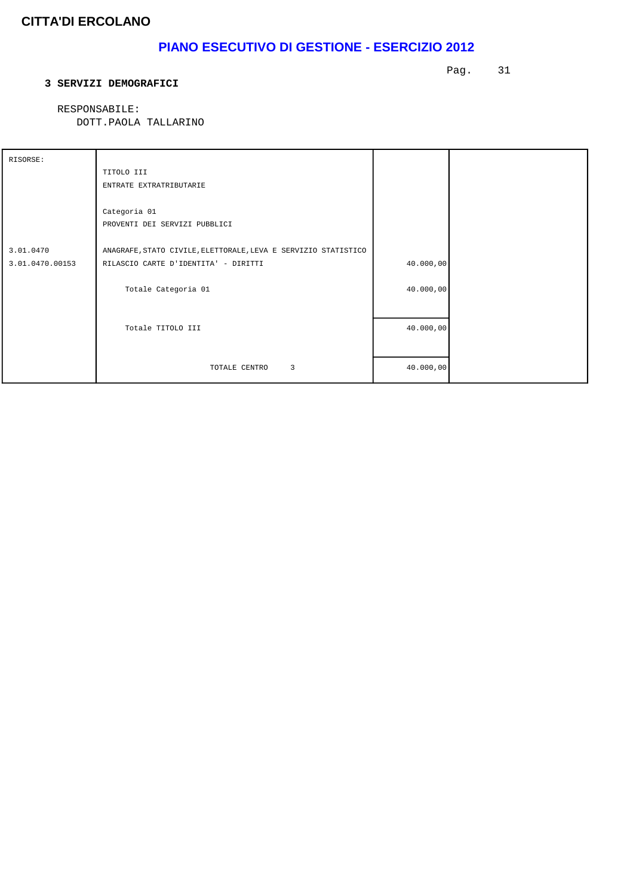# CITTA'DI ERCOLANO

## PIANO ESECUTIVO DI GESTIONE - ESERCIZIO 2012

### 3 SERVIZI DEMOGRAFICI

RESPONSABILE:
DOTT.PAOLA TALLARINO

| RISORSE: | | | |
|---|---|---|---|
| | TITOLO III<br>ENTRATE EXTRATRIBUTARIE | | |
| | Categoria 01<br>PROVENTI DEI SERVIZI PUBBLICI | | |
| 3.01.0470 | ANAGRAFE,STATO CIVILE,ELETTORALE,LEVA E SERVIZIO STATISTICO | | |
| 3.01.0470.00153 | RILASCIO CARTE D'IDENTITA' - DIRITTI | 40.000,00 | |
| | Totale Categoria 01 | 40.000,00 | |
| | Totale TITOLO III | 40.000,00 | |
| | TOTALE CENTRO 3 | 40.000,00 | |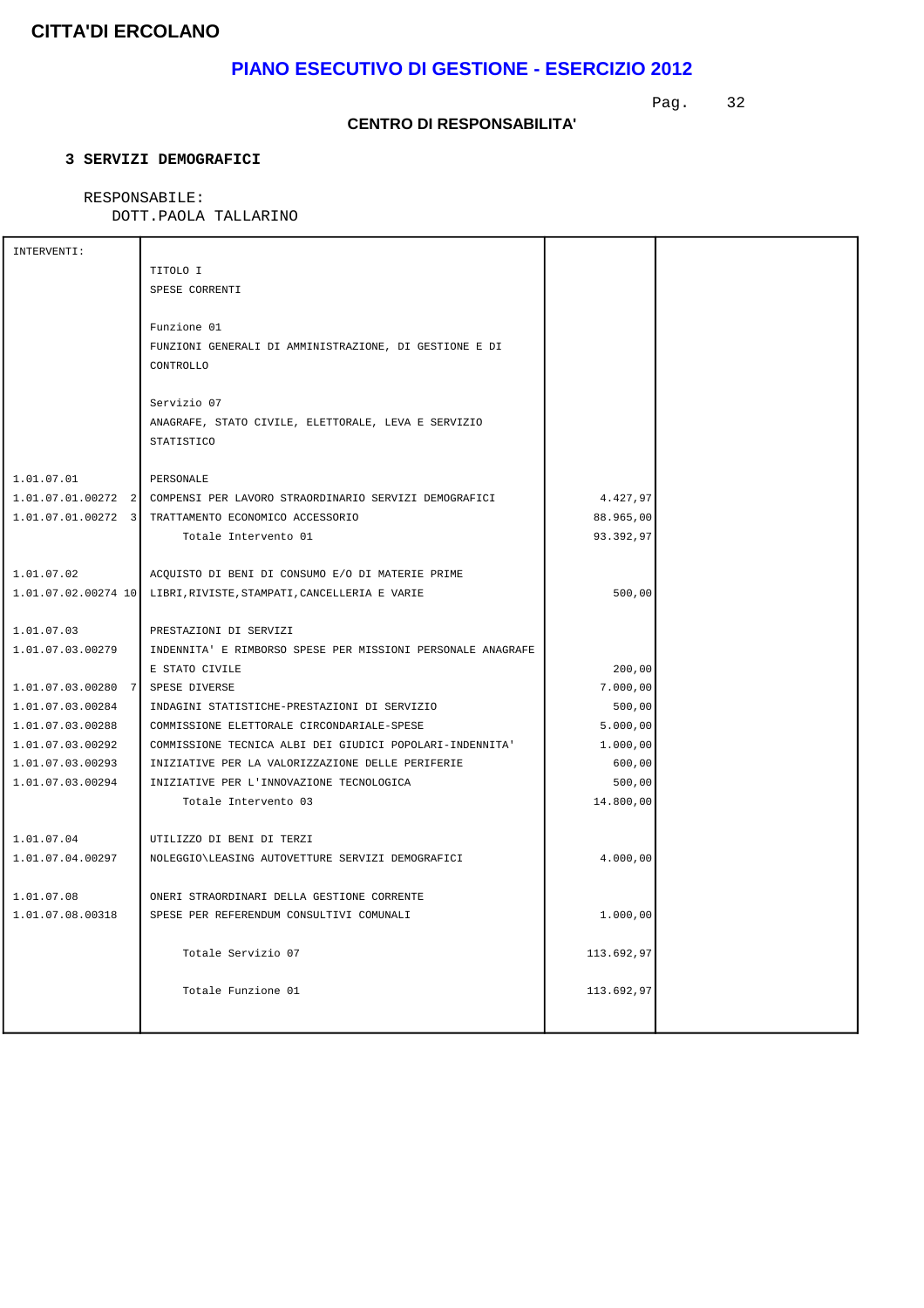**CITTA'DI ERCOLANO**

## PIANO ESECUTIVO DI GESTIONE - ESERCIZIO 2012

**CENTRO DI RESPONSABILITA'**

**3 SERVIZI DEMOGRAFICI**

RESPONSABILE:
DOTT.PAOLA TALLARINO

| INTERVENTI: | | | |
|---|---|---|---|
| | TITOLO I | | |
| | SPESE CORRENTI | | |
| | | | |
| | Funzione 01 | | |
| | FUNZIONI GENERALI DI AMMINISTRAZIONE, DI GESTIONE E DI CONTROLLO | | |
| | | | |
| | Servizio 07 | | |
| | ANAGRAFE, STATO CIVILE, ELETTORALE, LEVA E SERVIZIO STATISTICO | | |
| | | | |
| 1.01.07.01 | PERSONALE | | |
| 1.01.07.01.00272 2 | COMPENSI PER LAVORO STRAORDINARIO SERVIZI DEMOGRAFICI | 4.427,97 | |
| 1.01.07.01.00272 3 | TRATTAMENTO ECONOMICO ACCESSORIO | 88.965,00 | |
| | Totale Intervento 01 | 93.392,97 | |
| | | | |
| 1.01.07.02 | ACQUISTO DI BENI DI CONSUMO E/O DI MATERIE PRIME | | |
| 1.01.07.02.00274 10 | LIBRI,RIVISTE,STAMPATI,CANCELLERIA E VARIE | 500,00 | |
| | | | |
| 1.01.07.03 | PRESTAZIONI DI SERVIZI | | |
| 1.01.07.03.00279 | INDENNITA' E RIMBORSO SPESE PER MISSIONI PERSONALE ANAGRAFE E STATO CIVILE | 200,00 | |
| 1.01.07.03.00280 7 | SPESE DIVERSE | 7.000,00 | |
| 1.01.07.03.00284 | INDAGINI STATISTICHE-PRESTAZIONI DI SERVIZIO | 500,00 | |
| 1.01.07.03.00288 | COMMISSIONE ELETTORALE CIRCONDARIALE-SPESE | 5.000,00 | |
| 1.01.07.03.00292 | COMMISSIONE TECNICA ALBI DEI GIUDICI POPOLARI-INDENNITA' | 1.000,00 | |
| 1.01.07.03.00293 | INIZIATIVE PER LA VALORIZZAZIONE DELLE PERIFERIE | 600,00 | |
| 1.01.07.03.00294 | INIZIATIVE PER L'INNOVAZIONE TECNOLOGICA | 500,00 | |
| | Totale Intervento 03 | 14.800,00 | |
| | | | |
| 1.01.07.04 | UTILIZZO DI BENI DI TERZI | | |
| 1.01.07.04.00297 | NOLEGGIO\LEASING AUTOVETTURE SERVIZI DEMOGRAFICI | 4.000,00 | |
| | | | |
| 1.01.07.08 | ONERI STRAORDINARI DELLA GESTIONE CORRENTE | | |
| 1.01.07.08.00318 | SPESE PER REFERENDUM CONSULTIVI COMUNALI | 1.000,00 | |
| | | | |
| | Totale Servizio 07 | 113.692,97 | |
| | | | |
| | Totale Funzione 01 | 113.692,97 | |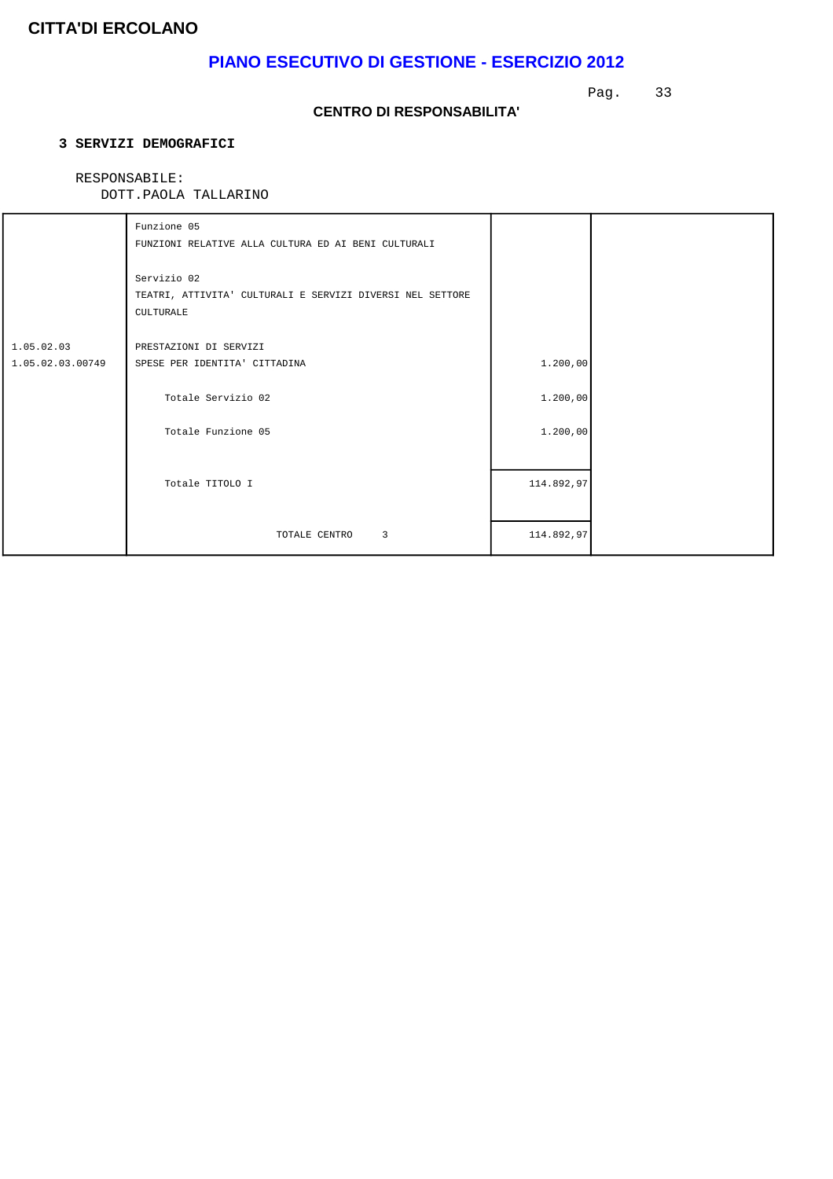# CITTA'DI ERCOLANO

## PIANO ESECUTIVO DI GESTIONE - ESERCIZIO 2012

### CENTRO DI RESPONSABILITA'

**3 SERVIZI DEMOGRAFICI**

RESPONSABILE:
DOTT.PAOLA TALLARINO

| | | | |
|---|---|---|---|
| | Funzione 05<br>FUNZIONI RELATIVE ALLA CULTURA ED AI BENI CULTURALI | | |
| | Servizio 02<br>TEATRI, ATTIVITA' CULTURALI E SERVIZI DIVERSI NEL SETTORE CULTURALE | | |
| 1.05.02.03 | PRESTAZIONI DI SERVIZI | | |
| 1.05.02.03.00749 | SPESE PER IDENTITA' CITTADINA | 1.200,00 | |
| | Totale Servizio 02 | 1.200,00 | |
| | Totale Funzione 05 | 1.200,00 | |
| | Totale TITOLO I | 114.892,97 | |
| | TOTALE CENTRO 3 | 114.892,97 | |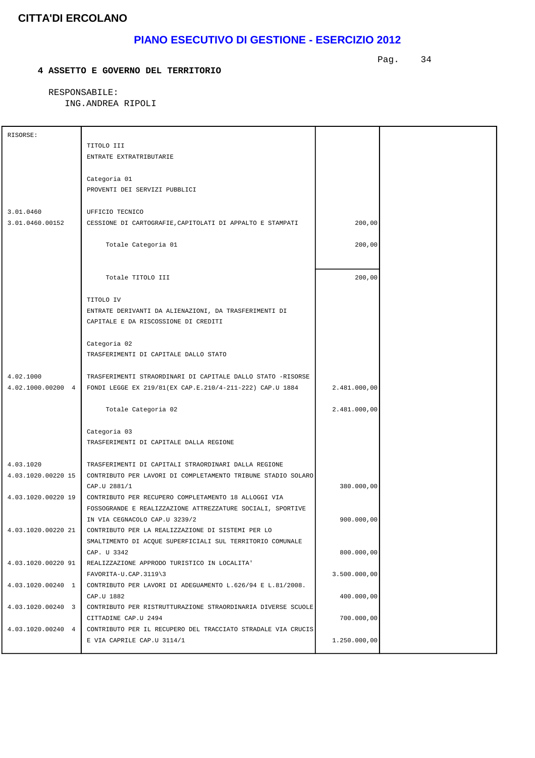**CITTA'DI ERCOLANO**

# PIANO ESECUTIVO DI GESTIONE - ESERCIZIO 2012

## 4 ASSETTO E GOVERNO DEL TERRITORIO

RESPONSABILE:
ING.ANDREA RIPOLI

| RISORSE: | | | |
|---|---|---|---|
| | TITOLO III<br>ENTRATE EXTRATRIBUTARIE | | |
| | Categoria 01<br>PROVENTI DEI SERVIZI PUBBLICI | | |
| 3.01.0460 | UFFICIO TECNICO | | |
| 3.01.0460.00152 | CESSIONE DI CARTOGRAFIE,CAPITOLATI DI APPALTO E STAMPATI | 200,00 | |
| | Totale Categoria 01 | 200,00 | |
| | Totale TITOLO III | 200,00 | |
| | TITOLO IV<br>ENTRATE DERIVANTI DA ALIENAZIONI, DA TRASFERIMENTI DI CAPITALE E DA RISCOSSIONE DI CREDITI | | |
| | Categoria 02<br>TRASFERIMENTI DI CAPITALE DALLO STATO | | |
| 4.02.1000 | TRASFERIMENTI STRAORDINARI DI CAPITALE DALLO STATO -RISORSE | | |
| 4.02.1000.00200 4 | FONDI LEGGE EX 219/81(EX CAP.E.210/4-211-222) CAP.U 1884 | 2.481.000,00 | |
| | Totale Categoria 02 | 2.481.000,00 | |
| | Categoria 03<br>TRASFERIMENTI DI CAPITALE DALLA REGIONE | | |
| 4.03.1020 | TRASFERIMENTI DI CAPITALI STRAORDINARI DALLA REGIONE | | |
| 4.03.1020.00220 15 | CONTRIBUTO PER LAVORI DI COMPLETAMENTO TRIBUNE STADIO SOLARO CAP.U 2881/1 | 380.000,00 | |
| 4.03.1020.00220 19 | CONTRIBUTO PER RECUPERO COMPLETAMENTO 18 ALLOGGI VIA FOSSOGRANDE E REALIZZAZIONE ATTREZZATURE SOCIALI, SPORTIVE IN VIA CEGNACOLO CAP.U 3239/2 | 900.000,00 | |
| 4.03.1020.00220 21 | CONTRIBUTO PER LA REALIZZAZIONE DI SISTEMI PER LO SMALTIMENTO DI ACQUE SUPERFICIALI SUL TERRITORIO COMUNALE CAP. U 3342 | 800.000,00 | |
| 4.03.1020.00220 91 | REALIZZAZIONE APPRODO TURISTICO IN LOCALITA' FAVORITA-U.CAP.3119\3 | 3.500.000,00 | |
| 4.03.1020.00240 1 | CONTRIBUTO PER LAVORI DI ADEGUAMENTO L.626/94 E L.81/2008. CAP.U 1882 | 400.000,00 | |
| 4.03.1020.00240 3 | CONTRIBUTO PER RISTRUTTURAZIONE STRAORDINARIA DIVERSE SCUOLE CITTADINE CAP.U 2494 | 700.000,00 | |
| 4.03.1020.00240 4 | CONTRIBUTO PER IL RECUPERO DEL TRACCIATO STRADALE VIA CRUCIS E VIA CAPRILE CAP.U 3114/1 | 1.250.000,00 | |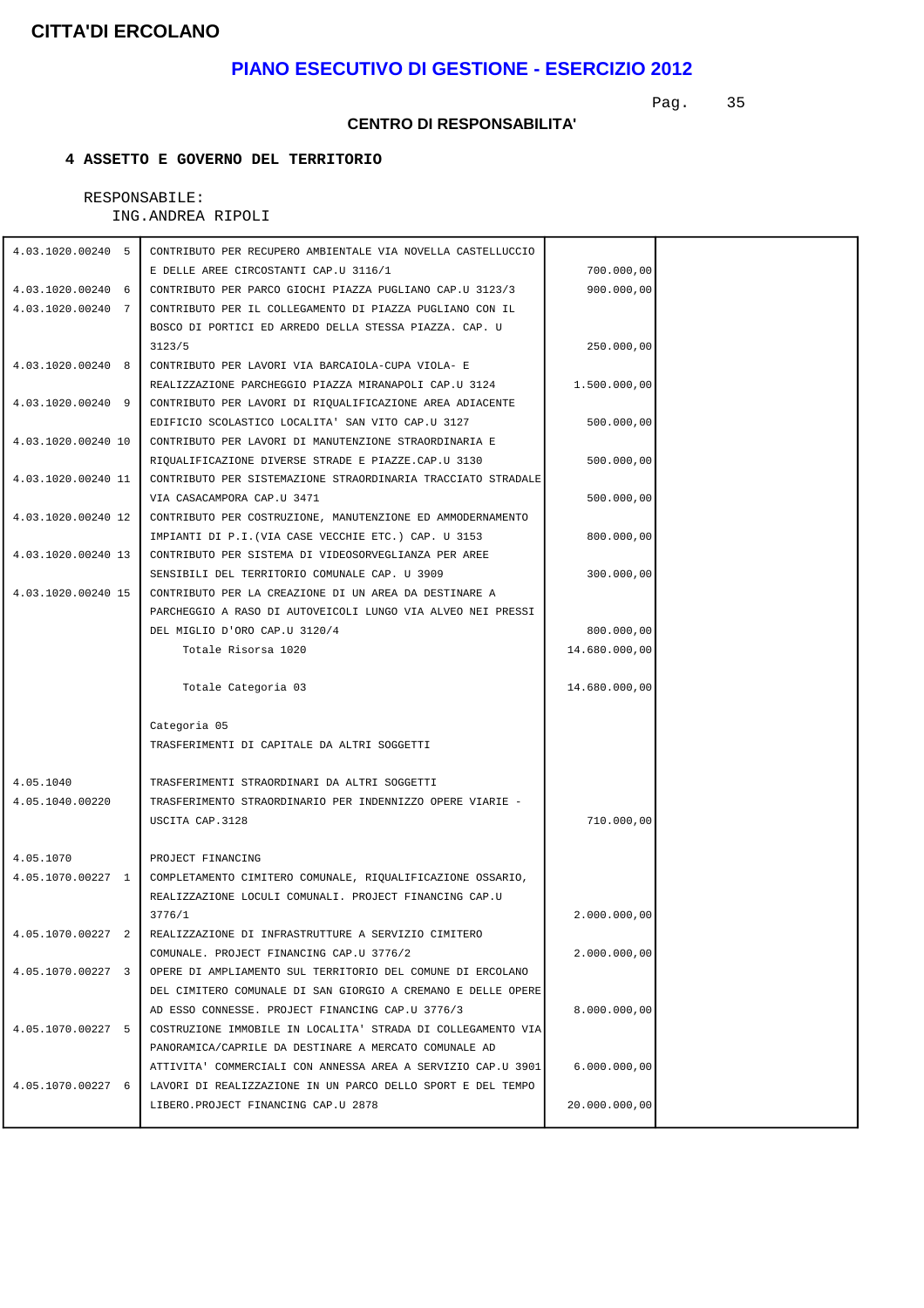**CITTA'DI ERCOLANO**

## PIANO ESECUTIVO DI GESTIONE - ESERCIZIO 2012

**CENTRO DI RESPONSABILITA'**

**4 ASSETTO E GOVERNO DEL TERRITORIO**

RESPONSABILE:
ING.ANDREA RIPOLI

| | | | |
|---|---|---|---|
| 4.03.1020.00240 5 | CONTRIBUTO PER RECUPERO AMBIENTALE VIA NOVELLA CASTELLUCCIO E DELLE AREE CIRCOSTANTI CAP.U 3116/1 | 700.000,00 | |
| 4.03.1020.00240 6 | CONTRIBUTO PER PARCO GIOCHI PIAZZA PUGLIANO CAP.U 3123/3 | 900.000,00 | |
| 4.03.1020.00240 7 | CONTRIBUTO PER IL COLLEGAMENTO DI PIAZZA PUGLIANO CON IL BOSCO DI PORTICI ED ARREDO DELLA STESSA PIAZZA. CAP. U 3123/5 | 250.000,00 | |
| 4.03.1020.00240 8 | CONTRIBUTO PER LAVORI VIA BARCAIOLA-CUPA VIOLA- E REALIZZAZIONE PARCHEGGIO PIAZZA MIRANAPOLI CAP.U 3124 | 1.500.000,00 | |
| 4.03.1020.00240 9 | CONTRIBUTO PER LAVORI DI RIQUALIFICAZIONE AREA ADIACENTE EDIFICIO SCOLASTICO LOCALITA' SAN VITO CAP.U 3127 | 500.000,00 | |
| 4.03.1020.00240 10 | CONTRIBUTO PER LAVORI DI MANUTENZIONE STRAORDINARIA E RIQUALIFICAZIONE DIVERSE STRADE E PIAZZE.CAP.U 3130 | 500.000,00 | |
| 4.03.1020.00240 11 | CONTRIBUTO PER SISTEMAZIONE STRAORDINARIA TRACCIATO STRADALE VIA CASACAMPORA CAP.U 3471 | 500.000,00 | |
| 4.03.1020.00240 12 | CONTRIBUTO PER COSTRUZIONE, MANUTENZIONE ED AMMODERNAMENTO IMPIANTI DI P.I.(VIA CASE VECCHIE ETC.) CAP. U 3153 | 800.000,00 | |
| 4.03.1020.00240 13 | CONTRIBUTO PER SISTEMA DI VIDEOSORVEGLIANZA PER AREE SENSIBILI DEL TERRITORIO COMUNALE CAP. U 3909 | 300.000,00 | |
| 4.03.1020.00240 15 | CONTRIBUTO PER LA CREAZIONE DI UN AREA DA DESTINARE A PARCHEGGIO A RASO DI AUTOVEICOLI LUNGO VIA ALVEO NEI PRESSI DEL MIGLIO D'ORO CAP.U 3120/4 | 800.000,00 | |
| | Totale Risorsa 1020 | 14.680.000,00 | |
| | Totale Categoria 03 | 14.680.000,00 | |
| | Categoria 05<br>TRASFERIMENTI DI CAPITALE DA ALTRI SOGGETTI | | |
| 4.05.1040 | TRASFERIMENTI STRAORDINARI DA ALTRI SOGGETTI | | |
| 4.05.1040.00220 | TRASFERIMENTO STRAORDINARIO PER INDENNIZZO OPERE VIARIE - USCITA CAP.3128 | 710.000,00 | |
| 4.05.1070 | PROJECT FINANCING | | |
| 4.05.1070.00227 1 | COMPLETAMENTO CIMITERO COMUNALE, RIQUALIFICAZIONE OSSARIO, REALIZZAZIONE LOCULI COMUNALI. PROJECT FINANCING CAP.U 3776/1 | 2.000.000,00 | |
| 4.05.1070.00227 2 | REALIZZAZIONE DI INFRASTRUTTURE A SERVIZIO CIMITERO COMUNALE. PROJECT FINANCING CAP.U 3776/2 | 2.000.000,00 | |
| 4.05.1070.00227 3 | OPERE DI AMPLIAMENTO SUL TERRITORIO DEL COMUNE DI ERCOLANO DEL CIMITERO COMUNALE DI SAN GIORGIO A CREMANO E DELLE OPERE AD ESSO CONNESSE. PROJECT FINANCING CAP.U 3776/3 | 8.000.000,00 | |
| 4.05.1070.00227 5 | COSTRUZIONE IMMOBILE IN LOCALITA' STRADA DI COLLEGAMENTO VIA PANORAMICA/CAPRILE DA DESTINARE A MERCATO COMUNALE AD ATTIVITA' COMMERCIALI CON ANNESSA AREA A SERVIZIO CAP.U 3901 | 6.000.000,00 | |
| 4.05.1070.00227 6 | LAVORI DI REALIZZAZIONE IN UN PARCO DELLO SPORT E DEL TEMPO LIBERO.PROJECT FINANCING CAP.U 2878 | 20.000.000,00 | |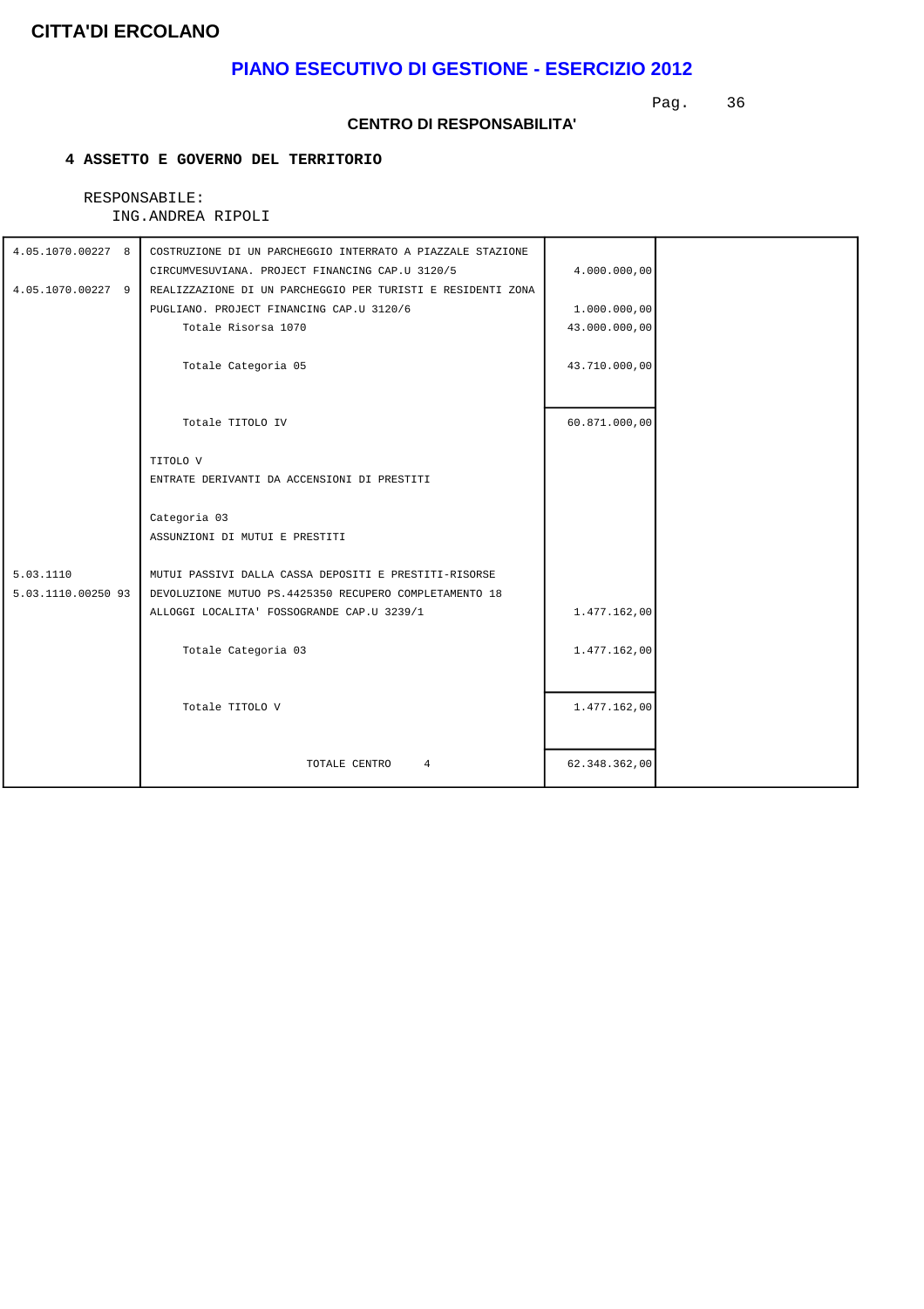# CITTA'DI ERCOLANO

## PIANO ESECUTIVO DI GESTIONE - ESERCIZIO 2012

### CENTRO DI RESPONSABILITA'

**4 ASSETTO E GOVERNO DEL TERRITORIO**

RESPONSABILE:
ING.ANDREA RIPOLI

| | | | |
|---|---|---|---|
| 4.05.1070.00227 8 | COSTRUZIONE DI UN PARCHEGGIO INTERRATO A PIAZZALE STAZIONE CIRCUMVESUVIANA. PROJECT FINANCING CAP.U 3120/5 | 4.000.000,00 | |
| 4.05.1070.00227 9 | REALIZZAZIONE DI UN PARCHEGGIO PER TURISTI E RESIDENTI ZONA PUGLIANO. PROJECT FINANCING CAP.U 3120/6 | 1.000.000,00 | |
| | Totale Risorsa 1070 | 43.000.000,00 | |
| | Totale Categoria 05 | 43.710.000,00 | |
| | Totale TITOLO IV | 60.871.000,00 | |
| | TITOLO V<br>ENTRATE DERIVANTI DA ACCENSIONI DI PRESTITI | | |
| | Categoria 03<br>ASSUNZIONI DI MUTUI E PRESTITI | | |
| 5.03.1110 | MUTUI PASSIVI DALLA CASSA DEPOSITI E PRESTITI-RISORSE | | |
| 5.03.1110.00250 93 | DEVOLUZIONE MUTUO PS.4425350 RECUPERO COMPLETAMENTO 18 ALLOGGI LOCALITA' FOSSOGRANDE CAP.U 3239/1 | 1.477.162,00 | |
| | Totale Categoria 03 | 1.477.162,00 | |
| | Totale TITOLO V | 1.477.162,00 | |
| | TOTALE CENTRO 4 | 62.348.362,00 | |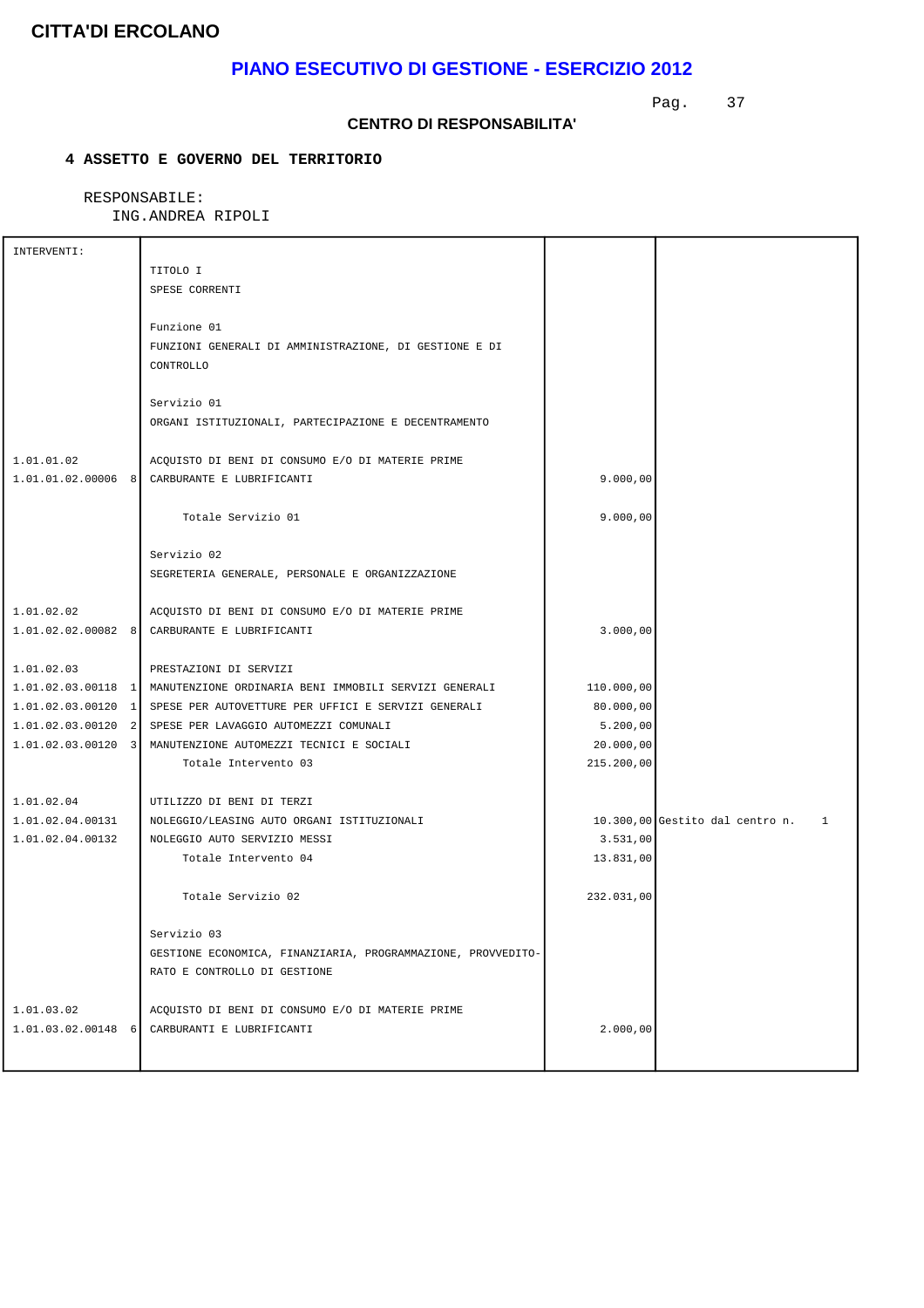**CITTA'DI ERCOLANO**

## PIANO ESECUTIVO DI GESTIONE - ESERCIZIO 2012

**CENTRO DI RESPONSABILITA'**

**4 ASSETTO E GOVERNO DEL TERRITORIO**

RESPONSABILE:
ING.ANDREA RIPOLI

| INTERVENTI: | | | |
|---|---|---|---|
| | TITOLO I<br>SPESE CORRENTI | | |
| | Funzione 01<br>FUNZIONI GENERALI DI AMMINISTRAZIONE, DI GESTIONE E DI CONTROLLO | | |
| | Servizio 01<br>ORGANI ISTITUZIONALI, PARTECIPAZIONE E DECENTRAMENTO | | |
| 1.01.01.02 | ACQUISTO DI BENI DI CONSUMO E/O DI MATERIE PRIME | | |
| 1.01.01.02.00006 8 | CARBURANTE E LUBRIFICANTI | 9.000,00 | |
| | Totale Servizio 01 | 9.000,00 | |
| | Servizio 02<br>SEGRETERIA GENERALE, PERSONALE E ORGANIZZAZIONE | | |
| 1.01.02.02 | ACQUISTO DI BENI DI CONSUMO E/O DI MATERIE PRIME | | |
| 1.01.02.02.00082 8 | CARBURANTE E LUBRIFICANTI | 3.000,00 | |
| 1.01.02.03 | PRESTAZIONI DI SERVIZI | | |
| 1.01.02.03.00118 1 | MANUTENZIONE ORDINARIA BENI IMMOBILI SERVIZI GENERALI | 110.000,00 | |
| 1.01.02.03.00120 1 | SPESE PER AUTOVETTURE PER UFFICI E SERVIZI GENERALI | 80.000,00 | |
| 1.01.02.03.00120 2 | SPESE PER LAVAGGIO AUTOMEZZI COMUNALI | 5.200,00 | |
| 1.01.02.03.00120 3 | MANUTENZIONE AUTOMEZZI TECNICI E SOCIALI | 20.000,00 | |
| | Totale Intervento 03 | 215.200,00 | |
| 1.01.02.04 | UTILIZZO DI BENI DI TERZI | | |
| 1.01.02.04.00131 | NOLEGGIO/LEASING AUTO ORGANI ISTITUZIONALI | 10.300,00 | Gestito dal centro n. 1 |
| 1.01.02.04.00132 | NOLEGGIO AUTO SERVIZIO MESSI | 3.531,00 | |
| | Totale Intervento 04 | 13.831,00 | |
| | Totale Servizio 02 | 232.031,00 | |
| | Servizio 03<br>GESTIONE ECONOMICA, FINANZIARIA, PROGRAMMAZIONE, PROVVEDITO-RATO E CONTROLLO DI GESTIONE | | |
| 1.01.03.02 | ACQUISTO DI BENI DI CONSUMO E/O DI MATERIE PRIME | | |
| 1.01.03.02.00148 6 | CARBURANTI E LUBRIFICANTI | 2.000,00 | |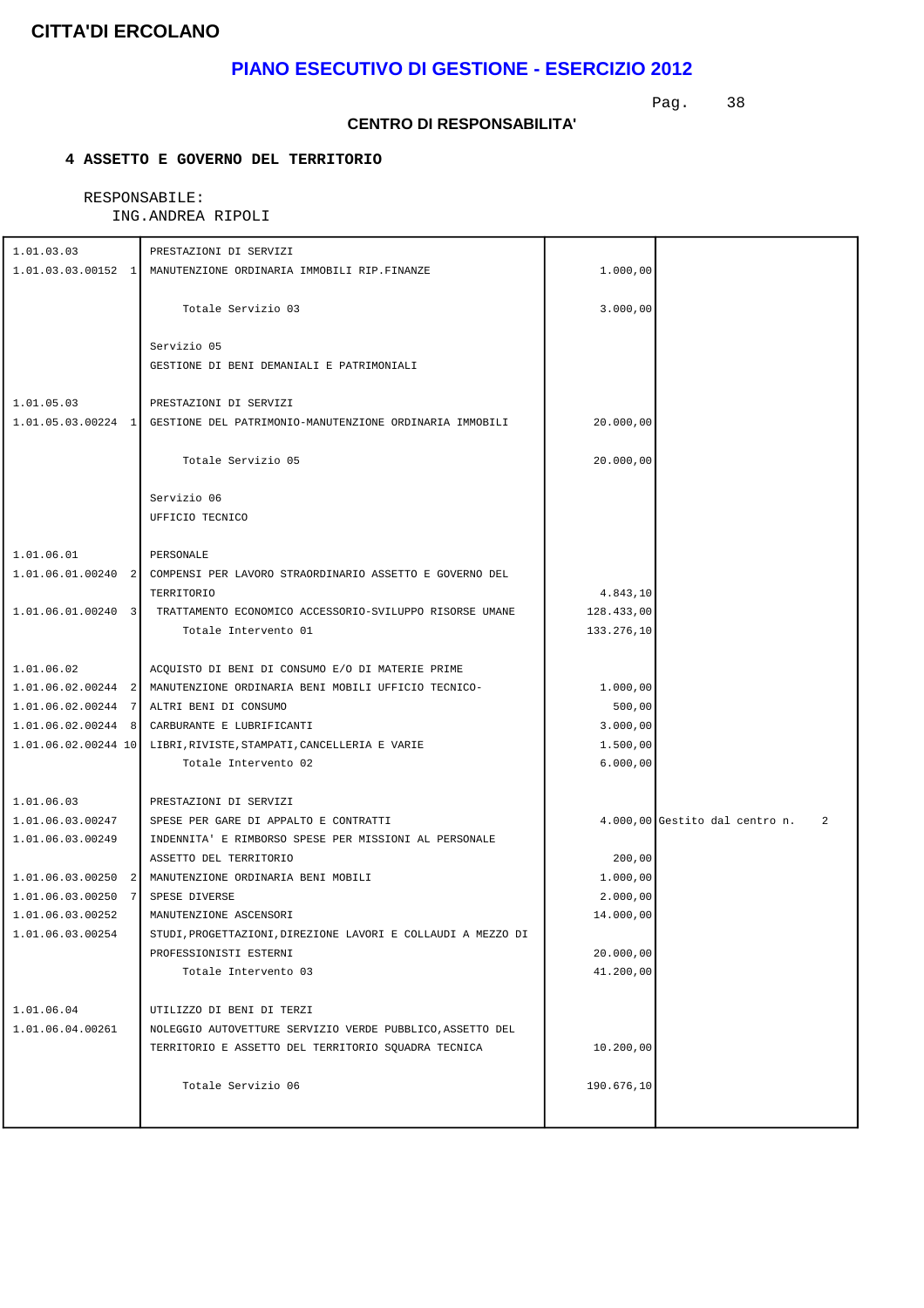**CITTA'DI ERCOLANO**

# PIANO ESECUTIVO DI GESTIONE - ESERCIZIO 2012

### CENTRO DI RESPONSABILITA'

**4 ASSETTO E GOVERNO DEL TERRITORIO**

RESPONSABILE:
ING.ANDREA RIPOLI

| | | | |
|---|---|---|---|
| 1.01.03.03 | PRESTAZIONI DI SERVIZI | | |
| 1.01.03.03.00152 1 | MANUTENZIONE ORDINARIA IMMOBILI RIP.FINANZE | 1.000,00 | |
| | Totale Servizio 03 | 3.000,00 | |
| | Servizio 05<br>GESTIONE DI BENI DEMANIALI E PATRIMONIALI | | |
| 1.01.05.03 | PRESTAZIONI DI SERVIZI | | |
| 1.01.05.03.00224 1 | GESTIONE DEL PATRIMONIO-MANUTENZIONE ORDINARIA IMMOBILI | 20.000,00 | |
| | Totale Servizio 05 | 20.000,00 | |
| | Servizio 06<br>UFFICIO TECNICO | | |
| 1.01.06.01 | PERSONALE | | |
| 1.01.06.01.00240 2 | COMPENSI PER LAVORO STRAORDINARIO ASSETTO E GOVERNO DEL TERRITORIO | 4.843,10 | |
| 1.01.06.01.00240 3 | TRATTAMENTO ECONOMICO ACCESSORIO-SVILUPPO RISORSE UMANE | 128.433,00 | |
| | Totale Intervento 01 | 133.276,10 | |
| 1.01.06.02 | ACQUISTO DI BENI DI CONSUMO E/O DI MATERIE PRIME | | |
| 1.01.06.02.00244 2 | MANUTENZIONE ORDINARIA BENI MOBILI UFFICIO TECNICO- | 1.000,00 | |
| 1.01.06.02.00244 7 | ALTRI BENI DI CONSUMO | 500,00 | |
| 1.01.06.02.00244 8 | CARBURANTE E LUBRIFICANTI | 3.000,00 | |
| 1.01.06.02.00244 10 | LIBRI,RIVISTE,STAMPATI,CANCELLERIA E VARIE | 1.500,00 | |
| | Totale Intervento 02 | 6.000,00 | |
| 1.01.06.03 | PRESTAZIONI DI SERVIZI | | |
| 1.01.06.03.00247 | SPESE PER GARE DI APPALTO E CONTRATTI | 4.000,00 | Gestito dal centro n. 2 |
| 1.01.06.03.00249 | INDENNITA' E RIMBORSO SPESE PER MISSIONI AL PERSONALE ASSETTO DEL TERRITORIO | 200,00 | |
| 1.01.06.03.00250 2 | MANUTENZIONE ORDINARIA BENI MOBILI | 1.000,00 | |
| 1.01.06.03.00250 7 | SPESE DIVERSE | 2.000,00 | |
| 1.01.06.03.00252 | MANUTENZIONE ASCENSORI | 14.000,00 | |
| 1.01.06.03.00254 | STUDI,PROGETTAZIONI,DIREZIONE LAVORI E COLLAUDI A MEZZO DI PROFESSIONISTI ESTERNI | 20.000,00 | |
| | Totale Intervento 03 | 41.200,00 | |
| 1.01.06.04 | UTILIZZO DI BENI DI TERZI | | |
| 1.01.06.04.00261 | NOLEGGIO AUTOVETTURE SERVIZIO VERDE PUBBLICO,ASSETTO DEL TERRITORIO E ASSETTO DEL TERRITORIO SQUADRA TECNICA | 10.200,00 | |
| | Totale Servizio 06 | 190.676,10 | |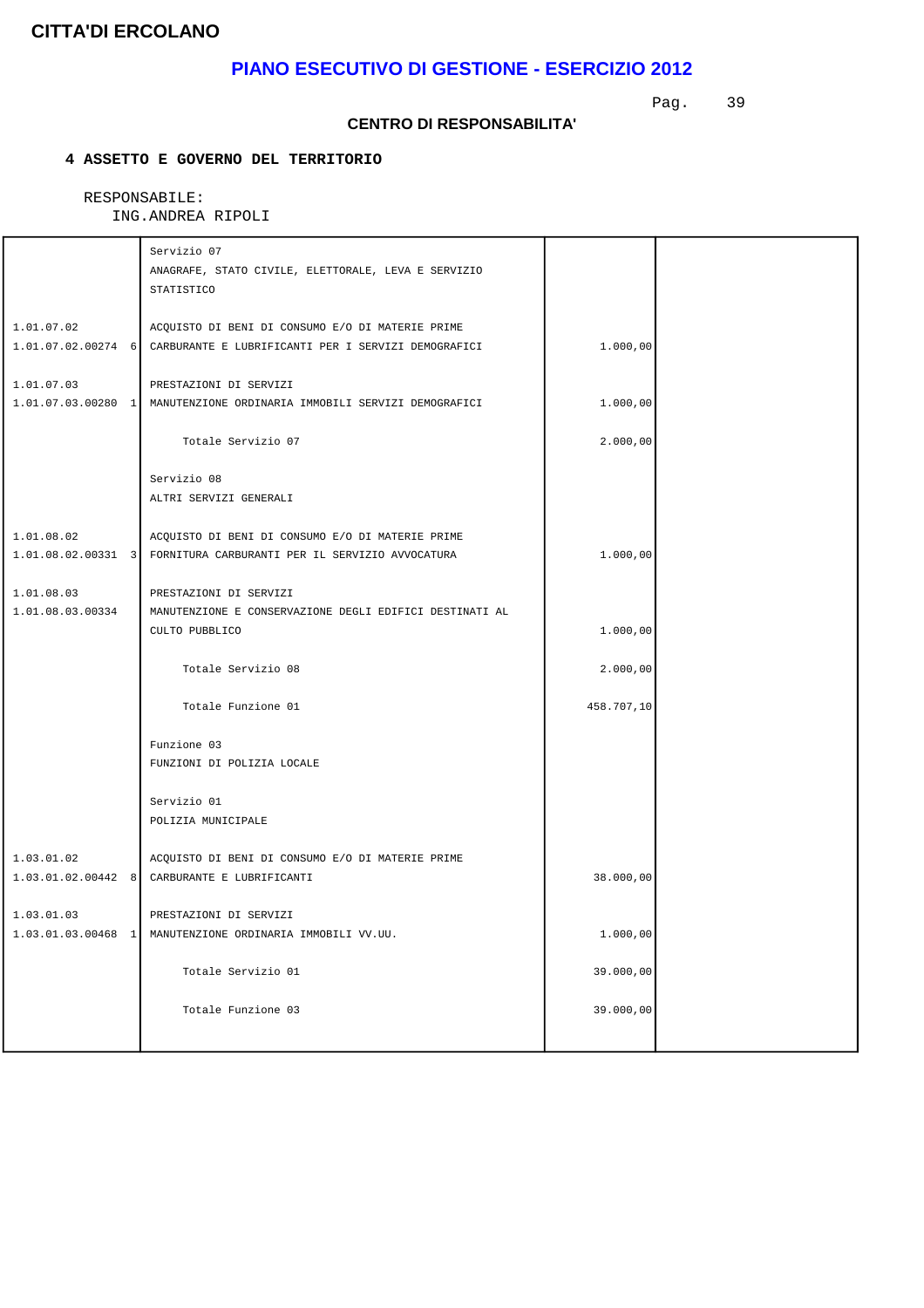**CITTA'DI ERCOLANO**

## PIANO ESECUTIVO DI GESTIONE - ESERCIZIO 2012

**CENTRO DI RESPONSABILITA'**

**4 ASSETTO E GOVERNO DEL TERRITORIO**

RESPONSABILE:
ING.ANDREA RIPOLI

| | | | |
|---|---|---|---|
| | Servizio 07<br>ANAGRAFE, STATO CIVILE, ELETTORALE, LEVA E SERVIZIO STATISTICO | | |
| 1.01.07.02 | ACQUISTO DI BENI DI CONSUMO E/O DI MATERIE PRIME | | |
| 1.01.07.02.00274 6 | CARBURANTE E LUBRIFICANTI PER I SERVIZI DEMOGRAFICI | 1.000,00 | |
| 1.01.07.03 | PRESTAZIONI DI SERVIZI | | |
| 1.01.07.03.00280 1 | MANUTENZIONE ORDINARIA IMMOBILI SERVIZI DEMOGRAFICI | 1.000,00 | |
| | Totale Servizio 07 | 2.000,00 | |
| | Servizio 08<br>ALTRI SERVIZI GENERALI | | |
| 1.01.08.02 | ACQUISTO DI BENI DI CONSUMO E/O DI MATERIE PRIME | | |
| 1.01.08.02.00331 3 | FORNITURA CARBURANTI PER IL SERVIZIO AVVOCATURA | 1.000,00 | |
| 1.01.08.03 | PRESTAZIONI DI SERVIZI | | |
| 1.01.08.03.00334 | MANUTENZIONE E CONSERVAZIONE DEGLI EDIFICI DESTINATI AL CULTO PUBBLICO | 1.000,00 | |
| | Totale Servizio 08 | 2.000,00 | |
| | Totale Funzione 01 | 458.707,10 | |
| | Funzione 03<br>FUNZIONI DI POLIZIA LOCALE | | |
| | Servizio 01<br>POLIZIA MUNICIPALE | | |
| 1.03.01.02 | ACQUISTO DI BENI DI CONSUMO E/O DI MATERIE PRIME | | |
| 1.03.01.02.00442 8 | CARBURANTE E LUBRIFICANTI | 38.000,00 | |
| 1.03.01.03 | PRESTAZIONI DI SERVIZI | | |
| 1.03.01.03.00468 1 | MANUTENZIONE ORDINARIA IMMOBILI VV.UU. | 1.000,00 | |
| | Totale Servizio 01 | 39.000,00 | |
| | Totale Funzione 03 | 39.000,00 | |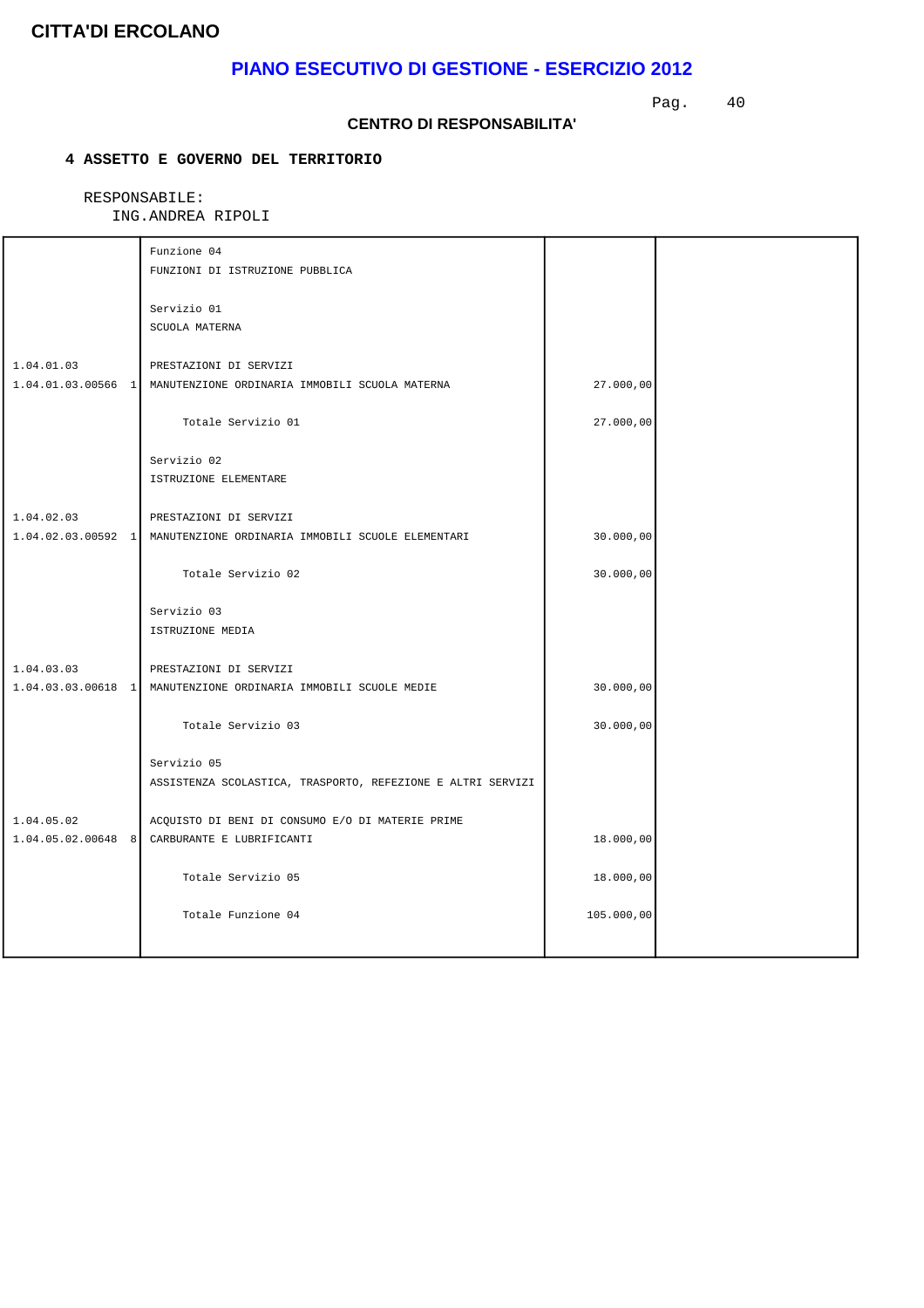**CITTA'DI ERCOLANO**

## PIANO ESECUTIVO DI GESTIONE - ESERCIZIO 2012

**CENTRO DI RESPONSABILITA'**

**4 ASSETTO E GOVERNO DEL TERRITORIO**

RESPONSABILE:
ING.ANDREA RIPOLI

| | | | |
|---|---|---|---|
| | Funzione 04 | | |
| | FUNZIONI DI ISTRUZIONE PUBBLICA | | |
| | Servizio 01 | | |
| | SCUOLA MATERNA | | |
| 1.04.01.03 | PRESTAZIONI DI SERVIZI | | |
| 1.04.01.03.00566 1 | MANUTENZIONE ORDINARIA IMMOBILI SCUOLA MATERNA | 27.000,00 | |
| | Totale Servizio 01 | 27.000,00 | |
| | Servizio 02 | | |
| | ISTRUZIONE ELEMENTARE | | |
| 1.04.02.03 | PRESTAZIONI DI SERVIZI | | |
| 1.04.02.03.00592 1 | MANUTENZIONE ORDINARIA IMMOBILI SCUOLE ELEMENTARI | 30.000,00 | |
| | Totale Servizio 02 | 30.000,00 | |
| | Servizio 03 | | |
| | ISTRUZIONE MEDIA | | |
| 1.04.03.03 | PRESTAZIONI DI SERVIZI | | |
| 1.04.03.03.00618 1 | MANUTENZIONE ORDINARIA IMMOBILI SCUOLE MEDIE | 30.000,00 | |
| | Totale Servizio 03 | 30.000,00 | |
| | Servizio 05 | | |
| | ASSISTENZA SCOLASTICA, TRASPORTO, REFEZIONE E ALTRI SERVIZI | | |
| 1.04.05.02 | ACQUISTO DI BENI DI CONSUMO E/O DI MATERIE PRIME | | |
| 1.04.05.02.00648 8 | CARBURANTE E LUBRIFICANTI | 18.000,00 | |
| | Totale Servizio 05 | 18.000,00 | |
| | Totale Funzione 04 | 105.000,00 | |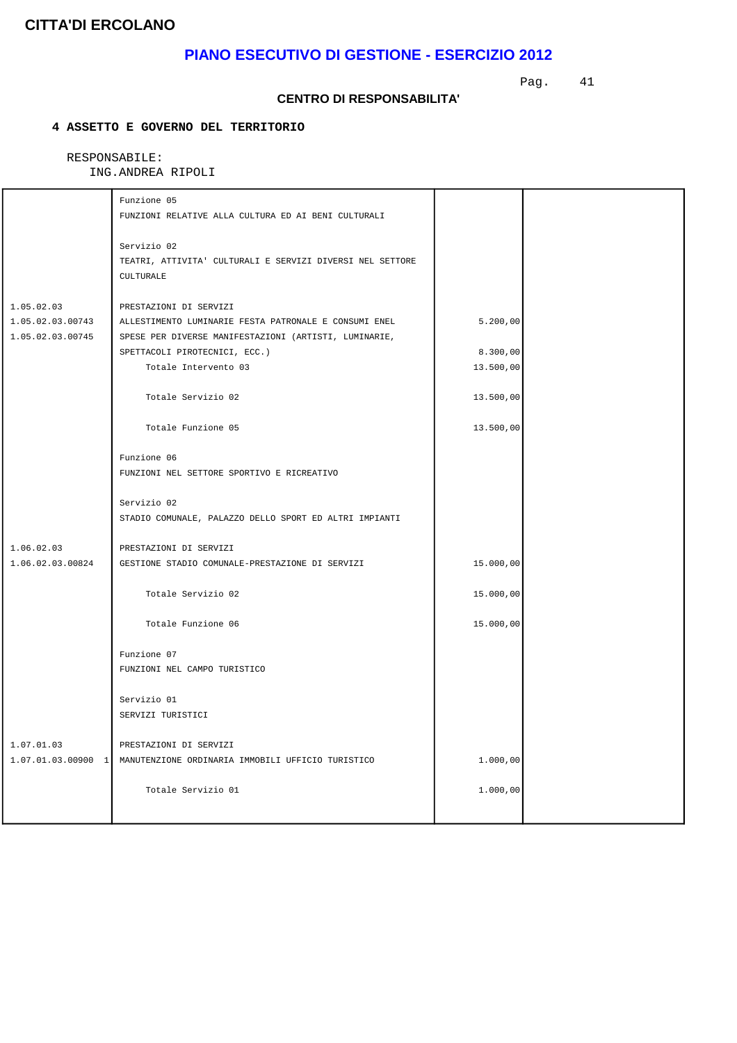**CITTA'DI ERCOLANO**

## PIANO ESECUTIVO DI GESTIONE - ESERCIZIO 2012

### CENTRO DI RESPONSABILITA'

**4 ASSETTO E GOVERNO DEL TERRITORIO**

RESPONSABILE:
ING.ANDREA RIPOLI

| | | | |
|---|---|---|---|
| | Funzione 05<br>FUNZIONI RELATIVE ALLA CULTURA ED AI BENI CULTURALI | | |
| | Servizio 02<br>TEATRI, ATTIVITA' CULTURALI E SERVIZI DIVERSI NEL SETTORE CULTURALE | | |
| 1.05.02.03 | PRESTAZIONI DI SERVIZI | | |
| 1.05.02.03.00743 | ALLESTIMENTO LUMINARIE FESTA PATRONALE E CONSUMI ENEL | 5.200,00 | |
| 1.05.02.03.00745 | SPESE PER DIVERSE MANIFESTAZIONI (ARTISTI, LUMINARIE, SPETTACOLI PIROTECNICI, ECC.) | 8.300,00 | |
| | Totale Intervento 03 | 13.500,00 | |
| | Totale Servizio 02 | 13.500,00 | |
| | Totale Funzione 05 | 13.500,00 | |
| | Funzione 06<br>FUNZIONI NEL SETTORE SPORTIVO E RICREATIVO | | |
| | Servizio 02<br>STADIO COMUNALE, PALAZZO DELLO SPORT ED ALTRI IMPIANTI | | |
| 1.06.02.03 | PRESTAZIONI DI SERVIZI | | |
| 1.06.02.03.00824 | GESTIONE STADIO COMUNALE-PRESTAZIONE DI SERVIZI | 15.000,00 | |
| | Totale Servizio 02 | 15.000,00 | |
| | Totale Funzione 06 | 15.000,00 | |
| | Funzione 07<br>FUNZIONI NEL CAMPO TURISTICO | | |
| | Servizio 01<br>SERVIZI TURISTICI | | |
| 1.07.01.03 | PRESTAZIONI DI SERVIZI | | |
| 1.07.01.03.00900 1 | MANUTENZIONE ORDINARIA IMMOBILI UFFICIO TURISTICO | 1.000,00 | |
| | Totale Servizio 01 | 1.000,00 | |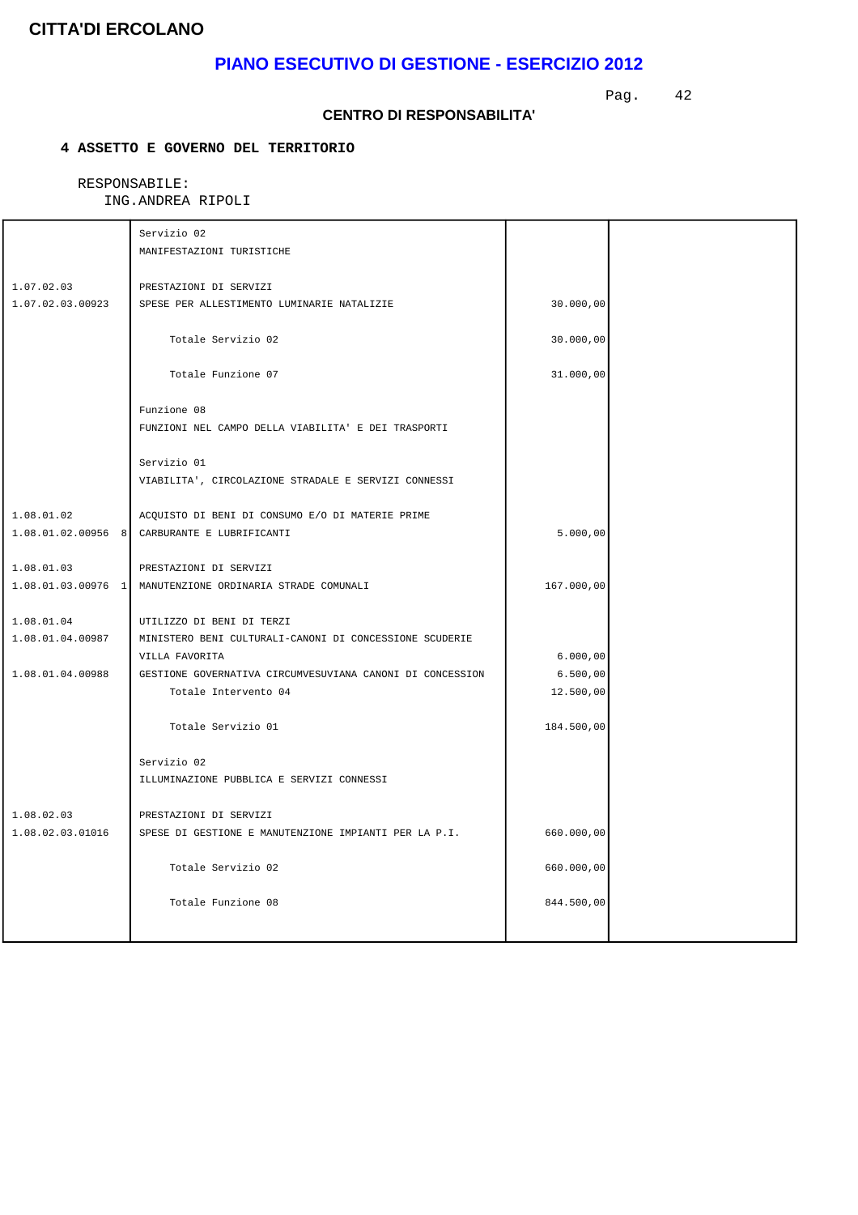# CITTA'DI ERCOLANO

## PIANO ESECUTIVO DI GESTIONE - ESERCIZIO 2012

### CENTRO DI RESPONSABILITA'

**4 ASSETTO E GOVERNO DEL TERRITORIO**

RESPONSABILE:
ING.ANDREA RIPOLI

| | | | |
|---|---|---|---|
| | Servizio 02<br>MANIFESTAZIONI TURISTICHE | | |
| 1.07.02.03 | PRESTAZIONI DI SERVIZI | | |
| 1.07.02.03.00923 | SPESE PER ALLESTIMENTO LUMINARIE NATALIZIE | 30.000,00 | |
| | Totale Servizio 02 | 30.000,00 | |
| | Totale Funzione 07 | 31.000,00 | |
| | Funzione 08<br>FUNZIONI NEL CAMPO DELLA VIABILITA' E DEI TRASPORTI | | |
| | Servizio 01<br>VIABILITA', CIRCOLAZIONE STRADALE E SERVIZI CONNESSI | | |
| 1.08.01.02 | ACQUISTO DI BENI DI CONSUMO E/O DI MATERIE PRIME | | |
| 1.08.01.02.00956 8 | CARBURANTE E LUBRIFICANTI | 5.000,00 | |
| 1.08.01.03 | PRESTAZIONI DI SERVIZI | | |
| 1.08.01.03.00976 1 | MANUTENZIONE ORDINARIA STRADE COMUNALI | 167.000,00 | |
| 1.08.01.04 | UTILIZZO DI BENI DI TERZI | | |
| 1.08.01.04.00987 | MINISTERO BENI CULTURALI-CANONI DI CONCESSIONE SCUDERIE VILLA FAVORITA | 6.000,00 | |
| 1.08.01.04.00988 | GESTIONE GOVERNATIVA CIRCUMVESUVIANA CANONI DI CONCESSION | 6.500,00 | |
| | Totale Intervento 04 | 12.500,00 | |
| | Totale Servizio 01 | 184.500,00 | |
| | Servizio 02<br>ILLUMINAZIONE PUBBLICA E SERVIZI CONNESSI | | |
| 1.08.02.03 | PRESTAZIONI DI SERVIZI | | |
| 1.08.02.03.01016 | SPESE DI GESTIONE E MANUTENZIONE IMPIANTI PER LA P.I. | 660.000,00 | |
| | Totale Servizio 02 | 660.000,00 | |
| | Totale Funzione 08 | 844.500,00 | |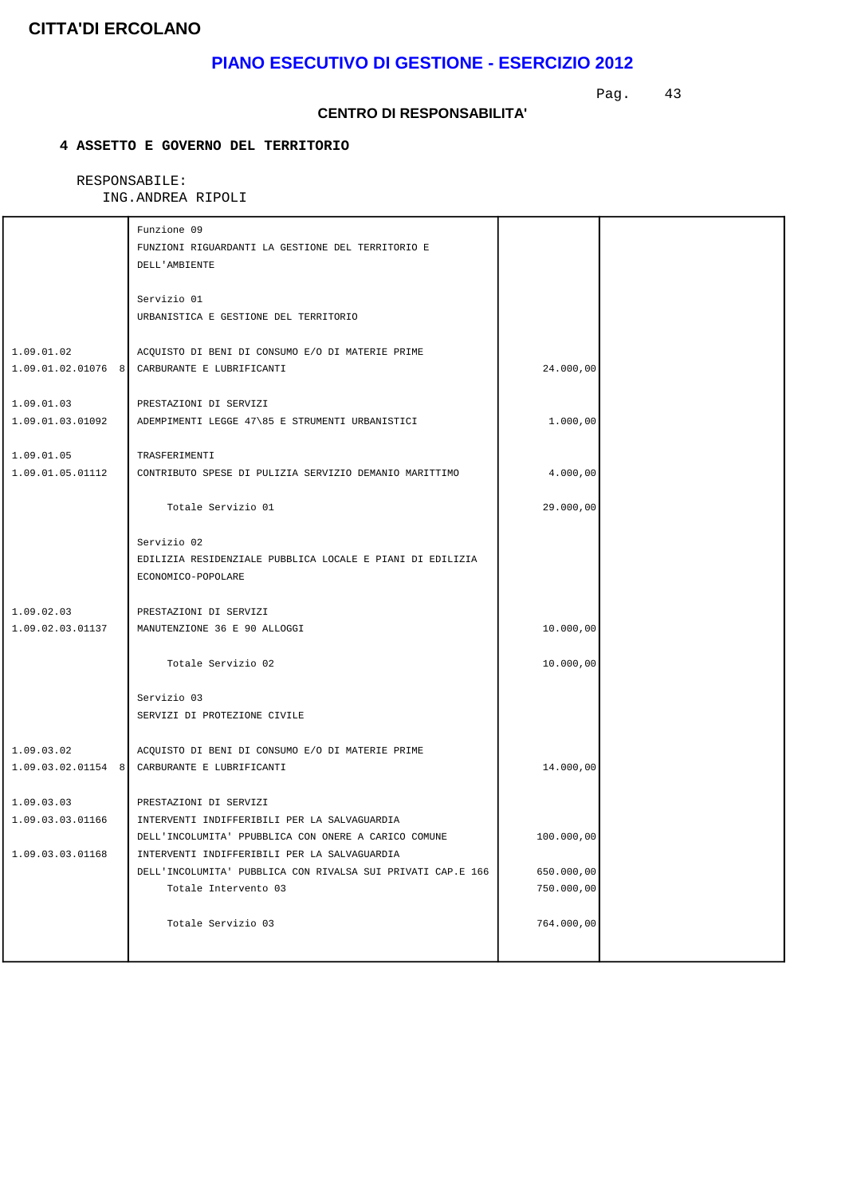**CITTA'DI ERCOLANO**

## PIANO ESECUTIVO DI GESTIONE - ESERCIZIO 2012

**CENTRO DI RESPONSABILITA'**

**4 ASSETTO E GOVERNO DEL TERRITORIO**

RESPONSABILE:
ING.ANDREA RIPOLI

| | | | |
|---|---|---|---|
| | Funzione 09<br>FUNZIONI RIGUARDANTI LA GESTIONE DEL TERRITORIO E DELL'AMBIENTE | | |
| | Servizio 01<br>URBANISTICA E GESTIONE DEL TERRITORIO | | |
| 1.09.01.02 | ACQUISTO DI BENI DI CONSUMO E/O DI MATERIE PRIME | | |
| 1.09.01.02.01076 8 | CARBURANTE E LUBRIFICANTI | 24.000,00 | |
| 1.09.01.03 | PRESTAZIONI DI SERVIZI | | |
| 1.09.01.03.01092 | ADEMPIMENTI LEGGE 47\85 E STRUMENTI URBANISTICI | 1.000,00 | |
| 1.09.01.05 | TRASFERIMENTI | | |
| 1.09.01.05.01112 | CONTRIBUTO SPESE DI PULIZIA SERVIZIO DEMANIO MARITTIMO | 4.000,00 | |
| | Totale Servizio 01 | 29.000,00 | |
| | Servizio 02<br>EDILIZIA RESIDENZIALE PUBBLICA LOCALE E PIANI DI EDILIZIA ECONOMICO-POPOLARE | | |
| 1.09.02.03 | PRESTAZIONI DI SERVIZI | | |
| 1.09.02.03.01137 | MANUTENZIONE 36 E 90 ALLOGGI | 10.000,00 | |
| | Totale Servizio 02 | 10.000,00 | |
| | Servizio 03<br>SERVIZI DI PROTEZIONE CIVILE | | |
| 1.09.03.02 | ACQUISTO DI BENI DI CONSUMO E/O DI MATERIE PRIME | | |
| 1.09.03.02.01154 8 | CARBURANTE E LUBRIFICANTI | 14.000,00 | |
| 1.09.03.03 | PRESTAZIONI DI SERVIZI | | |
| 1.09.03.03.01166 | INTERVENTI INDIFFERIBILI PER LA SALVAGUARDIA DELL'INCOLUMITA' PPUBBLICA CON ONERE A CARICO COMUNE | 100.000,00 | |
| 1.09.03.03.01168 | INTERVENTI INDIFFERIBILI PER LA SALVAGUARDIA DELL'INCOLUMITA' PUBBLICA CON RIVALSA SUI PRIVATI CAP.E 166 | 650.000,00 | |
| | Totale Intervento 03 | 750.000,00 | |
| | Totale Servizio 03 | 764.000,00 | |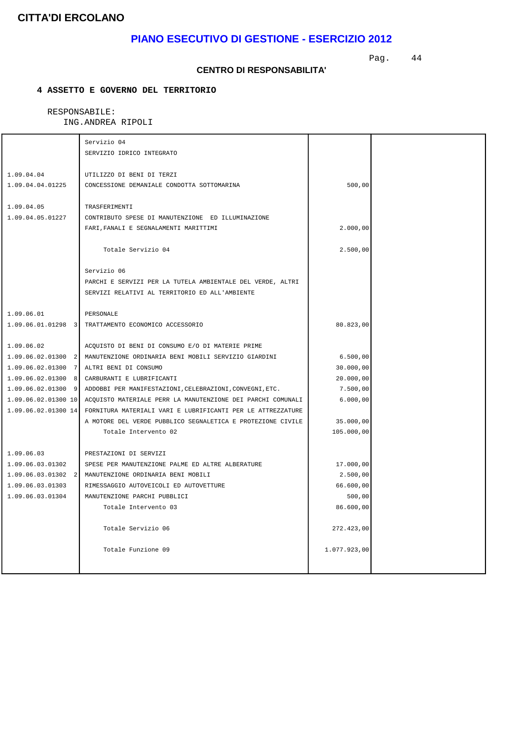# CITTA'DI ERCOLANO

## PIANO ESECUTIVO DI GESTIONE - ESERCIZIO 2012

### CENTRO DI RESPONSABILITA'

**4 ASSETTO E GOVERNO DEL TERRITORIO**

RESPONSABILE:
ING.ANDREA RIPOLI

| | | | |
|---|---|---|---|
| | Servizio 04<br>SERVIZIO IDRICO INTEGRATO | | |
| 1.09.04.04 | UTILIZZO DI BENI DI TERZI | | |
| 1.09.04.04.01225 | CONCESSIONE DEMANIALE CONDOTTA SOTTOMARINA | 500,00 | |
| 1.09.04.05 | TRASFERIMENTI | | |
| 1.09.04.05.01227 | CONTRIBUTO SPESE DI MANUTENZIONE ED ILLUMINAZIONE FARI,FANALI E SEGNALAMENTI MARITTIMI | 2.000,00 | |
| | Totale Servizio 04 | 2.500,00 | |
| | Servizio 06<br>PARCHI E SERVIZI PER LA TUTELA AMBIENTALE DEL VERDE, ALTRI SERVIZI RELATIVI AL TERRITORIO ED ALL'AMBIENTE | | |
| 1.09.06.01 | PERSONALE | | |
| 1.09.06.01.01298 3 | TRATTAMENTO ECONOMICO ACCESSORIO | 80.823,00 | |
| 1.09.06.02 | ACQUISTO DI BENI DI CONSUMO E/O DI MATERIE PRIME | | |
| 1.09.06.02.01300 2 | MANUTENZIONE ORDINARIA BENI MOBILI SERVIZIO GIARDINI | 6.500,00 | |
| 1.09.06.02.01300 7 | ALTRI BENI DI CONSUMO | 30.000,00 | |
| 1.09.06.02.01300 8 | CARBURANTI E LUBRIFICANTI | 20.000,00 | |
| 1.09.06.02.01300 9 | ADDOBBI PER MANIFESTAZIONI,CELEBRAZIONI,CONVEGNI,ETC. | 7.500,00 | |
| 1.09.06.02.01300 10 | ACQUISTO MATERIALE PERR LA MANUTENZIONE DEI PARCHI COMUNALI | 6.000,00 | |
| 1.09.06.02.01300 14 | FORNITURA MATERIALI VARI E LUBRIFICANTI PER LE ATTREZZATURE A MOTORE DEL VERDE PUBBLICO SEGNALETICA E PROTEZIONE CIVILE | 35.000,00 | |
| | Totale Intervento 02 | 105.000,00 | |
| 1.09.06.03 | PRESTAZIONI DI SERVIZI | | |
| 1.09.06.03.01302 | SPESE PER MANUTENZIONE PALME ED ALTRE ALBERATURE | 17.000,00 | |
| 1.09.06.03.01302 2 | MANUTENZIONE ORDINARIA BENI MOBILI | 2.500,00 | |
| 1.09.06.03.01303 | RIMESSAGGIO AUTOVEICOLI ED AUTOVETTURE | 66.600,00 | |
| 1.09.06.03.01304 | MANUTENZIONE PARCHI PUBBLICI | 500,00 | |
| | Totale Intervento 03 | 86.600,00 | |
| | Totale Servizio 06 | 272.423,00 | |
| | Totale Funzione 09 | 1.077.923,00 | |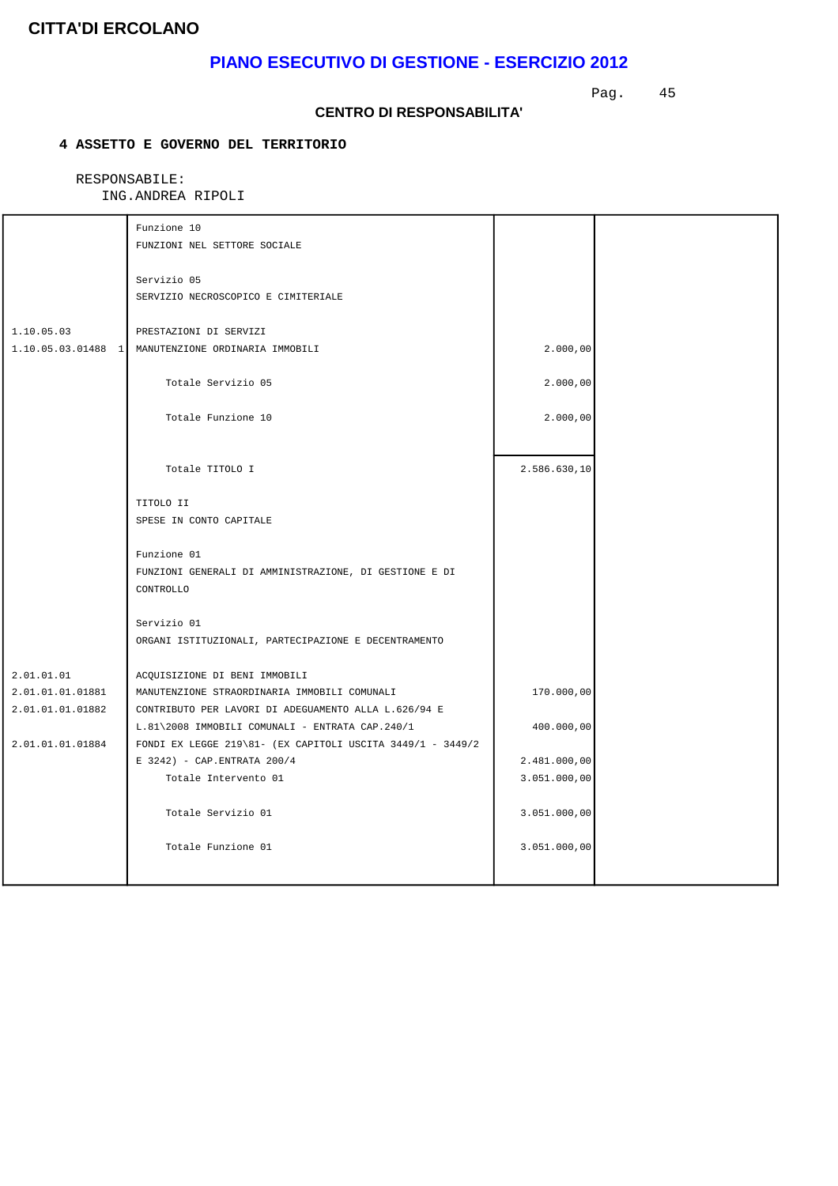**CITTA'DI ERCOLANO**

## PIANO ESECUTIVO DI GESTIONE - ESERCIZIO 2012

### CENTRO DI RESPONSABILITA'

**4 ASSETTO E GOVERNO DEL TERRITORIO**

RESPONSABILE:
ING.ANDREA RIPOLI

| | | | |
|---|---|---|---|
| | Funzione 10<br>FUNZIONI NEL SETTORE SOCIALE | | |
| | Servizio 05<br>SERVIZIO NECROSCOPICO E CIMITERIALE | | |
| 1.10.05.03 | PRESTAZIONI DI SERVIZI | | |
| 1.10.05.03.01488 1 | MANUTENZIONE ORDINARIA IMMOBILI | 2.000,00 | |
| | Totale Servizio 05 | 2.000,00 | |
| | Totale Funzione 10 | 2.000,00 | |
| | Totale TITOLO I | 2.586.630,10 | |
| | TITOLO II<br>SPESE IN CONTO CAPITALE | | |
| | Funzione 01<br>FUNZIONI GENERALI DI AMMINISTRAZIONE, DI GESTIONE E DI CONTROLLO | | |
| | Servizio 01<br>ORGANI ISTITUZIONALI, PARTECIPAZIONE E DECENTRAMENTO | | |
| 2.01.01.01 | ACQUISIZIONE DI BENI IMMOBILI | | |
| 2.01.01.01.01881 | MANUTENZIONE STRAORDINARIA IMMOBILI COMUNALI | 170.000,00 | |
| 2.01.01.01.01882 | CONTRIBUTO PER LAVORI DI ADEGUAMENTO ALLA L.626/94 E L.81\2008 IMMOBILI COMUNALI - ENTRATA CAP.240/1 | 400.000,00 | |
| 2.01.01.01.01884 | FONDI EX LEGGE 219\81- (EX CAPITOLI USCITA 3449/1 - 3449/2 E 3242) - CAP.ENTRATA 200/4 | 2.481.000,00 | |
| | Totale Intervento 01 | 3.051.000,00 | |
| | Totale Servizio 01 | 3.051.000,00 | |
| | Totale Funzione 01 | 3.051.000,00 | |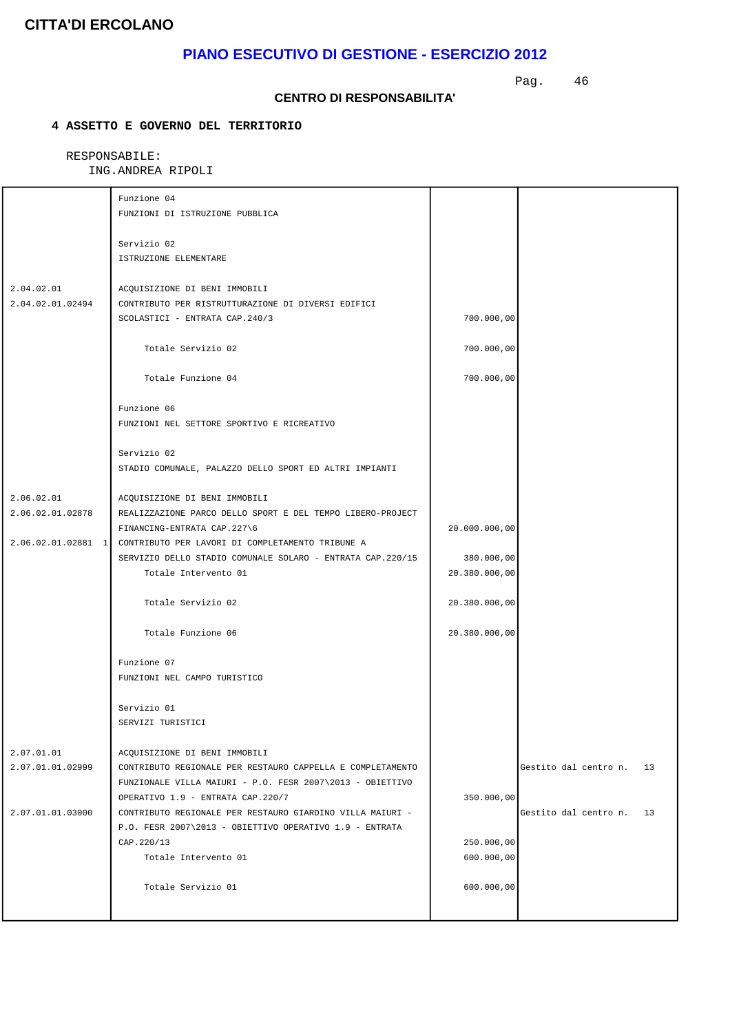**CITTA'DI ERCOLANO**

## PIANO ESECUTIVO DI GESTIONE - ESERCIZIO 2012

**CENTRO DI RESPONSABILITA'**

**4 ASSETTO E GOVERNO DEL TERRITORIO**

RESPONSABILE:
ING.ANDREA RIPOLI

| | | | |
|---|---|---|---|
| | Funzione 04<br>FUNZIONI DI ISTRUZIONE PUBBLICA | | |
| | Servizio 02<br>ISTRUZIONE ELEMENTARE | | |
| 2.04.02.01 | ACQUISIZIONE DI BENI IMMOBILI | | |
| 2.04.02.01.02494 | CONTRIBUTO PER RISTRUTTURAZIONE DI DIVERSI EDIFICI SCOLASTICI - ENTRATA CAP.240/3 | 700.000,00 | |
| | Totale Servizio 02 | 700.000,00 | |
| | Totale Funzione 04 | 700.000,00 | |
| | Funzione 06<br>FUNZIONI NEL SETTORE SPORTIVO E RICREATIVO | | |
| | Servizio 02<br>STADIO COMUNALE, PALAZZO DELLO SPORT ED ALTRI IMPIANTI | | |
| 2.06.02.01 | ACQUISIZIONE DI BENI IMMOBILI | | |
| 2.06.02.01.02878 | REALIZZAZIONE PARCO DELLO SPORT E DEL TEMPO LIBERO-PROJECT FINANCING-ENTRATA CAP.227\6 | 20.000.000,00 | |
| 2.06.02.01.02881 1 | CONTRIBUTO PER LAVORI DI COMPLETAMENTO TRIBUNE A SERVIZIO DELLO STADIO COMUNALE SOLARO - ENTRATA CAP.220/15 | 380.000,00 | |
| | Totale Intervento 01 | 20.380.000,00 | |
| | Totale Servizio 02 | 20.380.000,00 | |
| | Totale Funzione 06 | 20.380.000,00 | |
| | Funzione 07<br>FUNZIONI NEL CAMPO TURISTICO | | |
| | Servizio 01<br>SERVIZI TURISTICI | | |
| 2.07.01.01 | ACQUISIZIONE DI BENI IMMOBILI | | |
| 2.07.01.01.02999 | CONTRIBUTO REGIONALE PER RESTAURO CAPPELLA E COMPLETAMENTO FUNZIONALE VILLA MAIURI - P.O. FESR 2007\2013 - OBIETTIVO OPERATIVO 1.9 - ENTRATA CAP.220/7 | 350.000,00 | Gestito dal centro n. 13 |
| 2.07.01.01.03000 | CONTRIBUTO REGIONALE PER RESTAURO GIARDINO VILLA MAIURI - P.O. FESR 2007\2013 - OBIETTIVO OPERATIVO 1.9 - ENTRATA CAP.220/13 | 250.000,00 | Gestito dal centro n. 13 |
| | Totale Intervento 01 | 600.000,00 | |
| | Totale Servizio 01 | 600.000,00 | |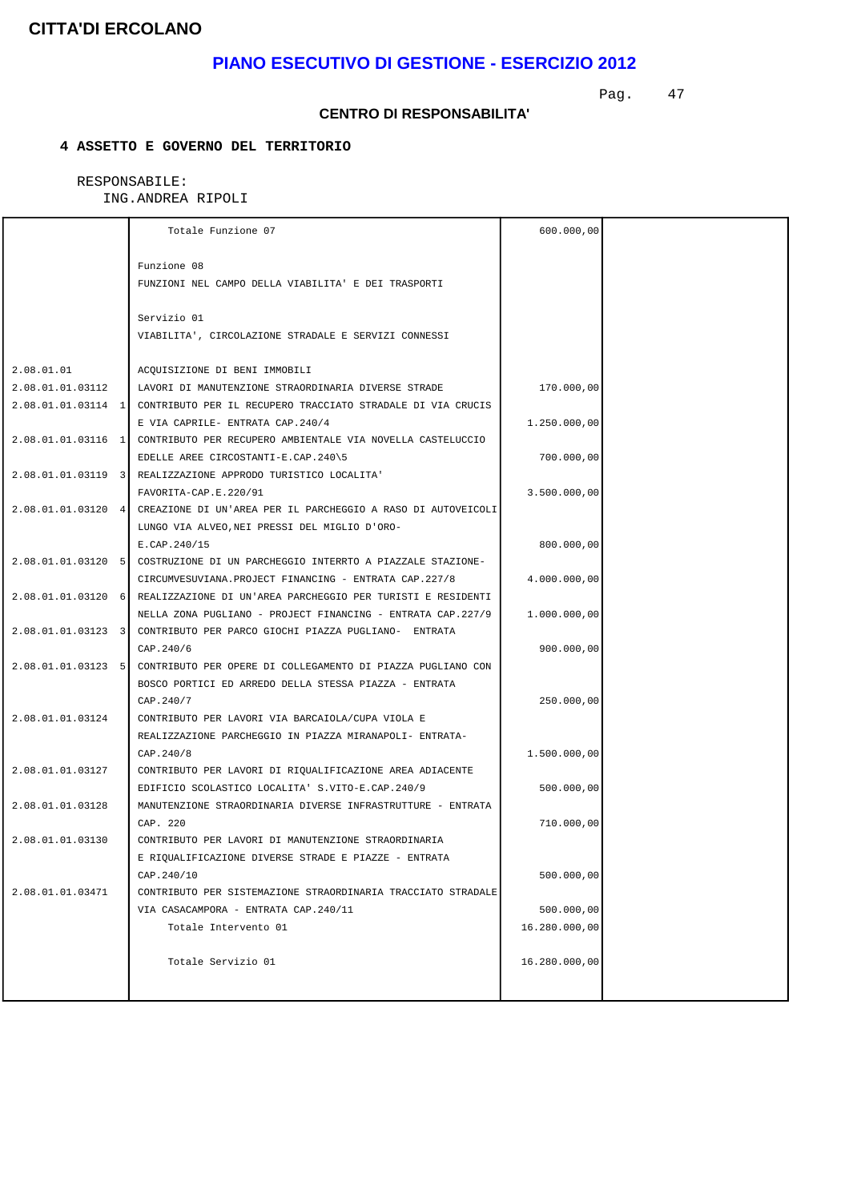**CITTA'DI ERCOLANO**

## PIANO ESECUTIVO DI GESTIONE - ESERCIZIO 2012

### CENTRO DI RESPONSABILITA'

**4 ASSETTO E GOVERNO DEL TERRITORIO**

RESPONSABILE:
ING.ANDREA RIPOLI

| | | | |
|---|---|---|---|
| | Totale Funzione 07 | 600.000,00 | |
| | Funzione 08<br>FUNZIONI NEL CAMPO DELLA VIABILITA' E DEI TRASPORTI | | |
| | Servizio 01<br>VIABILITA', CIRCOLAZIONE STRADALE E SERVIZI CONNESSI | | |
| 2.08.01.01 | ACQUISIZIONE DI BENI IMMOBILI | | |
| 2.08.01.01.03112 | LAVORI DI MANUTENZIONE STRAORDINARIA DIVERSE STRADE | 170.000,00 | |
| 2.08.01.01.03114 1 | CONTRIBUTO PER IL RECUPERO TRACCIATO STRADALE DI VIA CRUCIS E VIA CAPRILE- ENTRATA CAP.240/4 | 1.250.000,00 | |
| 2.08.01.01.03116 1 | CONTRIBUTO PER RECUPERO AMBIENTALE VIA NOVELLA CASTELUCCIO EDELLE AREE CIRCOSTANTI-E.CAP.240\5 | 700.000,00 | |
| 2.08.01.01.03119 3 | REALIZZAZIONE APPRODO TURISTICO LOCALITA' FAVORITA-CAP.E.220/91 | 3.500.000,00 | |
| 2.08.01.01.03120 4 | CREAZIONE DI UN'AREA PER IL PARCHEGGIO A RASO DI AUTOVEICOLI LUNGO VIA ALVEO,NEI PRESSI DEL MIGLIO D'ORO- E.CAP.240/15 | 800.000,00 | |
| 2.08.01.01.03120 5 | COSTRUZIONE DI UN PARCHEGGIO INTERRTO A PIAZZALE STAZIONE- CIRCUMVESUVIANA.PROJECT FINANCING - ENTRATA CAP.227/8 | 4.000.000,00 | |
| 2.08.01.01.03120 6 | REALIZZAZIONE DI UN'AREA PARCHEGGIO PER TURISTI E RESIDENTI NELLA ZONA PUGLIANO - PROJECT FINANCING - ENTRATA CAP.227/9 | 1.000.000,00 | |
| 2.08.01.01.03123 3 | CONTRIBUTO PER PARCO GIOCHI PIAZZA PUGLIANO- ENTRATA CAP.240/6 | 900.000,00 | |
| 2.08.01.01.03123 5 | CONTRIBUTO PER OPERE DI COLLEGAMENTO DI PIAZZA PUGLIANO CON BOSCO PORTICI ED ARREDO DELLA STESSA PIAZZA - ENTRATA CAP.240/7 | 250.000,00 | |
| 2.08.01.01.03124 | CONTRIBUTO PER LAVORI VIA BARCAIOLA/CUPA VIOLA E REALIZZAZIONE PARCHEGGIO IN PIAZZA MIRANAPOLI- ENTRATA- CAP.240/8 | 1.500.000,00 | |
| 2.08.01.01.03127 | CONTRIBUTO PER LAVORI DI RIQUALIFICAZIONE AREA ADIACENTE EDIFICIO SCOLASTICO LOCALITA' S.VITO-E.CAP.240/9 | 500.000,00 | |
| 2.08.01.01.03128 | MANUTENZIONE STRAORDINARIA DIVERSE INFRASTRUTTURE - ENTRATA CAP. 220 | 710.000,00 | |
| 2.08.01.01.03130 | CONTRIBUTO PER LAVORI DI MANUTENZIONE STRAORDINARIA E RIQUALIFICAZIONE DIVERSE STRADE E PIAZZE - ENTRATA CAP.240/10 | 500.000,00 | |
| 2.08.01.01.03471 | CONTRIBUTO PER SISTEMAZIONE STRAORDINARIA TRACCIATO STRADALE VIA CASACAMPORA - ENTRATA CAP.240/11 | 500.000,00 | |
| | Totale Intervento 01 | 16.280.000,00 | |
| | Totale Servizio 01 | 16.280.000,00 | |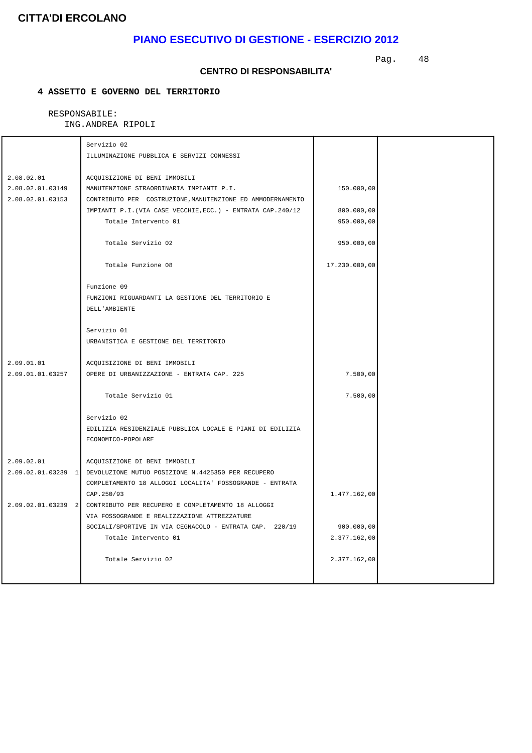**CITTA'DI ERCOLANO**

## PIANO ESECUTIVO DI GESTIONE - ESERCIZIO 2012

**CENTRO DI RESPONSABILITA'**

**4 ASSETTO E GOVERNO DEL TERRITORIO**

RESPONSABILE:
ING.ANDREA RIPOLI

| | | | |
|---|---|---|---|
| | Servizio 02<br>ILLUMINAZIONE PUBBLICA E SERVIZI CONNESSI | | |
| 2.08.02.01 | ACQUISIZIONE DI BENI IMMOBILI | | |
| 2.08.02.01.03149 | MANUTENZIONE STRAORDINARIA IMPIANTI P.I. | 150.000,00 | |
| 2.08.02.01.03153 | CONTRIBUTO PER COSTRUZIONE,MANUTENZIONE ED AMMODERNAMENTO IMPIANTI P.I.(VIA CASE VECCHIE,ECC.) - ENTRATA CAP.240/12 | 800.000,00 | |
| | Totale Intervento 01 | 950.000,00 | |
| | Totale Servizio 02 | 950.000,00 | |
| | Totale Funzione 08 | 17.230.000,00 | |
| | Funzione 09<br>FUNZIONI RIGUARDANTI LA GESTIONE DEL TERRITORIO E DELL'AMBIENTE | | |
| | Servizio 01<br>URBANISTICA E GESTIONE DEL TERRITORIO | | |
| 2.09.01.01 | ACQUISIZIONE DI BENI IMMOBILI | | |
| 2.09.01.01.03257 | OPERE DI URBANIZZAZIONE - ENTRATA CAP. 225 | 7.500,00 | |
| | Totale Servizio 01 | 7.500,00 | |
| | Servizio 02<br>EDILIZIA RESIDENZIALE PUBBLICA LOCALE E PIANI DI EDILIZIA ECONOMICO-POPOLARE | | |
| 2.09.02.01 | ACQUISIZIONE DI BENI IMMOBILI | | |
| 2.09.02.01.03239 1 | DEVOLUZIONE MUTUO POSIZIONE N.4425350 PER RECUPERO COMPLETAMENTO 18 ALLOGGI LOCALITA' FOSSOGRANDE - ENTRATA CAP.250/93 | 1.477.162,00 | |
| 2.09.02.01.03239 2 | CONTRIBUTO PER RECUPERO E COMPLETAMENTO 18 ALLOGGI VIA FOSSOGRANDE E REALIZZAZIONE ATTREZZATURE SOCIALI/SPORTIVE IN VIA CEGNACOLO - ENTRATA CAP. 220/19 | 900.000,00 | |
| | Totale Intervento 01 | 2.377.162,00 | |
| | Totale Servizio 02 | 2.377.162,00 | |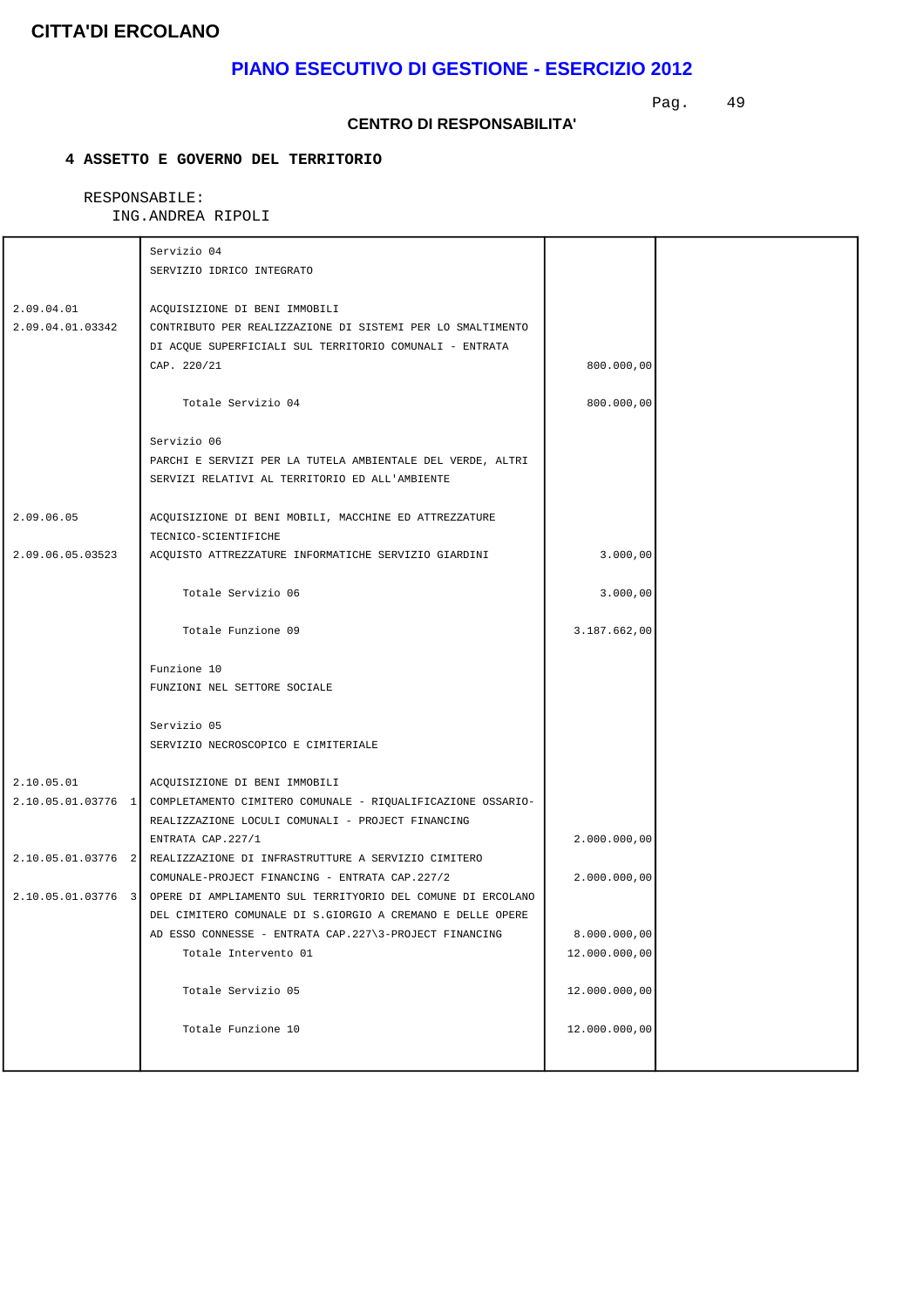**CITTA'DI ERCOLANO**

# PIANO ESECUTIVO DI GESTIONE - ESERCIZIO 2012

**CENTRO DI RESPONSABILITA'**

**4 ASSETTO E GOVERNO DEL TERRITORIO**

RESPONSABILE:
ING.ANDREA RIPOLI

| | | | |
|---|---|---|---|
| | Servizio 04<br>SERVIZIO IDRICO INTEGRATO | | |
| 2.09.04.01 | ACQUISIZIONE DI BENI IMMOBILI | | |
| 2.09.04.01.03342 | CONTRIBUTO PER REALIZZAZIONE DI SISTEMI PER LO SMALTIMENTO DI ACQUE SUPERFICIALI SUL TERRITORIO COMUNALI - ENTRATA CAP. 220/21 | 800.000,00 | |
| | Totale Servizio 04 | 800.000,00 | |
| | Servizio 06<br>PARCHI E SERVIZI PER LA TUTELA AMBIENTALE DEL VERDE, ALTRI SERVIZI RELATIVI AL TERRITORIO ED ALL'AMBIENTE | | |
| 2.09.06.05 | ACQUISIZIONE DI BENI MOBILI, MACCHINE ED ATTREZZATURE TECNICO-SCIENTIFICHE | | |
| 2.09.06.05.03523 | ACQUISTO ATTREZZATURE INFORMATICHE SERVIZIO GIARDINI | 3.000,00 | |
| | Totale Servizio 06 | 3.000,00 | |
| | Totale Funzione 09 | 3.187.662,00 | |
| | Funzione 10<br>FUNZIONI NEL SETTORE SOCIALE | | |
| | Servizio 05<br>SERVIZIO NECROSCOPICO E CIMITERIALE | | |
| 2.10.05.01 | ACQUISIZIONE DI BENI IMMOBILI | | |
| 2.10.05.01.03776 1 | COMPLETAMENTO CIMITERO COMUNALE - RIQUALIFICAZIONE OSSARIO-REALIZZAZIONE LOCULI COMUNALI - PROJECT FINANCING ENTRATA CAP.227/1 | 2.000.000,00 | |
| 2.10.05.01.03776 2 | REALIZZAZIONE DI INFRASTRUTTURE A SERVIZIO CIMITERO COMUNALE-PROJECT FINANCING - ENTRATA CAP.227/2 | 2.000.000,00 | |
| 2.10.05.01.03776 3 | OPERE DI AMPLIAMENTO SUL TERRITYORIO DEL COMUNE DI ERCOLANO DEL CIMITERO COMUNALE DI S.GIORGIO A CREMANO E DELLE OPERE AD ESSO CONNESSE - ENTRATA CAP.227\3-PROJECT FINANCING | 8.000.000,00 | |
| | Totale Intervento 01 | 12.000.000,00 | |
| | Totale Servizio 05 | 12.000.000,00 | |
| | Totale Funzione 10 | 12.000.000,00 | |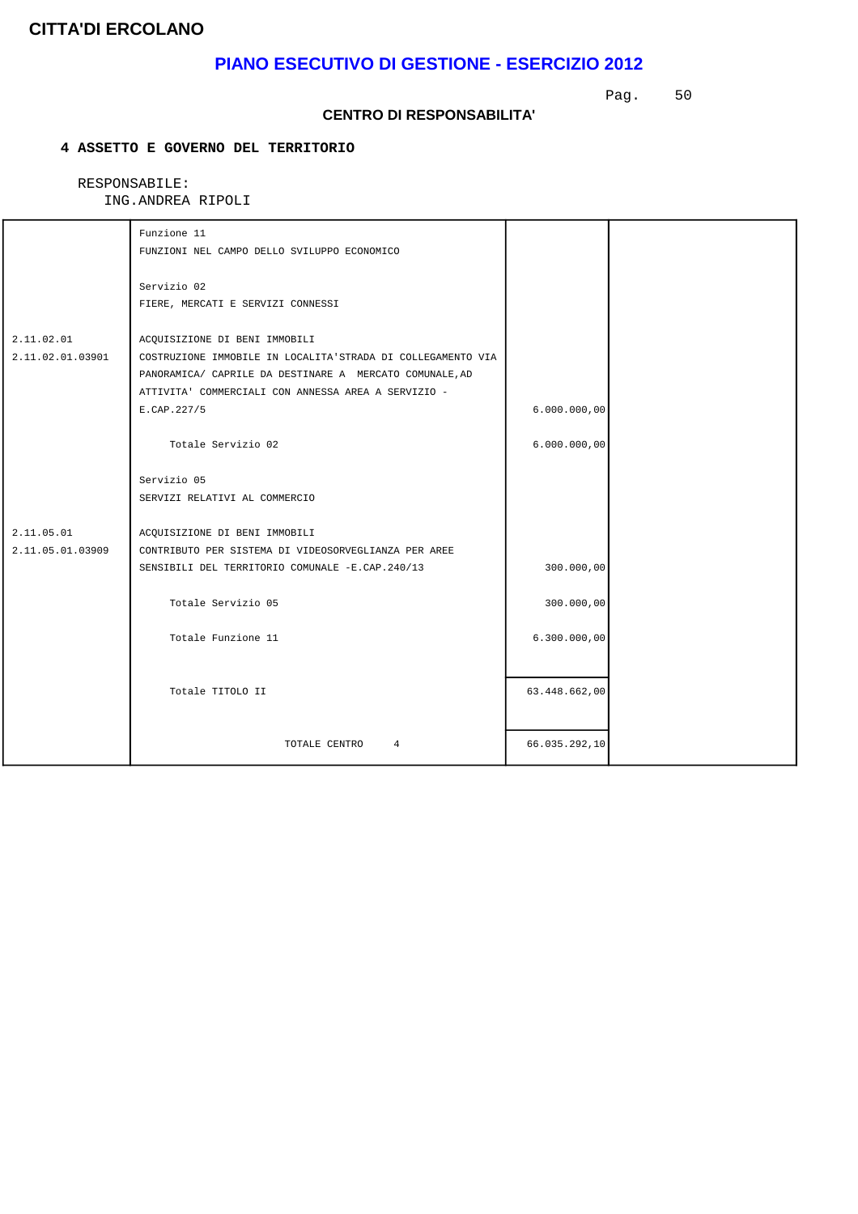**CITTA'DI ERCOLANO**

## PIANO ESECUTIVO DI GESTIONE - ESERCIZIO 2012

### CENTRO DI RESPONSABILITA'

**4 ASSETTO E GOVERNO DEL TERRITORIO**

RESPONSABILE:
ING.ANDREA RIPOLI

| | | | |
|---|---|---|---|
| | Funzione 11<br>FUNZIONI NEL CAMPO DELLO SVILUPPO ECONOMICO | | |
| | Servizio 02<br>FIERE, MERCATI E SERVIZI CONNESSI | | |
| 2.11.02.01<br>2.11.02.01.03901 | ACQUISIZIONE DI BENI IMMOBILI<br>COSTRUZIONE IMMOBILE IN LOCALITA'STRADA DI COLLEGAMENTO VIA PANORAMICA/ CAPRILE DA DESTINARE A MERCATO COMUNALE,AD ATTIVITA' COMMERCIALI CON ANNESSA AREA A SERVIZIO - E.CAP.227/5 | 6.000.000,00 | |
| | Totale Servizio 02 | 6.000.000,00 | |
| | Servizio 05<br>SERVIZI RELATIVI AL COMMERCIO | | |
| 2.11.05.01<br>2.11.05.01.03909 | ACQUISIZIONE DI BENI IMMOBILI<br>CONTRIBUTO PER SISTEMA DI VIDEOSORVEGLIANZA PER AREE SENSIBILI DEL TERRITORIO COMUNALE -E.CAP.240/13 | 300.000,00 | |
| | Totale Servizio 05 | 300.000,00 | |
| | Totale Funzione 11 | 6.300.000,00 | |
| | Totale TITOLO II | 63.448.662,00 | |
| | TOTALE CENTRO 4 | 66.035.292,10 | |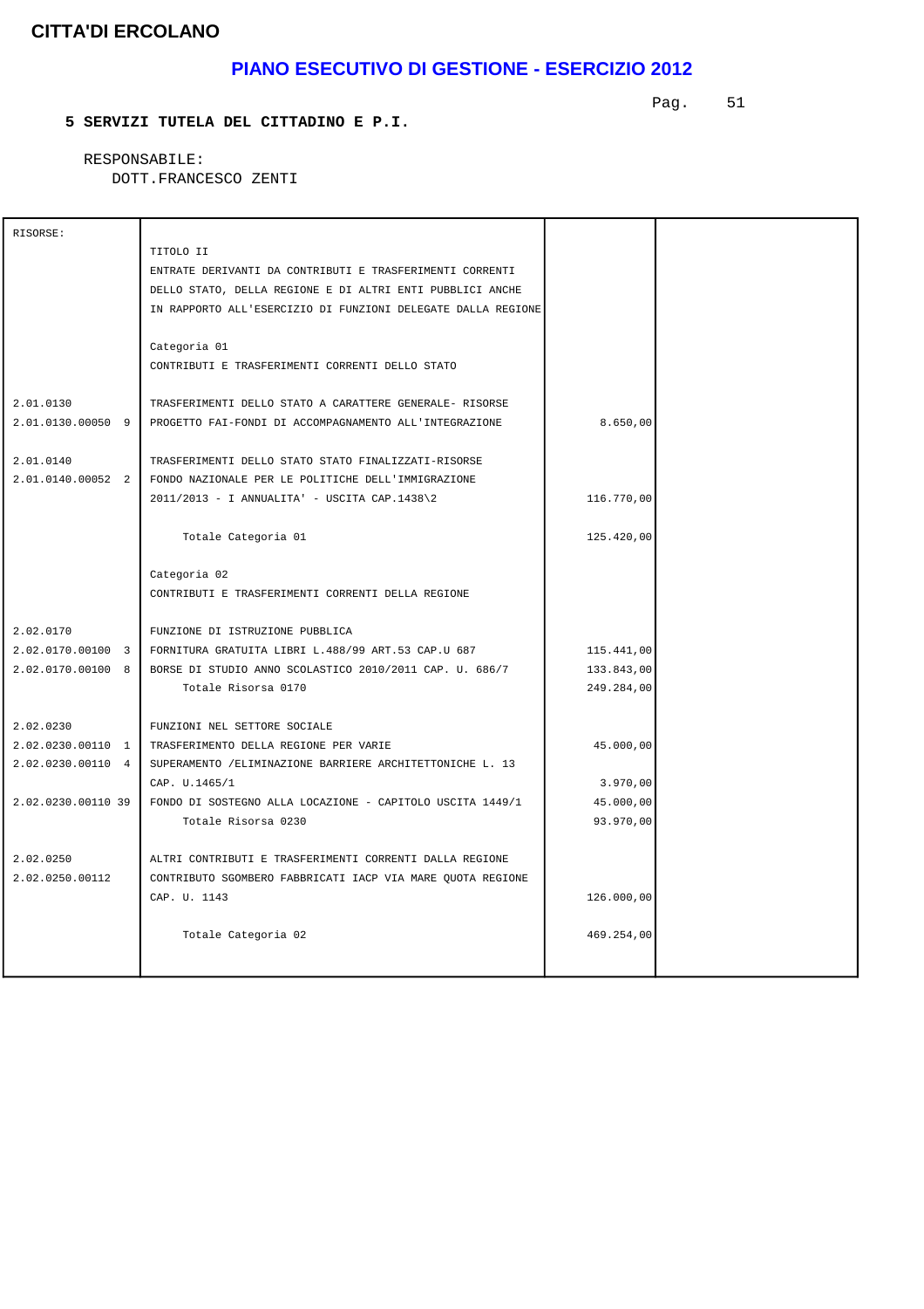**CITTA'DI ERCOLANO**

## PIANO ESECUTIVO DI GESTIONE - ESERCIZIO 2012

### 5 SERVIZI TUTELA DEL CITTADINO E P.I.

RESPONSABILE:
DOTT.FRANCESCO ZENTI

| RISORSE: | | | |
|---|---|---|---|
| | TITOLO II<br>ENTRATE DERIVANTI DA CONTRIBUTI E TRASFERIMENTI CORRENTI DELLO STATO, DELLA REGIONE E DI ALTRI ENTI PUBBLICI ANCHE IN RAPPORTO ALL'ESERCIZIO DI FUNZIONI DELEGATE DALLA REGIONE | | |
| | Categoria 01<br>CONTRIBUTI E TRASFERIMENTI CORRENTI DELLO STATO | | |
| 2.01.0130 | TRASFERIMENTI DELLO STATO A CARATTERE GENERALE- RISORSE | | |
| 2.01.0130.00050 9 | PROGETTO FAI-FONDI DI ACCOMPAGNAMENTO ALL'INTEGRAZIONE | 8.650,00 | |
| 2.01.0140 | TRASFERIMENTI DELLO STATO STATO FINALIZZATI-RISORSE | | |
| 2.01.0140.00052 2 | FONDO NAZIONALE PER LE POLITICHE DELL'IMMIGRAZIONE 2011/2013 - I ANNUALITA' - USCITA CAP.1438\2 | 116.770,00 | |
| | Totale Categoria 01 | 125.420,00 | |
| | Categoria 02<br>CONTRIBUTI E TRASFERIMENTI CORRENTI DELLA REGIONE | | |
| 2.02.0170 | FUNZIONE DI ISTRUZIONE PUBBLICA | | |
| 2.02.0170.00100 3 | FORNITURA GRATUITA LIBRI L.488/99 ART.53 CAP.U 687 | 115.441,00 | |
| 2.02.0170.00100 8 | BORSE DI STUDIO ANNO SCOLASTICO 2010/2011 CAP. U. 686/7 | 133.843,00 | |
| | Totale Risorsa 0170 | 249.284,00 | |
| 2.02.0230 | FUNZIONI NEL SETTORE SOCIALE | | |
| 2.02.0230.00110 1 | TRASFERIMENTO DELLA REGIONE PER VARIE | 45.000,00 | |
| 2.02.0230.00110 4 | SUPERAMENTO /ELIMINAZIONE BARRIERE ARCHITETTONICHE L. 13 CAP. U.1465/1 | 3.970,00 | |
| 2.02.0230.00110 39 | FONDO DI SOSTEGNO ALLA LOCAZIONE - CAPITOLO USCITA 1449/1 | 45.000,00 | |
| | Totale Risorsa 0230 | 93.970,00 | |
| 2.02.0250 | ALTRI CONTRIBUTI E TRASFERIMENTI CORRENTI DALLA REGIONE | | |
| 2.02.0250.00112 | CONTRIBUTO SGOMBERO FABBRICATI IACP VIA MARE QUOTA REGIONE CAP. U. 1143 | 126.000,00 | |
| | Totale Categoria 02 | 469.254,00 | |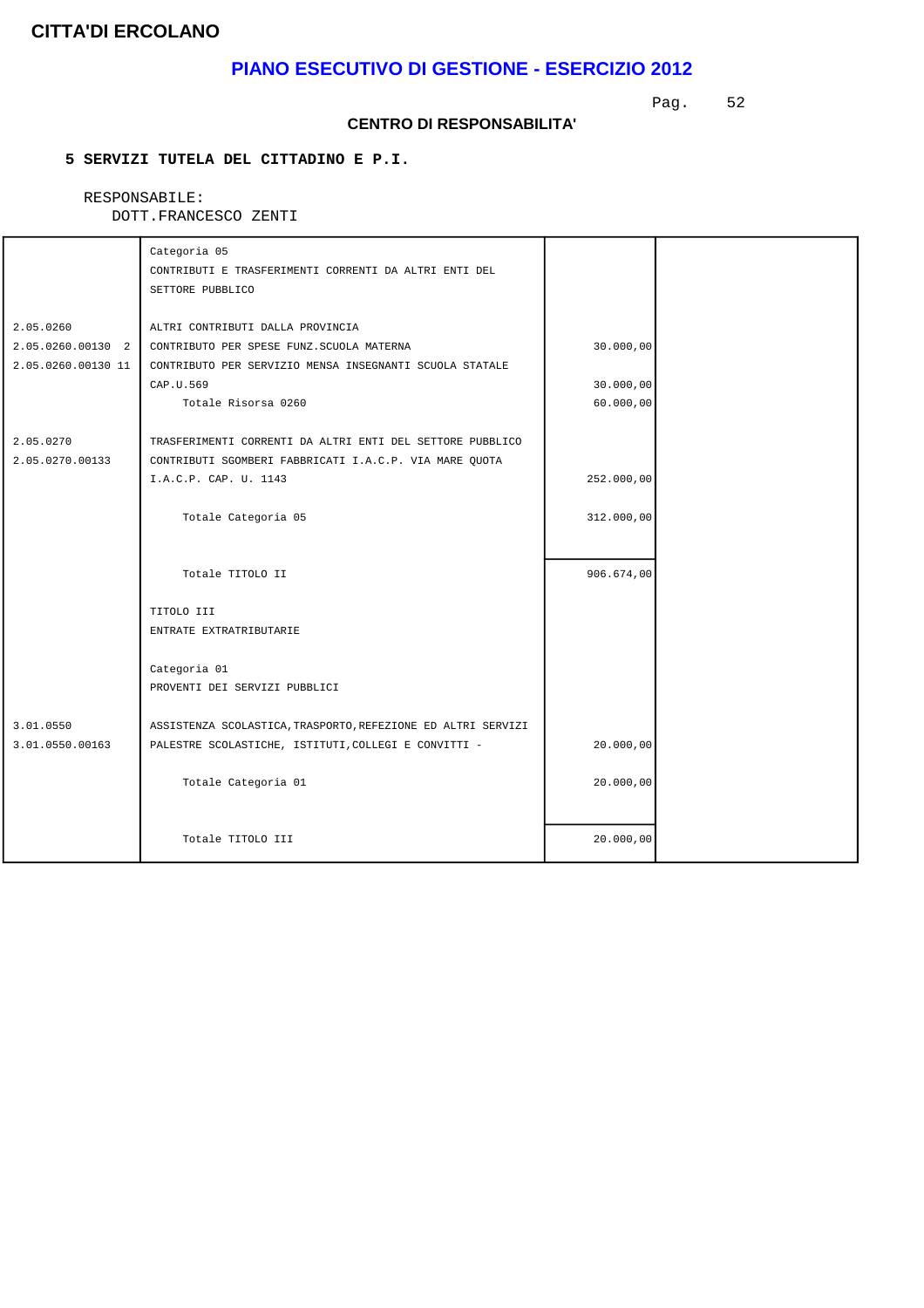**CITTA'DI ERCOLANO**

# PIANO ESECUTIVO DI GESTIONE - ESERCIZIO 2012

**CENTRO DI RESPONSABILITA'**

**5 SERVIZI TUTELA DEL CITTADINO E P.I.**

RESPONSABILE:
DOTT.FRANCESCO ZENTI

| | | | |
|---|---|---|---|
| | Categoria 05<br>CONTRIBUTI E TRASFERIMENTI CORRENTI DA ALTRI ENTI DEL SETTORE PUBBLICO | | |
| 2.05.0260 | ALTRI CONTRIBUTI DALLA PROVINCIA | | |
| 2.05.0260.00130 2 | CONTRIBUTO PER SPESE FUNZ.SCUOLA MATERNA | 30.000,00 | |
| 2.05.0260.00130 11 | CONTRIBUTO PER SERVIZIO MENSA INSEGNANTI SCUOLA STATALE CAP.U.569 | 30.000,00 | |
| | Totale Risorsa 0260 | 60.000,00 | |
| 2.05.0270 | TRASFERIMENTI CORRENTI DA ALTRI ENTI DEL SETTORE PUBBLICO | | |
| 2.05.0270.00133 | CONTRIBUTI SGOMBERI FABBRICATI I.A.C.P. VIA MARE QUOTA I.A.C.P. CAP. U. 1143 | 252.000,00 | |
| | Totale Categoria 05 | 312.000,00 | |
| | Totale TITOLO II | 906.674,00 | |
| | TITOLO III<br>ENTRATE EXTRATRIBUTARIE | | |
| | Categoria 01<br>PROVENTI DEI SERVIZI PUBBLICI | | |
| 3.01.0550 | ASSISTENZA SCOLASTICA,TRASPORTO,REFEZIONE ED ALTRI SERVIZI | | |
| 3.01.0550.00163 | PALESTRE SCOLASTICHE, ISTITUTI,COLLEGI E CONVITTI - | 20.000,00 | |
| | Totale Categoria 01 | 20.000,00 | |
| | Totale TITOLO III | 20.000,00 | |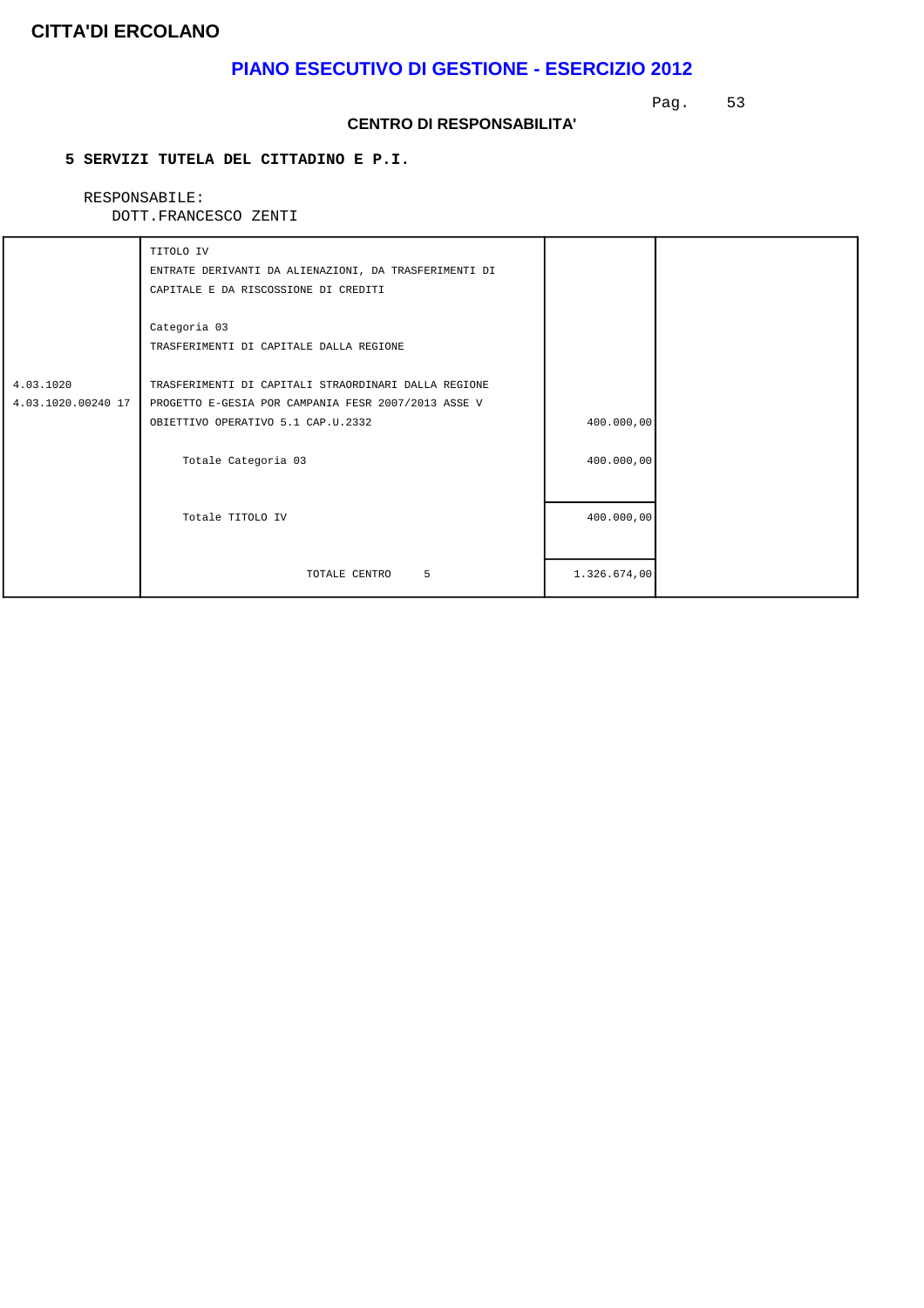**CITTA'DI ERCOLANO**

# PIANO ESECUTIVO DI GESTIONE - ESERCIZIO 2012

**CENTRO DI RESPONSABILITA'**

**5 SERVIZI TUTELA DEL CITTADINO E P.I.**

RESPONSABILE:
DOTT.FRANCESCO ZENTI

| | | | |
|---|---|---|---|
| | TITOLO IV<br>ENTRATE DERIVANTI DA ALIENAZIONI, DA TRASFERIMENTI DI CAPITALE E DA RISCOSSIONE DI CREDITI | | |
| | Categoria 03<br>TRASFERIMENTI DI CAPITALE DALLA REGIONE | | |
| 4.03.1020<br>4.03.1020.00240 17 | TRASFERIMENTI DI CAPITALI STRAORDINARI DALLA REGIONE<br>PROGETTO E-GESIA POR CAMPANIA FESR 2007/2013 ASSE V OBIETTIVO OPERATIVO 5.1 CAP.U.2332 | 400.000,00 | |
| | Totale Categoria 03 | 400.000,00 | |
| | Totale TITOLO IV | 400.000,00 | |
| | TOTALE CENTRO 5 | 1.326.674,00 | |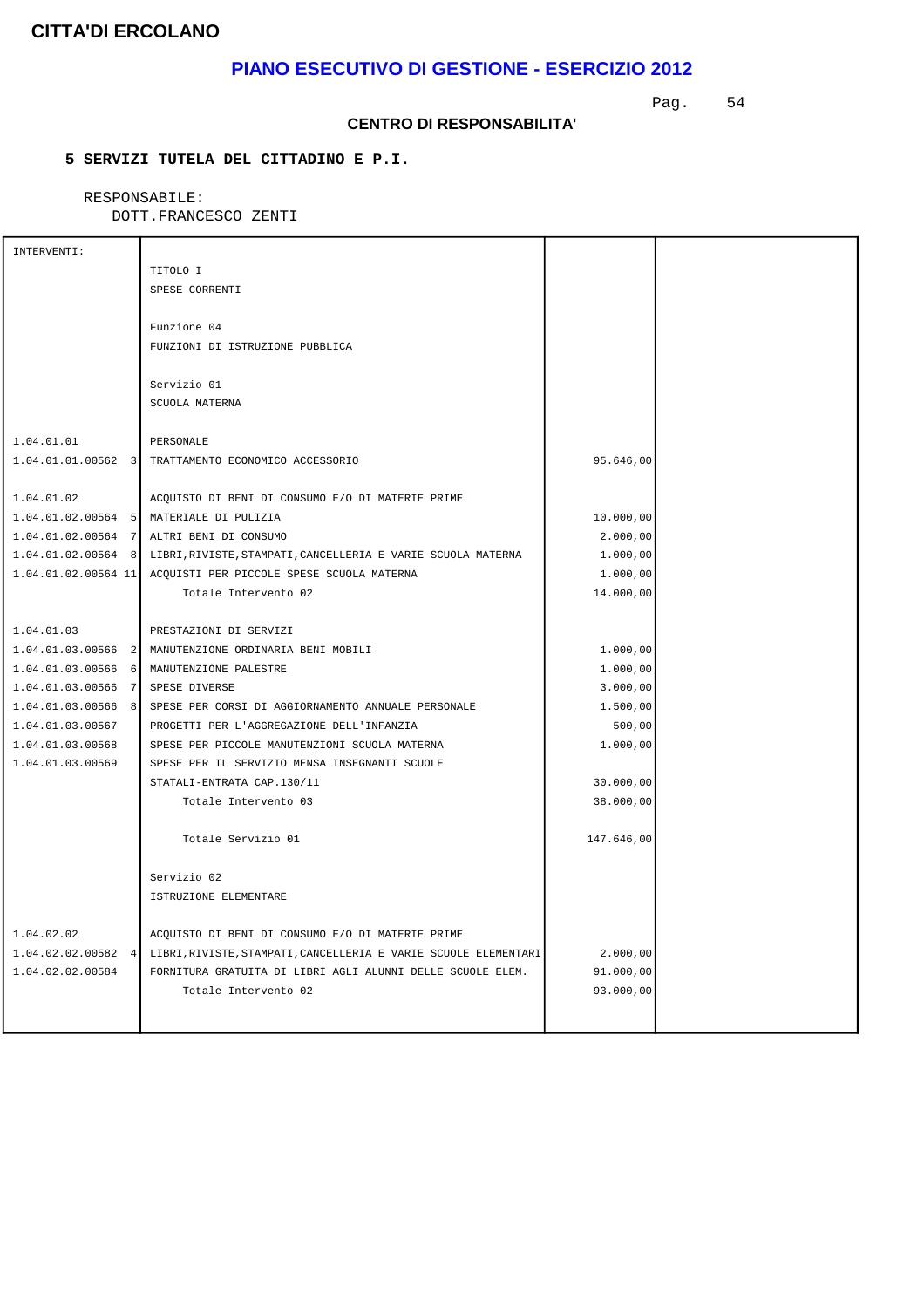**CITTA'DI ERCOLANO**

# PIANO ESECUTIVO DI GESTIONE - ESERCIZIO 2012

**CENTRO DI RESPONSABILITA'**

**5 SERVIZI TUTELA DEL CITTADINO E P.I.**

RESPONSABILE:
DOTT.FRANCESCO ZENTI

| INTERVENTI: | | | |
|---|---|---|---|
| | TITOLO I | | |
| | SPESE CORRENTI | | |
| | Funzione 04 | | |
| | FUNZIONI DI ISTRUZIONE PUBBLICA | | |
| | Servizio 01 | | |
| | SCUOLA MATERNA | | |
| 1.04.01.01 | PERSONALE | | |
| 1.04.01.01.00562 3 | TRATTAMENTO ECONOMICO ACCESSORIO | 95.646,00 | |
| 1.04.01.02 | ACQUISTO DI BENI DI CONSUMO E/O DI MATERIE PRIME | | |
| 1.04.01.02.00564 5 | MATERIALE DI PULIZIA | 10.000,00 | |
| 1.04.01.02.00564 7 | ALTRI BENI DI CONSUMO | 2.000,00 | |
| 1.04.01.02.00564 8 | LIBRI,RIVISTE,STAMPATI,CANCELLERIA E VARIE SCUOLA MATERNA | 1.000,00 | |
| 1.04.01.02.00564 11 | ACQUISTI PER PICCOLE SPESE SCUOLA MATERNA | 1.000,00 | |
| | Totale Intervento 02 | 14.000,00 | |
| 1.04.01.03 | PRESTAZIONI DI SERVIZI | | |
| 1.04.01.03.00566 2 | MANUTENZIONE ORDINARIA BENI MOBILI | 1.000,00 | |
| 1.04.01.03.00566 6 | MANUTENZIONE PALESTRE | 1.000,00 | |
| 1.04.01.03.00566 7 | SPESE DIVERSE | 3.000,00 | |
| 1.04.01.03.00566 8 | SPESE PER CORSI DI AGGIORNAMENTO ANNUALE PERSONALE | 1.500,00 | |
| 1.04.01.03.00567 | PROGETTI PER L'AGGREGAZIONE DELL'INFANZIA | 500,00 | |
| 1.04.01.03.00568 | SPESE PER PICCOLE MANUTENZIONI SCUOLA MATERNA | 1.000,00 | |
| 1.04.01.03.00569 | SPESE PER IL SERVIZIO MENSA INSEGNANTI SCUOLE STATALI-ENTRATA CAP.130/11 | 30.000,00 | |
| | Totale Intervento 03 | 38.000,00 | |
| | Totale Servizio 01 | 147.646,00 | |
| | Servizio 02 | | |
| | ISTRUZIONE ELEMENTARE | | |
| 1.04.02.02 | ACQUISTO DI BENI DI CONSUMO E/O DI MATERIE PRIME | | |
| 1.04.02.02.00582 4 | LIBRI,RIVISTE,STAMPATI,CANCELLERIA E VARIE SCUOLE ELEMENTARI | 2.000,00 | |
| 1.04.02.02.00584 | FORNITURA GRATUITA DI LIBRI AGLI ALUNNI DELLE SCUOLE ELEM. | 91.000,00 | |
| | Totale Intervento 02 | 93.000,00 | |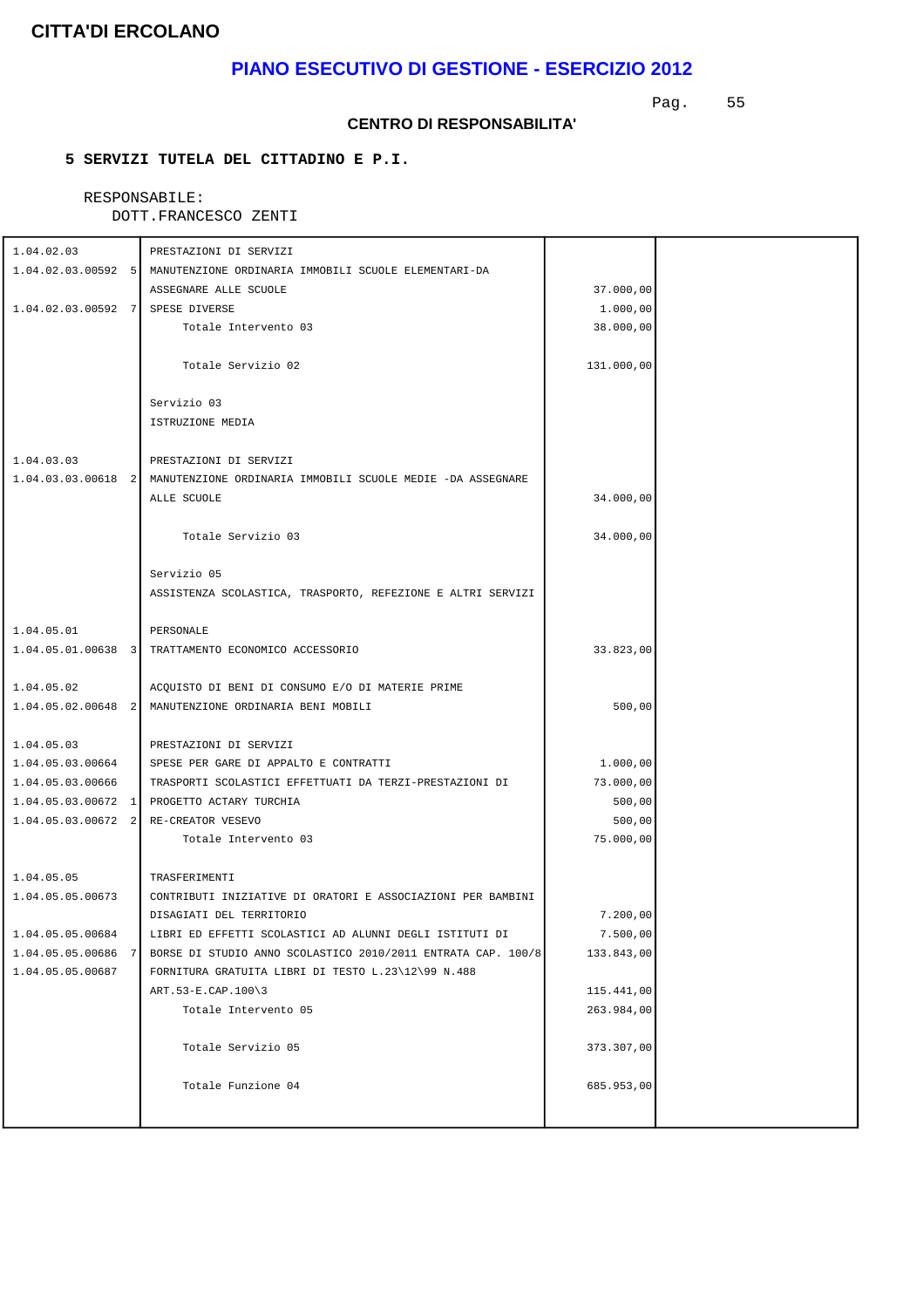**CITTA'DI ERCOLANO**

## PIANO ESECUTIVO DI GESTIONE - ESERCIZIO 2012

### CENTRO DI RESPONSABILITA'

**5 SERVIZI TUTELA DEL CITTADINO E P.I.**

RESPONSABILE:
DOTT.FRANCESCO ZENTI

| | | | |
|---|---|---|---|
| 1.04.02.03 | PRESTAZIONI DI SERVIZI | | |
| 1.04.02.03.00592 5 | MANUTENZIONE ORDINARIA IMMOBILI SCUOLE ELEMENTARI-DA ASSEGNARE ALLE SCUOLE | 37.000,00 | |
| 1.04.02.03.00592 7 | SPESE DIVERSE | 1.000,00 | |
| | Totale Intervento 03 | 38.000,00 | |
| | Totale Servizio 02 | 131.000,00 | |
| | Servizio 03 ISTRUZIONE MEDIA | | |
| 1.04.03.03 | PRESTAZIONI DI SERVIZI | | |
| 1.04.03.03.00618 2 | MANUTENZIONE ORDINARIA IMMOBILI SCUOLE MEDIE -DA ASSEGNARE ALLE SCUOLE | 34.000,00 | |
| | Totale Servizio 03 | 34.000,00 | |
| | Servizio 05 ASSISTENZA SCOLASTICA, TRASPORTO, REFEZIONE E ALTRI SERVIZI | | |
| 1.04.05.01 | PERSONALE | | |
| 1.04.05.01.00638 3 | TRATTAMENTO ECONOMICO ACCESSORIO | 33.823,00 | |
| 1.04.05.02 | ACQUISTO DI BENI DI CONSUMO E/O DI MATERIE PRIME | | |
| 1.04.05.02.00648 2 | MANUTENZIONE ORDINARIA BENI MOBILI | 500,00 | |
| 1.04.05.03 | PRESTAZIONI DI SERVIZI | | |
| 1.04.05.03.00664 | SPESE PER GARE DI APPALTO E CONTRATTI | 1.000,00 | |
| 1.04.05.03.00666 | TRASPORTI SCOLASTICI EFFETTUATI DA TERZI-PRESTAZIONI DI | 73.000,00 | |
| 1.04.05.03.00672 1 | PROGETTO ACTARY TURCHIA | 500,00 | |
| 1.04.05.03.00672 2 | RE-CREATOR VESEVO | 500,00 | |
| | Totale Intervento 03 | 75.000,00 | |
| 1.04.05.05 | TRASFERIMENTI | | |
| 1.04.05.05.00673 | CONTRIBUTI INIZIATIVE DI ORATORI E ASSOCIAZIONI PER BAMBINI DISAGIATI DEL TERRITORIO | 7.200,00 | |
| 1.04.05.05.00684 | LIBRI ED EFFETTI SCOLASTICI AD ALUNNI DEGLI ISTITUTI DI | 7.500,00 | |
| 1.04.05.05.00686 7 | BORSE DI STUDIO ANNO SCOLASTICO 2010/2011 ENTRATA CAP. 100/8 | 133.843,00 | |
| 1.04.05.05.00687 | FORNITURA GRATUITA LIBRI DI TESTO L.23\12\99 N.488 ART.53-E.CAP.100\3 | 115.441,00 | |
| | Totale Intervento 05 | 263.984,00 | |
| | Totale Servizio 05 | 373.307,00 | |
| | Totale Funzione 04 | 685.953,00 | |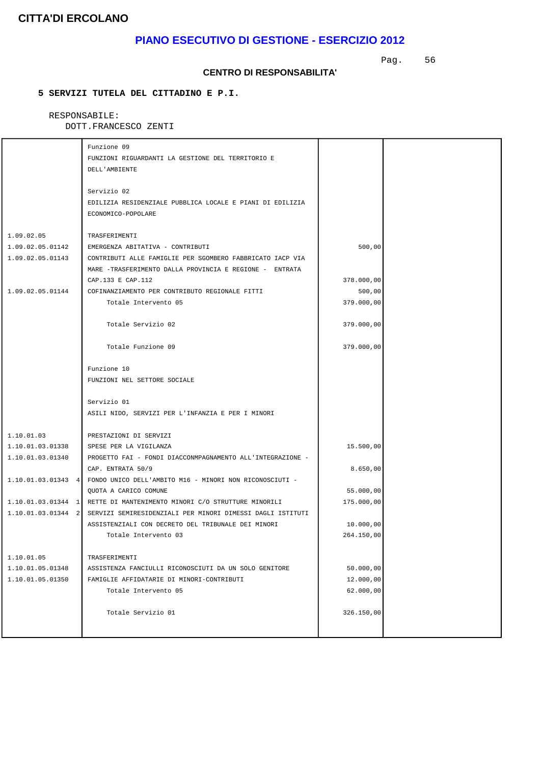**CITTA'DI ERCOLANO**

## PIANO ESECUTIVO DI GESTIONE - ESERCIZIO 2012

**CENTRO DI RESPONSABILITA'**

**5 SERVIZI TUTELA DEL CITTADINO E P.I.**

RESPONSABILE:
DOTT.FRANCESCO ZENTI

| | | | |
|---|---|---|---|
| | Funzione 09<br>FUNZIONI RIGUARDANTI LA GESTIONE DEL TERRITORIO E DELL'AMBIENTE | | |
| | Servizio 02<br>EDILIZIA RESIDENZIALE PUBBLICA LOCALE E PIANI DI EDILIZIA ECONOMICO-POPOLARE | | |
| 1.09.02.05 | TRASFERIMENTI | | |
| 1.09.02.05.01142 | EMERGENZA ABITATIVA - CONTRIBUTI | 500,00 | |
| 1.09.02.05.01143 | CONTRIBUTI ALLE FAMIGLIE PER SGOMBERO FABBRICATO IACP VIA MARE -TRASFERIMENTO DALLA PROVINCIA E REGIONE - ENTRATA CAP.133 E CAP.112 | 378.000,00 | |
| 1.09.02.05.01144 | COFINANZIAMENTO PER CONTRIBUTO REGIONALE FITTI | 500,00 | |
| | Totale Intervento 05 | 379.000,00 | |
| | Totale Servizio 02 | 379.000,00 | |
| | Totale Funzione 09 | 379.000,00 | |
| | Funzione 10<br>FUNZIONI NEL SETTORE SOCIALE | | |
| | Servizio 01<br>ASILI NIDO, SERVIZI PER L'INFANZIA E PER I MINORI | | |
| 1.10.01.03 | PRESTAZIONI DI SERVIZI | | |
| 1.10.01.03.01338 | SPESE PER LA VIGILANZA | 15.500,00 | |
| 1.10.01.03.01340 | PROGETTO FAI - FONDI DIACCONMPAGNAMENTO ALL'INTEGRAZIONE - CAP. ENTRATA 50/9 | 8.650,00 | |
| 1.10.01.03.01343 4 | FONDO UNICO DELL'AMBITO M16 - MINORI NON RICONOSCIUTI - QUOTA A CARICO COMUNE | 55.000,00 | |
| 1.10.01.03.01344 1 | RETTE DI MANTENIMENTO MINORI C/O STRUTTURE MINORILI | 175.000,00 | |
| 1.10.01.03.01344 2 | SERVIZI SEMIRESIDENZIALI PER MINORI DIMESSI DAGLI ISTITUTI ASSISTENZIALI CON DECRETO DEL TRIBUNALE DEI MINORI | 10.000,00 | |
| | Totale Intervento 03 | 264.150,00 | |
| 1.10.01.05 | TRASFERIMENTI | | |
| 1.10.01.05.01348 | ASSISTENZA FANCIULLI RICONOSCIUTI DA UN SOLO GENITORE | 50.000,00 | |
| 1.10.01.05.01350 | FAMIGLIE AFFIDATARIE DI MINORI-CONTRIBUTI | 12.000,00 | |
| | Totale Intervento 05 | 62.000,00 | |
| | Totale Servizio 01 | 326.150,00 | |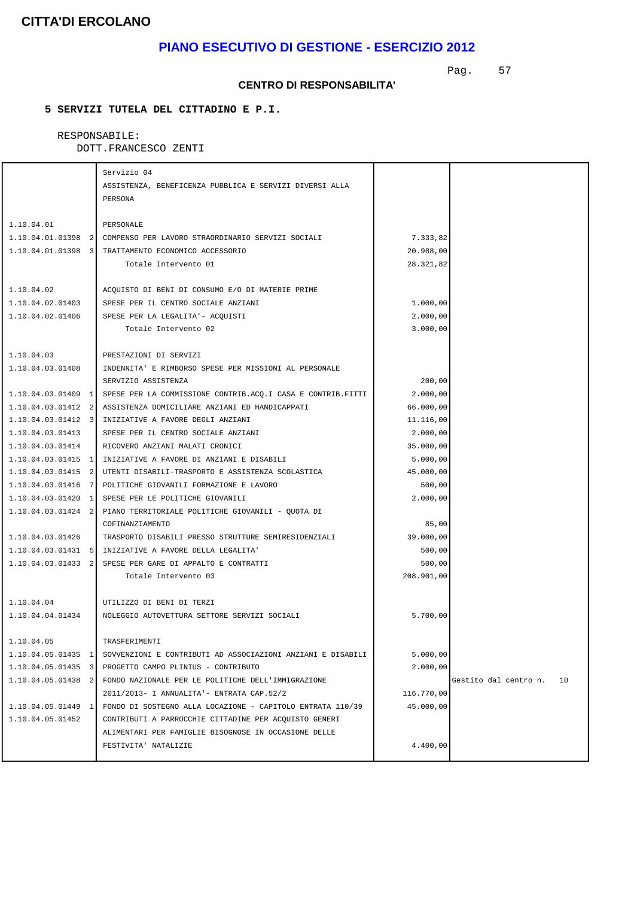# CITTA'DI ERCOLANO

## PIANO ESECUTIVO DI GESTIONE - ESERCIZIO 2012

### CENTRO DI RESPONSABILITA'

**5 SERVIZI TUTELA DEL CITTADINO E P.I.**

RESPONSABILE:
DOTT.FRANCESCO ZENTI

| | | | |
|---|---|---|---|
| | Servizio 04<br>ASSISTENZA, BENEFICENZA PUBBLICA E SERVIZI DIVERSI ALLA PERSONA | | |
| 1.10.04.01 | PERSONALE | | |
| 1.10.04.01.01398 2 | COMPENSO PER LAVORO STRAORDINARIO SERVIZI SOCIALI | 7.333,82 | |
| 1.10.04.01.01398 3 | TRATTAMENTO ECONOMICO ACCESSORIO | 20.988,00 | |
| | Totale Intervento 01 | 28.321,82 | |
| 1.10.04.02 | ACQUISTO DI BENI DI CONSUMO E/O DI MATERIE PRIME | | |
| 1.10.04.02.01403 | SPESE PER IL CENTRO SOCIALE ANZIANI | 1.000,00 | |
| 1.10.04.02.01406 | SPESE PER LA LEGALITA'- ACQUISTI | 2.000,00 | |
| | Totale Intervento 02 | 3.000,00 | |
| 1.10.04.03 | PRESTAZIONI DI SERVIZI | | |
| 1.10.04.03.01408 | INDENNITA' E RIMBORSO SPESE PER MISSIONI AL PERSONALE SERVIZIO ASSISTENZA | 200,00 | |
| 1.10.04.03.01409 1 | SPESE PER LA COMMISSIONE CONTRIB.ACQ.I CASA E CONTRIB.FITTI | 2.000,00 | |
| 1.10.04.03.01412 2 | ASSISTENZA DOMICILIARE ANZIANI ED HANDICAPPATI | 66.000,00 | |
| 1.10.04.03.01412 3 | INIZIATIVE A FAVORE DEGLI ANZIANI | 11.116,00 | |
| 1.10.04.03.01413 | SPESE PER IL CENTRO SOCIALE ANZIANI | 2.000,00 | |
| 1.10.04.03.01414 | RICOVERO ANZIANI MALATI CRONICI | 35.000,00 | |
| 1.10.04.03.01415 1 | INIZIATIVE A FAVORE DI ANZIANI E DISABILI | 5.000,00 | |
| 1.10.04.03.01415 2 | UTENTI DISABILI-TRASPORTO E ASSISTENZA SCOLASTICA | 45.000,00 | |
| 1.10.04.03.01416 7 | POLITICHE GIOVANILI FORMAZIONE E LAVORO | 500,00 | |
| 1.10.04.03.01420 1 | SPESE PER LE POLITICHE GIOVANILI | 2.000,00 | |
| 1.10.04.03.01424 2 | PIANO TERRITORIALE POLITICHE GIOVANILI - QUOTA DI COFINANZIAMENTO | 85,00 | |
| 1.10.04.03.01426 | TRASPORTO DISABILI PRESSO STRUTTURE SEMIRESIDENZIALI | 39.000,00 | |
| 1.10.04.03.01431 5 | INIZIATIVE A FAVORE DELLA LEGALITA' | 500,00 | |
| 1.10.04.03.01433 2 | SPESE PER GARE DI APPALTO E CONTRATTI | 500,00 | |
| | Totale Intervento 03 | 208.901,00 | |
| 1.10.04.04 | UTILIZZO DI BENI DI TERZI | | |
| 1.10.04.04.01434 | NOLEGGIO AUTOVETTURA SETTORE SERVIZI SOCIALI | 5.700,00 | |
| 1.10.04.05 | TRASFERIMENTI | | |
| 1.10.04.05.01435 1 | SOVVENZIONI E CONTRIBUTI AD ASSOCIAZIONI ANZIANI E DISABILI | 5.000,00 | |
| 1.10.04.05.01435 3 | PROGETTO CAMPO PLINIUS - CONTRIBUTO | 2.000,00 | |
| 1.10.04.05.01438 2 | FONDO NAZIONALE PER LE POLITICHE DELL'IMMIGRAZIONE 2011/2013- I ANNUALITA'- ENTRATA CAP.52/2 | 116.770,00 | Gestito dal centro n. 10 |
| 1.10.04.05.01449 1 | FONDO DI SOSTEGNO ALLA LOCAZIONE - CAPITOLO ENTRATA 110/39 | 45.000,00 | |
| 1.10.04.05.01452 | CONTRIBUTI A PARROCCHIE CITTADINE PER ACQUISTO GENERI ALIMENTARI PER FAMIGLIE BISOGNOSE IN OCCASIONE DELLE FESTIVITA' NATALIZIE | 4.400,00 | |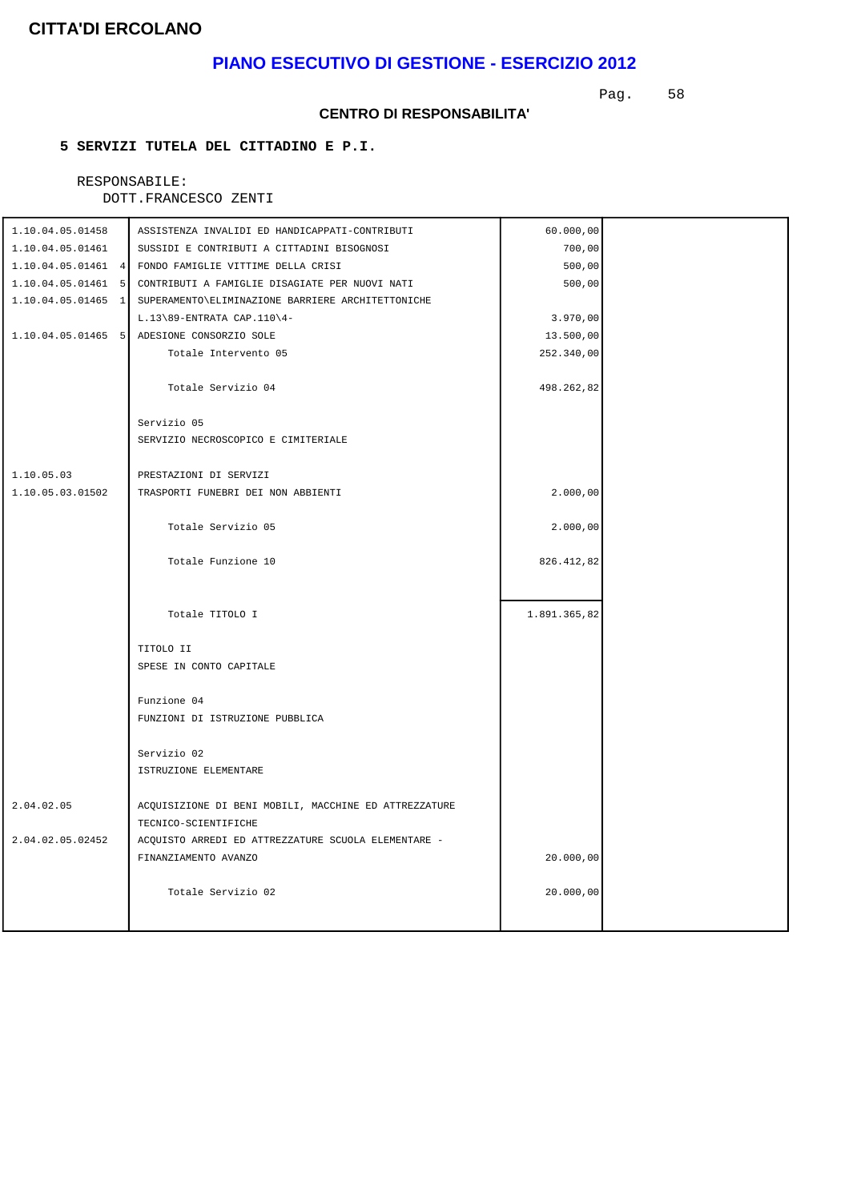**CITTA'DI ERCOLANO**

## PIANO ESECUTIVO DI GESTIONE - ESERCIZIO 2012

### CENTRO DI RESPONSABILITA'

**5 SERVIZI TUTELA DEL CITTADINO E P.I.**

RESPONSABILE:
DOTT.FRANCESCO ZENTI

| | | | |
|---|---|---|---|
| 1.10.04.05.01458 | ASSISTENZA INVALIDI ED HANDICAPPATI-CONTRIBUTI | 60.000,00 | |
| 1.10.04.05.01461 | SUSSIDI E CONTRIBUTI A CITTADINI BISOGNOSI | 700,00 | |
| 1.10.04.05.01461 4 | FONDO FAMIGLIE VITTIME DELLA CRISI | 500,00 | |
| 1.10.04.05.01461 5 | CONTRIBUTI A FAMIGLIE DISAGIATE PER NUOVI NATI | 500,00 | |
| 1.10.04.05.01465 1 | SUPERAMENTO\ELIMINAZIONE BARRIERE ARCHITETTONICHE L.13\89-ENTRATA CAP.110\4- | 3.970,00 | |
| 1.10.04.05.01465 5 | ADESIONE CONSORZIO SOLE | 13.500,00 | |
| | Totale Intervento 05 | 252.340,00 | |
| | Totale Servizio 04 | 498.262,82 | |
| | Servizio 05<br>SERVIZIO NECROSCOPICO E CIMITERIALE | | |
| 1.10.05.03 | PRESTAZIONI DI SERVIZI | | |
| 1.10.05.03.01502 | TRASPORTI FUNEBRI DEI NON ABBIENTI | 2.000,00 | |
| | Totale Servizio 05 | 2.000,00 | |
| | Totale Funzione 10 | 826.412,82 | |
| | Totale TITOLO I | 1.891.365,82 | |
| | TITOLO II<br>SPESE IN CONTO CAPITALE | | |
| | Funzione 04<br>FUNZIONI DI ISTRUZIONE PUBBLICA | | |
| | Servizio 02<br>ISTRUZIONE ELEMENTARE | | |
| 2.04.02.05 | ACQUISIZIONE DI BENI MOBILI, MACCHINE ED ATTREZZATURE TECNICO-SCIENTIFICHE | | |
| 2.04.02.05.02452 | ACQUISTO ARREDI ED ATTREZZATURE SCUOLA ELEMENTARE - FINANZIAMENTO AVANZO | 20.000,00 | |
| | Totale Servizio 02 | 20.000,00 | |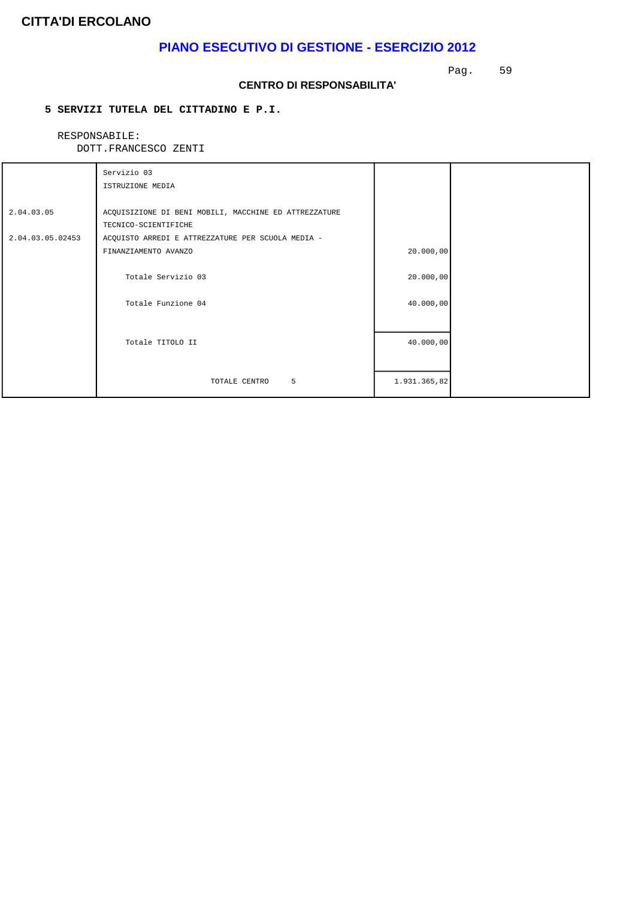**CITTA'DI ERCOLANO**

## PIANO ESECUTIVO DI GESTIONE - ESERCIZIO 2012

### CENTRO DI RESPONSABILITA'

**5 SERVIZI TUTELA DEL CITTADINO E P.I.**

RESPONSABILE:
DOTT.FRANCESCO ZENTI

| | | | |
|---|---|---|---|
| | Servizio 03<br>ISTRUZIONE MEDIA | | |
| 2.04.03.05 | ACQUISIZIONE DI BENI MOBILI, MACCHINE ED ATTREZZATURE TECNICO-SCIENTIFICHE | | |
| 2.04.03.05.02453 | ACQUISTO ARREDI E ATTREZZATURE PER SCUOLA MEDIA - FINANZIAMENTO AVANZO | 20.000,00 | |
| | Totale Servizio 03 | 20.000,00 | |
| | Totale Funzione 04 | 40.000,00 | |
| | Totale TITOLO II | 40.000,00 | |
| | TOTALE CENTRO 5 | 1.931.365,82 | |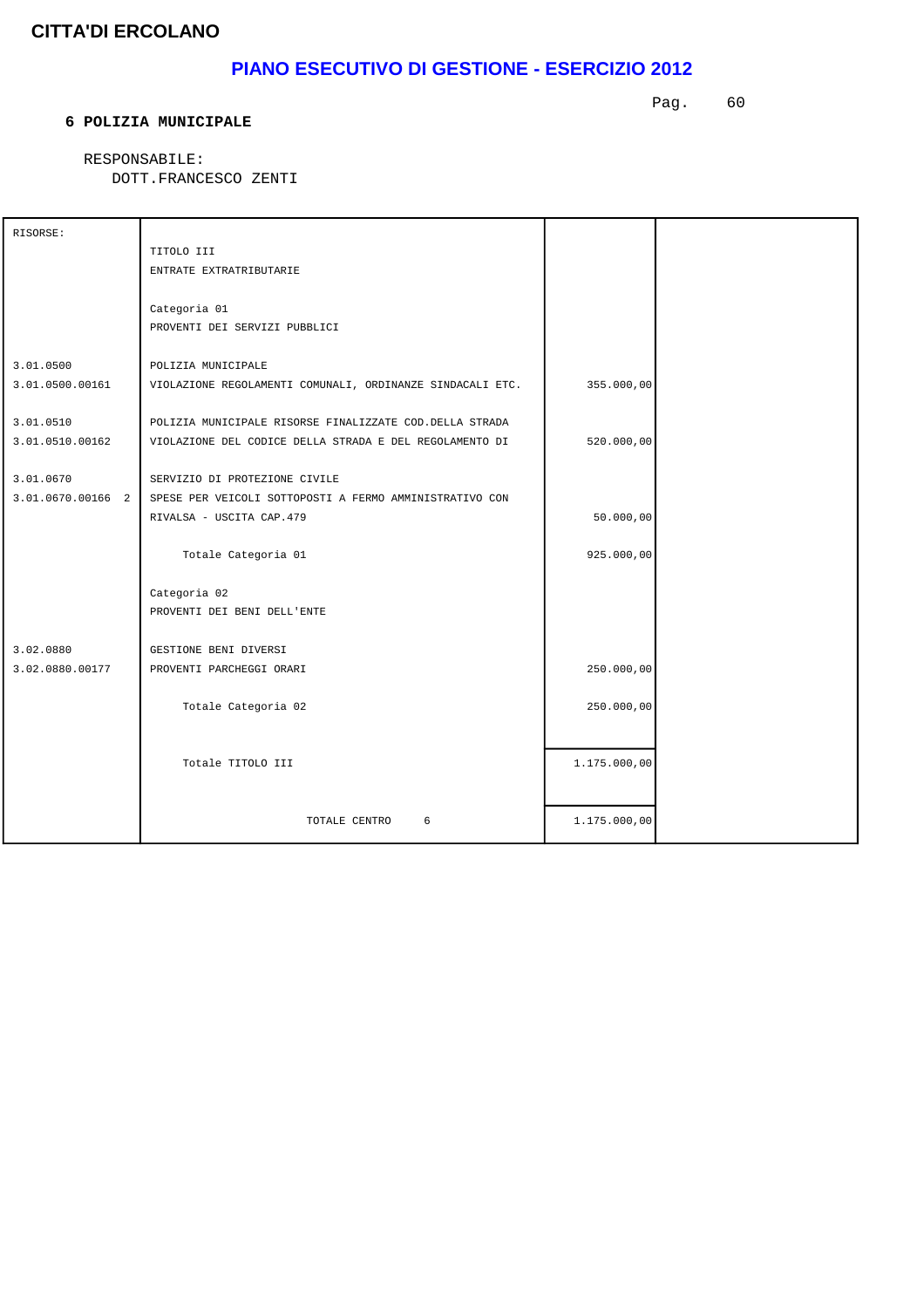# CITTA'DI ERCOLANO

## PIANO ESECUTIVO DI GESTIONE - ESERCIZIO 2012

### 6 POLIZIA MUNICIPALE

RESPONSABILE:
DOTT.FRANCESCO ZENTI

| RISORSE: | | | |
|---|---|---|---|
| | TITOLO III<br>ENTRATE EXTRATRIBUTARIE | | |
| | Categoria 01<br>PROVENTI DEI SERVIZI PUBBLICI | | |
| 3.01.0500 | POLIZIA MUNICIPALE | | |
| 3.01.0500.00161 | VIOLAZIONE REGOLAMENTI COMUNALI, ORDINANZE SINDACALI ETC. | 355.000,00 | |
| 3.01.0510 | POLIZIA MUNICIPALE RISORSE FINALIZZATE COD.DELLA STRADA | | |
| 3.01.0510.00162 | VIOLAZIONE DEL CODICE DELLA STRADA E DEL REGOLAMENTO DI | 520.000,00 | |
| 3.01.0670 | SERVIZIO DI PROTEZIONE CIVILE | | |
| 3.01.0670.00166 2 | SPESE PER VEICOLI SOTTOPOSTI A FERMO AMMINISTRATIVO CON RIVALSA - USCITA CAP.479 | 50.000,00 | |
| | Totale Categoria 01 | 925.000,00 | |
| | Categoria 02<br>PROVENTI DEI BENI DELL'ENTE | | |
| 3.02.0880 | GESTIONE BENI DIVERSI | | |
| 3.02.0880.00177 | PROVENTI PARCHEGGI ORARI | 250.000,00 | |
| | Totale Categoria 02 | 250.000,00 | |
| | Totale TITOLO III | 1.175.000,00 | |
| | TOTALE CENTRO 6 | 1.175.000,00 | |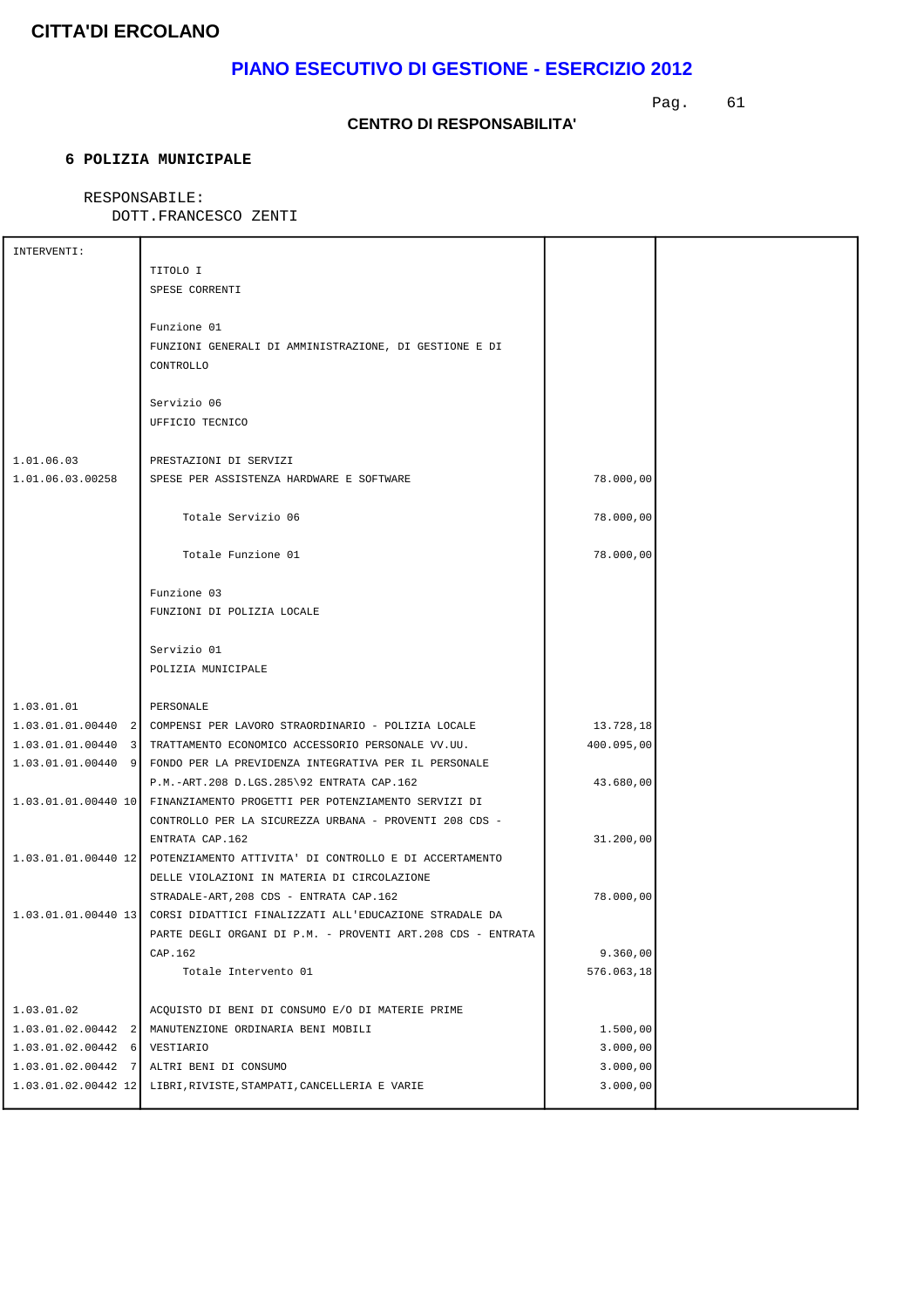**CITTA'DI ERCOLANO**

## PIANO ESECUTIVO DI GESTIONE - ESERCIZIO 2012

**CENTRO DI RESPONSABILITA'**

**6 POLIZIA MUNICIPALE**

RESPONSABILE:
DOTT.FRANCESCO ZENTI

| INTERVENTI: | | | |
|---|---|---|---|
| | TITOLO I<br>SPESE CORRENTI | | |
| | Funzione 01<br>FUNZIONI GENERALI DI AMMINISTRAZIONE, DI GESTIONE E DI CONTROLLO | | |
| | Servizio 06<br>UFFICIO TECNICO | | |
| 1.01.06.03 | PRESTAZIONI DI SERVIZI | | |
| 1.01.06.03.00258 | SPESE PER ASSISTENZA HARDWARE E SOFTWARE | 78.000,00 | |
| | Totale Servizio 06 | 78.000,00 | |
| | Totale Funzione 01 | 78.000,00 | |
| | Funzione 03<br>FUNZIONI DI POLIZIA LOCALE | | |
| | Servizio 01<br>POLIZIA MUNICIPALE | | |
| 1.03.01.01 | PERSONALE | | |
| 1.03.01.01.00440 2 | COMPENSI PER LAVORO STRAORDINARIO - POLIZIA LOCALE | 13.728,18 | |
| 1.03.01.01.00440 3 | TRATTAMENTO ECONOMICO ACCESSORIO PERSONALE VV.UU. | 400.095,00 | |
| 1.03.01.01.00440 9 | FONDO PER LA PREVIDENZA INTEGRATIVA PER IL PERSONALE P.M.-ART.208 D.LGS.285\92 ENTRATA CAP.162 | 43.680,00 | |
| 1.03.01.01.00440 10 | FINANZIAMENTO PROGETTI PER POTENZIAMENTO SERVIZI DI CONTROLLO PER LA SICUREZZA URBANA - PROVENTI 208 CDS - ENTRATA CAP.162 | 31.200,00 | |
| 1.03.01.01.00440 12 | POTENZIAMENTO ATTIVITA' DI CONTROLLO E DI ACCERTAMENTO DELLE VIOLAZIONI IN MATERIA DI CIRCOLAZIONE STRADALE-ART,208 CDS - ENTRATA CAP.162 | 78.000,00 | |
| 1.03.01.01.00440 13 | CORSI DIDATTICI FINALIZZATI ALL'EDUCAZIONE STRADALE DA PARTE DEGLI ORGANI DI P.M. - PROVENTI ART.208 CDS - ENTRATA CAP.162 | 9.360,00 | |
| | Totale Intervento 01 | 576.063,18 | |
| 1.03.01.02 | ACQUISTO DI BENI DI CONSUMO E/O DI MATERIE PRIME | | |
| 1.03.01.02.00442 2 | MANUTENZIONE ORDINARIA BENI MOBILI | 1.500,00 | |
| 1.03.01.02.00442 6 | VESTIARIO | 3.000,00 | |
| 1.03.01.02.00442 7 | ALTRI BENI DI CONSUMO | 3.000,00 | |
| 1.03.01.02.00442 12 | LIBRI,RIVISTE,STAMPATI,CANCELLERIA E VARIE | 3.000,00 | |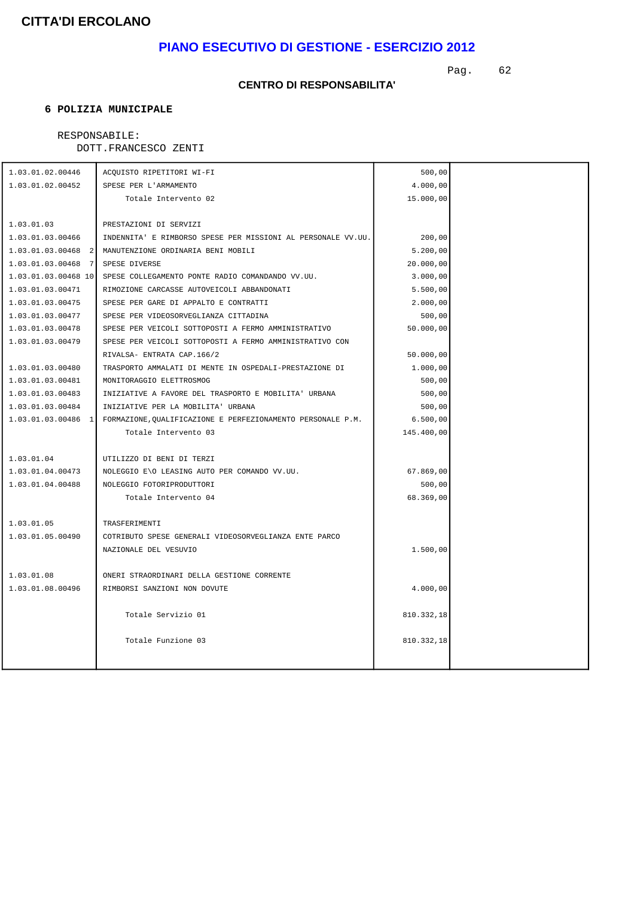**CITTA'DI ERCOLANO**

## PIANO ESECUTIVO DI GESTIONE - ESERCIZIO 2012

### CENTRO DI RESPONSABILITA'

**6 POLIZIA MUNICIPALE**

RESPONSABILE:
DOTT.FRANCESCO ZENTI

| | | | |
|---|---|---|---|
| 1.03.01.02.00446 | ACQUISTO RIPETITORI WI-FI | 500,00 | |
| 1.03.01.02.00452 | SPESE PER L'ARMAMENTO | 4.000,00 | |
| | Totale Intervento 02 | 15.000,00 | |
| 1.03.01.03 | PRESTAZIONI DI SERVIZI | | |
| 1.03.01.03.00466 | INDENNITA' E RIMBORSO SPESE PER MISSIONI AL PERSONALE VV.UU. | 200,00 | |
| 1.03.01.03.00468 2 | MANUTENZIONE ORDINARIA BENI MOBILI | 5.200,00 | |
| 1.03.01.03.00468 7 | SPESE DIVERSE | 20.000,00 | |
| 1.03.01.03.00468 10 | SPESE COLLEGAMENTO PONTE RADIO COMANDANDO VV.UU. | 3.000,00 | |
| 1.03.01.03.00471 | RIMOZIONE CARCASSE AUTOVEICOLI ABBANDONATI | 5.500,00 | |
| 1.03.01.03.00475 | SPESE PER GARE DI APPALTO E CONTRATTI | 2.000,00 | |
| 1.03.01.03.00477 | SPESE PER VIDEOSORVEGLIANZA CITTADINA | 500,00 | |
| 1.03.01.03.00478 | SPESE PER VEICOLI SOTTOPOSTI A FERMO AMMINISTRATIVO | 50.000,00 | |
| 1.03.01.03.00479 | SPESE PER VEICOLI SOTTOPOSTI A FERMO AMMINISTRATIVO CON RIVALSA- ENTRATA CAP.166/2 | 50.000,00 | |
| 1.03.01.03.00480 | TRASPORTO AMMALATI DI MENTE IN OSPEDALI-PRESTAZIONE DI | 1.000,00 | |
| 1.03.01.03.00481 | MONITORAGGIO ELETTROSMOG | 500,00 | |
| 1.03.01.03.00483 | INIZIATIVE A FAVORE DEL TRASPORTO E MOBILITA' URBANA | 500,00 | |
| 1.03.01.03.00484 | INIZIATIVE PER LA MOBILITA' URBANA | 500,00 | |
| 1.03.01.03.00486 1 | FORMAZIONE,QUALIFICAZIONE E PERFEZIONAMENTO PERSONALE P.M. | 6.500,00 | |
| | Totale Intervento 03 | 145.400,00 | |
| 1.03.01.04 | UTILIZZO DI BENI DI TERZI | | |
| 1.03.01.04.00473 | NOLEGGIO E\O LEASING AUTO PER COMANDO VV.UU. | 67.869,00 | |
| 1.03.01.04.00488 | NOLEGGIO FOTORIPRODUTTORI | 500,00 | |
| | Totale Intervento 04 | 68.369,00 | |
| 1.03.01.05 | TRASFERIMENTI | | |
| 1.03.01.05.00490 | COTRIBUTO SPESE GENERALI VIDEOSORVEGLIANZA ENTE PARCO NAZIONALE DEL VESUVIO | 1.500,00 | |
| 1.03.01.08 | ONERI STRAORDINARI DELLA GESTIONE CORRENTE | | |
| 1.03.01.08.00496 | RIMBORSI SANZIONI NON DOVUTE | 4.000,00 | |
| | Totale Servizio 01 | 810.332,18 | |
| | Totale Funzione 03 | 810.332,18 | |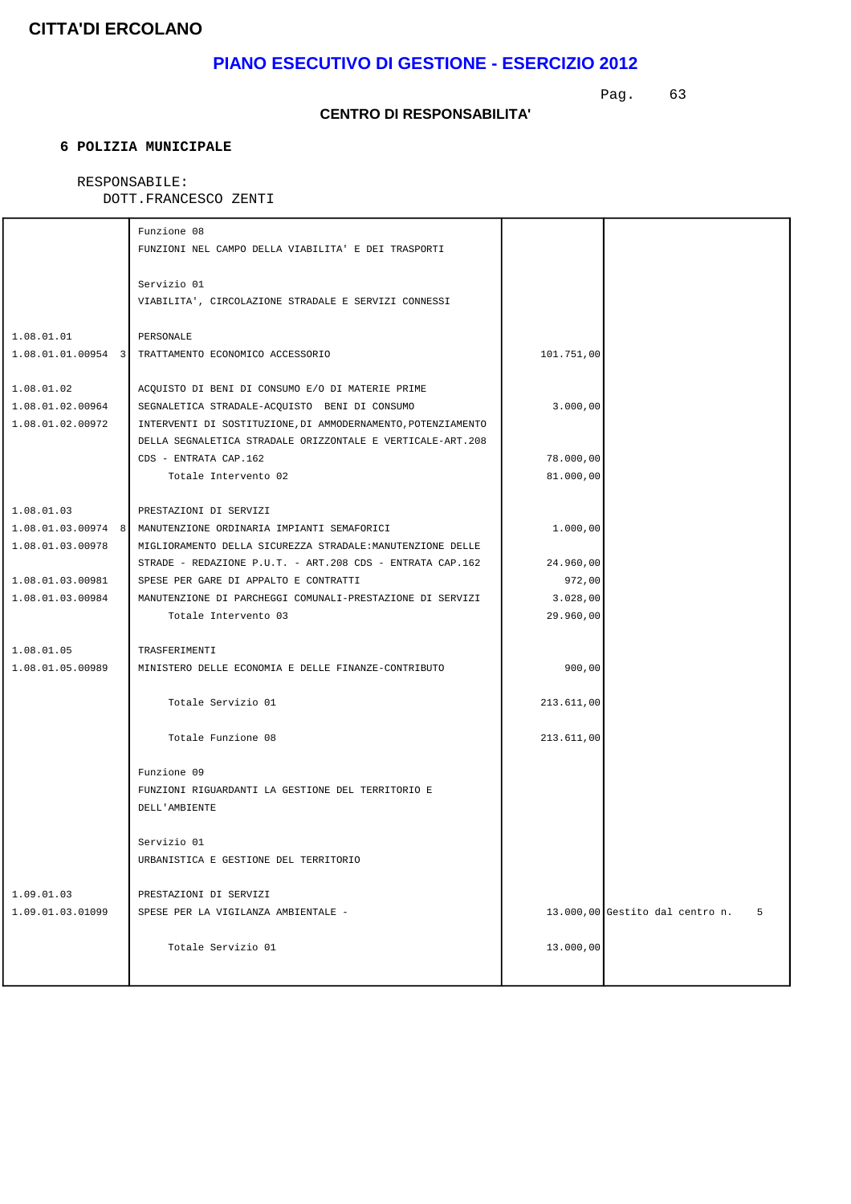**CITTA'DI ERCOLANO**

## PIANO ESECUTIVO DI GESTIONE - ESERCIZIO 2012

### CENTRO DI RESPONSABILITA'

**6 POLIZIA MUNICIPALE**

RESPONSABILE:
DOTT.FRANCESCO ZENTI

| | | | |
|---|---|---|---|
| | Funzione 08 | | |
| | FUNZIONI NEL CAMPO DELLA VIABILITA' E DEI TRASPORTI | | |
| | Servizio 01 | | |
| | VIABILITA', CIRCOLAZIONE STRADALE E SERVIZI CONNESSI | | |
| 1.08.01.01 | PERSONALE | | |
| 1.08.01.01.00954 3 | TRATTAMENTO ECONOMICO ACCESSORIO | 101.751,00 | |
| 1.08.01.02 | ACQUISTO DI BENI DI CONSUMO E/O DI MATERIE PRIME | | |
| 1.08.01.02.00964 | SEGNALETICA STRADALE-ACQUISTO BENI DI CONSUMO | 3.000,00 | |
| 1.08.01.02.00972 | INTERVENTI DI SOSTITUZIONE,DI AMMODERNAMENTO,POTENZIAMENTO DELLA SEGNALETICA STRADALE ORIZZONTALE E VERTICALE-ART.208 CDS - ENTRATA CAP.162 | 78.000,00 | |
| | Totale Intervento 02 | 81.000,00 | |
| 1.08.01.03 | PRESTAZIONI DI SERVIZI | | |
| 1.08.01.03.00974 8 | MANUTENZIONE ORDINARIA IMPIANTI SEMAFORICI | 1.000,00 | |
| 1.08.01.03.00978 | MIGLIORAMENTO DELLA SICUREZZA STRADALE:MANUTENZIONE DELLE STRADE - REDAZIONE P.U.T. - ART.208 CDS - ENTRATA CAP.162 | 24.960,00 | |
| 1.08.01.03.00981 | SPESE PER GARE DI APPALTO E CONTRATTI | 972,00 | |
| 1.08.01.03.00984 | MANUTENZIONE DI PARCHEGGI COMUNALI-PRESTAZIONE DI SERVIZI | 3.028,00 | |
| | Totale Intervento 03 | 29.960,00 | |
| 1.08.01.05 | TRASFERIMENTI | | |
| 1.08.01.05.00989 | MINISTERO DELLE ECONOMIA E DELLE FINANZE-CONTRIBUTO | 900,00 | |
| | Totale Servizio 01 | 213.611,00 | |
| | Totale Funzione 08 | 213.611,00 | |
| | Funzione 09 | | |
| | FUNZIONI RIGUARDANTI LA GESTIONE DEL TERRITORIO E DELL'AMBIENTE | | |
| | Servizio 01 | | |
| | URBANISTICA E GESTIONE DEL TERRITORIO | | |
| 1.09.01.03 | PRESTAZIONI DI SERVIZI | | |
| 1.09.01.03.01099 | SPESE PER LA VIGILANZA AMBIENTALE - | 13.000,00 | Gestito dal centro n. 5 |
| | Totale Servizio 01 | 13.000,00 | |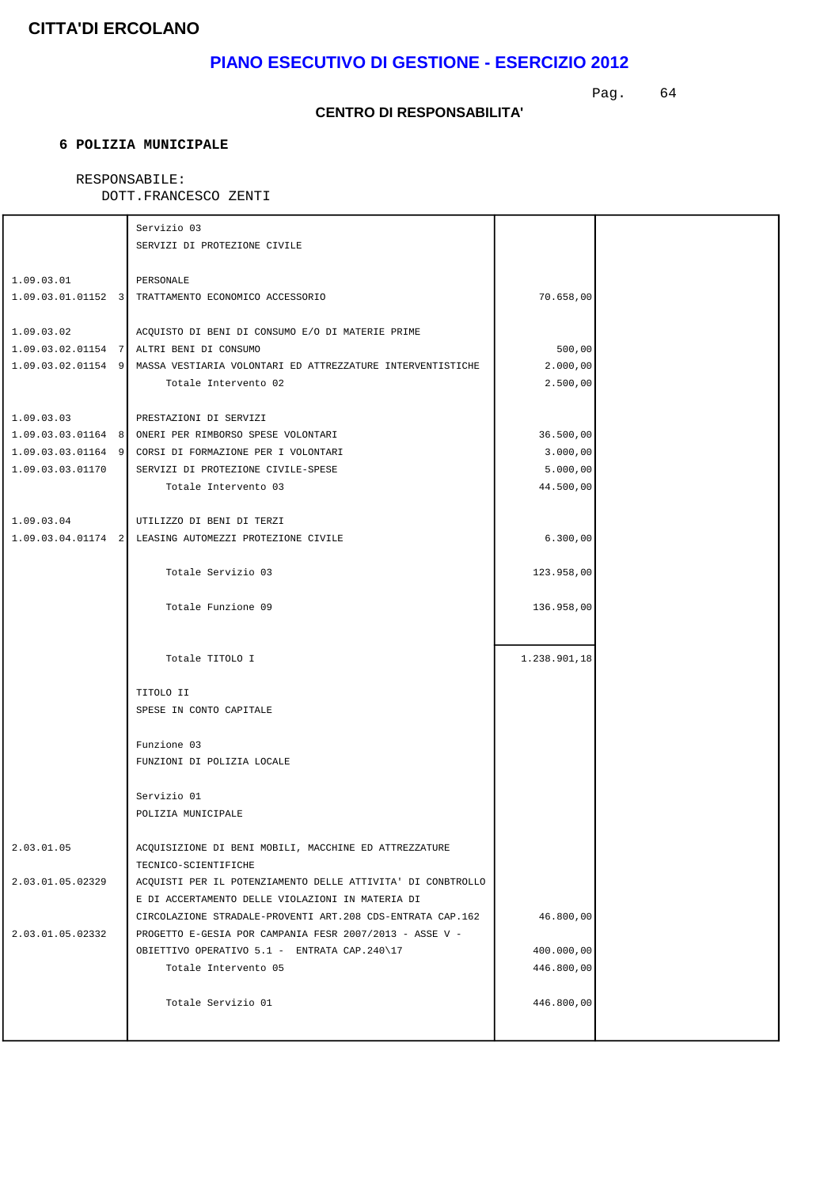**CITTA'DI ERCOLANO**

## PIANO ESECUTIVO DI GESTIONE - ESERCIZIO 2012

**CENTRO DI RESPONSABILITA'**

**6 POLIZIA MUNICIPALE**

RESPONSABILE:
DOTT.FRANCESCO ZENTI

| | | | |
|---|---|---|---|
| | Servizio 03<br>SERVIZI DI PROTEZIONE CIVILE | | |
| 1.09.03.01 | PERSONALE | | |
| 1.09.03.01.01152 3 | TRATTAMENTO ECONOMICO ACCESSORIO | 70.658,00 | |
| 1.09.03.02 | ACQUISTO DI BENI DI CONSUMO E/O DI MATERIE PRIME | | |
| 1.09.03.02.01154 7 | ALTRI BENI DI CONSUMO | 500,00 | |
| 1.09.03.02.01154 9 | MASSA VESTIARIA VOLONTARI ED ATTREZZATURE INTERVENTISTICHE | 2.000,00 | |
| | Totale Intervento 02 | 2.500,00 | |
| 1.09.03.03 | PRESTAZIONI DI SERVIZI | | |
| 1.09.03.03.01164 8 | ONERI PER RIMBORSO SPESE VOLONTARI | 36.500,00 | |
| 1.09.03.03.01164 9 | CORSI DI FORMAZIONE PER I VOLONTARI | 3.000,00 | |
| 1.09.03.03.01170 | SERVIZI DI PROTEZIONE CIVILE-SPESE | 5.000,00 | |
| | Totale Intervento 03 | 44.500,00 | |
| 1.09.03.04 | UTILIZZO DI BENI DI TERZI | | |
| 1.09.03.04.01174 2 | LEASING AUTOMEZZI PROTEZIONE CIVILE | 6.300,00 | |
| | Totale Servizio 03 | 123.958,00 | |
| | Totale Funzione 09 | 136.958,00 | |
| | Totale TITOLO I | 1.238.901,18 | |
| | TITOLO II<br>SPESE IN CONTO CAPITALE | | |
| | Funzione 03<br>FUNZIONI DI POLIZIA LOCALE | | |
| | Servizio 01<br>POLIZIA MUNICIPALE | | |
| 2.03.01.05 | ACQUISIZIONE DI BENI MOBILI, MACCHINE ED ATTREZZATURE TECNICO-SCIENTIFICHE | | |
| 2.03.01.05.02329 | ACQUISTI PER IL POTENZIAMENTO DELLE ATTIVITA' DI CONBTROLLO E DI ACCERTAMENTO DELLE VIOLAZIONI IN MATERIA DI CIRCOLAZIONE STRADALE-PROVENTI ART.208 CDS-ENTRATA CAP.162 | 46.800,00 | |
| 2.03.01.05.02332 | PROGETTO E-GESIA POR CAMPANIA FESR 2007/2013 - ASSE V - OBIETTIVO OPERATIVO 5.1 - ENTRATA CAP.240\17 | 400.000,00 | |
| | Totale Intervento 05 | 446.800,00 | |
| | Totale Servizio 01 | 446.800,00 | |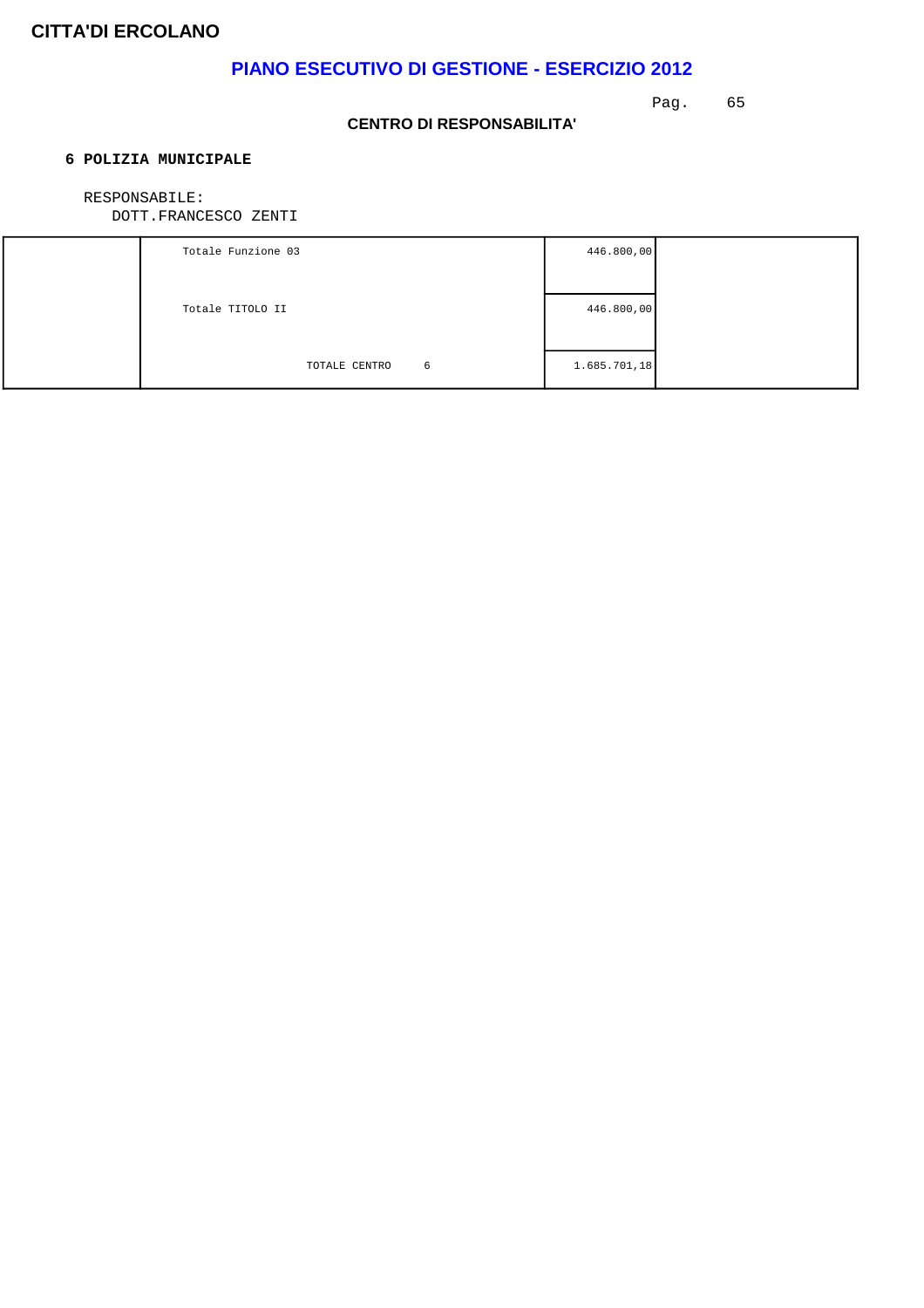# CITTA'DI ERCOLANO

## PIANO ESECUTIVO DI GESTIONE - ESERCIZIO 2012

### CENTRO DI RESPONSABILITA'

**6 POLIZIA MUNICIPALE**

RESPONSABILE:
DOTT.FRANCESCO ZENTI

| | | | |
|---|---|---|---|
| | Totale Funzione 03 | 446.800,00 | |
| | Totale TITOLO II | 446.800,00 | |
| | TOTALE CENTRO 6 | 1.685.701,18 | |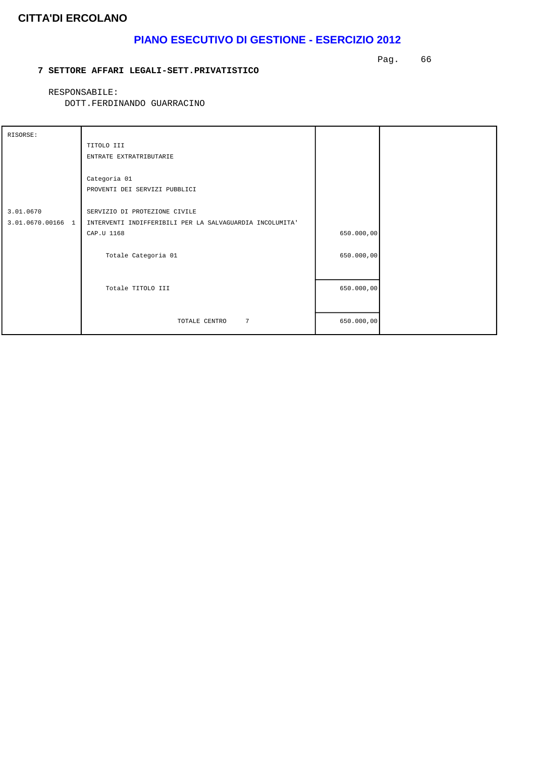**CITTA'DI ERCOLANO**

# PIANO ESECUTIVO DI GESTIONE - ESERCIZIO 2012

**7 SETTORE AFFARI LEGALI-SETT.PRIVATISTICO**

RESPONSABILE:
DOTT.FERDINANDO GUARRACINO

| RISORSE: | | | |
|---|---|---|---|
| | TITOLO III<br>ENTRATE EXTRATRIBUTARIE | | |
| | Categoria 01<br>PROVENTI DEI SERVIZI PUBBLICI | | |
| 3.01.0670 | SERVIZIO DI PROTEZIONE CIVILE | | |
| 3.01.0670.00166 1 | INTERVENTI INDIFFERIBILI PER LA SALVAGUARDIA INCOLUMITA'<br>CAP.U 1168 | 650.000,00 | |
| | Totale Categoria 01 | 650.000,00 | |
| | Totale TITOLO III | 650.000,00 | |
| | TOTALE CENTRO 7 | 650.000,00 | |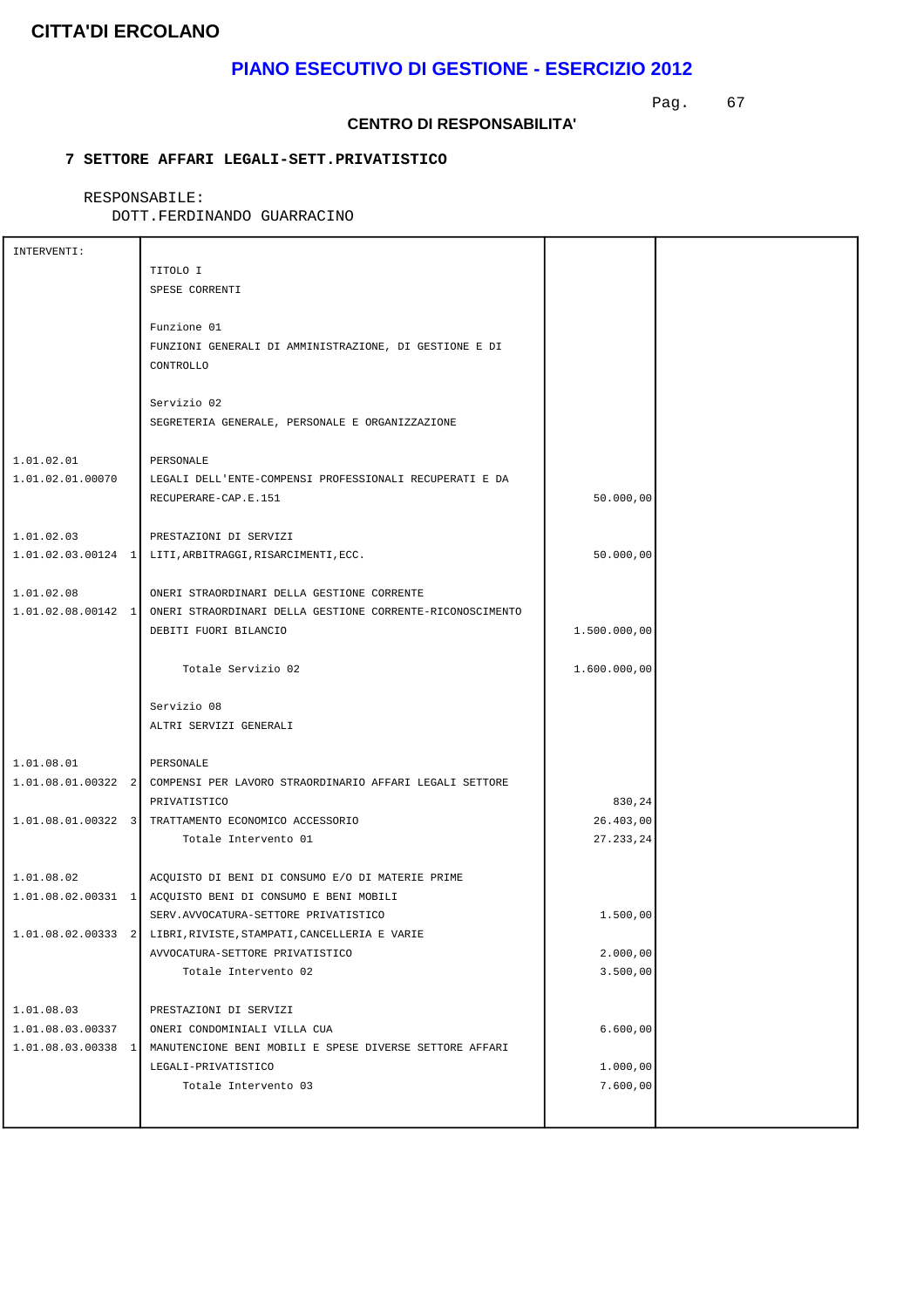**CITTA'DI ERCOLANO**

## PIANO ESECUTIVO DI GESTIONE - ESERCIZIO 2012

### CENTRO DI RESPONSABILITA'

**7 SETTORE AFFARI LEGALI-SETT.PRIVATISTICO**

RESPONSABILE:
DOTT.FERDINANDO GUARRACINO

| INTERVENTI: | | | |
|---|---|---|---|
| | TITOLO I<br>SPESE CORRENTI | | |
| | Funzione 01<br>FUNZIONI GENERALI DI AMMINISTRAZIONE, DI GESTIONE E DI CONTROLLO | | |
| | Servizio 02<br>SEGRETERIA GENERALE, PERSONALE E ORGANIZZAZIONE | | |
| 1.01.02.01 | PERSONALE | | |
| 1.01.02.01.00070 | LEGALI DELL'ENTE-COMPENSI PROFESSIONALI RECUPERATI E DA RECUPERARE-CAP.E.151 | 50.000,00 | |
| 1.01.02.03 | PRESTAZIONI DI SERVIZI | | |
| 1.01.02.03.00124 1 | LITI,ARBITRAGGI,RISARCIMENTI,ECC. | 50.000,00 | |
| 1.01.02.08 | ONERI STRAORDINARI DELLA GESTIONE CORRENTE | | |
| 1.01.02.08.00142 1 | ONERI STRAORDINARI DELLA GESTIONE CORRENTE-RICONOSCIMENTO DEBITI FUORI BILANCIO | 1.500.000,00 | |
| | Totale Servizio 02 | 1.600.000,00 | |
| | Servizio 08<br>ALTRI SERVIZI GENERALI | | |
| 1.01.08.01 | PERSONALE | | |
| 1.01.08.01.00322 2 | COMPENSI PER LAVORO STRAORDINARIO AFFARI LEGALI SETTORE PRIVATISTICO | 830,24 | |
| 1.01.08.01.00322 3 | TRATTAMENTO ECONOMICO ACCESSORIO | 26.403,00 | |
| | Totale Intervento 01 | 27.233,24 | |
| 1.01.08.02 | ACQUISTO DI BENI DI CONSUMO E/O DI MATERIE PRIME | | |
| 1.01.08.02.00331 1 | ACQUISTO BENI DI CONSUMO E BENI MOBILI SERV.AVVOCATURA-SETTORE PRIVATISTICO | 1.500,00 | |
| 1.01.08.02.00333 2 | LIBRI,RIVISTE,STAMPATI,CANCELLERIA E VARIE AVVOCATURA-SETTORE PRIVATISTICO | 2.000,00 | |
| | Totale Intervento 02 | 3.500,00 | |
| 1.01.08.03 | PRESTAZIONI DI SERVIZI | | |
| 1.01.08.03.00337 | ONERI CONDOMINIALI VILLA CUA | 6.600,00 | |
| 1.01.08.03.00338 1 | MANUTENCIONE BENI MOBILI E SPESE DIVERSE SETTORE AFFARI LEGALI-PRIVATISTICO | 1.000,00 | |
| | Totale Intervento 03 | 7.600,00 | |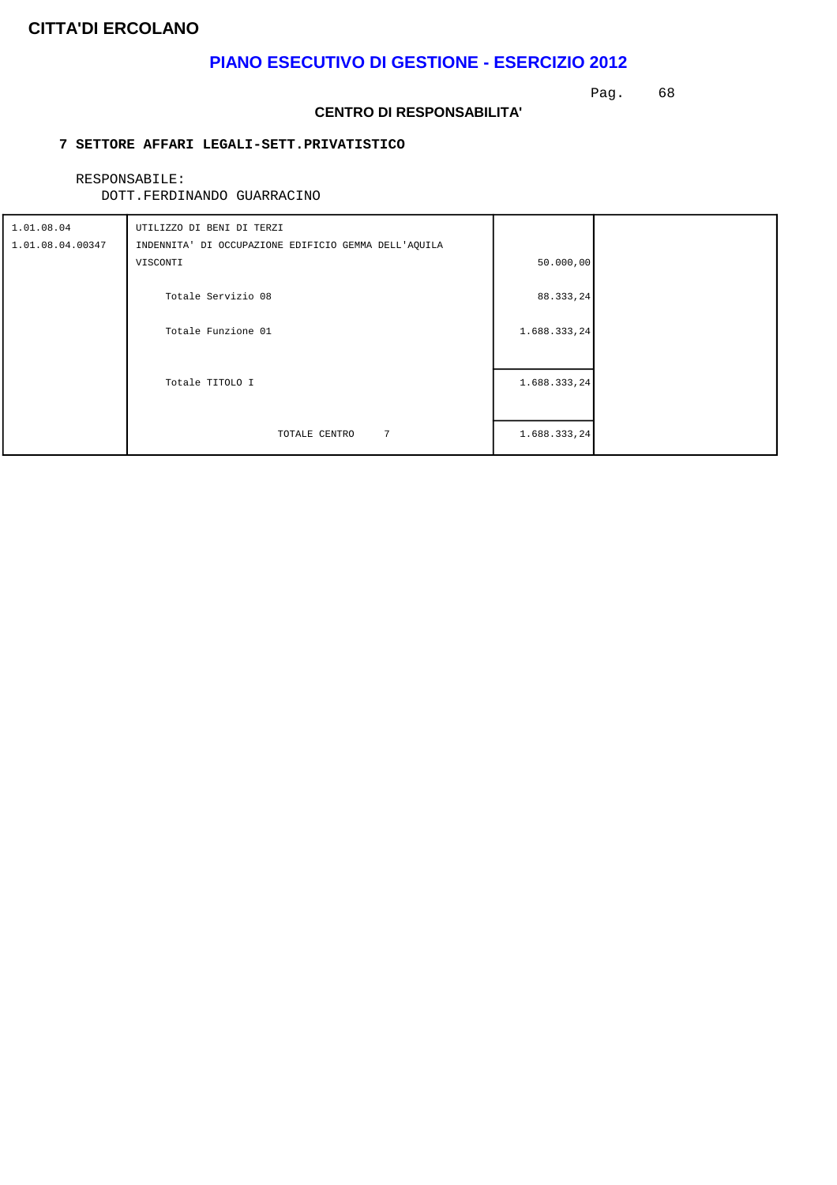**CITTA'DI ERCOLANO**

# PIANO ESECUTIVO DI GESTIONE - ESERCIZIO 2012

### CENTRO DI RESPONSABILITA'

**7 SETTORE AFFARI LEGALI-SETT.PRIVATISTICO**

RESPONSABILE:
DOTT.FERDINANDO GUARRACINO

| | | | |
|---|---|---|---|
| 1.01.08.04 | UTILIZZO DI BENI DI TERZI | | |
| 1.01.08.04.00347 | INDENNITA' DI OCCUPAZIONE EDIFICIO GEMMA DELL'AQUILA VISCONTI | 50.000,00 | |
| | Totale Servizio 08 | 88.333,24 | |
| | Totale Funzione 01 | 1.688.333,24 | |
| | Totale TITOLO I | 1.688.333,24 | |
| | TOTALE CENTRO 7 | 1.688.333,24 | |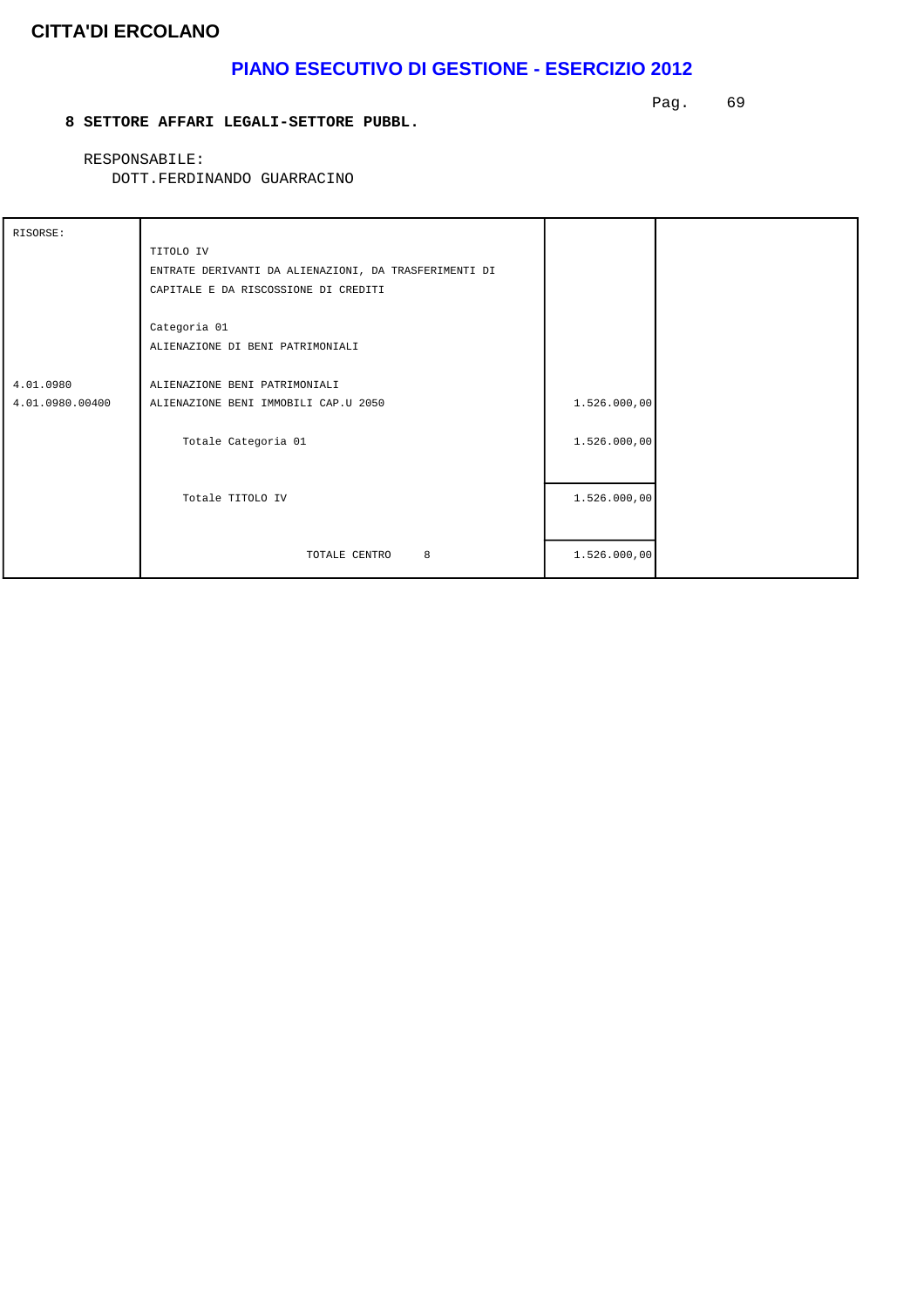# CITTA'DI ERCOLANO

## PIANO ESECUTIVO DI GESTIONE - ESERCIZIO 2012

**8 SETTORE AFFARI LEGALI-SETTORE PUBBL.**

RESPONSABILE:
DOTT.FERDINANDO GUARRACINO

| RISORSE: | | | |
|---|---|---|---|
| | TITOLO IV<br>ENTRATE DERIVANTI DA ALIENAZIONI, DA TRASFERIMENTI DI CAPITALE E DA RISCOSSIONE DI CREDITI | | |
| | Categoria 01<br>ALIENAZIONE DI BENI PATRIMONIALI | | |
| 4.01.0980 | ALIENAZIONE BENI PATRIMONIALI | | |
| 4.01.0980.00400 | ALIENAZIONE BENI IMMOBILI CAP.U 2050 | 1.526.000,00 | |
| | Totale Categoria 01 | 1.526.000,00 | |
| | Totale TITOLO IV | 1.526.000,00 | |
| | TOTALE CENTRO 8 | 1.526.000,00 | |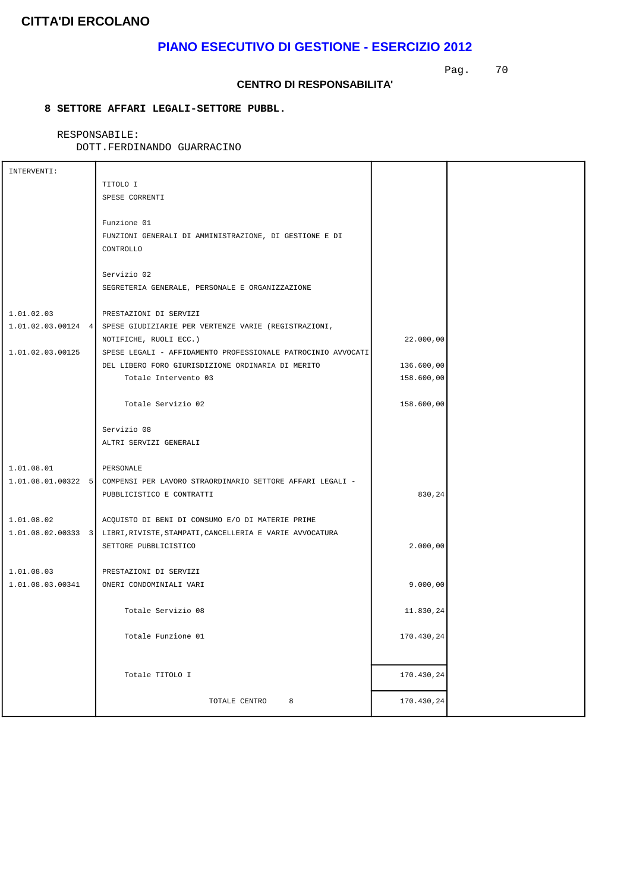**CITTA'DI ERCOLANO**

## PIANO ESECUTIVO DI GESTIONE - ESERCIZIO 2012

### CENTRO DI RESPONSABILITA'

**8 SETTORE AFFARI LEGALI-SETTORE PUBBL.**

RESPONSABILE:
DOTT.FERDINANDO GUARRACINO

| INTERVENTI: | | | |
|---|---|---|---|
| | TITOLO I<br>SPESE CORRENTI | | |
| | Funzione 01<br>FUNZIONI GENERALI DI AMMINISTRAZIONE, DI GESTIONE E DI CONTROLLO | | |
| | Servizio 02<br>SEGRETERIA GENERALE, PERSONALE E ORGANIZZAZIONE | | |
| 1.01.02.03 | PRESTAZIONI DI SERVIZI | | |
| 1.01.02.03.00124 4 | SPESE GIUDIZIARIE PER VERTENZE VARIE (REGISTRAZIONI, NOTIFICHE, RUOLI ECC.) | 22.000,00 | |
| 1.01.02.03.00125 | SPESE LEGALI - AFFIDAMENTO PROFESSIONALE PATROCINIO AVVOCATI DEL LIBERO FORO GIURISDIZIONE ORDINARIA DI MERITO | 136.600,00 | |
| | Totale Intervento 03 | 158.600,00 | |
| | Totale Servizio 02 | 158.600,00 | |
| | Servizio 08<br>ALTRI SERVIZI GENERALI | | |
| 1.01.08.01 | PERSONALE | | |
| 1.01.08.01.00322 5 | COMPENSI PER LAVORO STRAORDINARIO SETTORE AFFARI LEGALI - PUBBLICISTICO E CONTRATTI | 830,24 | |
| 1.01.08.02 | ACQUISTO DI BENI DI CONSUMO E/O DI MATERIE PRIME | | |
| 1.01.08.02.00333 3 | LIBRI,RIVISTE,STAMPATI,CANCELLERIA E VARIE AVVOCATURA SETTORE PUBBLICISTICO | 2.000,00 | |
| 1.01.08.03 | PRESTAZIONI DI SERVIZI | | |
| 1.01.08.03.00341 | ONERI CONDOMINIALI VARI | 9.000,00 | |
| | Totale Servizio 08 | 11.830,24 | |
| | Totale Funzione 01 | 170.430,24 | |
| | Totale TITOLO I | 170.430,24 | |
| | TOTALE CENTRO 8 | 170.430,24 | |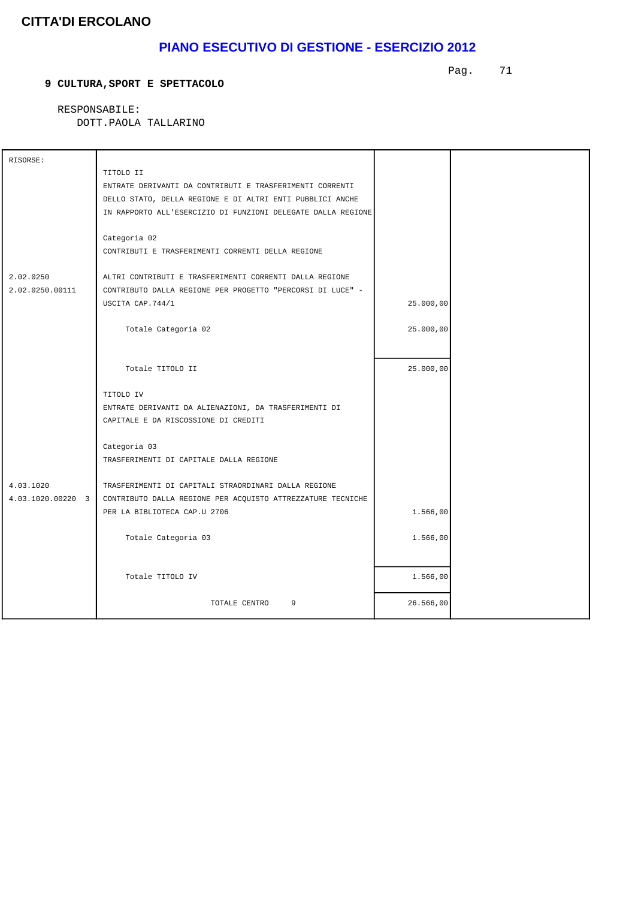**CITTA'DI ERCOLANO**

## PIANO ESECUTIVO DI GESTIONE - ESERCIZIO 2012

**9 CULTURA,SPORT E SPETTACOLO**

RESPONSABILE:
DOTT.PAOLA TALLARINO

| RISORSE: | | | |
|---|---|---|---|
| | TITOLO II<br>ENTRATE DERIVANTI DA CONTRIBUTI E TRASFERIMENTI CORRENTI DELLO STATO, DELLA REGIONE E DI ALTRI ENTI PUBBLICI ANCHE IN RAPPORTO ALL'ESERCIZIO DI FUNZIONI DELEGATE DALLA REGIONE | | |
| | Categoria 02<br>CONTRIBUTI E TRASFERIMENTI CORRENTI DELLA REGIONE | | |
| 2.02.0250 | ALTRI CONTRIBUTI E TRASFERIMENTI CORRENTI DALLA REGIONE | | |
| 2.02.0250.00111 | CONTRIBUTO DALLA REGIONE PER PROGETTO "PERCORSI DI LUCE" - USCITA CAP.744/1 | 25.000,00 | |
| | Totale Categoria 02 | 25.000,00 | |
| | Totale TITOLO II | 25.000,00 | |
| | TITOLO IV<br>ENTRATE DERIVANTI DA ALIENAZIONI, DA TRASFERIMENTI DI CAPITALE E DA RISCOSSIONE DI CREDITI | | |
| | Categoria 03<br>TRASFERIMENTI DI CAPITALE DALLA REGIONE | | |
| 4.03.1020 | TRASFERIMENTI DI CAPITALI STRAORDINARI DALLA REGIONE | | |
| 4.03.1020.00220 3 | CONTRIBUTO DALLA REGIONE PER ACQUISTO ATTREZZATURE TECNICHE PER LA BIBLIOTECA CAP.U 2706 | 1.566,00 | |
| | Totale Categoria 03 | 1.566,00 | |
| | Totale TITOLO IV | 1.566,00 | |
| | TOTALE CENTRO 9 | 26.566,00 | |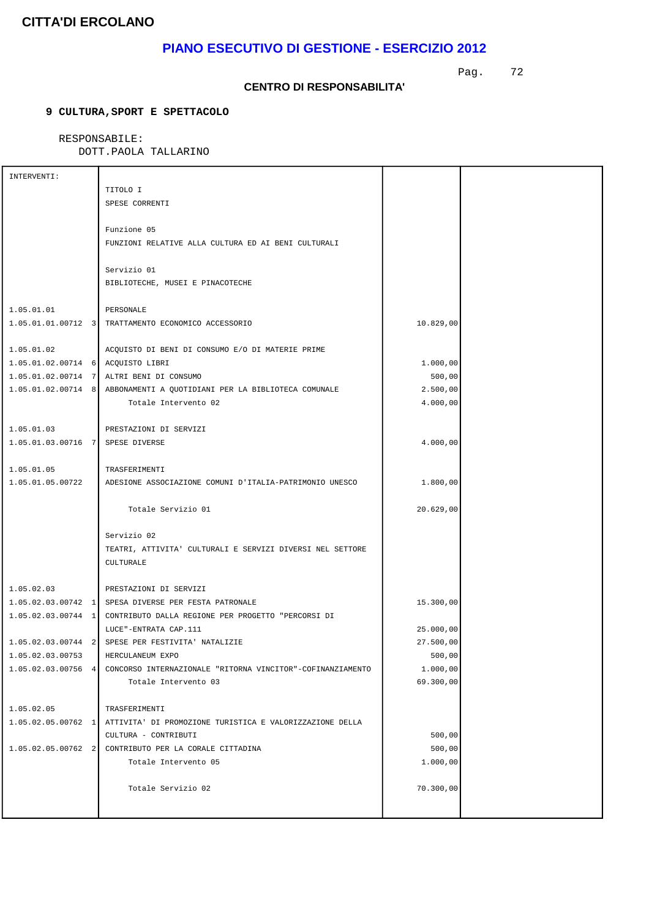**CITTA'DI ERCOLANO**

## PIANO ESECUTIVO DI GESTIONE - ESERCIZIO 2012

### CENTRO DI RESPONSABILITA'

**9 CULTURA,SPORT E SPETTACOLO**

RESPONSABILE:
DOTT.PAOLA TALLARINO

| INTERVENTI: | | | |
|---|---|---|---|
| | TITOLO I | | |
| | SPESE CORRENTI | | |
| | Funzione 05 | | |
| | FUNZIONI RELATIVE ALLA CULTURA ED AI BENI CULTURALI | | |
| | Servizio 01 | | |
| | BIBLIOTECHE, MUSEI E PINACOTECHE | | |
| 1.05.01.01 | PERSONALE | | |
| 1.05.01.01.00712 3 | TRATTAMENTO ECONOMICO ACCESSORIO | 10.829,00 | |
| 1.05.01.02 | ACQUISTO DI BENI DI CONSUMO E/O DI MATERIE PRIME | | |
| 1.05.01.02.00714 6 | ACQUISTO LIBRI | 1.000,00 | |
| 1.05.01.02.00714 7 | ALTRI BENI DI CONSUMO | 500,00 | |
| 1.05.01.02.00714 8 | ABBONAMENTI A QUOTIDIANI PER LA BIBLIOTECA COMUNALE | 2.500,00 | |
| | Totale Intervento 02 | 4.000,00 | |
| 1.05.01.03 | PRESTAZIONI DI SERVIZI | | |
| 1.05.01.03.00716 7 | SPESE DIVERSE | 4.000,00 | |
| 1.05.01.05 | TRASFERIMENTI | | |
| 1.05.01.05.00722 | ADESIONE ASSOCIAZIONE COMUNI D'ITALIA-PATRIMONIO UNESCO | 1.800,00 | |
| | Totale Servizio 01 | 20.629,00 | |
| | Servizio 02 | | |
| | TEATRI, ATTIVITA' CULTURALI E SERVIZI DIVERSI NEL SETTORE CULTURALE | | |
| 1.05.02.03 | PRESTAZIONI DI SERVIZI | | |
| 1.05.02.03.00742 1 | SPESA DIVERSE PER FESTA PATRONALE | 15.300,00 | |
| 1.05.02.03.00744 1 | CONTRIBUTO DALLA REGIONE PER PROGETTO "PERCORSI DI LUCE"-ENTRATA CAP.111 | 25.000,00 | |
| 1.05.02.03.00744 2 | SPESE PER FESTIVITA' NATALIZIE | 27.500,00 | |
| 1.05.02.03.00753 | HERCULANEUM EXPO | 500,00 | |
| 1.05.02.03.00756 4 | CONCORSO INTERNAZIONALE "RITORNA VINCITOR"-COFINANZIAMENTO | 1.000,00 | |
| | Totale Intervento 03 | 69.300,00 | |
| 1.05.02.05 | TRASFERIMENTI | | |
| 1.05.02.05.00762 1 | ATTIVITA' DI PROMOZIONE TURISTICA E VALORIZZAZIONE DELLA CULTURA - CONTRIBUTI | 500,00 | |
| 1.05.02.05.00762 2 | CONTRIBUTO PER LA CORALE CITTADINA | 500,00 | |
| | Totale Intervento 05 | 1.000,00 | |
| | Totale Servizio 02 | 70.300,00 | |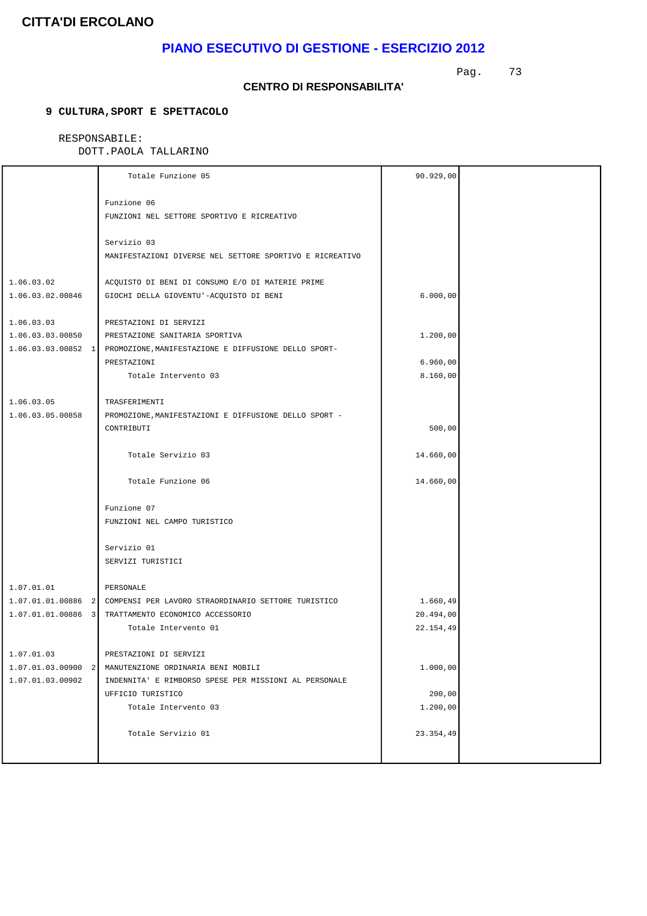**CITTA'DI ERCOLANO**

## PIANO ESECUTIVO DI GESTIONE - ESERCIZIO 2012

### CENTRO DI RESPONSABILITA'

**9 CULTURA,SPORT E SPETTACOLO**

RESPONSABILE:
DOTT.PAOLA TALLARINO

| | | | |
|---|---|---|---|
| | Totale Funzione 05 | 90.929,00 | |
| | Funzione 06<br>FUNZIONI NEL SETTORE SPORTIVO E RICREATIVO | | |
| | Servizio 03<br>MANIFESTAZIONI DIVERSE NEL SETTORE SPORTIVO E RICREATIVO | | |
| 1.06.03.02 | ACQUISTO DI BENI DI CONSUMO E/O DI MATERIE PRIME | | |
| 1.06.03.02.00846 | GIOCHI DELLA GIOVENTU'-ACQUISTO DI BENI | 6.000,00 | |
| 1.06.03.03 | PRESTAZIONI DI SERVIZI | | |
| 1.06.03.03.00850 | PRESTAZIONE SANITARIA SPORTIVA | 1.200,00 | |
| 1.06.03.03.00852 1 | PROMOZIONE,MANIFESTAZIONE E DIFFUSIONE DELLO SPORT-PRESTAZIONI | 6.960,00 | |
| | Totale Intervento 03 | 8.160,00 | |
| 1.06.03.05 | TRASFERIMENTI | | |
| 1.06.03.05.00858 | PROMOZIONE,MANIFESTAZIONI E DIFFUSIONE DELLO SPORT - CONTRIBUTI | 500,00 | |
| | Totale Servizio 03 | 14.660,00 | |
| | Totale Funzione 06 | 14.660,00 | |
| | Funzione 07<br>FUNZIONI NEL CAMPO TURISTICO | | |
| | Servizio 01<br>SERVIZI TURISTICI | | |
| 1.07.01.01 | PERSONALE | | |
| 1.07.01.01.00886 2 | COMPENSI PER LAVORO STRAORDINARIO SETTORE TURISTICO | 1.660,49 | |
| 1.07.01.01.00886 3 | TRATTAMENTO ECONOMICO ACCESSORIO | 20.494,00 | |
| | Totale Intervento 01 | 22.154,49 | |
| 1.07.01.03 | PRESTAZIONI DI SERVIZI | | |
| 1.07.01.03.00900 2 | MANUTENZIONE ORDINARIA BENI MOBILI | 1.000,00 | |
| 1.07.01.03.00902 | INDENNITA' E RIMBORSO SPESE PER MISSIONI AL PERSONALE UFFICIO TURISTICO | 200,00 | |
| | Totale Intervento 03 | 1.200,00 | |
| | Totale Servizio 01 | 23.354,49 | |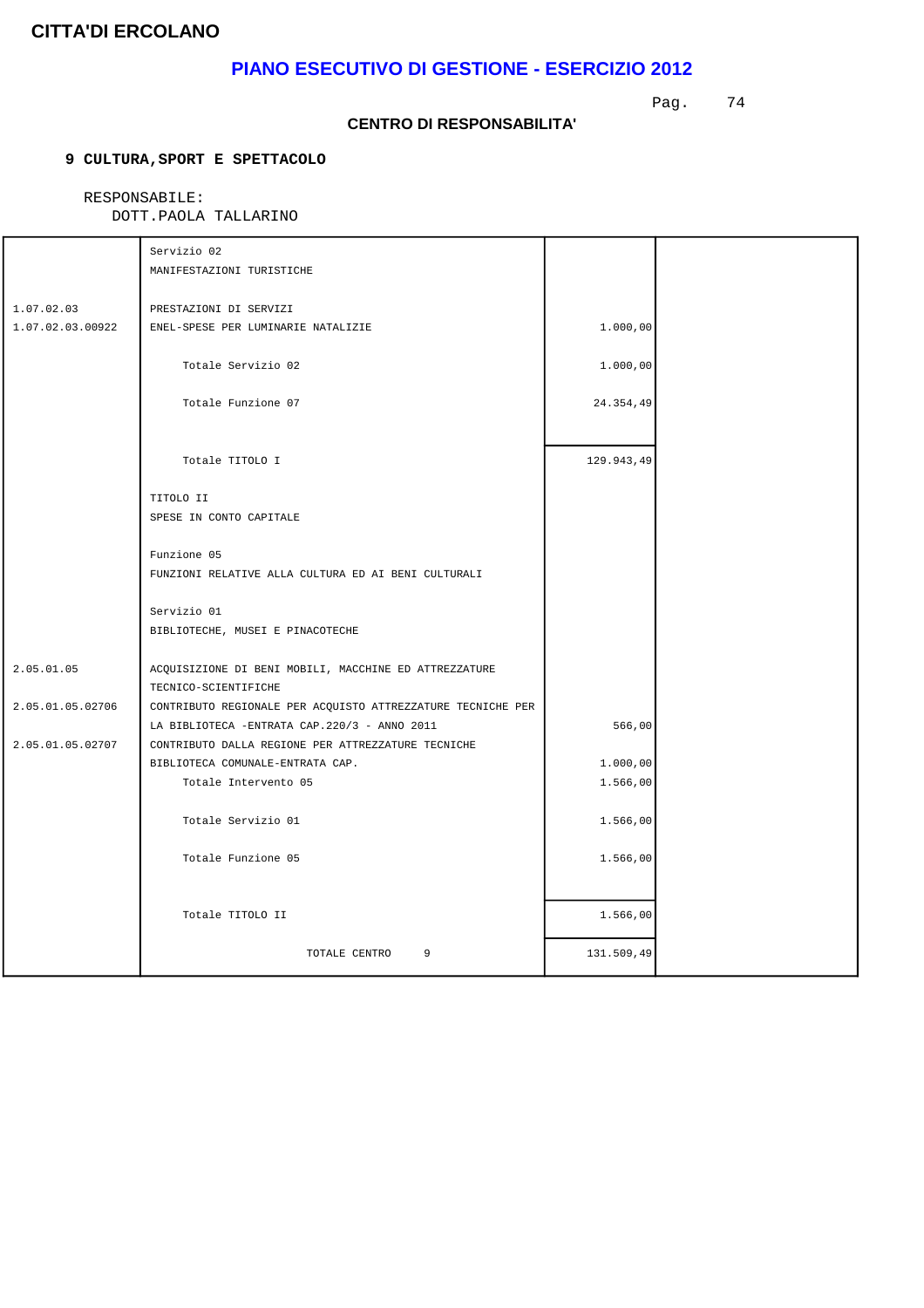**CITTA'DI ERCOLANO**

## PIANO ESECUTIVO DI GESTIONE - ESERCIZIO 2012

**CENTRO DI RESPONSABILITA'**

**9 CULTURA,SPORT E SPETTACOLO**

RESPONSABILE:
DOTT.PAOLA TALLARINO

| | | | |
|---|---|---|---|
| | Servizio 02<br>MANIFESTAZIONI TURISTICHE | | |
| 1.07.02.03 | PRESTAZIONI DI SERVIZI | | |
| 1.07.02.03.00922 | ENEL-SPESE PER LUMINARIE NATALIZIE | 1.000,00 | |
| | Totale Servizio 02 | 1.000,00 | |
| | Totale Funzione 07 | 24.354,49 | |
| | Totale TITOLO I | 129.943,49 | |
| | TITOLO II<br>SPESE IN CONTO CAPITALE | | |
| | Funzione 05<br>FUNZIONI RELATIVE ALLA CULTURA ED AI BENI CULTURALI | | |
| | Servizio 01<br>BIBLIOTECHE, MUSEI E PINACOTECHE | | |
| 2.05.01.05 | ACQUISIZIONE DI BENI MOBILI, MACCHINE ED ATTREZZATURE TECNICO-SCIENTIFICHE | | |
| 2.05.01.05.02706 | CONTRIBUTO REGIONALE PER ACQUISTO ATTREZZATURE TECNICHE PER LA BIBLIOTECA -ENTRATA CAP.220/3 - ANNO 2011 | 566,00 | |
| 2.05.01.05.02707 | CONTRIBUTO DALLA REGIONE PER ATTREZZATURE TECNICHE BIBLIOTECA COMUNALE-ENTRATA CAP. | 1.000,00 | |
| | Totale Intervento 05 | 1.566,00 | |
| | Totale Servizio 01 | 1.566,00 | |
| | Totale Funzione 05 | 1.566,00 | |
| | Totale TITOLO II | 1.566,00 | |
| | TOTALE CENTRO 9 | 131.509,49 | |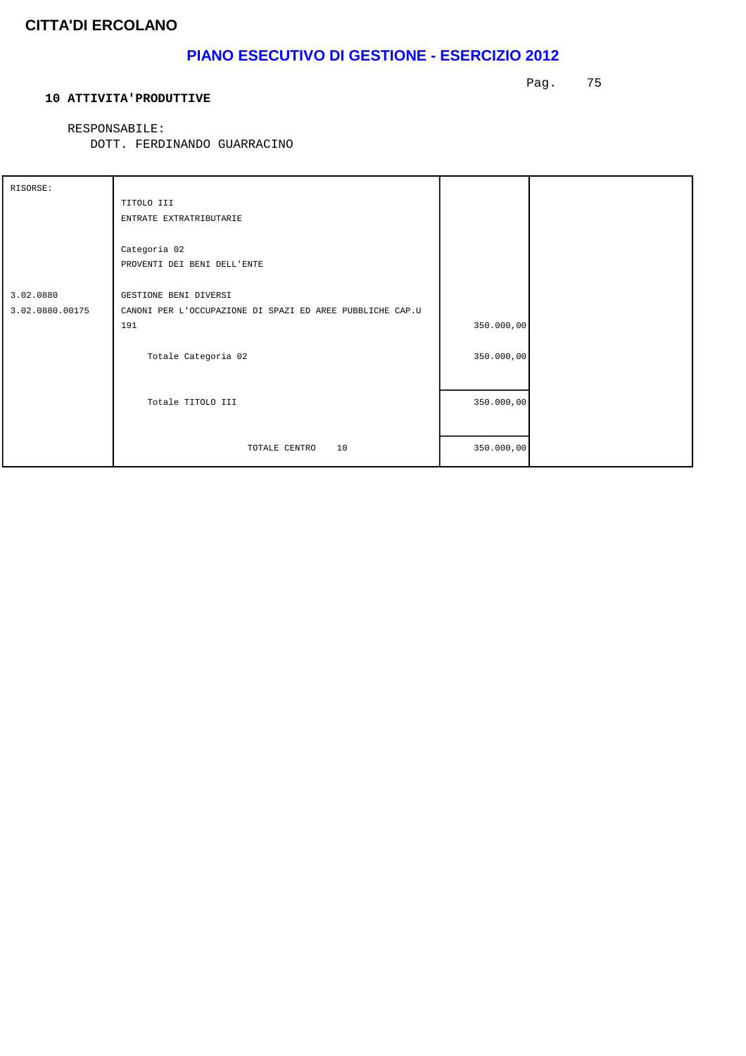**CITTA'DI ERCOLANO**

## PIANO ESECUTIVO DI GESTIONE - ESERCIZIO 2012

**10 ATTIVITA'PRODUTTIVE**

RESPONSABILE:
DOTT. FERDINANDO GUARRACINO

| RISORSE: | | | |
|---|---|---|---|
| | TITOLO III<br>ENTRATE EXTRATRIBUTARIE | | |
| | Categoria 02<br>PROVENTI DEI BENI DELL'ENTE | | |
| 3.02.0880 | GESTIONE BENI DIVERSI | | |
| 3.02.0880.00175 | CANONI PER L'OCCUPAZIONE DI SPAZI ED AREE PUBBLICHE CAP.U 191 | 350.000,00 | |
| | Totale Categoria 02 | 350.000,00 | |
| | Totale TITOLO III | 350.000,00 | |
| | TOTALE CENTRO 10 | 350.000,00 | |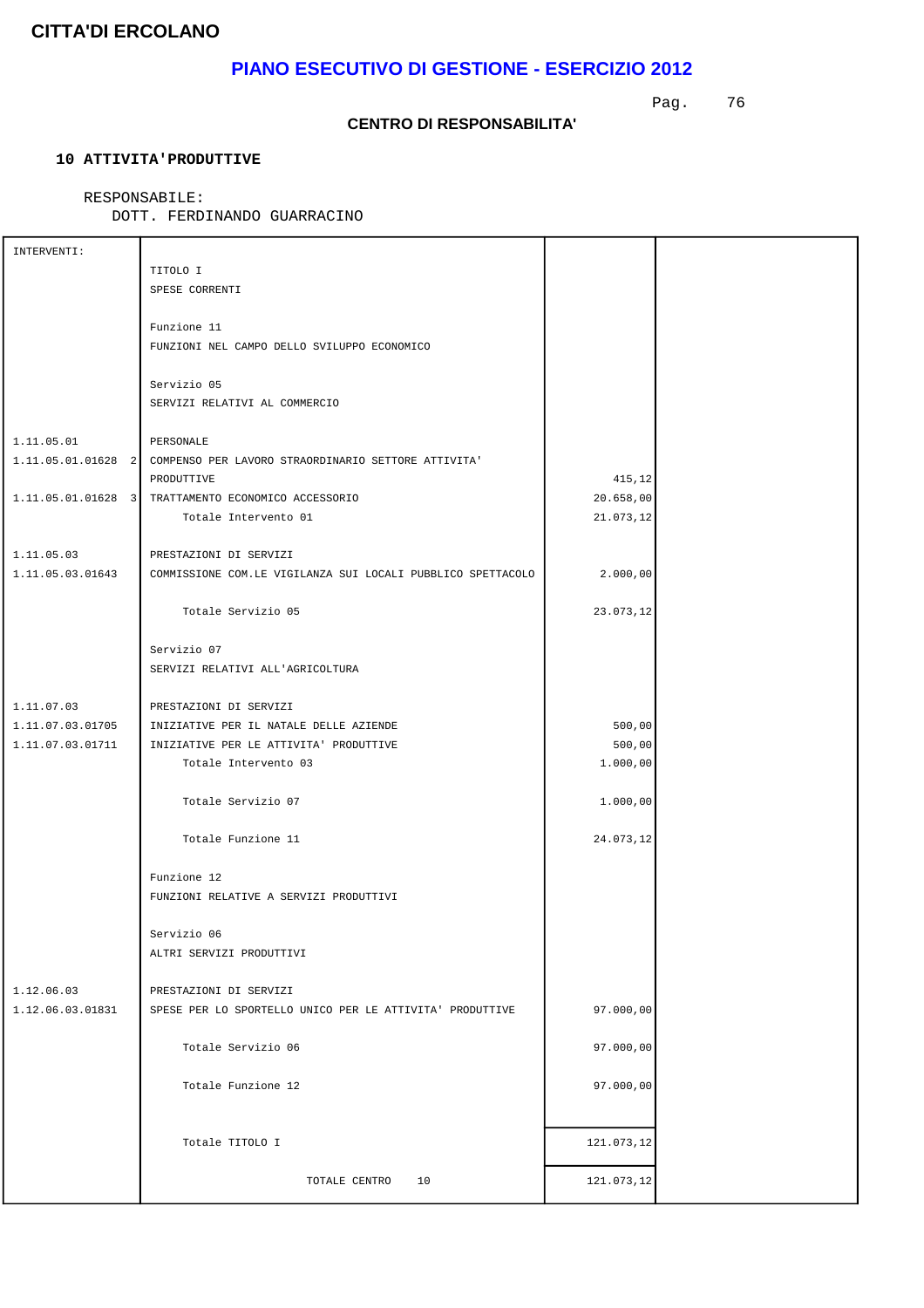# CITTA'DI ERCOLANO

## PIANO ESECUTIVO DI GESTIONE - ESERCIZIO 2012

### CENTRO DI RESPONSABILITA'

**10 ATTIVITA'PRODUTTIVE**

RESPONSABILE:
DOTT. FERDINANDO GUARRACINO

| INTERVENTI: | | | |
|---|---|---|---|
| | TITOLO I<br>SPESE CORRENTI | | |
| | Funzione 11<br>FUNZIONI NEL CAMPO DELLO SVILUPPO ECONOMICO | | |
| | Servizio 05<br>SERVIZI RELATIVI AL COMMERCIO | | |
| 1.11.05.01 | PERSONALE | | |
| 1.11.05.01.01628 2 | COMPENSO PER LAVORO STRAORDINARIO SETTORE ATTIVITA' PRODUTTIVE | 415,12 | |
| 1.11.05.01.01628 3 | TRATTAMENTO ECONOMICO ACCESSORIO | 20.658,00 | |
| | Totale Intervento 01 | 21.073,12 | |
| 1.11.05.03 | PRESTAZIONI DI SERVIZI | | |
| 1.11.05.03.01643 | COMMISSIONE COM.LE VIGILANZA SUI LOCALI PUBBLICO SPETTACOLO | 2.000,00 | |
| | Totale Servizio 05 | 23.073,12 | |
| | Servizio 07<br>SERVIZI RELATIVI ALL'AGRICOLTURA | | |
| 1.11.07.03 | PRESTAZIONI DI SERVIZI | | |
| 1.11.07.03.01705 | INIZIATIVE PER IL NATALE DELLE AZIENDE | 500,00 | |
| 1.11.07.03.01711 | INIZIATIVE PER LE ATTIVITA' PRODUTTIVE | 500,00 | |
| | Totale Intervento 03 | 1.000,00 | |
| | Totale Servizio 07 | 1.000,00 | |
| | Totale Funzione 11 | 24.073,12 | |
| | Funzione 12<br>FUNZIONI RELATIVE A SERVIZI PRODUTTIVI | | |
| | Servizio 06<br>ALTRI SERVIZI PRODUTTIVI | | |
| 1.12.06.03 | PRESTAZIONI DI SERVIZI | | |
| 1.12.06.03.01831 | SPESE PER LO SPORTELLO UNICO PER LE ATTIVITA' PRODUTTIVE | 97.000,00 | |
| | Totale Servizio 06 | 97.000,00 | |
| | Totale Funzione 12 | 97.000,00 | |
| | Totale TITOLO I | 121.073,12 | |
| | TOTALE CENTRO 10 | 121.073,12 | |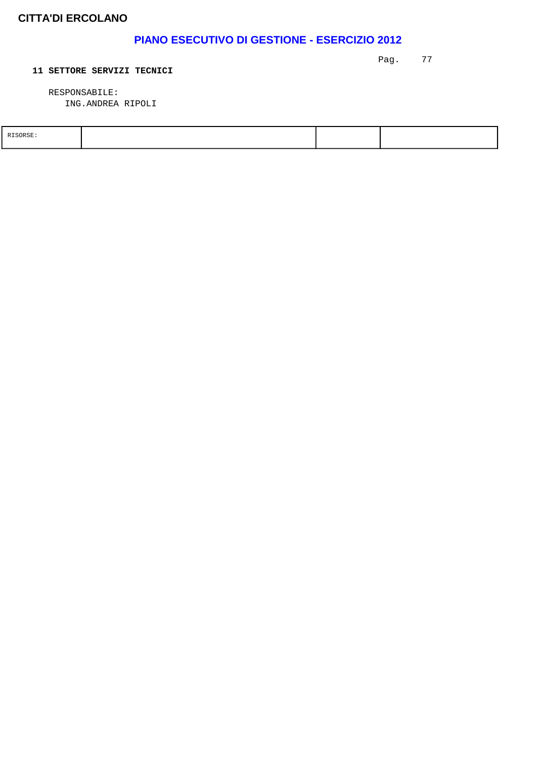**11 SETTORE SERVIZI TECNICI**

RESPONSABILE:
ING.ANDREA RIPOLI

| RISORSE: | | | |
|---|---|---|---|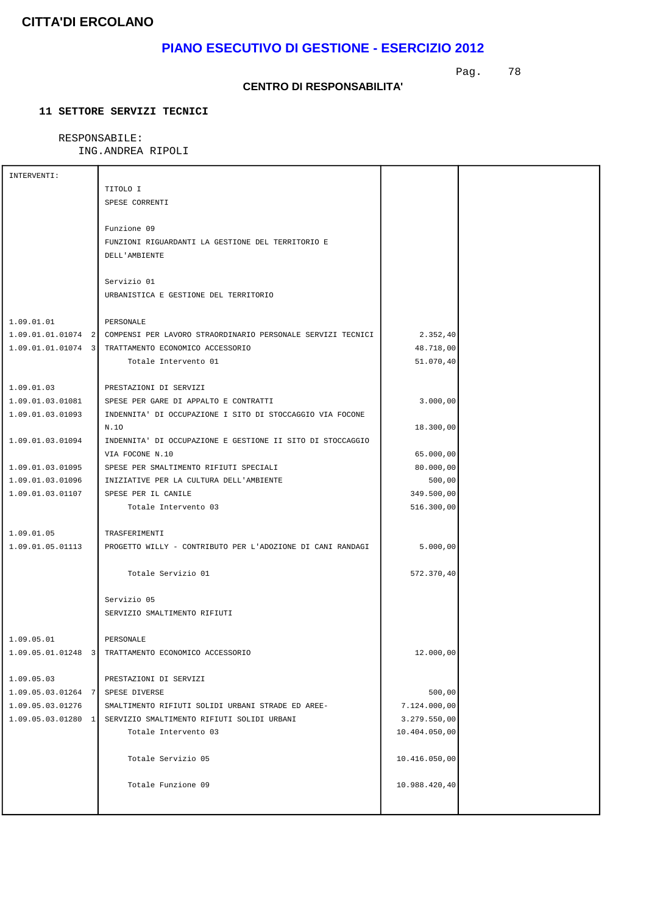**CITTA'DI ERCOLANO**

## PIANO ESECUTIVO DI GESTIONE - ESERCIZIO 2012

### CENTRO DI RESPONSABILITA'

**11 SETTORE SERVIZI TECNICI**

RESPONSABILE:
ING.ANDREA RIPOLI

| INTERVENTI: | | | |
|---|---|---|---|
| | TITOLO I<br>SPESE CORRENTI | | |
| | Funzione 09<br>FUNZIONI RIGUARDANTI LA GESTIONE DEL TERRITORIO E DELL'AMBIENTE | | |
| | Servizio 01<br>URBANISTICA E GESTIONE DEL TERRITORIO | | |
| 1.09.01.01 | PERSONALE | | |
| 1.09.01.01.01074 2 | COMPENSI PER LAVORO STRAORDINARIO PERSONALE SERVIZI TECNICI | 2.352,40 | |
| 1.09.01.01.01074 3 | TRATTAMENTO ECONOMICO ACCESSORIO | 48.718,00 | |
| | Totale Intervento 01 | 51.070,40 | |
| 1.09.01.03 | PRESTAZIONI DI SERVIZI | | |
| 1.09.01.03.01081 | SPESE PER GARE DI APPALTO E CONTRATTI | 3.000,00 | |
| 1.09.01.03.01093 | INDENNITA' DI OCCUPAZIONE I SITO DI STOCCAGGIO VIA FOCONE N.10 | 18.300,00 | |
| 1.09.01.03.01094 | INDENNITA' DI OCCUPAZIONE E GESTIONE II SITO DI STOCCAGGIO VIA FOCONE N.10 | 65.000,00 | |
| 1.09.01.03.01095 | SPESE PER SMALTIMENTO RIFIUTI SPECIALI | 80.000,00 | |
| 1.09.01.03.01096 | INIZIATIVE PER LA CULTURA DELL'AMBIENTE | 500,00 | |
| 1.09.01.03.01107 | SPESE PER IL CANILE | 349.500,00 | |
| | Totale Intervento 03 | 516.300,00 | |
| 1.09.01.05 | TRASFERIMENTI | | |
| 1.09.01.05.01113 | PROGETTO WILLY - CONTRIBUTO PER L'ADOZIONE DI CANI RANDAGI | 5.000,00 | |
| | Totale Servizio 01 | 572.370,40 | |
| | Servizio 05<br>SERVIZIO SMALTIMENTO RIFIUTI | | |
| 1.09.05.01 | PERSONALE | | |
| 1.09.05.01.01248 3 | TRATTAMENTO ECONOMICO ACCESSORIO | 12.000,00 | |
| 1.09.05.03 | PRESTAZIONI DI SERVIZI | | |
| 1.09.05.03.01264 7 | SPESE DIVERSE | 500,00 | |
| 1.09.05.03.01276 | SMALTIMENTO RIFIUTI SOLIDI URBANI STRADE ED AREE- | 7.124.000,00 | |
| 1.09.05.03.01280 1 | SERVIZIO SMALTIMENTO RIFIUTI SOLIDI URBANI | 3.279.550,00 | |
| | Totale Intervento 03 | 10.404.050,00 | |
| | Totale Servizio 05 | 10.416.050,00 | |
| | Totale Funzione 09 | 10.988.420,40 | |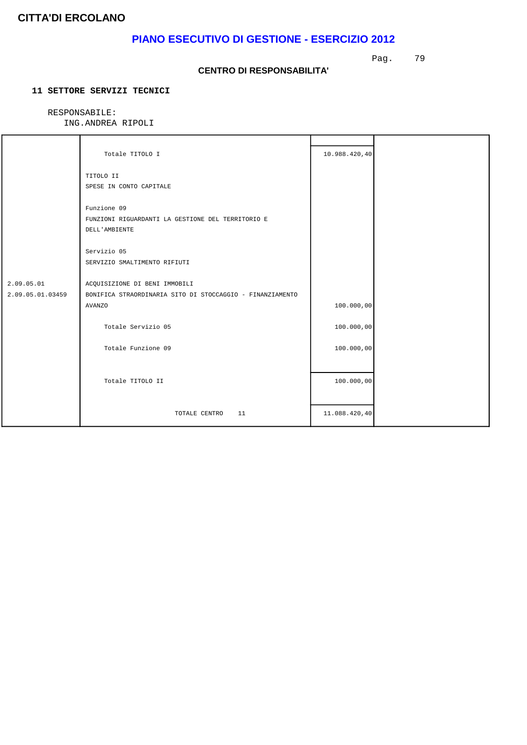**CITTA'DI ERCOLANO**

## PIANO ESECUTIVO DI GESTIONE - ESERCIZIO 2012

**CENTRO DI RESPONSABILITA'**

**11 SETTORE SERVIZI TECNICI**

RESPONSABILE:
ING.ANDREA RIPOLI

| | | | |
|---|---|---|---|
| | Totale TITOLO I | 10.988.420,40 | |
| | TITOLO II<br>SPESE IN CONTO CAPITALE | | |
| | Funzione 09<br>FUNZIONI RIGUARDANTI LA GESTIONE DEL TERRITORIO E DELL'AMBIENTE | | |
| | Servizio 05<br>SERVIZIO SMALTIMENTO RIFIUTI | | |
| 2.09.05.01 | ACQUISIZIONE DI BENI IMMOBILI | | |
| 2.09.05.01.03459 | BONIFICA STRAORDINARIA SITO DI STOCCAGGIO - FINANZIAMENTO AVANZO | 100.000,00 | |
| | Totale Servizio 05 | 100.000,00 | |
| | Totale Funzione 09 | 100.000,00 | |
| | Totale TITOLO II | 100.000,00 | |
| | TOTALE CENTRO 11 | 11.088.420,40 | |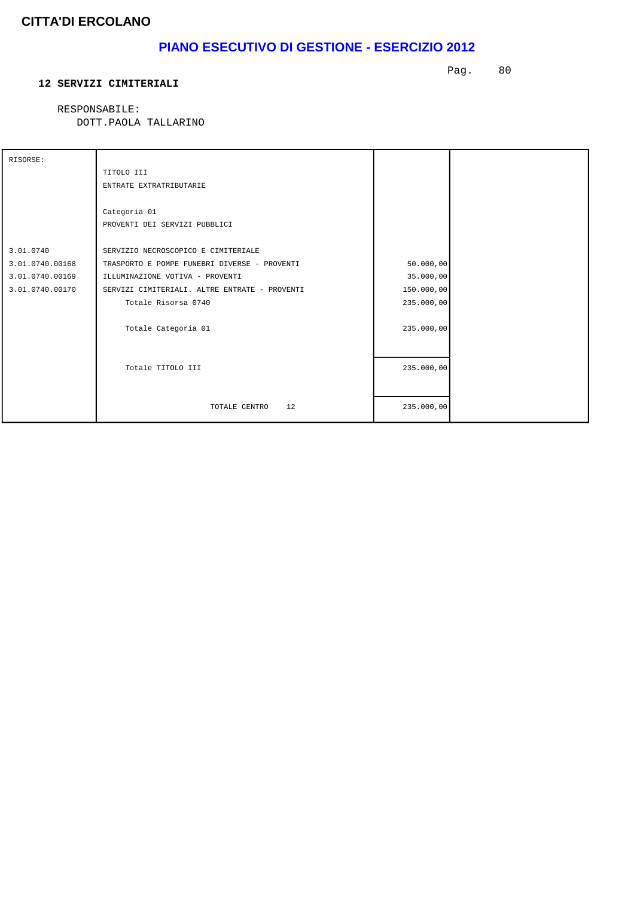**CITTA'DI ERCOLANO**

# PIANO ESECUTIVO DI GESTIONE - ESERCIZIO 2012

**12 SERVIZI CIMITERIALI**

RESPONSABILE:
DOTT.PAOLA TALLARINO

| RISORSE: | | | |
|---|---|---|---|
| | TITOLO III | | |
| | ENTRATE EXTRATRIBUTARIE | | |
| | Categoria 01 | | |
| | PROVENTI DEI SERVIZI PUBBLICI | | |
| 3.01.0740 | SERVIZIO NECROSCOPICO E CIMITERIALE | | |
| 3.01.0740.00168 | TRASPORTO E POMPE FUNEBRI DIVERSE - PROVENTI | 50.000,00 | |
| 3.01.0740.00169 | ILLUMINAZIONE VOTIVA - PROVENTI | 35.000,00 | |
| 3.01.0740.00170 | SERVIZI CIMITERIALI. ALTRE ENTRATE - PROVENTI | 150.000,00 | |
| | Totale Risorsa 0740 | 235.000,00 | |
| | Totale Categoria 01 | 235.000,00 | |
| | Totale TITOLO III | 235.000,00 | |
| | TOTALE CENTRO 12 | 235.000,00 | |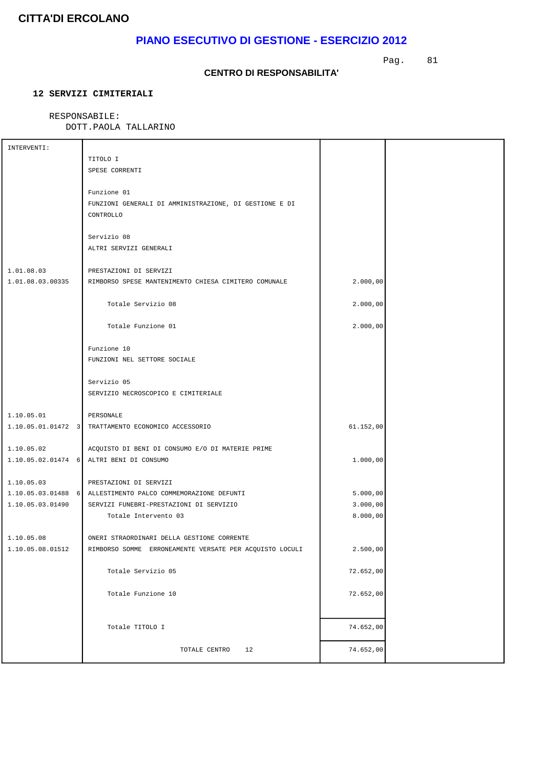**CITTA'DI ERCOLANO**

## PIANO ESECUTIVO DI GESTIONE - ESERCIZIO 2012

**CENTRO DI RESPONSABILITA'**

**12 SERVIZI CIMITERIALI**

RESPONSABILE:
DOTT.PAOLA TALLARINO

| INTERVENTI: | | | |
|---|---|---|---|
| | TITOLO I<br>SPESE CORRENTI | | |
| | Funzione 01<br>FUNZIONI GENERALI DI AMMINISTRAZIONE, DI GESTIONE E DI CONTROLLO | | |
| | Servizio 08<br>ALTRI SERVIZI GENERALI | | |
| 1.01.08.03 | PRESTAZIONI DI SERVIZI | | |
| 1.01.08.03.00335 | RIMBORSO SPESE MANTENIMENTO CHIESA CIMITERO COMUNALE | 2.000,00 | |
| | Totale Servizio 08 | 2.000,00 | |
| | Totale Funzione 01 | 2.000,00 | |
| | Funzione 10<br>FUNZIONI NEL SETTORE SOCIALE | | |
| | Servizio 05<br>SERVIZIO NECROSCOPICO E CIMITERIALE | | |
| 1.10.05.01 | PERSONALE | | |
| 1.10.05.01.01472 3 | TRATTAMENTO ECONOMICO ACCESSORIO | 61.152,00 | |
| 1.10.05.02 | ACQUISTO DI BENI DI CONSUMO E/O DI MATERIE PRIME | | |
| 1.10.05.02.01474 6 | ALTRI BENI DI CONSUMO | 1.000,00 | |
| 1.10.05.03 | PRESTAZIONI DI SERVIZI | | |
| 1.10.05.03.01488 6 | ALLESTIMENTO PALCO COMMEMORAZIONE DEFUNTI | 5.000,00 | |
| 1.10.05.03.01490 | SERVIZI FUNEBRI-PRESTAZIONI DI SERVIZIO | 3.000,00 | |
| | Totale Intervento 03 | 8.000,00 | |
| 1.10.05.08 | ONERI STRAORDINARI DELLA GESTIONE CORRENTE | | |
| 1.10.05.08.01512 | RIMBORSO SOMME ERRONEAMENTE VERSATE PER ACQUISTO LOCULI | 2.500,00 | |
| | Totale Servizio 05 | 72.652,00 | |
| | Totale Funzione 10 | 72.652,00 | |
| | Totale TITOLO I | 74.652,00 | |
| | TOTALE CENTRO 12 | 74.652,00 | |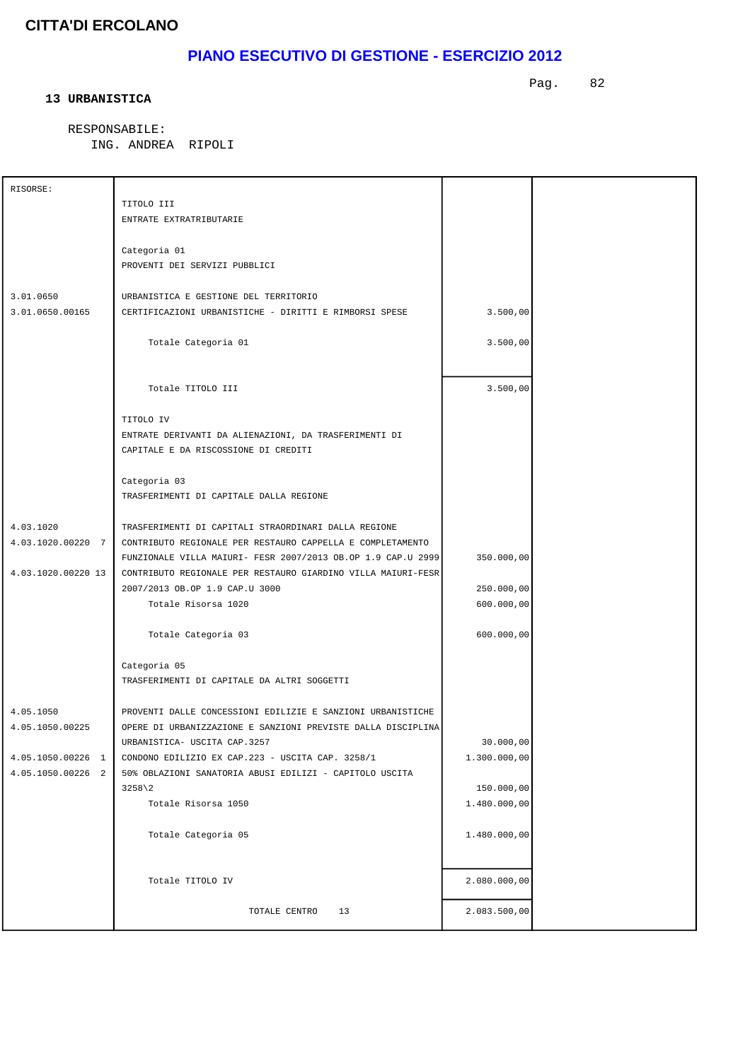# CITTA'DI ERCOLANO

## PIANO ESECUTIVO DI GESTIONE - ESERCIZIO 2012

### 13 URBANISTICA

RESPONSABILE:
ING. ANDREA RIPOLI

| RISORSE: | | | |
|---|---|---|---|
| | TITOLO III<br>ENTRATE EXTRATRIBUTARIE | | |
| | Categoria 01<br>PROVENTI DEI SERVIZI PUBBLICI | | |
| 3.01.0650 | URBANISTICA E GESTIONE DEL TERRITORIO | | |
| 3.01.0650.00165 | CERTIFICAZIONI URBANISTICHE - DIRITTI E RIMBORSI SPESE | 3.500,00 | |
| | Totale Categoria 01 | 3.500,00 | |
| | Totale TITOLO III | 3.500,00 | |
| | TITOLO IV<br>ENTRATE DERIVANTI DA ALIENAZIONI, DA TRASFERIMENTI DI CAPITALE E DA RISCOSSIONE DI CREDITI | | |
| | Categoria 03<br>TRASFERIMENTI DI CAPITALE DALLA REGIONE | | |
| 4.03.1020 | TRASFERIMENTI DI CAPITALI STRAORDINARI DALLA REGIONE | | |
| 4.03.1020.00220 7 | CONTRIBUTO REGIONALE PER RESTAURO CAPPELLA E COMPLETAMENTO FUNZIONALE VILLA MAIURI- FESR 2007/2013 OB.OP 1.9 CAP.U 2999 | 350.000,00 | |
| 4.03.1020.00220 13 | CONTRIBUTO REGIONALE PER RESTAURO GIARDINO VILLA MAIURI-FESR 2007/2013 OB.OP 1.9 CAP.U 3000 | 250.000,00 | |
| | Totale Risorsa 1020 | 600.000,00 | |
| | Totale Categoria 03 | 600.000,00 | |
| | Categoria 05<br>TRASFERIMENTI DI CAPITALE DA ALTRI SOGGETTI | | |
| 4.05.1050 | PROVENTI DALLE CONCESSIONI EDILIZIE E SANZIONI URBANISTICHE | | |
| 4.05.1050.00225 | OPERE DI URBANIZZAZIONE E SANZIONI PREVISTE DALLA DISCIPLINA URBANISTICA- USCITA CAP.3257 | 30.000,00 | |
| 4.05.1050.00226 1 | CONDONO EDILIZIO EX CAP.223 - USCITA CAP. 3258/1 | 1.300.000,00 | |
| 4.05.1050.00226 2 | 50% OBLAZIONI SANATORIA ABUSI EDILIZI - CAPITOLO USCITA 3258\2 | 150.000,00 | |
| | Totale Risorsa 1050 | 1.480.000,00 | |
| | Totale Categoria 05 | 1.480.000,00 | |
| | Totale TITOLO IV | 2.080.000,00 | |
| | TOTALE CENTRO 13 | 2.083.500,00 | |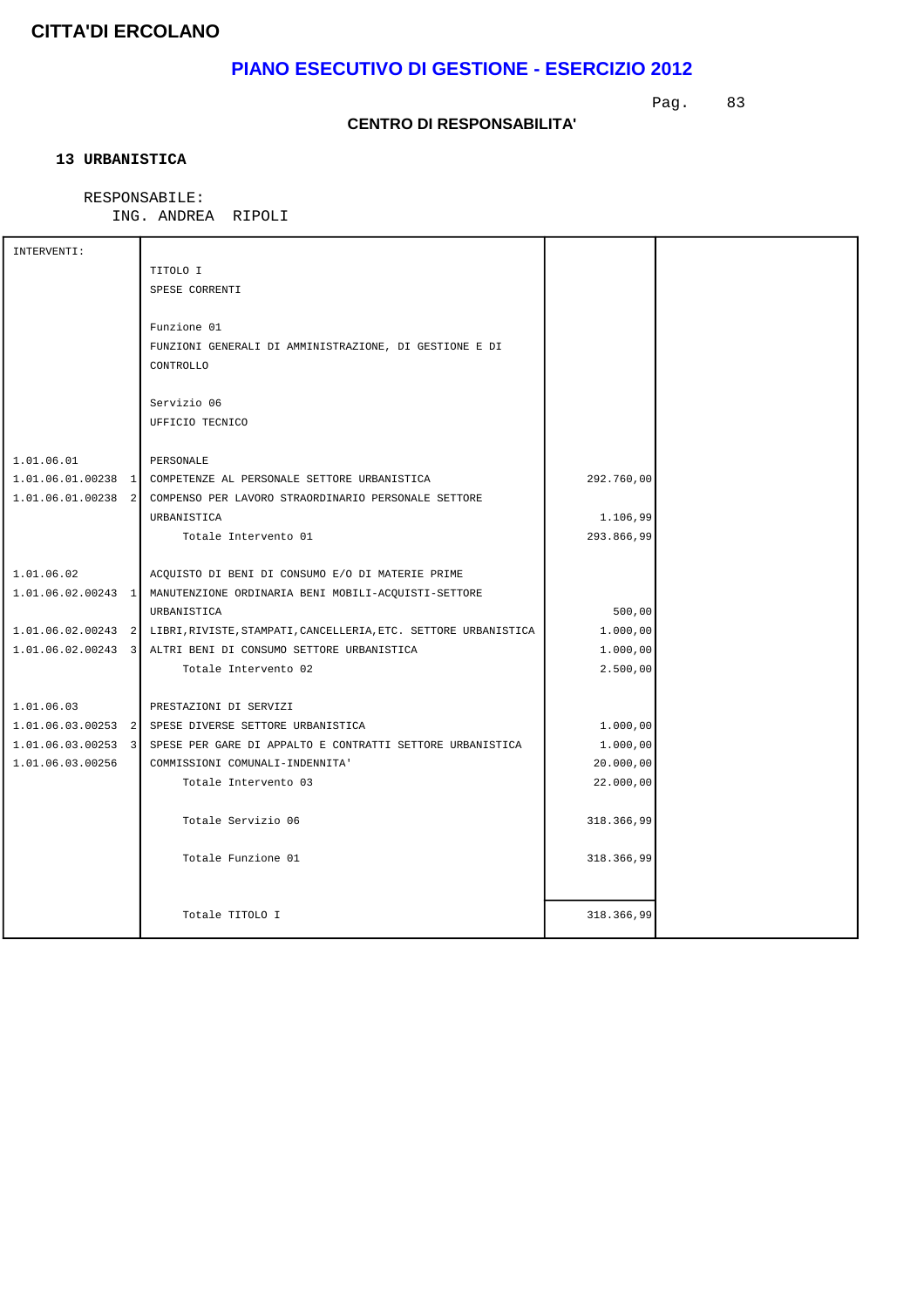**CITTA'DI ERCOLANO**

## PIANO ESECUTIVO DI GESTIONE - ESERCIZIO 2012

### CENTRO DI RESPONSABILITA'

**13 URBANISTICA**

RESPONSABILE:
ING. ANDREA RIPOLI

| INTERVENTI: | | | |
|---|---|---|---|
| | TITOLO I | | |
| | SPESE CORRENTI | | |
| | Funzione 01 | | |
| | FUNZIONI GENERALI DI AMMINISTRAZIONE, DI GESTIONE E DI CONTROLLO | | |
| | Servizio 06 | | |
| | UFFICIO TECNICO | | |
| 1.01.06.01 | PERSONALE | | |
| 1.01.06.01.00238 1 | COMPETENZE AL PERSONALE SETTORE URBANISTICA | 292.760,00 | |
| 1.01.06.01.00238 2 | COMPENSO PER LAVORO STRAORDINARIO PERSONALE SETTORE URBANISTICA | 1.106,99 | |
| | Totale Intervento 01 | 293.866,99 | |
| 1.01.06.02 | ACQUISTO DI BENI DI CONSUMO E/O DI MATERIE PRIME | | |
| 1.01.06.02.00243 1 | MANUTENZIONE ORDINARIA BENI MOBILI-ACQUISTI-SETTORE URBANISTICA | 500,00 | |
| 1.01.06.02.00243 2 | LIBRI,RIVISTE,STAMPATI,CANCELLERIA,ETC. SETTORE URBANISTICA | 1.000,00 | |
| 1.01.06.02.00243 3 | ALTRI BENI DI CONSUMO SETTORE URBANISTICA | 1.000,00 | |
| | Totale Intervento 02 | 2.500,00 | |
| 1.01.06.03 | PRESTAZIONI DI SERVIZI | | |
| 1.01.06.03.00253 2 | SPESE DIVERSE SETTORE URBANISTICA | 1.000,00 | |
| 1.01.06.03.00253 3 | SPESE PER GARE DI APPALTO E CONTRATTI SETTORE URBANISTICA | 1.000,00 | |
| 1.01.06.03.00256 | COMMISSIONI COMUNALI-INDENNITA' | 20.000,00 | |
| | Totale Intervento 03 | 22.000,00 | |
| | Totale Servizio 06 | 318.366,99 | |
| | Totale Funzione 01 | 318.366,99 | |
| | Totale TITOLO I | 318.366,99 | |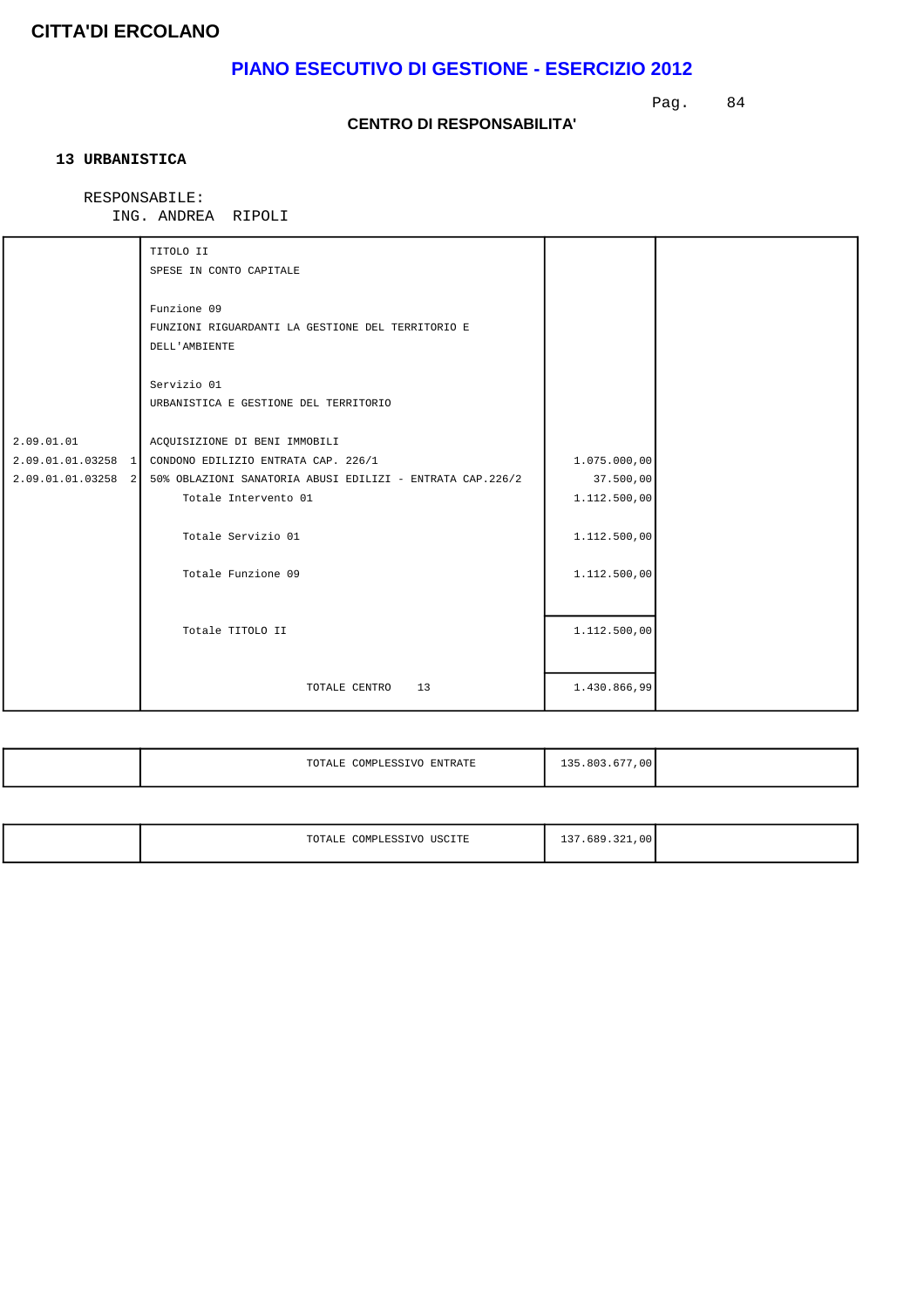**CITTA'DI ERCOLANO**

# PIANO ESECUTIVO DI GESTIONE - ESERCIZIO 2012

## CENTRO DI RESPONSABILITA'

**13 URBANISTICA**

RESPONSABILE:
ING. ANDREA RIPOLI

| | | | |
|---|---|---|---|
| | TITOLO II<br>SPESE IN CONTO CAPITALE | | |
| | Funzione 09<br>FUNZIONI RIGUARDANTI LA GESTIONE DEL TERRITORIO E DELL'AMBIENTE | | |
| | Servizio 01<br>URBANISTICA E GESTIONE DEL TERRITORIO | | |
| 2.09.01.01 | ACQUISIZIONE DI BENI IMMOBILI | | |
| 2.09.01.01.03258 1 | CONDONO EDILIZIO ENTRATA CAP. 226/1 | 1.075.000,00 | |
| 2.09.01.01.03258 2 | 50% OBLAZIONI SANATORIA ABUSI EDILIZI - ENTRATA CAP.226/2 | 37.500,00 | |
| | Totale Intervento 01 | 1.112.500,00 | |
| | Totale Servizio 01 | 1.112.500,00 | |
| | Totale Funzione 09 | 1.112.500,00 | |
| | Totale TITOLO II | 1.112.500,00 | |
| | TOTALE CENTRO 13 | 1.430.866,99 | |

| | | | |
|---|---|---|---|
| | TOTALE COMPLESSIVO ENTRATE | 135.803.677,00 | |

| | | | |
|---|---|---|---|
| | TOTALE COMPLESSIVO USCITE | 137.689.321,00 | |